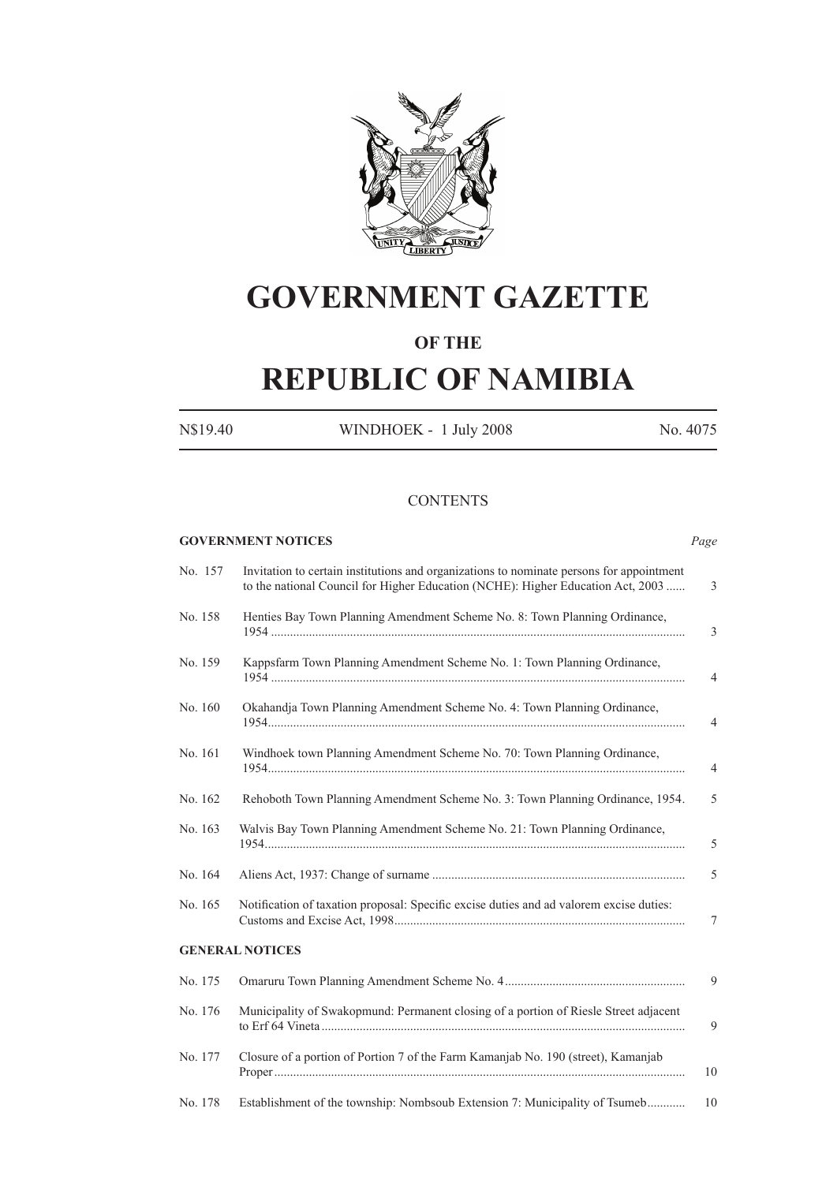# GOVERNMENT GAZETTE

## OF THE

# REPUBLIC OF NAMIBIA

N$19.40 WINDHOEK - 1 July 2008 No. 4075

CONTENTS

**GOVERNMENT NOTICES** *Page*

| | | |
|---|---|---|
| No. 157 | Invitation to certain institutions and organizations to nominate persons for appointment to the national Council for Higher Education (NCHE): Higher Education Act, 2003 ...... | 3 |
| No. 158 | Henties Bay Town Planning Amendment Scheme No. 8: Town Planning Ordinance, 1954 ...... | 3 |
| No. 159 | Kappsfarm Town Planning Amendment Scheme No. 1: Town Planning Ordinance, 1954 ...... | 4 |
| No. 160 | Okahandja Town Planning Amendment Scheme No. 4: Town Planning Ordinance, 1954...... | 4 |
| No. 161 | Windhoek town Planning Amendment Scheme No. 70: Town Planning Ordinance, 1954...... | 4 |
| No. 162 | Rehoboth Town Planning Amendment Scheme No. 3: Town Planning Ordinance, 1954. | 5 |
| No. 163 | Walvis Bay Town Planning Amendment Scheme No. 21: Town Planning Ordinance, 1954...... | 5 |
| No. 164 | Aliens Act, 1937: Change of surname ...... | 5 |
| No. 165 | Notification of taxation proposal: Specific excise duties and ad valorem excise duties: Customs and Excise Act, 1998...... | 7 |

**GENERAL NOTICES**

| | | |
|---|---|---|
| No. 175 | Omaruru Town Planning Amendment Scheme No. 4...... | 9 |
| No. 176 | Municipality of Swakopmund: Permanent closing of a portion of Riesle Street adjacent to Erf 64 Vineta ...... | 9 |
| No. 177 | Closure of a portion of Portion 7 of the Farm Kamanjab No. 190 (street), Kamanjab Proper...... | 10 |
| No. 178 | Establishment of the township: Nombsoub Extension 7: Municipality of Tsumeb...... | 10 |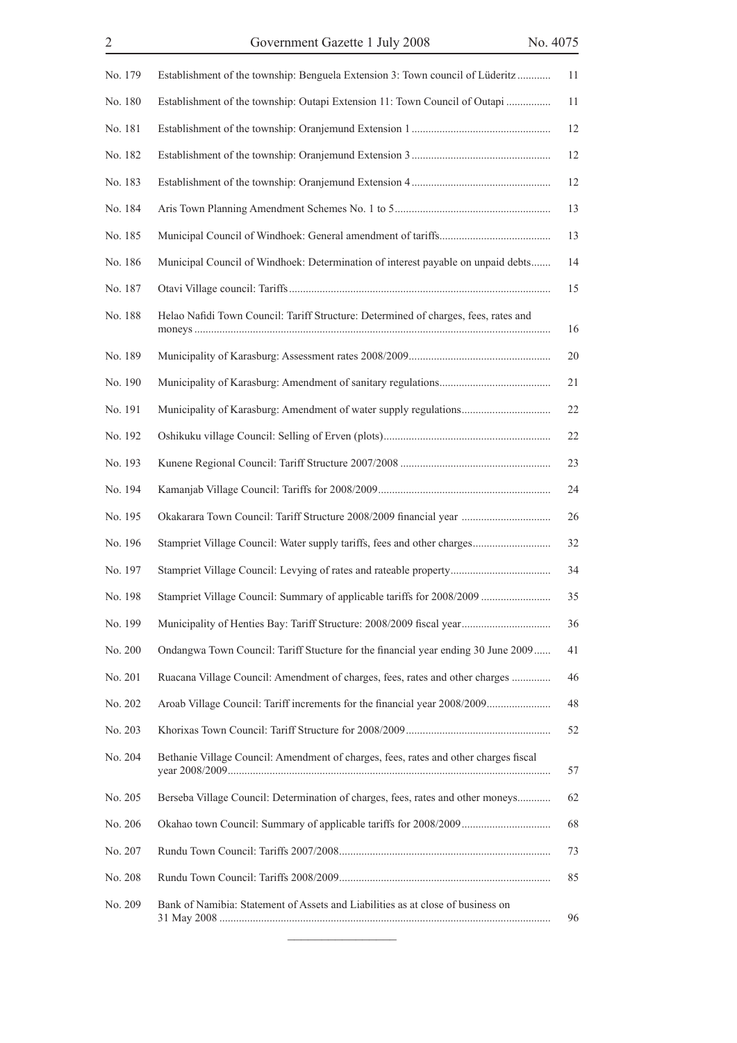| | | |
|---|---|---|
| No. 179 | Establishment of the township: Benguela Extension 3: Town council of Lüderitz | 11 |
| No. 180 | Establishment of the township: Outapi Extension 11: Town Council of Outapi | 11 |
| No. 181 | Establishment of the township: Oranjemund Extension 1 | 12 |
| No. 182 | Establishment of the township: Oranjemund Extension 3 | 12 |
| No. 183 | Establishment of the township: Oranjemund Extension 4 | 12 |
| No. 184 | Aris Town Planning Amendment Schemes No. 1 to 5 | 13 |
| No. 185 | Municipal Council of Windhoek: General amendment of tariffs | 13 |
| No. 186 | Municipal Council of Windhoek: Determination of interest payable on unpaid debts | 14 |
| No. 187 | Otavi Village council: Tariffs | 15 |
| No. 188 | Helao Nafidi Town Council: Tariff Structure: Determined of charges, fees, rates and moneys | 16 |
| No. 189 | Municipality of Karasburg: Assessment rates 2008/2009 | 20 |
| No. 190 | Municipality of Karasburg: Amendment of sanitary regulations | 21 |
| No. 191 | Municipality of Karasburg: Amendment of water supply regulations | 22 |
| No. 192 | Oshikuku village Council: Selling of Erven (plots) | 22 |
| No. 193 | Kunene Regional Council: Tariff Structure 2007/2008 | 23 |
| No. 194 | Kamanjab Village Council: Tariffs for 2008/2009 | 24 |
| No. 195 | Okakarara Town Council: Tariff Structure 2008/2009 financial year | 26 |
| No. 196 | Stampriet Village Council: Water supply tariffs, fees and other charges | 32 |
| No. 197 | Stampriet Village Council: Levying of rates and rateable property | 34 |
| No. 198 | Stampriet Village Council: Summary of applicable tariffs for 2008/2009 | 35 |
| No. 199 | Municipality of Henties Bay: Tariff Structure: 2008/2009 fiscal year | 36 |
| No. 200 | Ondangwa Town Council: Tariff Stucture for the financial year ending 30 June 2009 | 41 |
| No. 201 | Ruacana Village Council: Amendment of charges, fees, rates and other charges | 46 |
| No. 202 | Aroab Village Council: Tariff increments for the financial year 2008/2009 | 48 |
| No. 203 | Khorixas Town Council: Tariff Structure for 2008/2009 | 52 |
| No. 204 | Bethanie Village Council: Amendment of charges, fees, rates and other charges fiscal year 2008/2009 | 57 |
| No. 205 | Berseba Village Council: Determination of charges, fees, rates and other moneys | 62 |
| No. 206 | Okahao town Council: Summary of applicable tariffs for 2008/2009 | 68 |
| No. 207 | Rundu Town Council: Tariffs 2007/2008 | 73 |
| No. 208 | Rundu Town Council: Tariffs 2008/2009 | 85 |
| No. 209 | Bank of Namibia: Statement of Assets and Liabilities as at close of business on 31 May 2008 | 96 |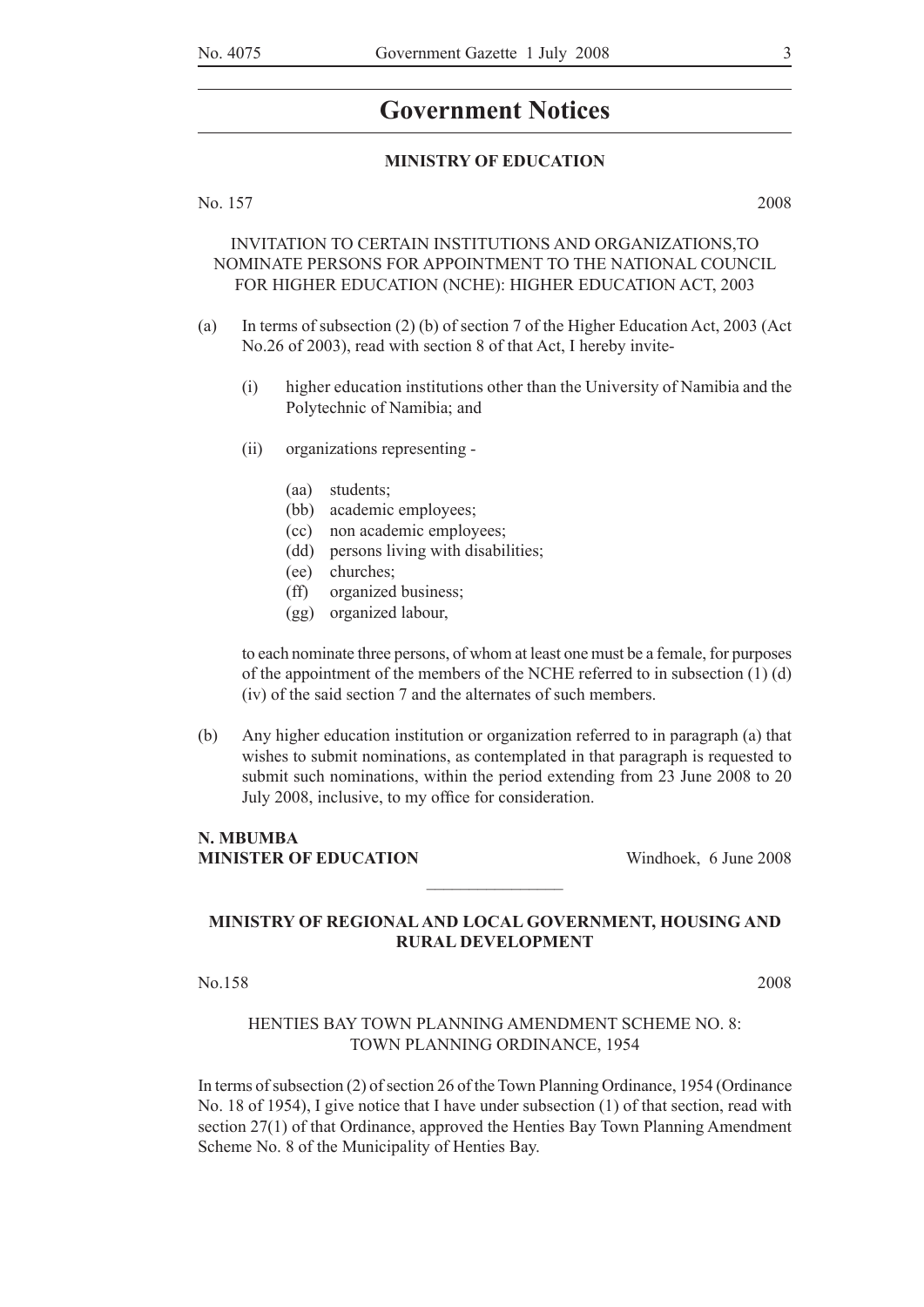# Government Notices

## MINISTRY OF EDUCATION

No. 157 2008

INVITATION TO CERTAIN INSTITUTIONS AND ORGANIZATIONS,TO NOMINATE PERSONS FOR APPOINTMENT TO THE NATIONAL COUNCIL FOR HIGHER EDUCATION (NCHE): HIGHER EDUCATION ACT, 2003

(a) In terms of subsection (2) (b) of section 7 of the Higher Education Act, 2003 (Act No.26 of 2003), read with section 8 of that Act, I hereby invite-

(i) higher education institutions other than the University of Namibia and the Polytechnic of Namibia; and

(ii) organizations representing -

(aa) students;
(bb) academic employees;
(cc) non academic employees;
(dd) persons living with disabilities;
(ee) churches;
(ff) organized business;
(gg) organized labour,

to each nominate three persons, of whom at least one must be a female, for purposes of the appointment of the members of the NCHE referred to in subsection (1) (d) (iv) of the said section 7 and the alternates of such members.

(b) Any higher education institution or organization referred to in paragraph (a) that wishes to submit nominations, as contemplated in that paragraph is requested to submit such nominations, within the period extending from 23 June 2008 to 20 July 2008, inclusive, to my office for consideration.

**N. MBUMBA**
**MINISTER OF EDUCATION** Windhoek, 6 June 2008

---

## MINISTRY OF REGIONAL AND LOCAL GOVERNMENT, HOUSING AND RURAL DEVELOPMENT

No.158 2008

HENTIES BAY TOWN PLANNING AMENDMENT SCHEME NO. 8: TOWN PLANNING ORDINANCE, 1954

In terms of subsection (2) of section 26 of the Town Planning Ordinance, 1954 (Ordinance No. 18 of 1954), I give notice that I have under subsection (1) of that section, read with section 27(1) of that Ordinance, approved the Henties Bay Town Planning Amendment Scheme No. 8 of the Municipality of Henties Bay.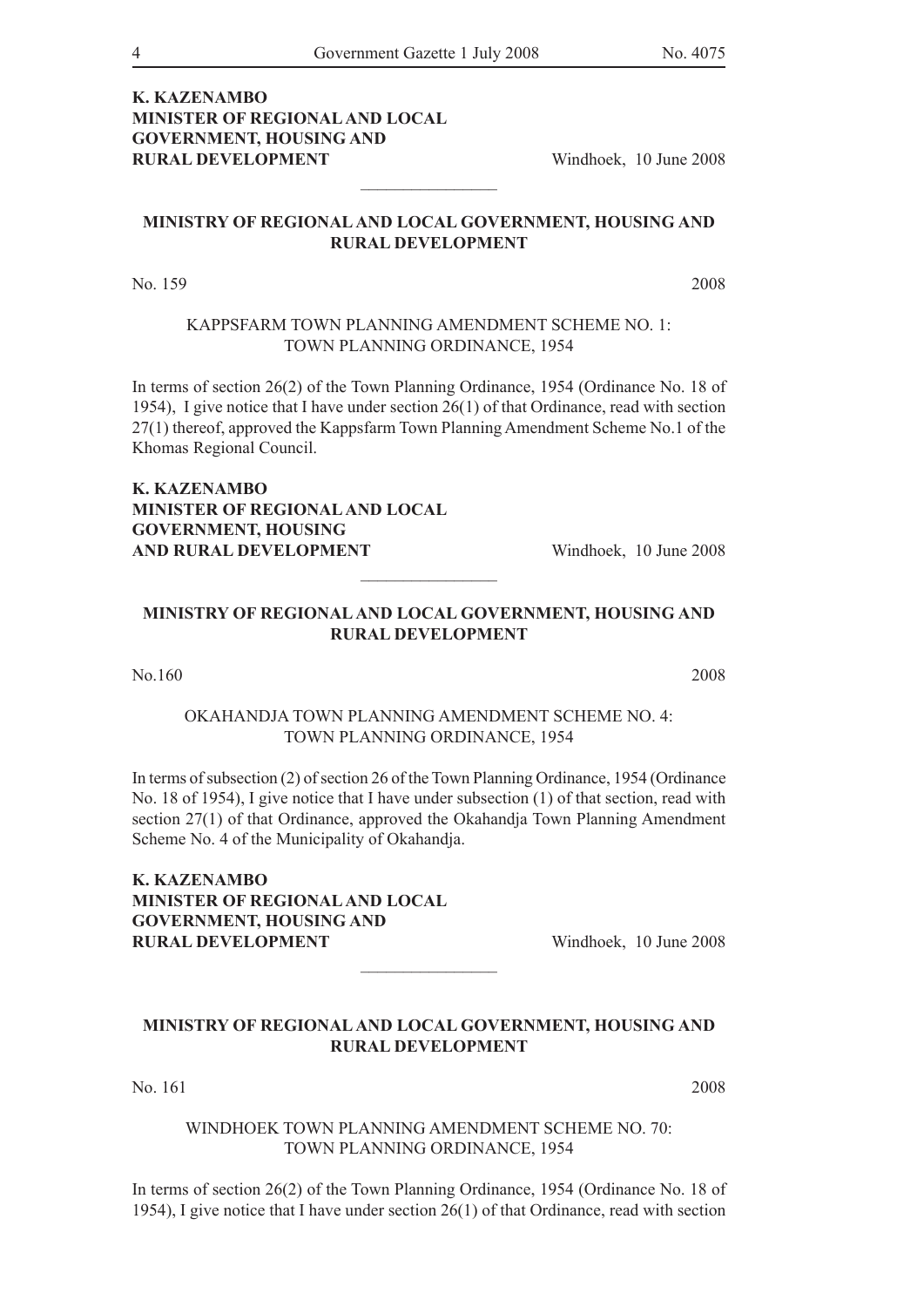**K. KAZENAMBO**
**MINISTER OF REGIONAL AND LOCAL GOVERNMENT, HOUSING AND RURAL DEVELOPMENT**

Windhoek, 10 June 2008

________________

## MINISTRY OF REGIONAL AND LOCAL GOVERNMENT, HOUSING AND RURAL DEVELOPMENT

No. 159 2008

KAPPSFARM TOWN PLANNING AMENDMENT SCHEME NO. 1: TOWN PLANNING ORDINANCE, 1954

In terms of section 26(2) of the Town Planning Ordinance, 1954 (Ordinance No. 18 of 1954), I give notice that I have under section 26(1) of that Ordinance, read with section 27(1) thereof, approved the Kappsfarm Town Planning Amendment Scheme No.1 of the Khomas Regional Council.

**K. KAZENAMBO**
**MINISTER OF REGIONAL AND LOCAL GOVERNMENT, HOUSING AND RURAL DEVELOPMENT**

Windhoek, 10 June 2008

________________

## MINISTRY OF REGIONAL AND LOCAL GOVERNMENT, HOUSING AND RURAL DEVELOPMENT

No.160 2008

OKAHANDJA TOWN PLANNING AMENDMENT SCHEME NO. 4: TOWN PLANNING ORDINANCE, 1954

In terms of subsection (2) of section 26 of the Town Planning Ordinance, 1954 (Ordinance No. 18 of 1954), I give notice that I have under subsection (1) of that section, read with section 27(1) of that Ordinance, approved the Okahandja Town Planning Amendment Scheme No. 4 of the Municipality of Okahandja.

**K. KAZENAMBO**
**MINISTER OF REGIONAL AND LOCAL GOVERNMENT, HOUSING AND RURAL DEVELOPMENT**

Windhoek, 10 June 2008

________________

## MINISTRY OF REGIONAL AND LOCAL GOVERNMENT, HOUSING AND RURAL DEVELOPMENT

No. 161 2008

WINDHOEK TOWN PLANNING AMENDMENT SCHEME NO. 70: TOWN PLANNING ORDINANCE, 1954

In terms of section 26(2) of the Town Planning Ordinance, 1954 (Ordinance No. 18 of 1954), I give notice that I have under section 26(1) of that Ordinance, read with section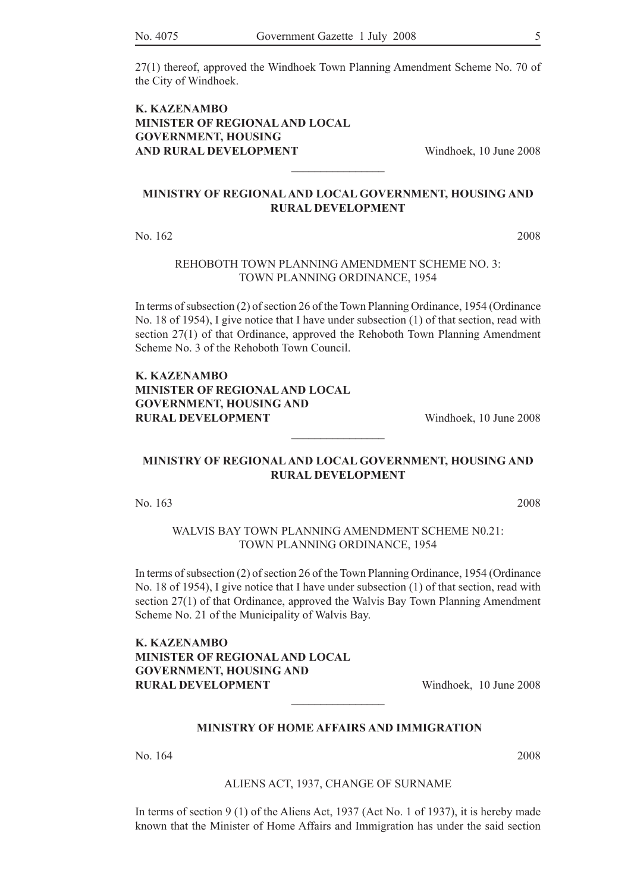27(1) thereof, approved the Windhoek Town Planning Amendment Scheme No. 70 of the City of Windhoek.

**K. KAZENAMBO**
**MINISTER OF REGIONAL AND LOCAL GOVERNMENT, HOUSING AND RURAL DEVELOPMENT** Windhoek, 10 June 2008

---

## MINISTRY OF REGIONAL AND LOCAL GOVERNMENT, HOUSING AND RURAL DEVELOPMENT

No. 162 2008

### REHOBOTH TOWN PLANNING AMENDMENT SCHEME NO. 3: TOWN PLANNING ORDINANCE, 1954

In terms of subsection (2) of section 26 of the Town Planning Ordinance, 1954 (Ordinance No. 18 of 1954), I give notice that I have under subsection (1) of that section, read with section 27(1) of that Ordinance, approved the Rehoboth Town Planning Amendment Scheme No. 3 of the Rehoboth Town Council.

**K. KAZENAMBO**
**MINISTER OF REGIONAL AND LOCAL GOVERNMENT, HOUSING AND RURAL DEVELOPMENT** Windhoek, 10 June 2008

---

## MINISTRY OF REGIONAL AND LOCAL GOVERNMENT, HOUSING AND RURAL DEVELOPMENT

No. 163 2008

### WALVIS BAY TOWN PLANNING AMENDMENT SCHEME N0.21: TOWN PLANNING ORDINANCE, 1954

In terms of subsection (2) of section 26 of the Town Planning Ordinance, 1954 (Ordinance No. 18 of 1954), I give notice that I have under subsection (1) of that section, read with section 27(1) of that Ordinance, approved the Walvis Bay Town Planning Amendment Scheme No. 21 of the Municipality of Walvis Bay.

**K. KAZENAMBO**
**MINISTER OF REGIONAL AND LOCAL GOVERNMENT, HOUSING AND RURAL DEVELOPMENT** Windhoek, 10 June 2008

---

## MINISTRY OF HOME AFFAIRS AND IMMIGRATION

No. 164 2008

### ALIENS ACT, 1937, CHANGE OF SURNAME

In terms of section 9 (1) of the Aliens Act, 1937 (Act No. 1 of 1937), it is hereby made known that the Minister of Home Affairs and Immigration has under the said section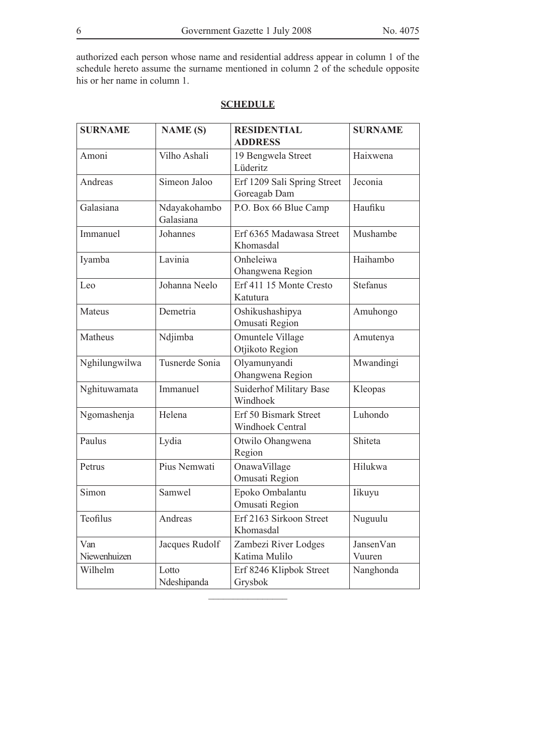authorized each person whose name and residential address appear in column 1 of the schedule hereto assume the surname mentioned in column 2 of the schedule opposite his or her name in column 1.

**SCHEDULE**

| SURNAME | NAME (S) | RESIDENTIAL ADDRESS | SURNAME |
|---|---|---|---|
| Amoni | Vilho Ashali | 19 Bengwela Street Lüderitz | Haixwena |
| Andreas | Simeon Jaloo | Erf 1209 Sali Spring Street Goreagab Dam | Jeconia |
| Galasiana | Ndayakohambo Galasiana | P.O. Box 66 Blue Camp | Haufiku |
| Immanuel | Johannes | Erf 6365 Madawasa Street Khomasdal | Mushambe |
| Iyamba | Lavinia | Onheleiwa Ohangwena Region | Haihambo |
| Leo | Johanna Neelo | Erf 411 15 Monte Cresto Katutura | Stefanus |
| Mateus | Demetria | Oshikushashipya Omusati Region | Amuhongo |
| Matheus | Ndjimba | Omuntele Village Otjikoto Region | Amutenya |
| Nghilungwilwa | Tusnerde Sonia | Olyamunyandi Ohangwena Region | Mwandingi |
| Nghituwamata | Immanuel | Suiderhof Military Base Windhoek | Kleopas |
| Ngomashenja | Helena | Erf 50 Bismark Street Windhoek Central | Luhondo |
| Paulus | Lydia | Otwilo Ohangwena Region | Shiteta |
| Petrus | Pius Nemwati | OnawaVillage Omusati Region | Hilukwa |
| Simon | Samwel | Epoko Ombalantu Omusati Region | Iikuyu |
| Teofilus | Andreas | Erf 2163 Sirkoon Street Khomasdal | Nuguulu |
| Van Niewenhuizen | Jacques Rudolf | Zambezi River Lodges Katima Mulilo | JansenVan Vuuren |
| Wilhelm | Lotto Ndeshipanda | Erf 8246 Klipbok Street Grysbok | Nanghonda |

________________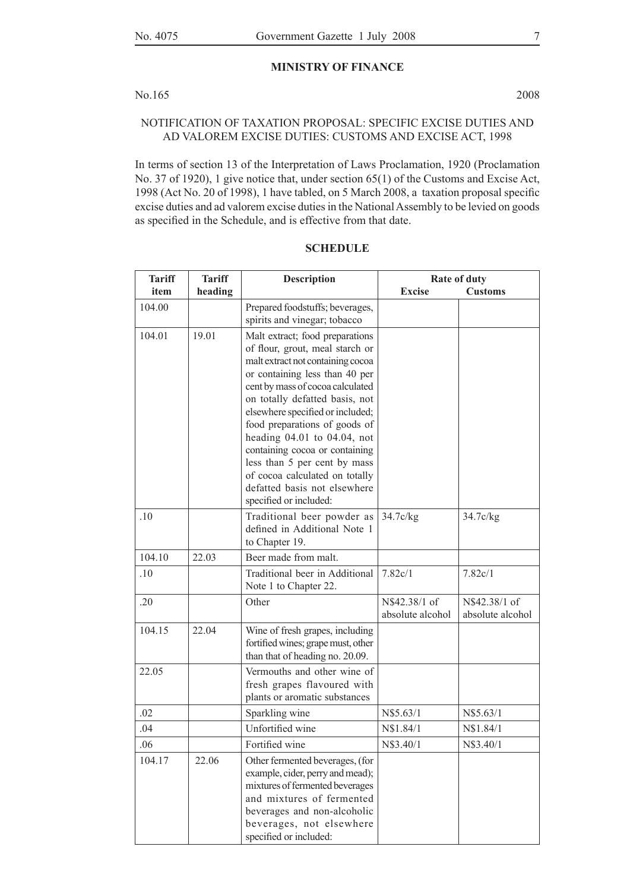## MINISTRY OF FINANCE

No.165 2008

NOTIFICATION OF TAXATION PROPOSAL: SPECIFIC EXCISE DUTIES AND AD VALOREM EXCISE DUTIES: CUSTOMS AND EXCISE ACT, 1998

In terms of section 13 of the Interpretation of Laws Proclamation, 1920 (Proclamation No. 37 of 1920), 1 give notice that, under section 65(1) of the Customs and Excise Act, 1998 (Act No. 20 of 1998), 1 have tabled, on 5 March 2008, a taxation proposal specific excise duties and ad valorem excise duties in the National Assembly to be levied on goods as specified in the Schedule, and is effective from that date.

### SCHEDULE

| Tariff item | Tariff heading | Description | Rate of duty | |
|---|---|---|---|---|
| | | | Excise | Customs |
| 104.00 | | Prepared foodstuffs; beverages, spirits and vinegar; tobacco | | |
| 104.01 | 19.01 | Malt extract; food preparations of flour, grout, meal starch or malt extract not containing cocoa or containing less than 40 per cent by mass of cocoa calculated on totally defatted basis, not elsewhere specified or included; food preparations of goods of heading 04.01 to 04.04, not containing cocoa or containing less than 5 per cent by mass of cocoa calculated on totally defatted basis not elsewhere specified or included: | | |
| .10 | | Traditional beer powder as defined in Additional Note 1 to Chapter 19. | 34.7c/kg | 34.7c/kg |
| 104.10 | 22.03 | Beer made from malt. | | |
| .10 | | Traditional beer in Additional Note 1 to Chapter 22. | 7.82c/1 | 7.82c/1 |
| .20 | | Other | N$42.38/1 of absolute alcohol | N$42.38/1 of absolute alcohol |
| 104.15 | 22.04 | Wine of fresh grapes, including fortified wines; grape must, other than that of heading no. 20.09. | | |
| 22.05 | | Vermouths and other wine of fresh grapes flavoured with plants or aromatic substances | | |
| .02 | | Sparkling wine | N$5.63/1 | N$5.63/1 |
| .04 | | Unfortified wine | N$1.84/1 | N$1.84/1 |
| .06 | | Fortified wine | N$3.40/1 | N$3.40/1 |
| 104.17 | 22.06 | Other fermented beverages, (for example, cider, perry and mead); mixtures of fermented beverages and mixtures of fermented beverages and non-alcoholic beverages, not elsewhere specified or included: | | |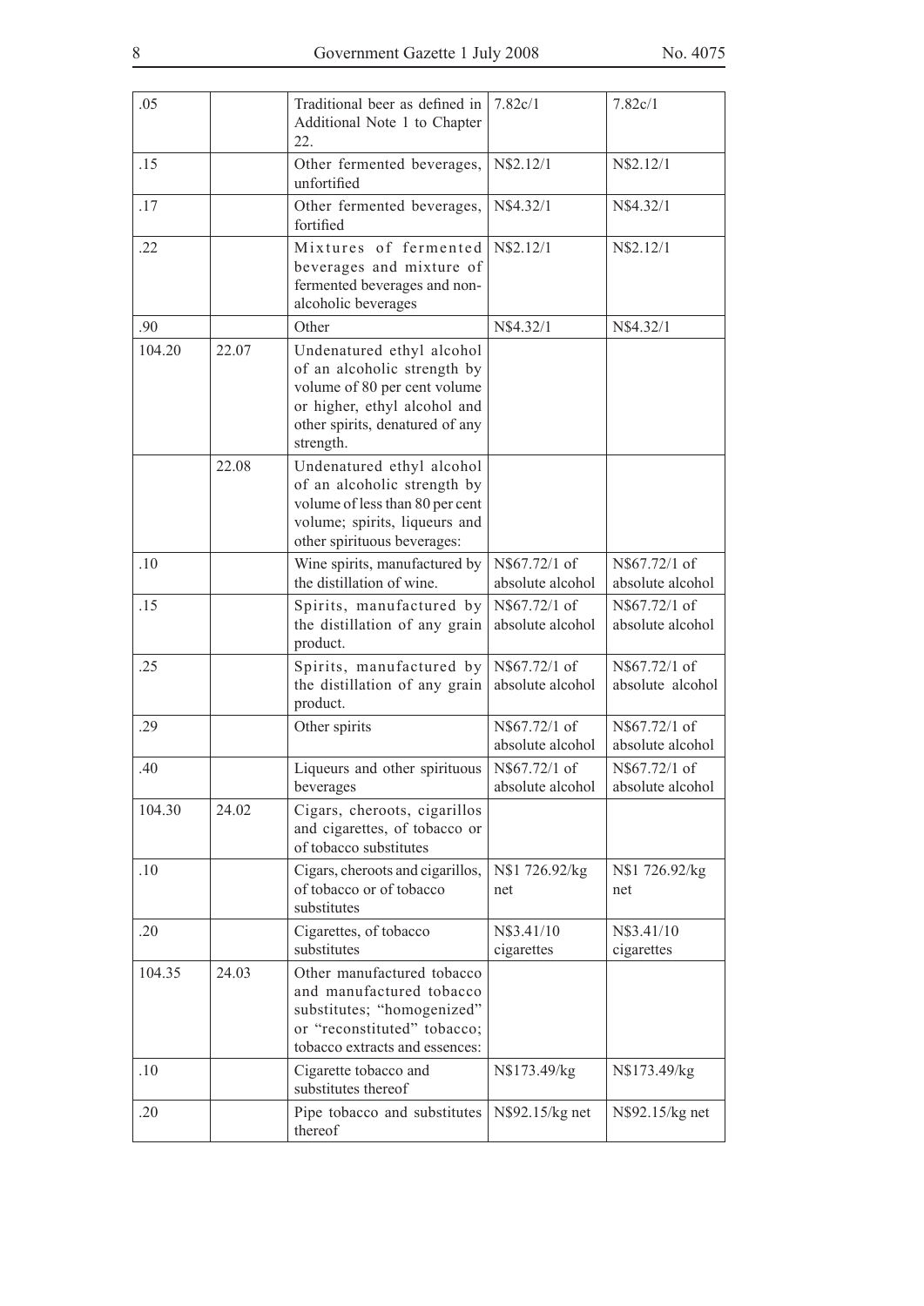| .05 | | Traditional beer as defined in Additional Note 1 to Chapter 22. | 7.82c/1 | 7.82c/1 |
|---|---|---|---|---|
| .15 | | Other fermented beverages, unfortified | N$2.12/1 | N$2.12/1 |
| .17 | | Other fermented beverages, fortified | N$4.32/1 | N$4.32/1 |
| .22 | | Mixtures of fermented beverages and mixture of fermented beverages and non-alcoholic beverages | N$2.12/1 | N$2.12/1 |
| .90 | | Other | N$4.32/1 | N$4.32/1 |
| 104.20 | 22.07 | Undenatured ethyl alcohol of an alcoholic strength by volume of 80 per cent volume or higher, ethyl alcohol and other spirits, denatured of any strength. | | |
| | 22.08 | Undenatured ethyl alcohol of an alcoholic strength by volume of less than 80 per cent volume; spirits, liqueurs and other spirituous beverages: | | |
| .10 | | Wine spirits, manufactured by the distillation of wine. | N$67.72/1 of absolute alcohol | N$67.72/1 of absolute alcohol |
| .15 | | Spirits, manufactured by the distillation of any grain product. | N$67.72/1 of absolute alcohol | N$67.72/1 of absolute alcohol |
| .25 | | Spirits, manufactured by the distillation of any grain product. | N$67.72/1 of absolute alcohol | N$67.72/1 of absolute alcohol |
| .29 | | Other spirits | N$67.72/1 of absolute alcohol | N$67.72/1 of absolute alcohol |
| .40 | | Liqueurs and other spirituous beverages | N$67.72/1 of absolute alcohol | N$67.72/1 of absolute alcohol |
| 104.30 | 24.02 | Cigars, cheroots, cigarillos and cigarettes, of tobacco or of tobacco substitutes | | |
| .10 | | Cigars, cheroots and cigarillos, of tobacco or of tobacco substitutes | N$1 726.92/kg net | N$1 726.92/kg net |
| .20 | | Cigarettes, of tobacco substitutes | N$3.41/10 cigarettes | N$3.41/10 cigarettes |
| 104.35 | 24.03 | Other manufactured tobacco and manufactured tobacco substitutes; "homogenized" or "reconstituted" tobacco; tobacco extracts and essences: | | |
| .10 | | Cigarette tobacco and substitutes thereof | N$173.49/kg | N$173.49/kg |
| .20 | | Pipe tobacco and substitutes thereof | N$92.15/kg net | N$92.15/kg net |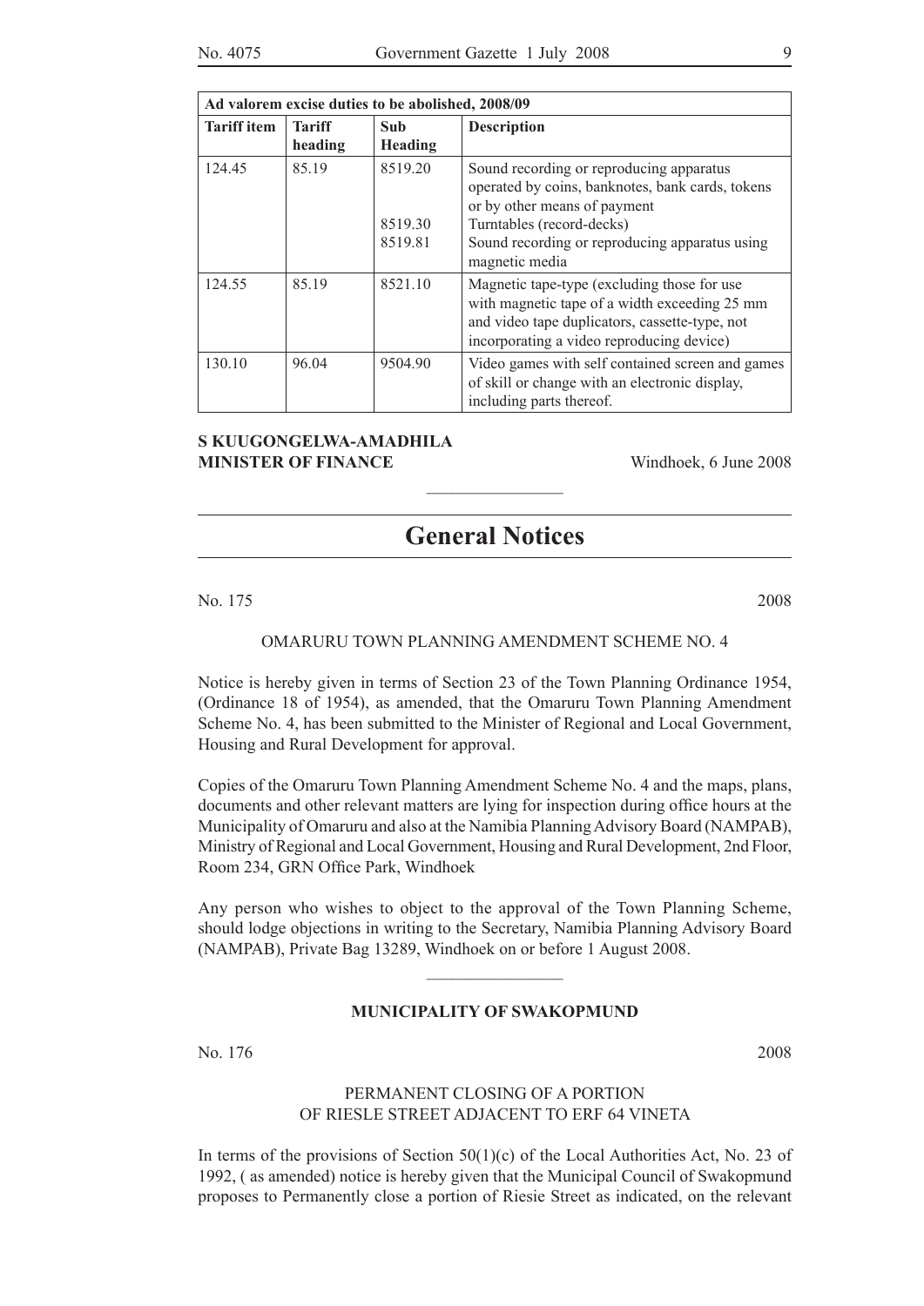| Ad valorem excise duties to be abolished, 2008/09 | | | |
|---|---|---|---|
| **Tariff item** | **Tariff heading** | **Sub Heading** | **Description** |
| 124.45 | 85.19 | 8519.20 | Sound recording or reproducing apparatus operated by coins, banknotes, bank cards, tokens or by other means of payment |
| | | 8519.30 | Turntables (record-decks) |
| | | 8519.81 | Sound recording or reproducing apparatus using magnetic media |
| 124.55 | 85.19 | 8521.10 | Magnetic tape-type (excluding those for use with magnetic tape of a width exceeding 25 mm and video tape duplicators, cassette-type, not incorporating a video reproducing device) |
| 130.10 | 96.04 | 9504.90 | Video games with self contained screen and games of skill or change with an electronic display, including parts thereof. |

**S KUUGONGELWA-AMADHILA**
**MINISTER OF FINANCE**

Windhoek, 6 June 2008

---

# General Notices

No. 175 2008

OMARURU TOWN PLANNING AMENDMENT SCHEME NO. 4

Notice is hereby given in terms of Section 23 of the Town Planning Ordinance 1954, (Ordinance 18 of 1954), as amended, that the Omaruru Town Planning Amendment Scheme No. 4, has been submitted to the Minister of Regional and Local Government, Housing and Rural Development for approval.

Copies of the Omaruru Town Planning Amendment Scheme No. 4 and the maps, plans, documents and other relevant matters are lying for inspection during office hours at the Municipality of Omaruru and also at the Namibia Planning Advisory Board (NAMPAB), Ministry of Regional and Local Government, Housing and Rural Development, 2nd Floor, Room 234, GRN Office Park, Windhoek

Any person who wishes to object to the approval of the Town Planning Scheme, should lodge objections in writing to the Secretary, Namibia Planning Advisory Board (NAMPAB), Private Bag 13289, Windhoek on or before 1 August 2008.

---

**MUNICIPALITY OF SWAKOPMUND**

No. 176 2008

PERMANENT CLOSING OF A PORTION OF RIESLE STREET ADJACENT TO ERF 64 VINETA

In terms of the provisions of Section 50(1)(c) of the Local Authorities Act, No. 23 of 1992, ( as amended) notice is hereby given that the Municipal Council of Swakopmund proposes to Permanently close a portion of Riesie Street as indicated, on the relevant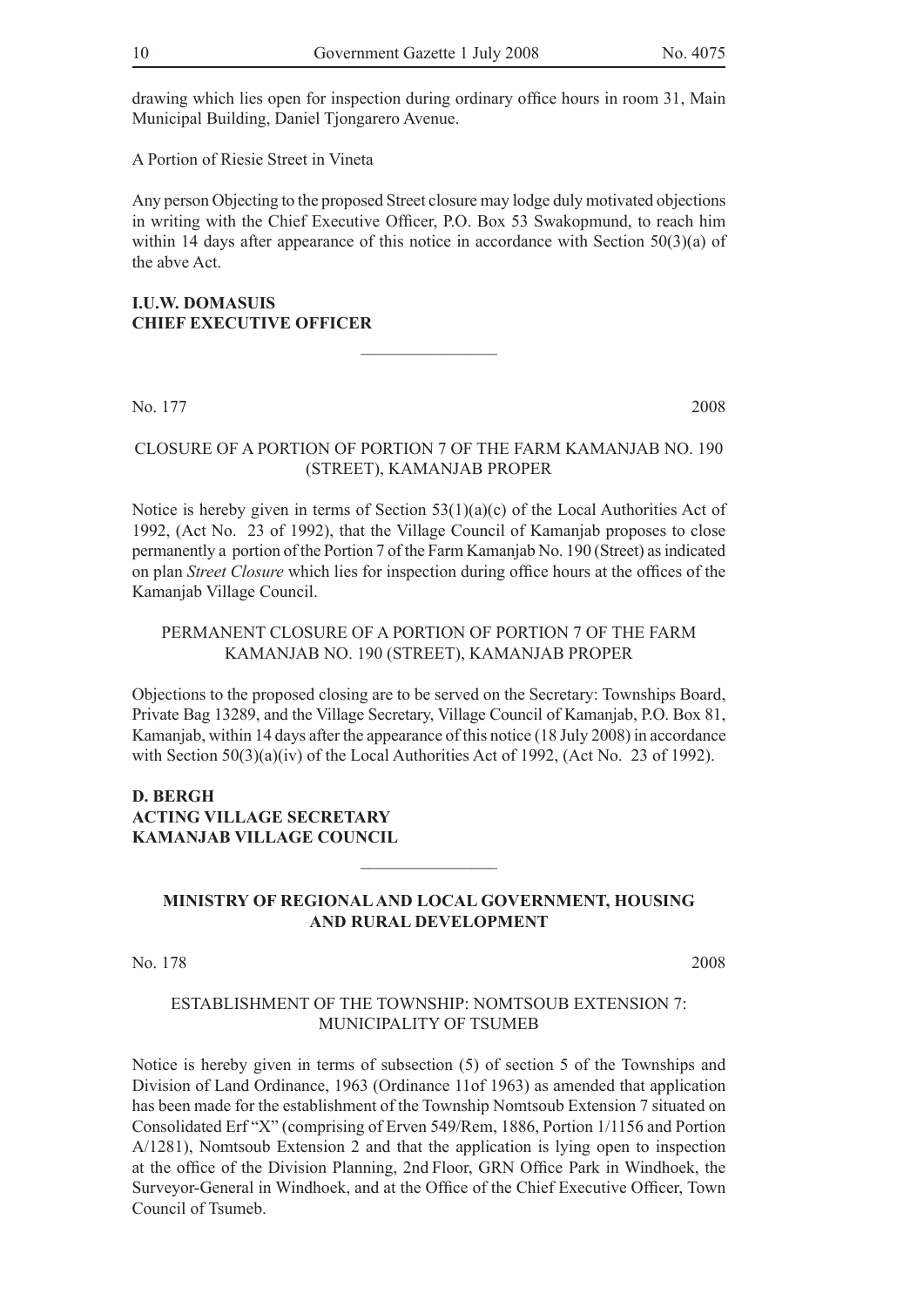drawing which lies open for inspection during ordinary office hours in room 31, Main Municipal Building, Daniel Tjongarero Avenue.

A Portion of Riesie Street in Vineta

Any person Objecting to the proposed Street closure may lodge duly motivated objections in writing with the Chief Executive Officer, P.O. Box 53 Swakopmund, to reach him within 14 days after appearance of this notice in accordance with Section 50(3)(a) of the abve Act.

**I.U.W. DOMASUIS**
**CHIEF EXECUTIVE OFFICER**

---

No. 177 2008

CLOSURE OF A PORTION OF PORTION 7 OF THE FARM KAMANJAB NO. 190 (STREET), KAMANJAB PROPER

Notice is hereby given in terms of Section 53(1)(a)(c) of the Local Authorities Act of 1992, (Act No. 23 of 1992), that the Village Council of Kamanjab proposes to close permanently a portion of the Portion 7 of the Farm Kamanjab No. 190 (Street) as indicated on plan *Street Closure* which lies for inspection during office hours at the offices of the Kamanjab Village Council.

PERMANENT CLOSURE OF A PORTION OF PORTION 7 OF THE FARM KAMANJAB NO. 190 (STREET), KAMANJAB PROPER

Objections to the proposed closing are to be served on the Secretary: Townships Board, Private Bag 13289, and the Village Secretary, Village Council of Kamanjab, P.O. Box 81, Kamanjab, within 14 days after the appearance of this notice (18 July 2008) in accordance with Section 50(3)(a)(iv) of the Local Authorities Act of 1992, (Act No. 23 of 1992).

**D. BERGH**
**ACTING VILLAGE SECRETARY**
**KAMANJAB VILLAGE COUNCIL**

---

**MINISTRY OF REGIONAL AND LOCAL GOVERNMENT, HOUSING AND RURAL DEVELOPMENT**

No. 178 2008

ESTABLISHMENT OF THE TOWNSHIP: NOMTSOUB EXTENSION 7: MUNICIPALITY OF TSUMEB

Notice is hereby given in terms of subsection (5) of section 5 of the Townships and Division of Land Ordinance, 1963 (Ordinance 11of 1963) as amended that application has been made for the establishment of the Township Nomtsoub Extension 7 situated on Consolidated Erf "X" (comprising of Erven 549/Rem, 1886, Portion 1/1156 and Portion A/1281), Nomtsoub Extension 2 and that the application is lying open to inspection at the office of the Division Planning, 2nd Floor, GRN Office Park in Windhoek, the Surveyor-General in Windhoek, and at the Office of the Chief Executive Officer, Town Council of Tsumeb.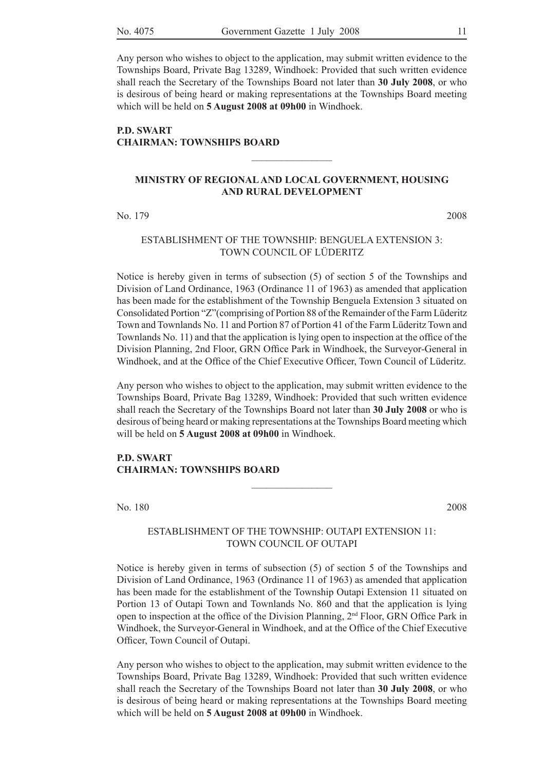Any person who wishes to object to the application, may submit written evidence to the Townships Board, Private Bag 13289, Windhoek: Provided that such written evidence shall reach the Secretary of the Townships Board not later than **30 July 2008**, or who is desirous of being heard or making representations at the Townships Board meeting which will be held on **5 August 2008 at 09h00** in Windhoek.

**P.D. SWART**
**CHAIRMAN: TOWNSHIPS BOARD**

---

**MINISTRY OF REGIONAL AND LOCAL GOVERNMENT, HOUSING AND RURAL DEVELOPMENT**

No. 179 2008

ESTABLISHMENT OF THE TOWNSHIP: BENGUELA EXTENSION 3: TOWN COUNCIL OF LÜDERITZ

Notice is hereby given in terms of subsection (5) of section 5 of the Townships and Division of Land Ordinance, 1963 (Ordinance 11 of 1963) as amended that application has been made for the establishment of the Township Benguela Extension 3 situated on Consolidated Portion "Z"(comprising of Portion 88 of the Remainder of the Farm Lüderitz Town and Townlands No. 11 and Portion 87 of Portion 41 of the Farm Lüderitz Town and Townlands No. 11) and that the application is lying open to inspection at the office of the Division Planning, 2nd Floor, GRN Office Park in Windhoek, the Surveyor-General in Windhoek, and at the Office of the Chief Executive Officer, Town Council of Lüderitz.

Any person who wishes to object to the application, may submit written evidence to the Townships Board, Private Bag 13289, Windhoek: Provided that such written evidence shall reach the Secretary of the Townships Board not later than **30 July 2008** or who is desirous of being heard or making representations at the Townships Board meeting which will be held on **5 August 2008 at 09h00** in Windhoek.

**P.D. SWART**
**CHAIRMAN: TOWNSHIPS BOARD**

---

No. 180 2008

ESTABLISHMENT OF THE TOWNSHIP: OUTAPI EXTENSION 11: TOWN COUNCIL OF OUTAPI

Notice is hereby given in terms of subsection (5) of section 5 of the Townships and Division of Land Ordinance, 1963 (Ordinance 11 of 1963) as amended that application has been made for the establishment of the Township Outapi Extension 11 situated on Portion 13 of Outapi Town and Townlands No. 860 and that the application is lying open to inspection at the office of the Division Planning, 2nd Floor, GRN Office Park in Windhoek, the Surveyor-General in Windhoek, and at the Office of the Chief Executive Officer, Town Council of Outapi.

Any person who wishes to object to the application, may submit written evidence to the Townships Board, Private Bag 13289, Windhoek: Provided that such written evidence shall reach the Secretary of the Townships Board not later than **30 July 2008**, or who is desirous of being heard or making representations at the Townships Board meeting which will be held on **5 August 2008 at 09h00** in Windhoek.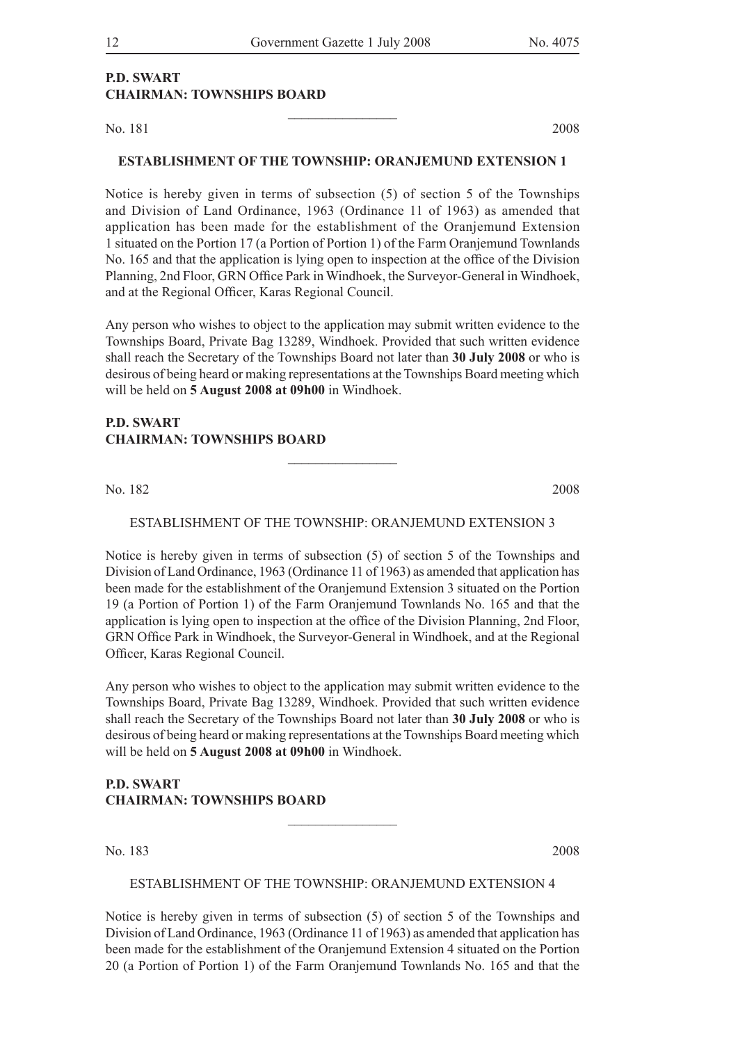**P.D. SWART**
**CHAIRMAN: TOWNSHIPS BOARD**

---

No. 181 2008

**ESTABLISHMENT OF THE TOWNSHIP: ORANJEMUND EXTENSION 1**

Notice is hereby given in terms of subsection (5) of section 5 of the Townships and Division of Land Ordinance, 1963 (Ordinance 11 of 1963) as amended that application has been made for the establishment of the Oranjemund Extension 1 situated on the Portion 17 (a Portion of Portion 1) of the Farm Oranjemund Townlands No. 165 and that the application is lying open to inspection at the office of the Division Planning, 2nd Floor, GRN Office Park in Windhoek, the Surveyor-General in Windhoek, and at the Regional Officer, Karas Regional Council.

Any person who wishes to object to the application may submit written evidence to the Townships Board, Private Bag 13289, Windhoek. Provided that such written evidence shall reach the Secretary of the Townships Board not later than **30 July 2008** or who is desirous of being heard or making representations at the Townships Board meeting which will be held on **5 August 2008 at 09h00** in Windhoek.

**P.D. SWART**
**CHAIRMAN: TOWNSHIPS BOARD**

---

No. 182 2008

ESTABLISHMENT OF THE TOWNSHIP: ORANJEMUND EXTENSION 3

Notice is hereby given in terms of subsection (5) of section 5 of the Townships and Division of Land Ordinance, 1963 (Ordinance 11 of 1963) as amended that application has been made for the establishment of the Oranjemund Extension 3 situated on the Portion 19 (a Portion of Portion 1) of the Farm Oranjemund Townlands No. 165 and that the application is lying open to inspection at the office of the Division Planning, 2nd Floor, GRN Office Park in Windhoek, the Surveyor-General in Windhoek, and at the Regional Officer, Karas Regional Council.

Any person who wishes to object to the application may submit written evidence to the Townships Board, Private Bag 13289, Windhoek. Provided that such written evidence shall reach the Secretary of the Townships Board not later than **30 July 2008** or who is desirous of being heard or making representations at the Townships Board meeting which will be held on **5 August 2008 at 09h00** in Windhoek.

**P.D. SWART**
**CHAIRMAN: TOWNSHIPS BOARD**

---

No. 183 2008

ESTABLISHMENT OF THE TOWNSHIP: ORANJEMUND EXTENSION 4

Notice is hereby given in terms of subsection (5) of section 5 of the Townships and Division of Land Ordinance, 1963 (Ordinance 11 of 1963) as amended that application has been made for the establishment of the Oranjemund Extension 4 situated on the Portion 20 (a Portion of Portion 1) of the Farm Oranjemund Townlands No. 165 and that the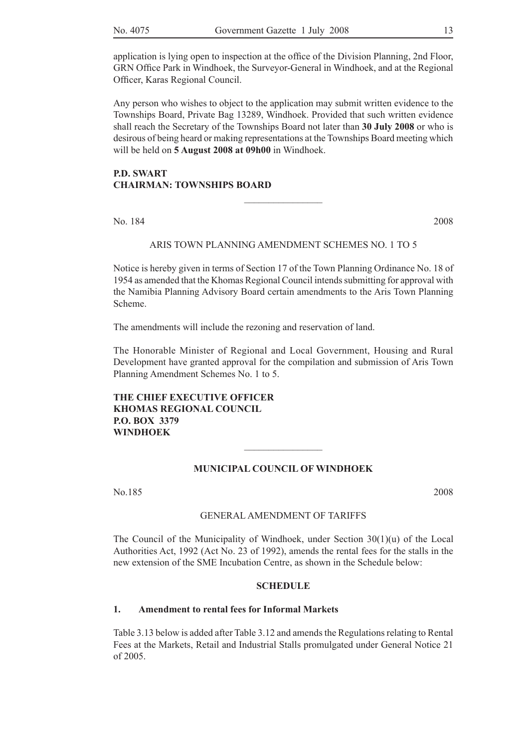application is lying open to inspection at the office of the Division Planning, 2nd Floor, GRN Office Park in Windhoek, the Surveyor-General in Windhoek, and at the Regional Officer, Karas Regional Council.

Any person who wishes to object to the application may submit written evidence to the Townships Board, Private Bag 13289, Windhoek. Provided that such written evidence shall reach the Secretary of the Townships Board not later than **30 July 2008** or who is desirous of being heard or making representations at the Townships Board meeting which will be held on **5 August 2008 at 09h00** in Windhoek.

**P.D. SWART**
**CHAIRMAN: TOWNSHIPS BOARD**

---

No. 184 2008

ARIS TOWN PLANNING AMENDMENT SCHEMES NO. 1 TO 5

Notice is hereby given in terms of Section 17 of the Town Planning Ordinance No. 18 of 1954 as amended that the Khomas Regional Council intends submitting for approval with the Namibia Planning Advisory Board certain amendments to the Aris Town Planning Scheme.

The amendments will include the rezoning and reservation of land.

The Honorable Minister of Regional and Local Government, Housing and Rural Development have granted approval for the compilation and submission of Aris Town Planning Amendment Schemes No. 1 to 5.

**THE CHIEF EXECUTIVE OFFICER**
**KHOMAS REGIONAL COUNCIL**
**P.O. BOX 3379**
**WINDHOEK**

---

**MUNICIPAL COUNCIL OF WINDHOEK**

No.185 2008

GENERAL AMENDMENT OF TARIFFS

The Council of the Municipality of Windhoek, under Section 30(1)(u) of the Local Authorities Act, 1992 (Act No. 23 of 1992), amends the rental fees for the stalls in the new extension of the SME Incubation Centre, as shown in the Schedule below:

**SCHEDULE**

**1. Amendment to rental fees for Informal Markets**

Table 3.13 below is added after Table 3.12 and amends the Regulations relating to Rental Fees at the Markets, Retail and Industrial Stalls promulgated under General Notice 21 of 2005.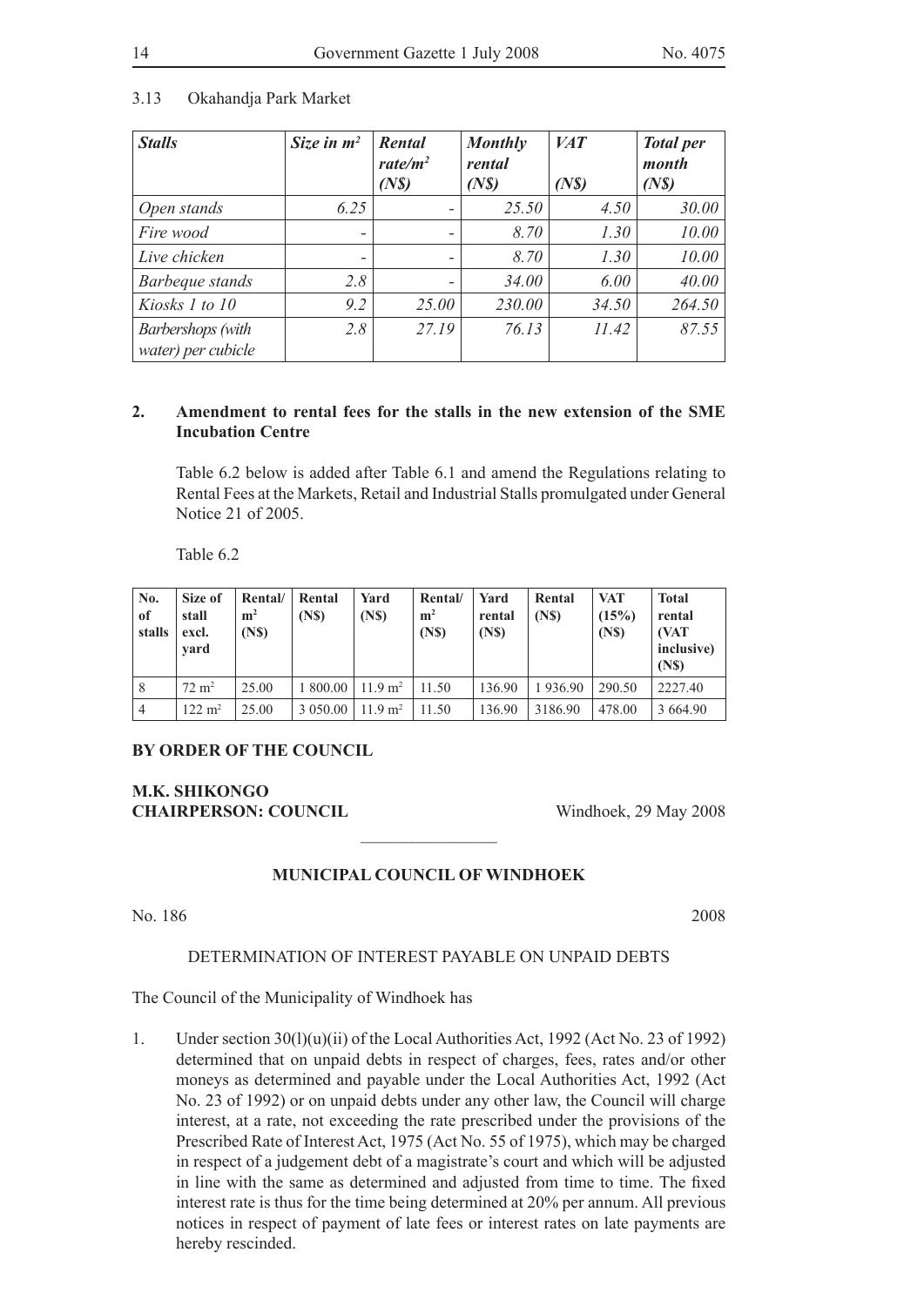3.13 Okahandja Park Market

| *Stalls* | *Size in m²* | *Rental rate/m² (N$)* | *Monthly rental (N$)* | *VAT (N$)* | *Total per month (N$)* |
|---|---|---|---|---|---|
| *Open stands* | *6.25* | - | *25.50* | *4.50* | *30.00* |
| *Fire wood* | - | - | *8.70* | *1.30* | *10.00* |
| *Live chicken* | - | - | *8.70* | *1.30* | *10.00* |
| *Barbeque stands* | *2.8* | - | *34.00* | *6.00* | *40.00* |
| *Kiosks 1 to 10* | *9.2* | *25.00* | *230.00* | *34.50* | *264.50* |
| *Barbershops (with water) per cubicle* | *2.8* | *27.19* | *76.13* | *11.42* | *87.55* |

**2. Amendment to rental fees for the stalls in the new extension of the SME Incubation Centre**

Table 6.2 below is added after Table 6.1 and amend the Regulations relating to Rental Fees at the Markets, Retail and Industrial Stalls promulgated under General Notice 21 of 2005.

Table 6.2

| No. of stalls | Size of stall excl. yard | Rental/ m² (N$) | Rental (N$) | Yard (N$) | Rental/ m² (N$) | Yard rental (N$) | Rental (N$) | VAT (15%) (N$) | Total rental (VAT inclusive) (N$) |
|---|---|---|---|---|---|---|---|---|---|
| 8 | 72 m² | 25.00 | 1 800.00 | 11.9 m² | 11.50 | 136.90 | 1 936.90 | 290.50 | 2227.40 |
| 4 | 122 m² | 25.00 | 3 050.00 | 11.9 m² | 11.50 | 136.90 | 3186.90 | 478.00 | 3 664.90 |

**BY ORDER OF THE COUNCIL**

**M.K. SHIKONGO**
**CHAIRPERSON: COUNCIL**

Windhoek, 29 May 2008

---

**MUNICIPAL COUNCIL OF WINDHOEK**

No. 186 2008

DETERMINATION OF INTEREST PAYABLE ON UNPAID DEBTS

The Council of the Municipality of Windhoek has

1. Under section 30(l)(u)(ii) of the Local Authorities Act, 1992 (Act No. 23 of 1992) determined that on unpaid debts in respect of charges, fees, rates and/or other moneys as determined and payable under the Local Authorities Act, 1992 (Act No. 23 of 1992) or on unpaid debts under any other law, the Council will charge interest, at a rate, not exceeding the rate prescribed under the provisions of the Prescribed Rate of Interest Act, 1975 (Act No. 55 of 1975), which may be charged in respect of a judgement debt of a magistrate's court and which will be adjusted in line with the same as determined and adjusted from time to time. The fixed interest rate is thus for the time being determined at 20% per annum. All previous notices in respect of payment of late fees or interest rates on late payments are hereby rescinded.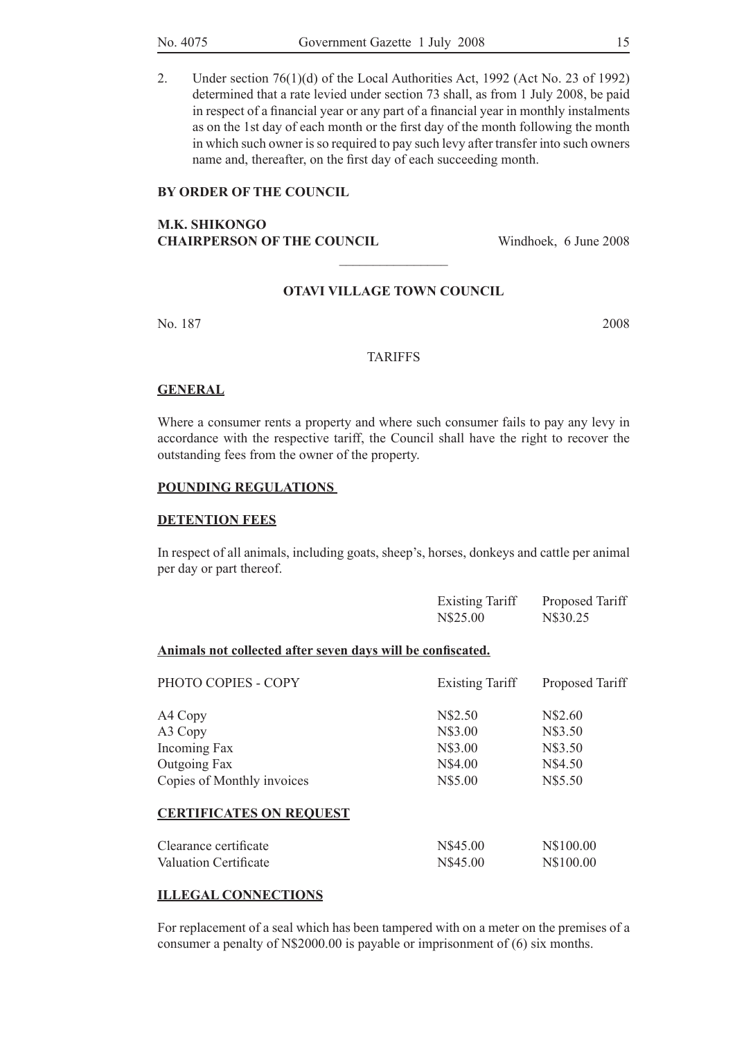2. Under section 76(1)(d) of the Local Authorities Act, 1992 (Act No. 23 of 1992) determined that a rate levied under section 73 shall, as from 1 July 2008, be paid in respect of a financial year or any part of a financial year in monthly instalments as on the 1st day of each month or the first day of the month following the month in which such owner is so required to pay such levy after transfer into such owners name and, thereafter, on the first day of each succeeding month.

**BY ORDER OF THE COUNCIL**

**M.K. SHIKONGO**
**CHAIRPERSON OF THE COUNCIL** Windhoek, 6 June 2008

---

**OTAVI VILLAGE TOWN COUNCIL**

No. 187 2008

TARIFFS

**GENERAL**

Where a consumer rents a property and where such consumer fails to pay any levy in accordance with the respective tariff, the Council shall have the right to recover the outstanding fees from the owner of the property.

**POUNDING REGULATIONS**

**DETENTION FEES**

In respect of all animals, including goats, sheep's, horses, donkeys and cattle per animal per day or part thereof.

| | Existing Tariff | Proposed Tariff |
|---|---|---|
| | N$25.00 | N$30.25 |

**Animals not collected after seven days will be confiscated.**

| PHOTO COPIES - COPY | Existing Tariff | Proposed Tariff |
|---|---|---|
| A4 Copy | N$2.50 | N$2.60 |
| A3 Copy | N$3.00 | N$3.50 |
| Incoming Fax | N$3.00 | N$3.50 |
| Outgoing Fax | N$4.00 | N$4.50 |
| Copies of Monthly invoices | N$5.00 | N$5.50 |

**CERTIFICATES ON REQUEST**

| | | |
|---|---|---|
| Clearance certificate | N$45.00 | N$100.00 |
| Valuation Certificate | N$45.00 | N$100.00 |

**ILLEGAL CONNECTIONS**

For replacement of a seal which has been tampered with on a meter on the premises of a consumer a penalty of N$2000.00 is payable or imprisonment of (6) six months.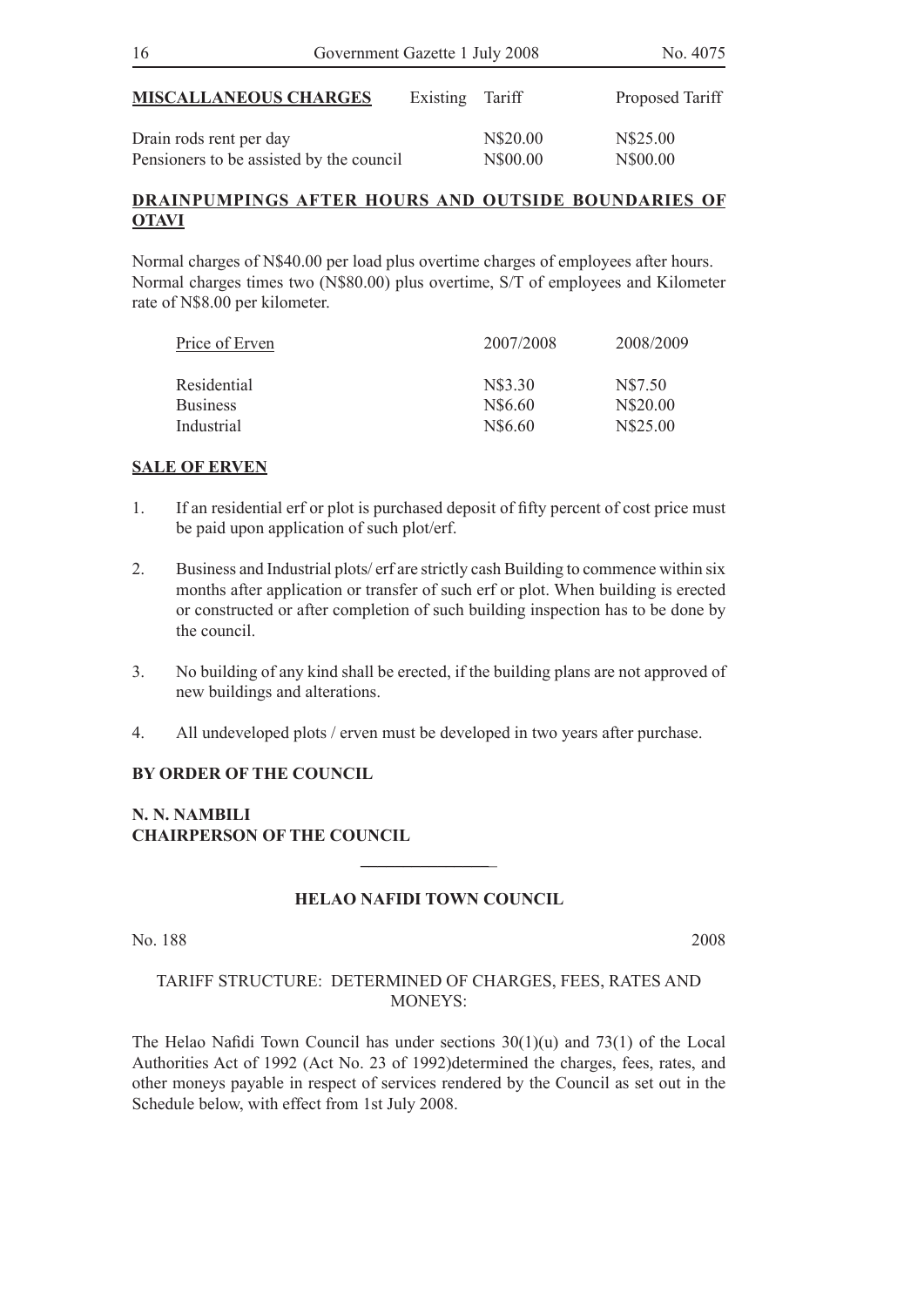| **MISCALLANEOUS CHARGES** | Existing Tariff | Proposed Tariff |
|---|---|---|
| Drain rods rent per day | N$20.00 | N$25.00 |
| Pensioners to be assisted by the council | N$00.00 | N$00.00 |

**DRAINPUMPINGS AFTER HOURS AND OUTSIDE BOUNDARIES OF OTAVI**

Normal charges of N$40.00 per load plus overtime charges of employees after hours. Normal charges times two (N$80.00) plus overtime, S/T of employees and Kilometer rate of N$8.00 per kilometer.

| Price of Erven | 2007/2008 | 2008/2009 |
|---|---|---|
| Residential | N$3.30 | N$7.50 |
| Business | N$6.60 | N$20.00 |
| Industrial | N$6.60 | N$25.00 |

**SALE OF ERVEN**

1. If an residential erf or plot is purchased deposit of fifty percent of cost price must be paid upon application of such plot/erf.

2. Business and Industrial plots/ erf are strictly cash Building to commence within six months after application or transfer of such erf or plot. When building is erected or constructed or after completion of such building inspection has to be done by the council.

3. No building of any kind shall be erected, if the building plans are not approved of new buildings and alterations.

4. All undeveloped plots / erven must be developed in two years after purchase.

**BY ORDER OF THE COUNCIL**

**N. N. NAMBILI**
**CHAIRPERSON OF THE COUNCIL**

---

**HELAO NAFIDI TOWN COUNCIL**

No. 188 2008

TARIFF STRUCTURE: DETERMINED OF CHARGES, FEES, RATES AND MONEYS:

The Helao Nafidi Town Council has under sections 30(1)(u) and 73(1) of the Local Authorities Act of 1992 (Act No. 23 of 1992)determined the charges, fees, rates, and other moneys payable in respect of services rendered by the Council as set out in the Schedule below, with effect from 1st July 2008.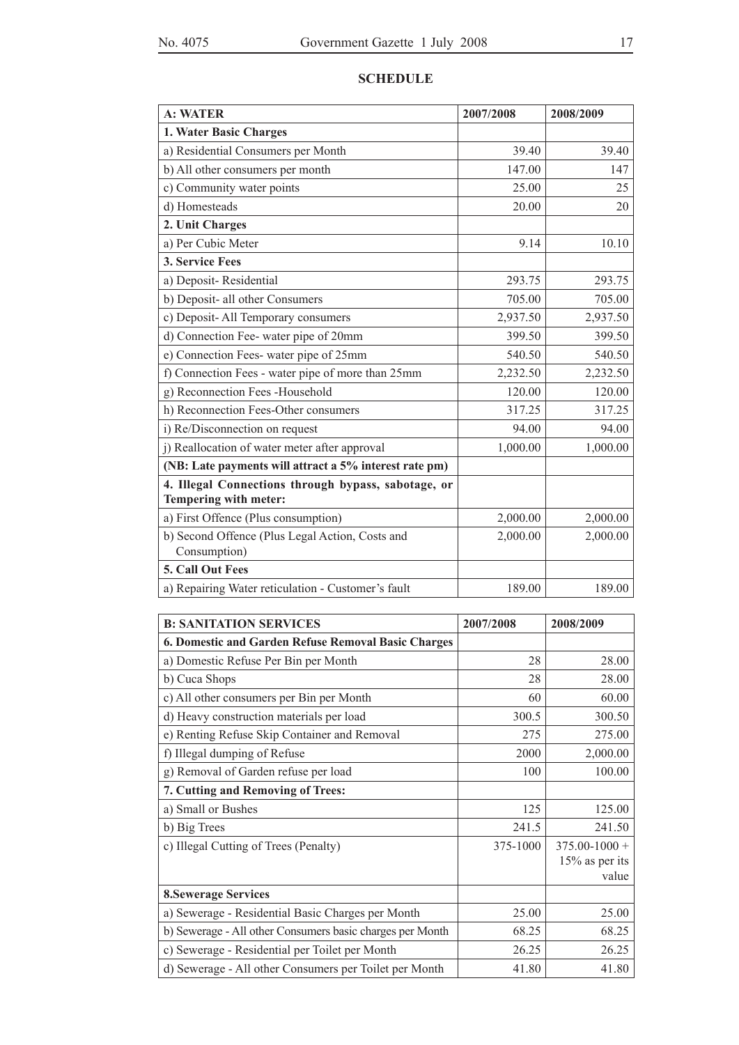## SCHEDULE

| A: WATER | 2007/2008 | 2008/2009 |
|---|---|---|
| **1. Water Basic Charges** | | |
| a) Residential Consumers per Month | 39.40 | 39.40 |
| b) All other consumers per month | 147.00 | 147 |
| c) Community water points | 25.00 | 25 |
| d) Homesteads | 20.00 | 20 |
| **2. Unit Charges** | | |
| a) Per Cubic Meter | 9.14 | 10.10 |
| **3. Service Fees** | | |
| a) Deposit- Residential | 293.75 | 293.75 |
| b) Deposit- all other Consumers | 705.00 | 705.00 |
| c) Deposit- All Temporary consumers | 2,937.50 | 2,937.50 |
| d) Connection Fee- water pipe of 20mm | 399.50 | 399.50 |
| e) Connection Fees- water pipe of 25mm | 540.50 | 540.50 |
| f) Connection Fees - water pipe of more than 25mm | 2,232.50 | 2,232.50 |
| g) Reconnection Fees -Household | 120.00 | 120.00 |
| h) Reconnection Fees-Other consumers | 317.25 | 317.25 |
| i) Re/Disconnection on request | 94.00 | 94.00 |
| j) Reallocation of water meter after approval | 1,000.00 | 1,000.00 |
| **(NB: Late payments will attract a 5% interest rate pm)** | | |
| **4. Illegal Connections through bypass, sabotage, or Tempering with meter:** | | |
| a) First Offence (Plus consumption) | 2,000.00 | 2,000.00 |
| b) Second Offence (Plus Legal Action, Costs and Consumption) | 2,000.00 | 2,000.00 |
| **5. Call Out Fees** | | |
| a) Repairing Water reticulation - Customer's fault | 189.00 | 189.00 |

| B: SANITATION SERVICES | 2007/2008 | 2008/2009 |
|---|---|---|
| **6. Domestic and Garden Refuse Removal Basic Charges** | | |
| a) Domestic Refuse Per Bin per Month | 28 | 28.00 |
| b) Cuca Shops | 28 | 28.00 |
| c) All other consumers per Bin per Month | 60 | 60.00 |
| d) Heavy construction materials per load | 300.5 | 300.50 |
| e) Renting Refuse Skip Container and Removal | 275 | 275.00 |
| f) Illegal dumping of Refuse | 2000 | 2,000.00 |
| g) Removal of Garden refuse per load | 100 | 100.00 |
| **7. Cutting and Removing of Trees:** | | |
| a) Small or Bushes | 125 | 125.00 |
| b) Big Trees | 241.5 | 241.50 |
| c) Illegal Cutting of Trees (Penalty) | 375-1000 | 375.00-1000 + 15% as per its value |
| **8.Sewerage Services** | | |
| a) Sewerage - Residential Basic Charges per Month | 25.00 | 25.00 |
| b) Sewerage - All other Consumers basic charges per Month | 68.25 | 68.25 |
| c) Sewerage - Residential per Toilet per Month | 26.25 | 26.25 |
| d) Sewerage - All other Consumers per Toilet per Month | 41.80 | 41.80 |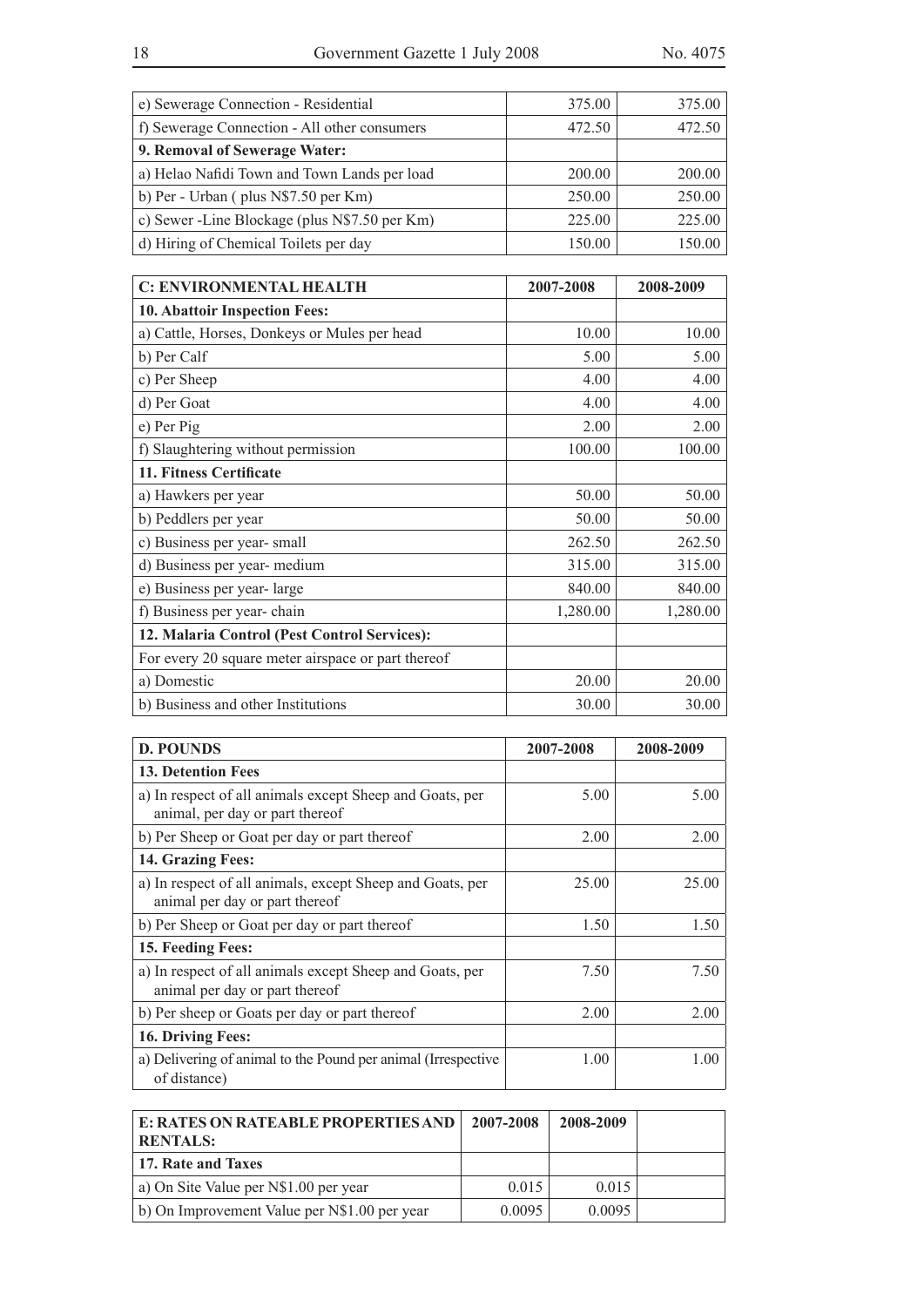| | | |
|---|---|---|
| e) Sewerage Connection - Residential | 375.00 | 375.00 |
| f) Sewerage Connection - All other consumers | 472.50 | 472.50 |
| **9. Removal of Sewerage Water:** | | |
| a) Helao Nafidi Town and Town Lands per load | 200.00 | 200.00 |
| b) Per - Urban ( plus N$7.50 per Km) | 250.00 | 250.00 |
| c) Sewer -Line Blockage (plus N$7.50 per Km) | 225.00 | 225.00 |
| d) Hiring of Chemical Toilets per day | 150.00 | 150.00 |

| **C: ENVIRONMENTAL HEALTH** | **2007-2008** | **2008-2009** |
|---|---|---|
| **10. Abattoir Inspection Fees:** | | |
| a) Cattle, Horses, Donkeys or Mules per head | 10.00 | 10.00 |
| b) Per Calf | 5.00 | 5.00 |
| c) Per Sheep | 4.00 | 4.00 |
| d) Per Goat | 4.00 | 4.00 |
| e) Per Pig | 2.00 | 2.00 |
| f) Slaughtering without permission | 100.00 | 100.00 |
| **11. Fitness Certificate** | | |
| a) Hawkers per year | 50.00 | 50.00 |
| b) Peddlers per year | 50.00 | 50.00 |
| c) Business per year- small | 262.50 | 262.50 |
| d) Business per year- medium | 315.00 | 315.00 |
| e) Business per year- large | 840.00 | 840.00 |
| f) Business per year- chain | 1,280.00 | 1,280.00 |
| **12. Malaria Control (Pest Control Services):** | | |
| For every 20 square meter airspace or part thereof | | |
| a) Domestic | 20.00 | 20.00 |
| b) Business and other Institutions | 30.00 | 30.00 |

| **D. POUNDS** | **2007-2008** | **2008-2009** |
|---|---|---|
| **13. Detention Fees** | | |
| a) In respect of all animals except Sheep and Goats, per animal, per day or part thereof | 5.00 | 5.00 |
| b) Per Sheep or Goat per day or part thereof | 2.00 | 2.00 |
| **14. Grazing Fees:** | | |
| a) In respect of all animals, except Sheep and Goats, per animal per day or part thereof | 25.00 | 25.00 |
| b) Per Sheep or Goat per day or part thereof | 1.50 | 1.50 |
| **15. Feeding Fees:** | | |
| a) In respect of all animals except Sheep and Goats, per animal per day or part thereof | 7.50 | 7.50 |
| b) Per sheep or Goats per day or part thereof | 2.00 | 2.00 |
| **16. Driving Fees:** | | |
| a) Delivering of animal to the Pound per animal (Irrespective of distance) | 1.00 | 1.00 |

| **E: RATES ON RATEABLE PROPERTIES AND RENTALS:** | **2007-2008** | **2008-2009** | |
|---|---|---|---|
| **17. Rate and Taxes** | | | |
| a) On Site Value per N$1.00 per year | 0.015 | 0.015 | |
| b) On Improvement Value per N$1.00 per year | 0.0095 | 0.0095 | |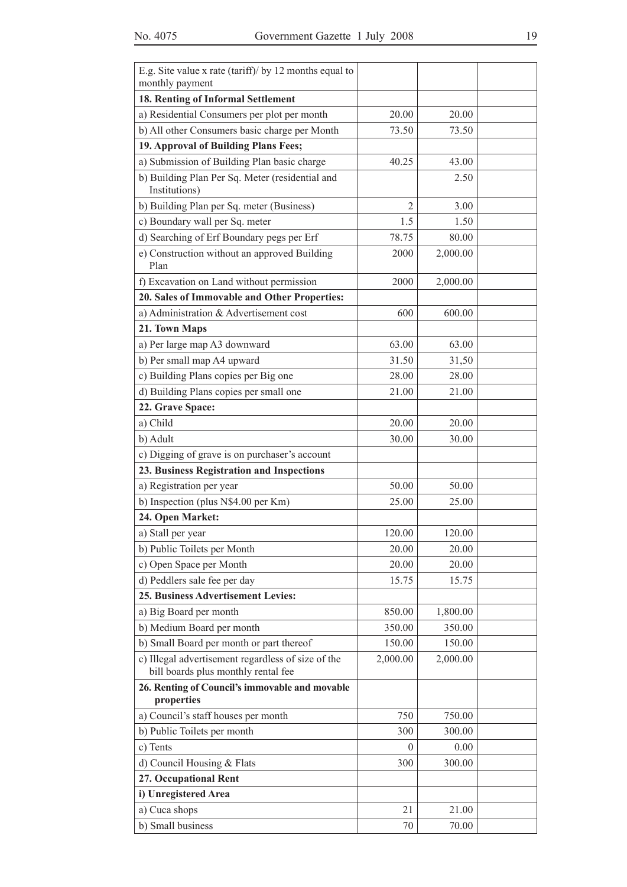| | | | |
|---|---|---|---|
| E.g. Site value x rate (tariff)/ by 12 months equal to monthly payment | | | |
| **18. Renting of Informal Settlement** | | | |
| a) Residential Consumers per plot per month | 20.00 | 20.00 | |
| b) All other Consumers basic charge per Month | 73.50 | 73.50 | |
| **19. Approval of Building Plans Fees;** | | | |
| a) Submission of Building Plan basic charge | 40.25 | 43.00 | |
| b) Building Plan Per Sq. Meter (residential and Institutions) | | 2.50 | |
| b) Building Plan per Sq. meter (Business) | 2 | 3.00 | |
| c) Boundary wall per Sq. meter | 1.5 | 1.50 | |
| d) Searching of Erf Boundary pegs per Erf | 78.75 | 80.00 | |
| e) Construction without an approved Building Plan | 2000 | 2,000.00 | |
| f) Excavation on Land without permission | 2000 | 2,000.00 | |
| **20. Sales of Immovable and Other Properties:** | | | |
| a) Administration & Advertisement cost | 600 | 600.00 | |
| **21. Town Maps** | | | |
| a) Per large map A3 downward | 63.00 | 63.00 | |
| b) Per small map A4 upward | 31.50 | 31,50 | |
| c) Building Plans copies per Big one | 28.00 | 28.00 | |
| d) Building Plans copies per small one | 21.00 | 21.00 | |
| **22. Grave Space:** | | | |
| a) Child | 20.00 | 20.00 | |
| b) Adult | 30.00 | 30.00 | |
| c) Digging of grave is on purchaser's account | | | |
| **23. Business Registration and Inspections** | | | |
| a) Registration per year | 50.00 | 50.00 | |
| b) Inspection (plus N$4.00 per Km) | 25.00 | 25.00 | |
| **24. Open Market:** | | | |
| a) Stall per year | 120.00 | 120.00 | |
| b) Public Toilets per Month | 20.00 | 20.00 | |
| c) Open Space per Month | 20.00 | 20.00 | |
| d) Peddlers sale fee per day | 15.75 | 15.75 | |
| **25. Business Advertisement Levies:** | | | |
| a) Big Board per month | 850.00 | 1,800.00 | |
| b) Medium Board per month | 350.00 | 350.00 | |
| b) Small Board per month or part thereof | 150.00 | 150.00 | |
| c) Illegal advertisement regardless of size of the bill boards plus monthly rental fee | 2,000.00 | 2,000.00 | |
| **26. Renting of Council's immovable and movable properties** | | | |
| a) Council's staff houses per month | 750 | 750.00 | |
| b) Public Toilets per month | 300 | 300.00 | |
| c) Tents | 0 | 0.00 | |
| d) Council Housing & Flats | 300 | 300.00 | |
| **27. Occupational Rent** | | | |
| **i) Unregistered Area** | | | |
| a) Cuca shops | 21 | 21.00 | |
| b) Small business | 70 | 70.00 | |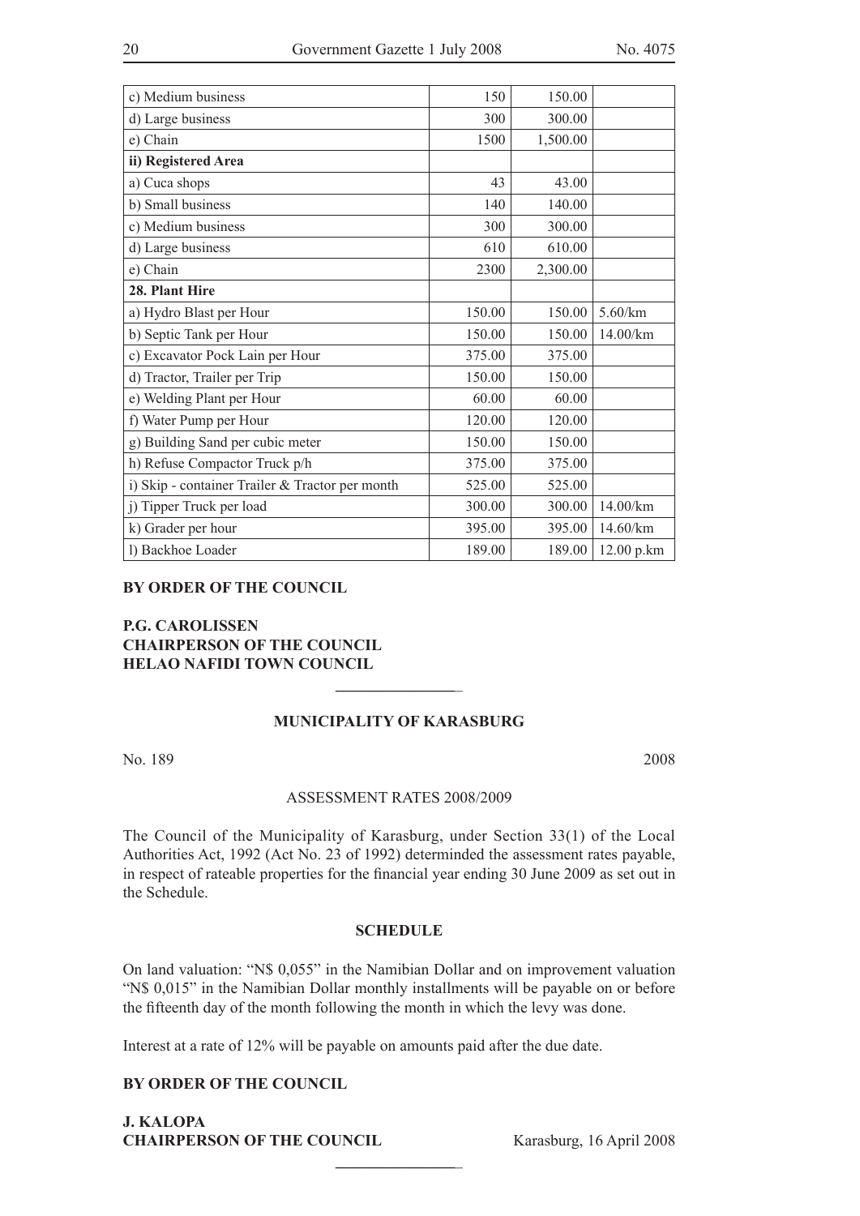| | | | |
|---|---|---|---|
| c) Medium business | 150 | 150.00 | |
| d) Large business | 300 | 300.00 | |
| e) Chain | 1500 | 1,500.00 | |
| **ii) Registered Area** | | | |
| a) Cuca shops | 43 | 43.00 | |
| b) Small business | 140 | 140.00 | |
| c) Medium business | 300 | 300.00 | |
| d) Large business | 610 | 610.00 | |
| e) Chain | 2300 | 2,300.00 | |
| **28. Plant Hire** | | | |
| a) Hydro Blast per Hour | 150.00 | 150.00 | 5.60/km |
| b) Septic Tank per Hour | 150.00 | 150.00 | 14.00/km |
| c) Excavator Pock Lain per Hour | 375.00 | 375.00 | |
| d) Tractor, Trailer per Trip | 150.00 | 150.00 | |
| e) Welding Plant per Hour | 60.00 | 60.00 | |
| f) Water Pump per Hour | 120.00 | 120.00 | |
| g) Building Sand per cubic meter | 150.00 | 150.00 | |
| h) Refuse Compactor Truck p/h | 375.00 | 375.00 | |
| i) Skip - container Trailer & Tractor per month | 525.00 | 525.00 | |
| j) Tipper Truck per load | 300.00 | 300.00 | 14.00/km |
| k) Grader per hour | 395.00 | 395.00 | 14.60/km |
| l) Backhoe Loader | 189.00 | 189.00 | 12.00 p.km |

**BY ORDER OF THE COUNCIL**

**P.G. CAROLISSEN**
**CHAIRPERSON OF THE COUNCIL**
**HELAO NAFIDI TOWN COUNCIL**

---

## MUNICIPALITY OF KARASBURG

No. 189 2008

ASSESSMENT RATES 2008/2009

The Council of the Municipality of Karasburg, under Section 33(1) of the Local Authorities Act, 1992 (Act No. 23 of 1992) determinded the assessment rates payable, in respect of rateable properties for the financial year ending 30 June 2009 as set out in the Schedule.

**SCHEDULE**

On land valuation: "N$ 0,055" in the Namibian Dollar and on improvement valuation "N$ 0,015" in the Namibian Dollar monthly installments will be payable on or before the fifteenth day of the month following the month in which the levy was done.

Interest at a rate of 12% will be payable on amounts paid after the due date.

**BY ORDER OF THE COUNCIL**

**J. KALOPA**
**CHAIRPERSON OF THE COUNCIL** Karasburg, 16 April 2008

---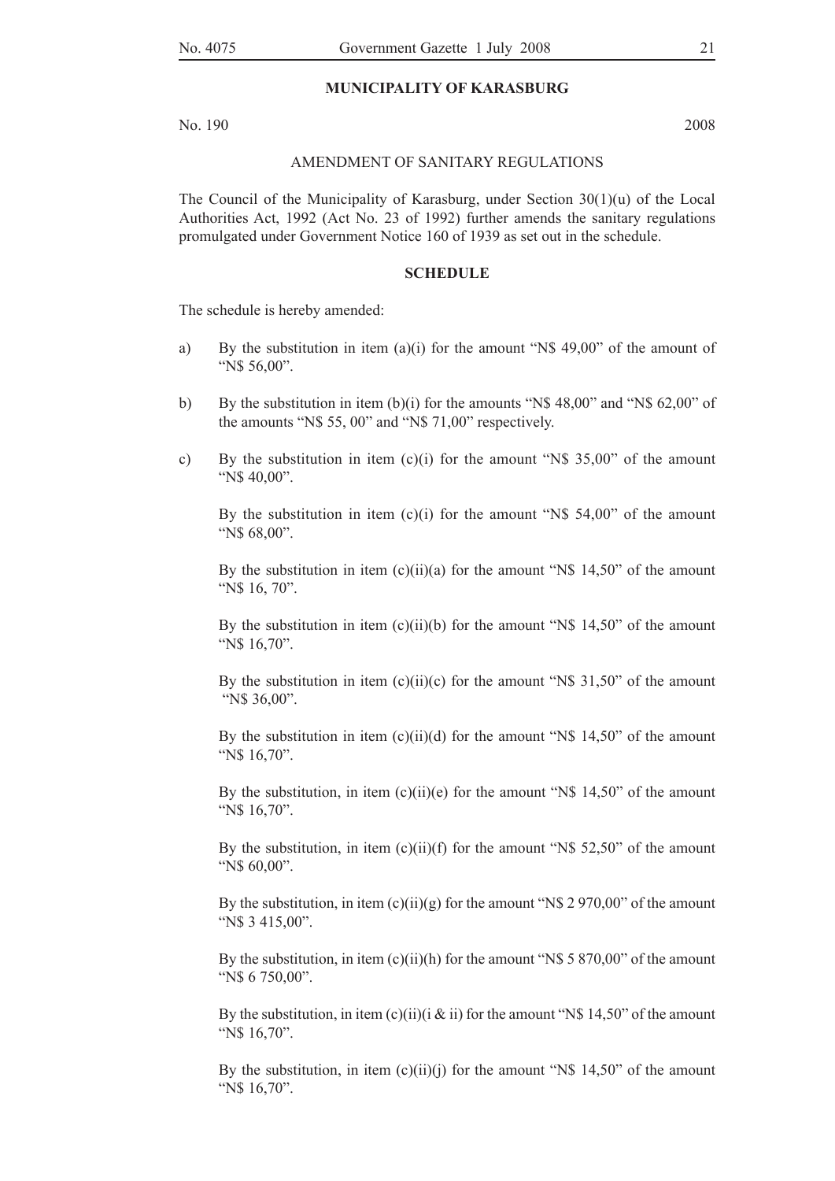**MUNICIPALITY OF KARASBURG**

No. 190 2008

AMENDMENT OF SANITARY REGULATIONS

The Council of the Municipality of Karasburg, under Section 30(1)(u) of the Local Authorities Act, 1992 (Act No. 23 of 1992) further amends the sanitary regulations promulgated under Government Notice 160 of 1939 as set out in the schedule.

**SCHEDULE**

The schedule is hereby amended:

a) By the substitution in item (a)(i) for the amount "N$ 49,00" of the amount of "N$ 56,00".

b) By the substitution in item (b)(i) for the amounts "N$ 48,00" and "N$ 62,00" of the amounts "N$ 55, 00" and "N$ 71,00" respectively.

c) By the substitution in item (c)(i) for the amount "N$ 35,00" of the amount "N$ 40,00".

By the substitution in item (c)(i) for the amount "N$ 54,00" of the amount "N$ 68,00".

By the substitution in item (c)(ii)(a) for the amount "N$ 14,50" of the amount "N$ 16, 70".

By the substitution in item (c)(ii)(b) for the amount "N$ 14,50" of the amount "N$ 16,70".

By the substitution in item (c)(ii)(c) for the amount "N$ 31,50" of the amount "N$ 36,00".

By the substitution in item (c)(ii)(d) for the amount "N$ 14,50" of the amount "N$ 16,70".

By the substitution, in item (c)(ii)(e) for the amount "N$ 14,50" of the amount "N$ 16,70".

By the substitution, in item (c)(ii)(f) for the amount "N$ 52,50" of the amount "N$ 60,00".

By the substitution, in item (c)(ii)(g) for the amount "N$ 2 970,00" of the amount "N$ 3 415,00".

By the substitution, in item (c)(ii)(h) for the amount "N$ 5 870,00" of the amount "N$ 6 750,00".

By the substitution, in item (c)(ii)(i & ii) for the amount "N$ 14,50" of the amount "N$ 16,70".

By the substitution, in item (c)(ii)(j) for the amount "N$ 14,50" of the amount "N$ 16,70".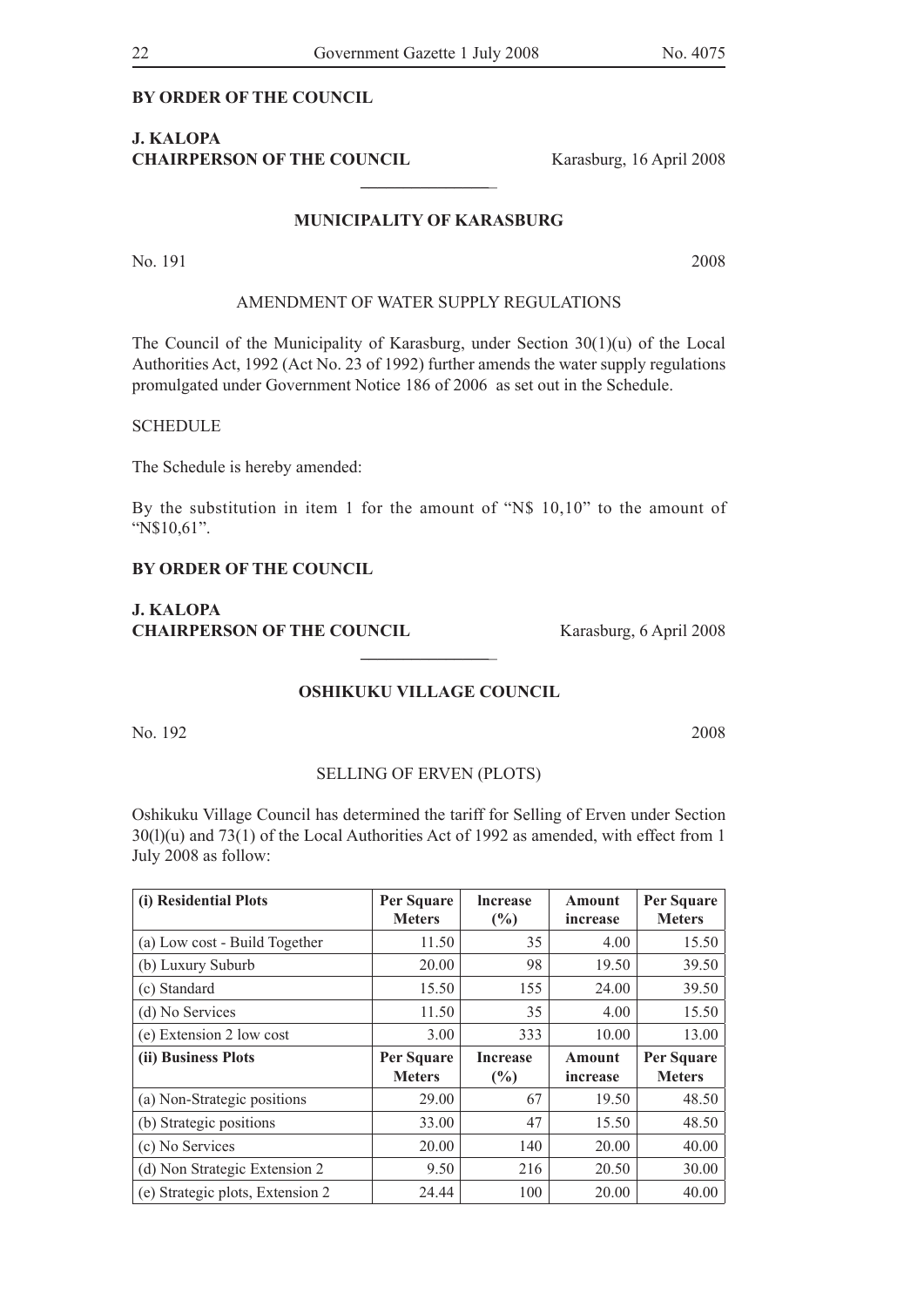**BY ORDER OF THE COUNCIL**

**J. KALOPA**
**CHAIRPERSON OF THE COUNCIL** Karasburg, 16 April 2008

---

## MUNICIPALITY OF KARASBURG

No. 191 2008

AMENDMENT OF WATER SUPPLY REGULATIONS

The Council of the Municipality of Karasburg, under Section 30(1)(u) of the Local Authorities Act, 1992 (Act No. 23 of 1992) further amends the water supply regulations promulgated under Government Notice 186 of 2006 as set out in the Schedule.

SCHEDULE

The Schedule is hereby amended:

By the substitution in item 1 for the amount of "N$ 10,10" to the amount of "N$10,61".

**BY ORDER OF THE COUNCIL**

**J. KALOPA**
**CHAIRPERSON OF THE COUNCIL** Karasburg, 6 April 2008

---

## OSHIKUKU VILLAGE COUNCIL

No. 192 2008

SELLING OF ERVEN (PLOTS)

Oshikuku Village Council has determined the tariff for Selling of Erven under Section 30(l)(u) and 73(1) of the Local Authorities Act of 1992 as amended, with effect from 1 July 2008 as follow:

| **(i) Residential Plots** | **Per Square Meters** | **Increase (%)** | **Amount increase** | **Per Square Meters** |
|---|---|---|---|---|
| (a) Low cost - Build Together | 11.50 | 35 | 4.00 | 15.50 |
| (b) Luxury Suburb | 20.00 | 98 | 19.50 | 39.50 |
| (c) Standard | 15.50 | 155 | 24.00 | 39.50 |
| (d) No Services | 11.50 | 35 | 4.00 | 15.50 |
| (e) Extension 2 low cost | 3.00 | 333 | 10.00 | 13.00 |
| **(ii) Business Plots** | **Per Square Meters** | **Increase (%)** | **Amount increase** | **Per Square Meters** |
| (a) Non-Strategic positions | 29.00 | 67 | 19.50 | 48.50 |
| (b) Strategic positions | 33.00 | 47 | 15.50 | 48.50 |
| (c) No Services | 20.00 | 140 | 20.00 | 40.00 |
| (d) Non Strategic Extension 2 | 9.50 | 216 | 20.50 | 30.00 |
| (e) Strategic plots, Extension 2 | 24.44 | 100 | 20.00 | 40.00 |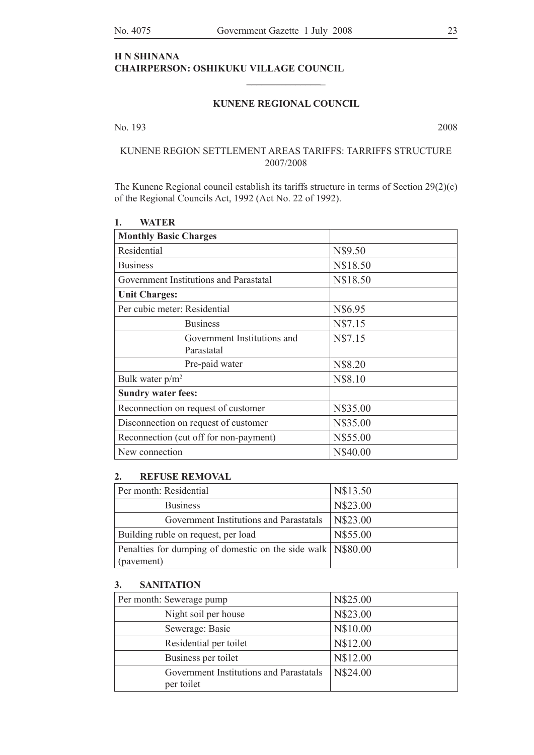**H N SHINANA**
**CHAIRPERSON: OSHIKUKU VILLAGE COUNCIL**

---

**KUNENE REGIONAL COUNCIL**

No. 193 2008

KUNENE REGION SETTLEMENT AREAS TARIFFS: TARRIFFS STRUCTURE 2007/2008

The Kunene Regional council establish its tariffs structure in terms of Section 29(2)(c) of the Regional Councils Act, 1992 (Act No. 22 of 1992).

**1. WATER**

| **Monthly Basic Charges** | |
|---|---|
| Residential | N$9.50 |
| Business | N$18.50 |
| Government Institutions and Parastatal | N$18.50 |
| **Unit Charges:** | |
| Per cubic meter: Residential | N$6.95 |
| Business | N$7.15 |
| Government Institutions and Parastatal | N$7.15 |
| Pre-paid water | N$8.20 |
| Bulk water p/m$^2$ | N$8.10 |
| **Sundry water fees:** | |
| Reconnection on request of customer | N$35.00 |
| Disconnection on request of customer | N$35.00 |
| Reconnection (cut off for non-payment) | N$55.00 |
| New connection | N$40.00 |

**2. REFUSE REMOVAL**

| Per month: Residential | N$13.50 |
|---|---|
| Business | N$23.00 |
| Government Institutions and Parastatals | N$23.00 |
| Building ruble on request, per load | N$55.00 |
| Penalties for dumping of domestic on the side walk (pavement) | N$80.00 |

**3. SANITATION**

| Per month: Sewerage pump | N$25.00 |
|---|---|
| Night soil per house | N$23.00 |
| Sewerage: Basic | N$10.00 |
| Residential per toilet | N$12.00 |
| Business per toilet | N$12.00 |
| Government Institutions and Parastatals per toilet | N$24.00 |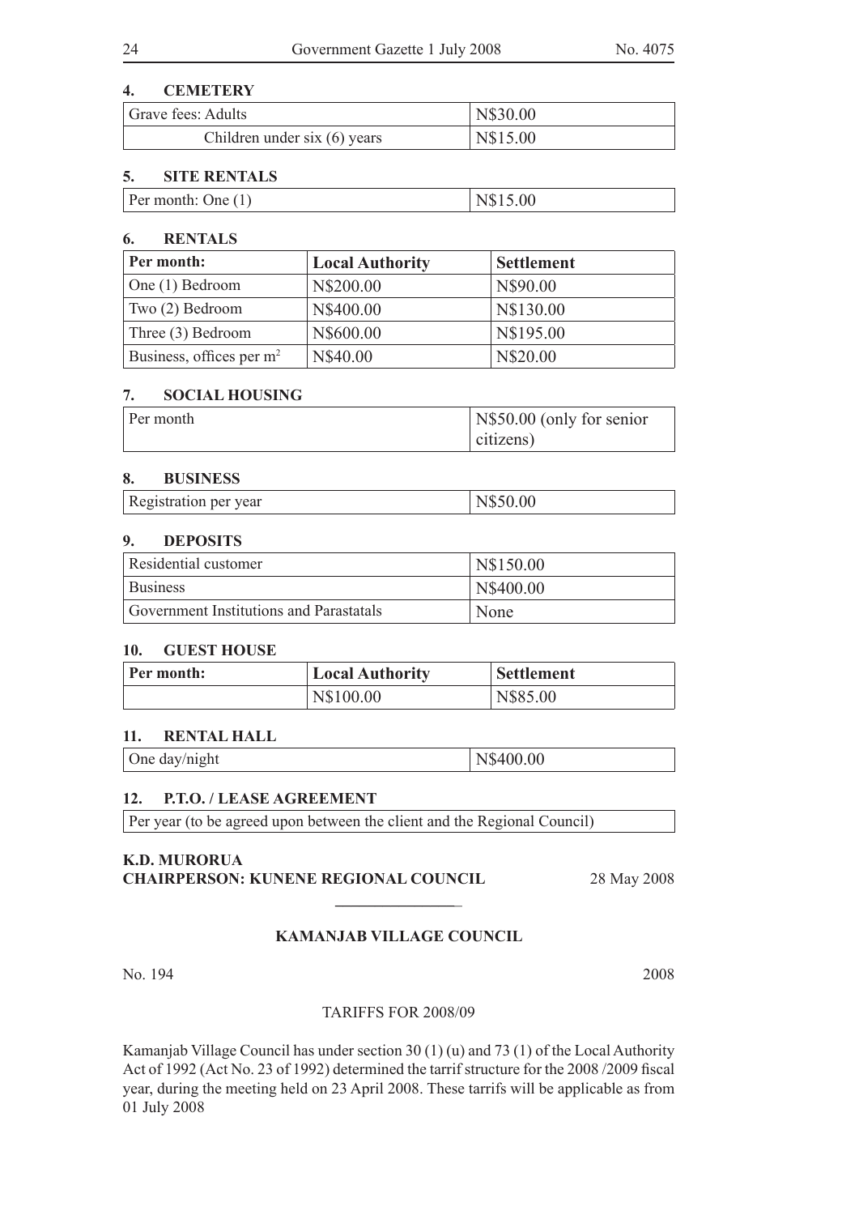## 4. CEMETERY

| Grave fees: Adults | N$30.00 |
|---|---|
| Children under six (6) years | N$15.00 |

## 5. SITE RENTALS

| Per month: One (1) | N$15.00 |
|---|---|

## 6. RENTALS

| Per month: | Local Authority | Settlement |
|---|---|---|
| One (1) Bedroom | N$200.00 | N$90.00 |
| Two (2) Bedroom | N$400.00 | N$130.00 |
| Three (3) Bedroom | N$600.00 | N$195.00 |
| Business, offices per $m^2$ | N$40.00 | N$20.00 |

## 7. SOCIAL HOUSING

| Per month | N$50.00 (only for senior citizens) |
|---|---|

## 8. BUSINESS

| Registration per year | N$50.00 |
|---|---|

## 9. DEPOSITS

| Residential customer | N$150.00 |
|---|---|
| Business | N$400.00 |
| Government Institutions and Parastatals | None |

## 10. GUEST HOUSE

| Per month: | Local Authority | Settlement |
|---|---|---|
| | N$100.00 | N$85.00 |

## 11. RENTAL HALL

| One day/night | N$400.00 |
|---|---|

## 12. P.T.O. / LEASE AGREEMENT

| Per year (to be agreed upon between the client and the Regional Council) |
|---|

**K.D. MURORUA**
**CHAIRPERSON: KUNENE REGIONAL COUNCIL** 28 May 2008

---

## KAMANJAB VILLAGE COUNCIL

No. 194 2008

TARIFFS FOR 2008/09

Kamanjab Village Council has under section 30 (1) (u) and 73 (1) of the Local Authority Act of 1992 (Act No. 23 of 1992) determined the tarrif structure for the 2008 /2009 fiscal year, during the meeting held on 23 April 2008. These tarrifs will be applicable as from 01 July 2008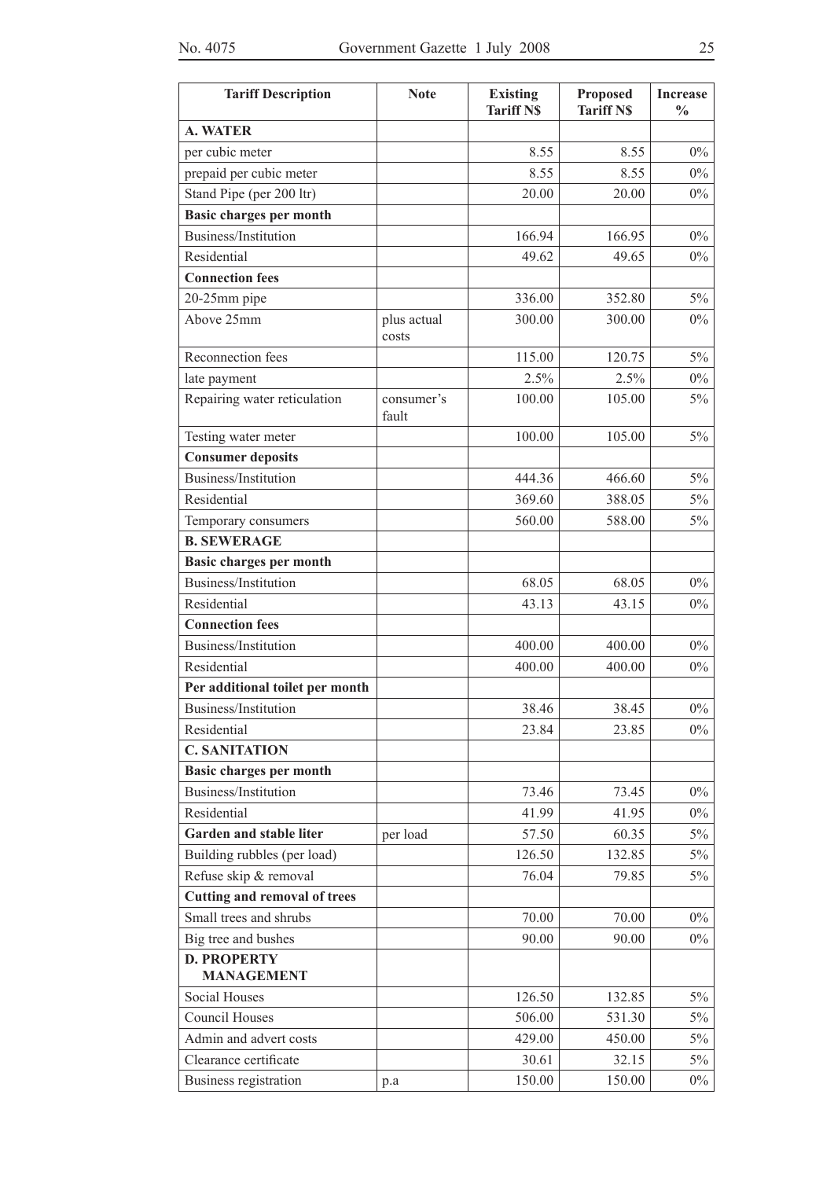| Tariff Description | Note | Existing Tariff N$ | Proposed Tariff N$ | Increase % |
|---|---|---|---|---|
| **A. WATER** | | | | |
| per cubic meter | | 8.55 | 8.55 | 0% |
| prepaid per cubic meter | | 8.55 | 8.55 | 0% |
| Stand Pipe (per 200 ltr) | | 20.00 | 20.00 | 0% |
| **Basic charges per month** | | | | |
| Business/Institution | | 166.94 | 166.95 | 0% |
| Residential | | 49.62 | 49.65 | 0% |
| **Connection fees** | | | | |
| 20-25mm pipe | | 336.00 | 352.80 | 5% |
| Above 25mm | plus actual costs | 300.00 | 300.00 | 0% |
| Reconnection fees | | 115.00 | 120.75 | 5% |
| late payment | | 2.5% | 2.5% | 0% |
| Repairing water reticulation | consumer's fault | 100.00 | 105.00 | 5% |
| Testing water meter | | 100.00 | 105.00 | 5% |
| **Consumer deposits** | | | | |
| Business/Institution | | 444.36 | 466.60 | 5% |
| Residential | | 369.60 | 388.05 | 5% |
| Temporary consumers | | 560.00 | 588.00 | 5% |
| **B. SEWERAGE** | | | | |
| **Basic charges per month** | | | | |
| Business/Institution | | 68.05 | 68.05 | 0% |
| Residential | | 43.13 | 43.15 | 0% |
| **Connection fees** | | | | |
| Business/Institution | | 400.00 | 400.00 | 0% |
| Residential | | 400.00 | 400.00 | 0% |
| **Per additional toilet per month** | | | | |
| Business/Institution | | 38.46 | 38.45 | 0% |
| Residential | | 23.84 | 23.85 | 0% |
| **C. SANITATION** | | | | |
| **Basic charges per month** | | | | |
| Business/Institution | | 73.46 | 73.45 | 0% |
| Residential | | 41.99 | 41.95 | 0% |
| **Garden and stable liter** | per load | 57.50 | 60.35 | 5% |
| Building rubbles (per load) | | 126.50 | 132.85 | 5% |
| Refuse skip & removal | | 76.04 | 79.85 | 5% |
| **Cutting and removal of trees** | | | | |
| Small trees and shrubs | | 70.00 | 70.00 | 0% |
| Big tree and bushes | | 90.00 | 90.00 | 0% |
| **D. PROPERTY MANAGEMENT** | | | | |
| Social Houses | | 126.50 | 132.85 | 5% |
| Council Houses | | 506.00 | 531.30 | 5% |
| Admin and advert costs | | 429.00 | 450.00 | 5% |
| Clearance certificate | | 30.61 | 32.15 | 5% |
| Business registration | p.a | 150.00 | 150.00 | 0% |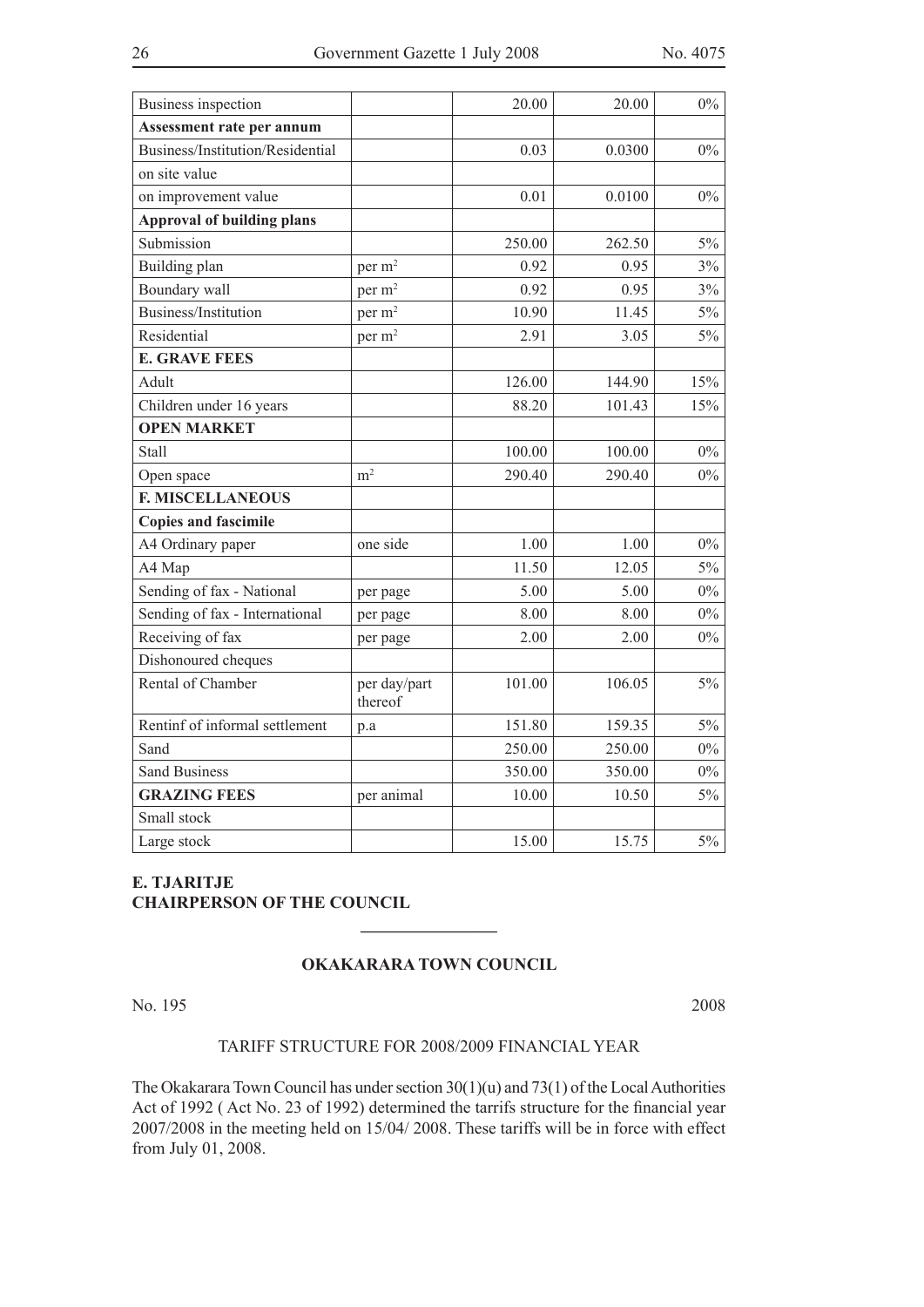| | | | | |
|---|---|---|---|---|
| Business inspection | | 20.00 | 20.00 | 0% |
| **Assessment rate per annum** | | | | |
| Business/Institution/Residential | | 0.03 | 0.0300 | 0% |
| on site value | | | | |
| on improvement value | | 0.01 | 0.0100 | 0% |
| **Approval of building plans** | | | | |
| Submission | | 250.00 | 262.50 | 5% |
| Building plan | per $m^2$ | 0.92 | 0.95 | 3% |
| Boundary wall | per $m^2$ | 0.92 | 0.95 | 3% |
| Business/Institution | per $m^2$ | 10.90 | 11.45 | 5% |
| Residential | per $m^2$ | 2.91 | 3.05 | 5% |
| **E. GRAVE FEES** | | | | |
| Adult | | 126.00 | 144.90 | 15% |
| Children under 16 years | | 88.20 | 101.43 | 15% |
| **OPEN MARKET** | | | | |
| Stall | | 100.00 | 100.00 | 0% |
| Open space | $m^2$ | 290.40 | 290.40 | 0% |
| **F. MISCELLANEOUS** | | | | |
| **Copies and fascimile** | | | | |
| A4 Ordinary paper | one side | 1.00 | 1.00 | 0% |
| A4 Map | | 11.50 | 12.05 | 5% |
| Sending of fax - National | per page | 5.00 | 5.00 | 0% |
| Sending of fax - International | per page | 8.00 | 8.00 | 0% |
| Receiving of fax | per page | 2.00 | 2.00 | 0% |
| Dishonoured cheques | | | | |
| Rental of Chamber | per day/part thereof | 101.00 | 106.05 | 5% |
| Rentinf of informal settlement | p.a | 151.80 | 159.35 | 5% |
| Sand | | 250.00 | 250.00 | 0% |
| Sand Business | | 350.00 | 350.00 | 0% |
| **GRAZING FEES** | per animal | 10.00 | 10.50 | 5% |
| Small stock | | | | |
| Large stock | | 15.00 | 15.75 | 5% |

**E. TJARITJE**
**CHAIRPERSON OF THE COUNCIL**

---

## OKAKARARA TOWN COUNCIL

No. 195 2008

TARIFF STRUCTURE FOR 2008/2009 FINANCIAL YEAR

The Okakarara Town Council has under section 30(1)(u) and 73(1) of the Local Authorities Act of 1992 ( Act No. 23 of 1992) determined the tarrifs structure for the financial year 2007/2008 in the meeting held on 15/04/ 2008. These tariffs will be in force with effect from July 01, 2008.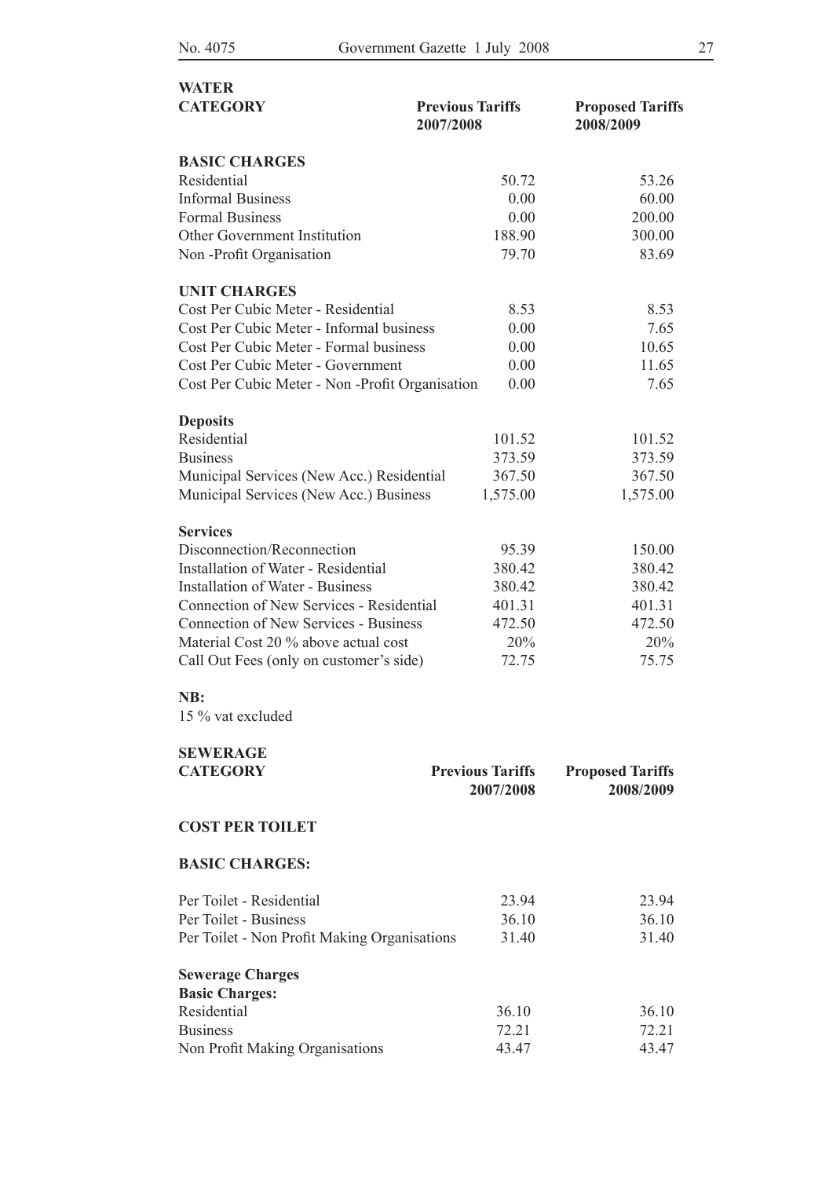## WATER

| CATEGORY | Previous Tariffs 2007/2008 | Proposed Tariffs 2008/2009 |
|---|---|---|
| **BASIC CHARGES** | | |
| Residential | 50.72 | 53.26 |
| Informal Business | 0.00 | 60.00 |
| Formal Business | 0.00 | 200.00 |
| Other Government Institution | 188.90 | 300.00 |
| Non -Profit Organisation | 79.70 | 83.69 |
| **UNIT CHARGES** | | |
| Cost Per Cubic Meter - Residential | 8.53 | 8.53 |
| Cost Per Cubic Meter - Informal business | 0.00 | 7.65 |
| Cost Per Cubic Meter - Formal business | 0.00 | 10.65 |
| Cost Per Cubic Meter - Government | 0.00 | 11.65 |
| Cost Per Cubic Meter - Non -Profit Organisation | 0.00 | 7.65 |
| **Deposits** | | |
| Residential | 101.52 | 101.52 |
| Business | 373.59 | 373.59 |
| Municipal Services (New Acc.) Residential | 367.50 | 367.50 |
| Municipal Services (New Acc.) Business | 1,575.00 | 1,575.00 |
| **Services** | | |
| Disconnection/Reconnection | 95.39 | 150.00 |
| Installation of Water - Residential | 380.42 | 380.42 |
| Installation of Water - Business | 380.42 | 380.42 |
| Connection of New Services - Residential | 401.31 | 401.31 |
| Connection of New Services - Business | 472.50 | 472.50 |
| Material Cost 20 % above actual cost | 20% | 20% |
| Call Out Fees (only on customer's side) | 72.75 | 75.75 |

**NB:**
15 % vat excluded

## SEWERAGE

| CATEGORY | Previous Tariffs 2007/2008 | Proposed Tariffs 2008/2009 |
|---|---|---|
| **COST PER TOILET** | | |
| **BASIC CHARGES:** | | |
| Per Toilet - Residential | 23.94 | 23.94 |
| Per Toilet - Business | 36.10 | 36.10 |
| Per Toilet - Non Profit Making Organisations | 31.40 | 31.40 |
| **Sewerage Charges** | | |
| **Basic Charges:** | | |
| Residential | 36.10 | 36.10 |
| Business | 72.21 | 72.21 |
| Non Profit Making Organisations | 43.47 | 43.47 |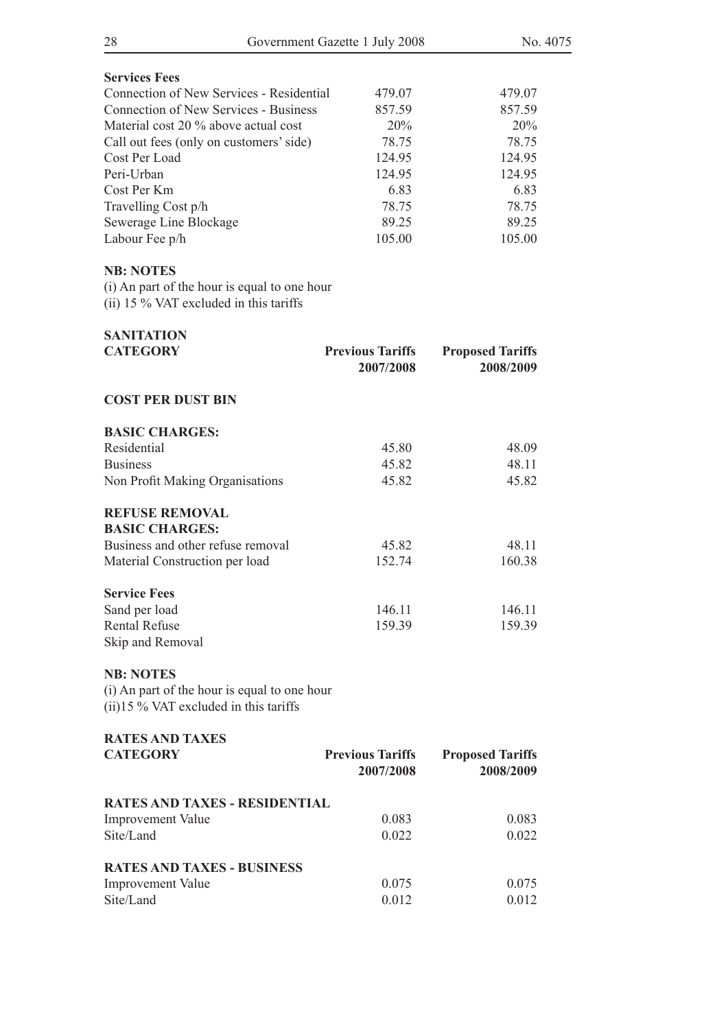**Services Fees**

| | | |
|---|---|---|
| Connection of New Services - Residential | 479.07 | 479.07 |
| Connection of New Services - Business | 857.59 | 857.59 |
| Material cost 20 % above actual cost | 20% | 20% |
| Call out fees (only on customers' side) | 78.75 | 78.75 |
| Cost Per Load | 124.95 | 124.95 |
| Peri-Urban | 124.95 | 124.95 |
| Cost Per Km | 6.83 | 6.83 |
| Travelling Cost p/h | 78.75 | 78.75 |
| Sewerage Line Blockage | 89.25 | 89.25 |
| Labour Fee p/h | 105.00 | 105.00 |

**NB: NOTES**

(i) An part of the hour is equal to one hour
(ii) 15 % VAT excluded in this tariffs

**SANITATION**

| **CATEGORY** | **Previous Tariffs 2007/2008** | **Proposed Tariffs 2008/2009** |
|---|---|---|
| **COST PER DUST BIN** | | |
| **BASIC CHARGES:** | | |
| Residential | 45.80 | 48.09 |
| Business | 45.82 | 48.11 |
| Non Profit Making Organisations | 45.82 | 45.82 |
| **REFUSE REMOVAL** | | |
| **BASIC CHARGES:** | | |
| Business and other refuse removal | 45.82 | 48.11 |
| Material Construction per load | 152.74 | 160.38 |
| **Service Fees** | | |
| Sand per load | 146.11 | 146.11 |
| Rental Refuse | 159.39 | 159.39 |
| Skip and Removal | | |

**NB: NOTES**

(i) An part of the hour is equal to one hour
(ii)15 % VAT excluded in this tariffs

**RATES AND TAXES**

| **CATEGORY** | **Previous Tariffs 2007/2008** | **Proposed Tariffs 2008/2009** |
|---|---|---|
| **RATES AND TAXES - RESIDENTIAL** | | |
| Improvement Value | 0.083 | 0.083 |
| Site/Land | 0.022 | 0.022 |
| **RATES AND TAXES - BUSINESS** | | |
| Improvement Value | 0.075 | 0.075 |
| Site/Land | 0.012 | 0.012 |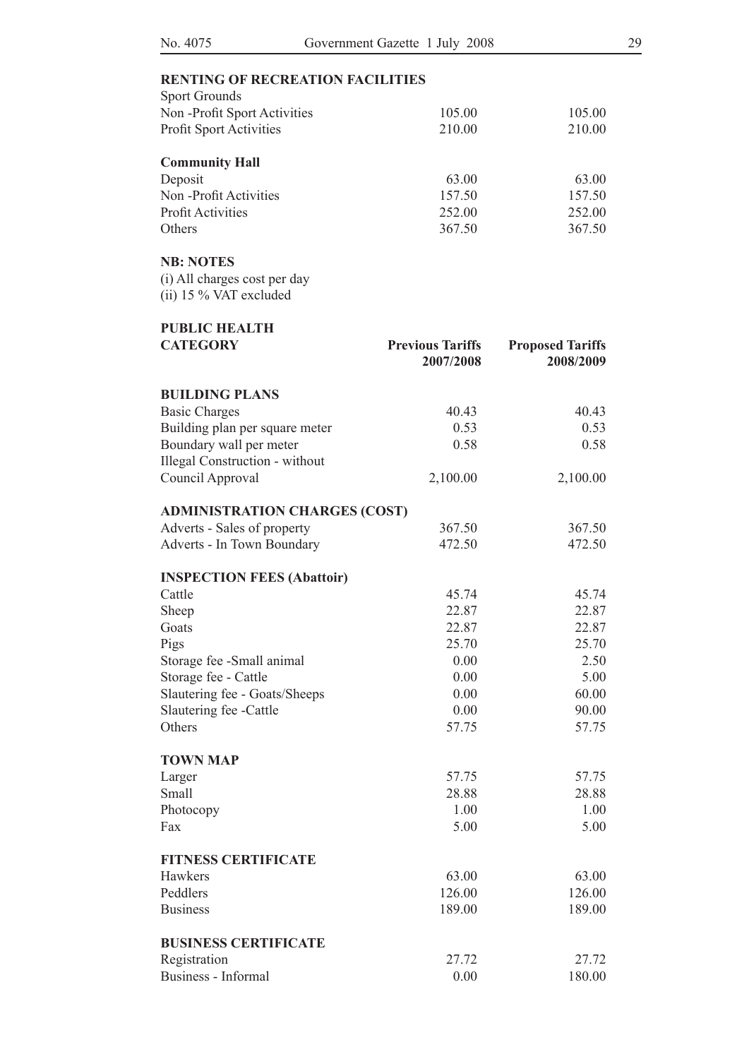**RENTING OF RECREATION FACILITIES**

| Sport Grounds | | |
|---|---|---|
| Non -Profit Sport Activities | 105.00 | 105.00 |
| Profit Sport Activities | 210.00 | 210.00 |

**Community Hall**

| | | |
|---|---|---|
| Deposit | 63.00 | 63.00 |
| Non -Profit Activities | 157.50 | 157.50 |
| Profit Activities | 252.00 | 252.00 |
| Others | 367.50 | 367.50 |

**NB: NOTES**

(i) All charges cost per day
(ii) 15 % VAT excluded

**PUBLIC HEALTH**

| CATEGORY | Previous Tariffs 2007/2008 | Proposed Tariffs 2008/2009 |
|---|---|---|
| **BUILDING PLANS** | | |
| Basic Charges | 40.43 | 40.43 |
| Building plan per square meter | 0.53 | 0.53 |
| Boundary wall per meter | 0.58 | 0.58 |
| Illegal Construction - without Council Approval | 2,100.00 | 2,100.00 |
| **ADMINISTRATION CHARGES (COST)** | | |
| Adverts - Sales of property | 367.50 | 367.50 |
| Adverts - In Town Boundary | 472.50 | 472.50 |
| **INSPECTION FEES (Abattoir)** | | |
| Cattle | 45.74 | 45.74 |
| Sheep | 22.87 | 22.87 |
| Goats | 22.87 | 22.87 |
| Pigs | 25.70 | 25.70 |
| Storage fee -Small animal | 0.00 | 2.50 |
| Storage fee - Cattle | 0.00 | 5.00 |
| Slautering fee - Goats/Sheeps | 0.00 | 60.00 |
| Slautering fee -Cattle | 0.00 | 90.00 |
| Others | 57.75 | 57.75 |
| **TOWN MAP** | | |
| Larger | 57.75 | 57.75 |
| Small | 28.88 | 28.88 |
| Photocopy | 1.00 | 1.00 |
| Fax | 5.00 | 5.00 |
| **FITNESS CERTIFICATE** | | |
| Hawkers | 63.00 | 63.00 |
| Peddlers | 126.00 | 126.00 |
| Business | 189.00 | 189.00 |
| **BUSINESS CERTIFICATE** | | |
| Registration | 27.72 | 27.72 |
| Business - Informal | 0.00 | 180.00 |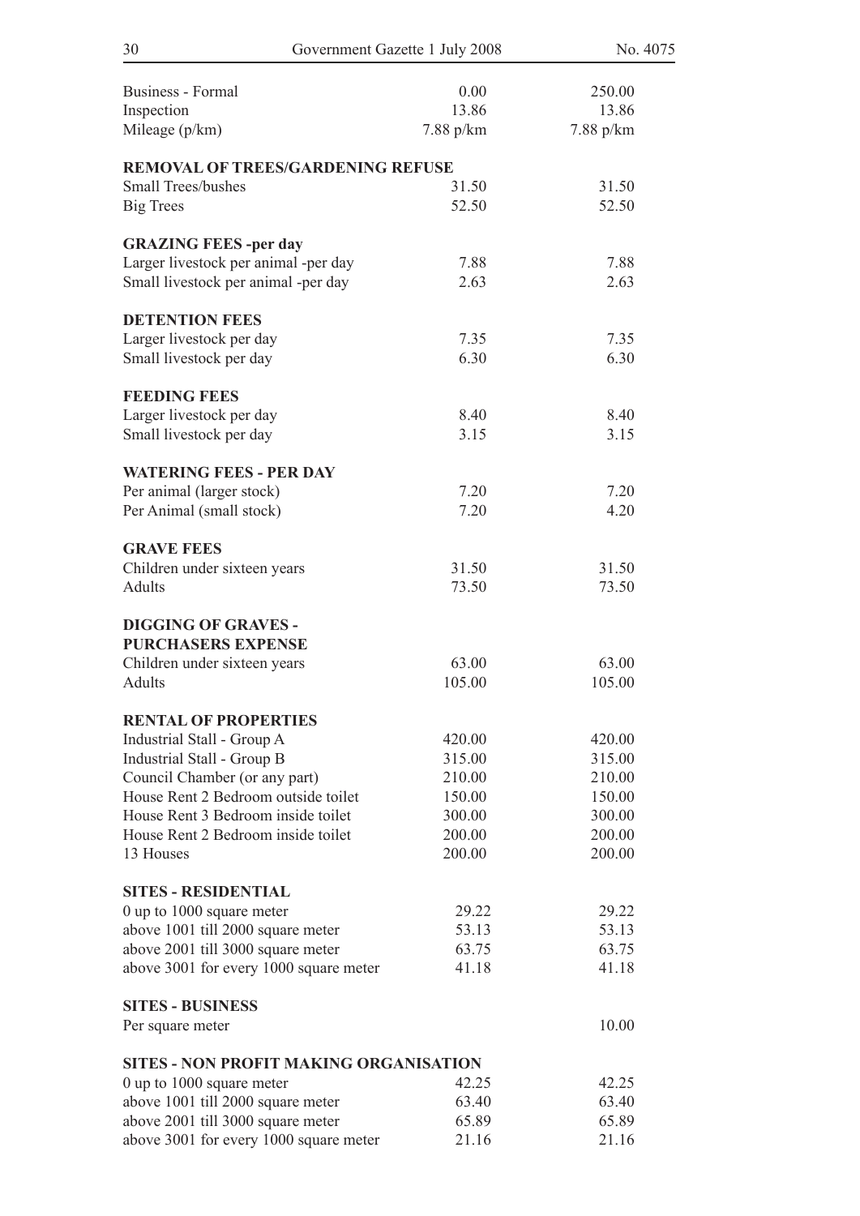| | | |
|---|---|---|
| Business - Formal | 0.00 | 250.00 |
| Inspection | 13.86 | 13.86 |
| Mileage (p/km) | 7.88 p/km | 7.88 p/km |
| **REMOVAL OF TREES/GARDENING REFUSE** | | |
| Small Trees/bushes | 31.50 | 31.50 |
| Big Trees | 52.50 | 52.50 |
| **GRAZING FEES -per day** | | |
| Larger livestock per animal -per day | 7.88 | 7.88 |
| Small livestock per animal -per day | 2.63 | 2.63 |
| **DETENTION FEES** | | |
| Larger livestock per day | 7.35 | 7.35 |
| Small livestock per day | 6.30 | 6.30 |
| **FEEDING FEES** | | |
| Larger livestock per day | 8.40 | 8.40 |
| Small livestock per day | 3.15 | 3.15 |
| **WATERING FEES - PER DAY** | | |
| Per animal (larger stock) | 7.20 | 7.20 |
| Per Animal (small stock) | 7.20 | 4.20 |
| **GRAVE FEES** | | |
| Children under sixteen years | 31.50 | 31.50 |
| Adults | 73.50 | 73.50 |
| **DIGGING OF GRAVES - PURCHASERS EXPENSE** | | |
| Children under sixteen years | 63.00 | 63.00 |
| Adults | 105.00 | 105.00 |
| **RENTAL OF PROPERTIES** | | |
| Industrial Stall - Group A | 420.00 | 420.00 |
| Industrial Stall - Group B | 315.00 | 315.00 |
| Council Chamber (or any part) | 210.00 | 210.00 |
| House Rent 2 Bedroom outside toilet | 150.00 | 150.00 |
| House Rent 3 Bedroom inside toilet | 300.00 | 300.00 |
| House Rent 2 Bedroom inside toilet | 200.00 | 200.00 |
| 13 Houses | 200.00 | 200.00 |
| **SITES - RESIDENTIAL** | | |
| 0 up to 1000 square meter | 29.22 | 29.22 |
| above 1001 till 2000 square meter | 53.13 | 53.13 |
| above 2001 till 3000 square meter | 63.75 | 63.75 |
| above 3001 for every 1000 square meter | 41.18 | 41.18 |
| **SITES - BUSINESS** | | |
| Per square meter | | 10.00 |
| **SITES - NON PROFIT MAKING ORGANISATION** | | |
| 0 up to 1000 square meter | 42.25 | 42.25 |
| above 1001 till 2000 square meter | 63.40 | 63.40 |
| above 2001 till 3000 square meter | 65.89 | 65.89 |
| above 3001 for every 1000 square meter | 21.16 | 21.16 |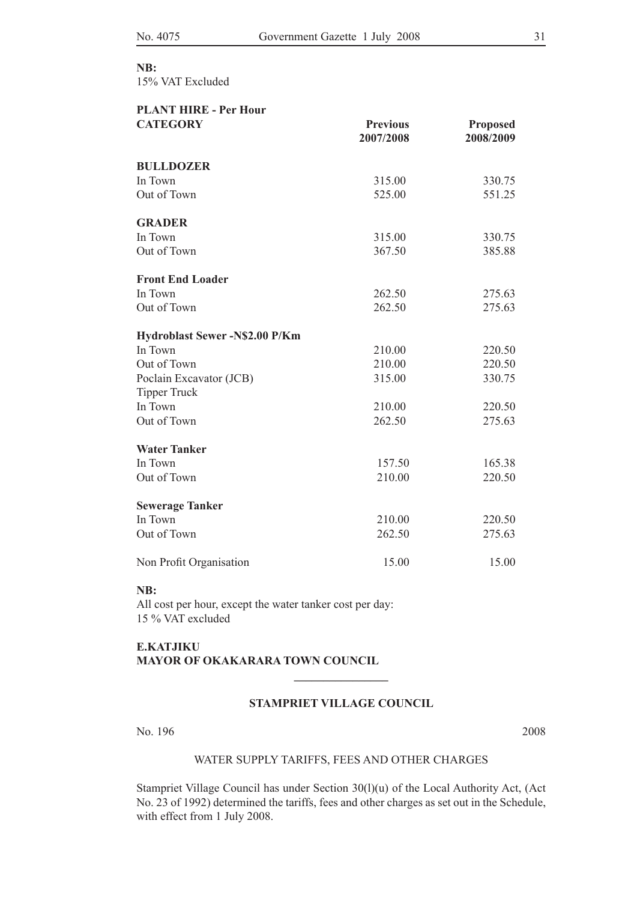**NB:**
15% VAT Excluded

**PLANT HIRE - Per Hour**

| **CATEGORY** | **Previous 2007/2008** | **Proposed 2008/2009** |
|---|---|---|
| **BULLDOZER** | | |
| In Town | 315.00 | 330.75 |
| Out of Town | 525.00 | 551.25 |
| **GRADER** | | |
| In Town | 315.00 | 330.75 |
| Out of Town | 367.50 | 385.88 |
| **Front End Loader** | | |
| In Town | 262.50 | 275.63 |
| Out of Town | 262.50 | 275.63 |
| **Hydroblast Sewer -N$2.00 P/Km** | | |
| In Town | 210.00 | 220.50 |
| Out of Town | 210.00 | 220.50 |
| Poclain Excavator (JCB) | 315.00 | 330.75 |
| Tipper Truck | | |
| In Town | 210.00 | 220.50 |
| Out of Town | 262.50 | 275.63 |
| **Water Tanker** | | |
| In Town | 157.50 | 165.38 |
| Out of Town | 210.00 | 220.50 |
| **Sewerage Tanker** | | |
| In Town | 210.00 | 220.50 |
| Out of Town | 262.50 | 275.63 |
| Non Profit Organisation | 15.00 | 15.00 |

**NB:**
All cost per hour, except the water tanker cost per day:
15 % VAT excluded

**E.KATJIKU**
**MAYOR OF OKAKARARA TOWN COUNCIL**

---

**STAMPRIET VILLAGE COUNCIL**

No. 196 2008

WATER SUPPLY TARIFFS, FEES AND OTHER CHARGES

Stampriet Village Council has under Section 30(l)(u) of the Local Authority Act, (Act No. 23 of 1992) determined the tariffs, fees and other charges as set out in the Schedule, with effect from 1 July 2008.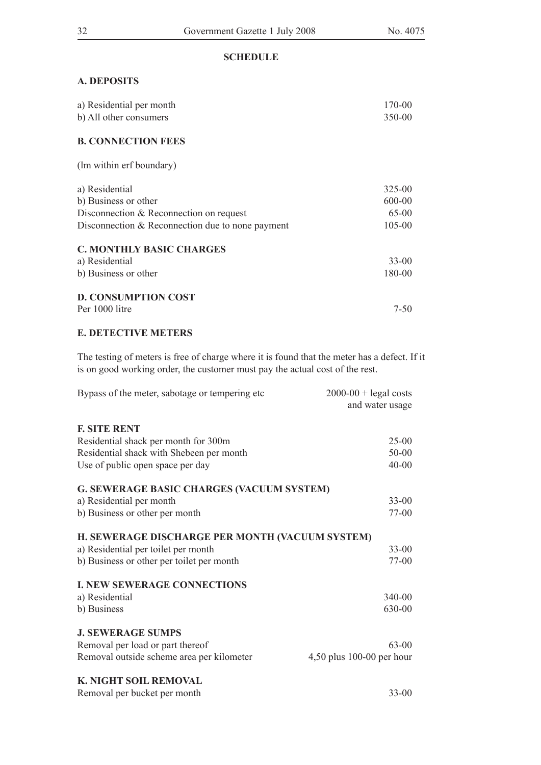## SCHEDULE

### A. DEPOSITS

| | |
|---|---|
| a) Residential per month | 170-00 |
| b) All other consumers | 350-00 |

### B. CONNECTION FEES

(lm within erf boundary)

| | |
|---|---|
| a) Residential | 325-00 |
| b) Business or other | 600-00 |
| Disconnection & Reconnection on request | 65-00 |
| Disconnection & Reconnection due to none payment | 105-00 |

### C. MONTHLY BASIC CHARGES

| | |
|---|---|
| a) Residential | 33-00 |
| b) Business or other | 180-00 |

### D. CONSUMPTION COST

| | |
|---|---|
| Per 1000 litre | 7-50 |

### E. DETECTIVE METERS

The testing of meters is free of charge where it is found that the meter has a defect. If it is on good working order, the customer must pay the actual cost of the rest.

| | |
|---|---|
| Bypass of the meter, sabotage or tempering etc | 2000-00 + legal costs and water usage |

### F. SITE RENT

| | |
|---|---|
| Residential shack per month for 300m | 25-00 |
| Residential shack with Shebeen per month | 50-00 |
| Use of public open space per day | 40-00 |

### G. SEWERAGE BASIC CHARGES (VACUUM SYSTEM)

| | |
|---|---|
| a) Residential per month | 33-00 |
| b) Business or other per month | 77-00 |

### H. SEWERAGE DISCHARGE PER MONTH (VACUUM SYSTEM)

| | |
|---|---|
| a) Residential per toilet per month | 33-00 |
| b) Business or other per toilet per month | 77-00 |

### I. NEW SEWERAGE CONNECTIONS

| | |
|---|---|
| a) Residential | 340-00 |
| b) Business | 630-00 |

### J. SEWERAGE SUMPS

| | |
|---|---|
| Removal per load or part thereof | 63-00 |
| Removal outside scheme area per kilometer | 4,50 plus 100-00 per hour |

### K. NIGHT SOIL REMOVAL

| | |
|---|---|
| Removal per bucket per month | 33-00 |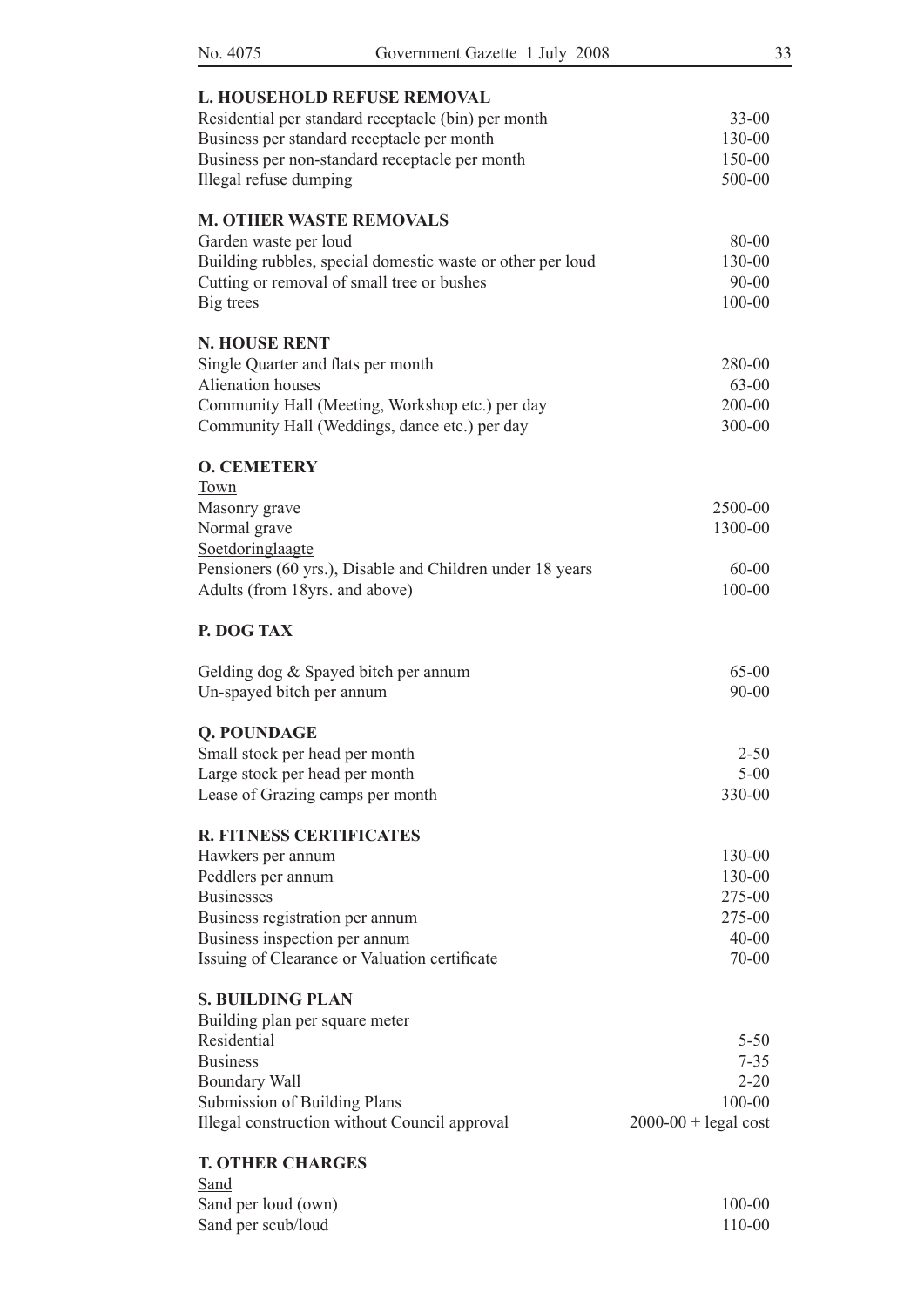## L. HOUSEHOLD REFUSE REMOVAL

| | |
|---|---|
| Residential per standard receptacle (bin) per month | 33-00 |
| Business per standard receptacle per month | 130-00 |
| Business per non-standard receptacle per month | 150-00 |
| Illegal refuse dumping | 500-00 |

## M. OTHER WASTE REMOVALS

| | |
|---|---|
| Garden waste per loud | 80-00 |
| Building rubbles, special domestic waste or other per loud | 130-00 |
| Cutting or removal of small tree or bushes | 90-00 |
| Big trees | 100-00 |

## N. HOUSE RENT

| | |
|---|---|
| Single Quarter and flats per month | 280-00 |
| Alienation houses | 63-00 |
| Community Hall (Meeting, Workshop etc.) per day | 200-00 |
| Community Hall (Weddings, dance etc.) per day | 300-00 |

## O. CEMETERY

| | |
|---|---|
| Town | |
| Masonry grave | 2500-00 |
| Normal grave | 1300-00 |
| Soetdoringlaagte | |
| Pensioners (60 yrs.), Disable and Children under 18 years | 60-00 |
| Adults (from 18yrs. and above) | 100-00 |

## P. DOG TAX

| | |
|---|---|
| Gelding dog & Spayed bitch per annum | 65-00 |
| Un-spayed bitch per annum | 90-00 |

## Q. POUNDAGE

| | |
|---|---|
| Small stock per head per month | 2-50 |
| Large stock per head per month | 5-00 |
| Lease of Grazing camps per month | 330-00 |

## R. FITNESS CERTIFICATES

| | |
|---|---|
| Hawkers per annum | 130-00 |
| Peddlers per annum | 130-00 |
| Businesses | 275-00 |
| Business registration per annum | 275-00 |
| Business inspection per annum | 40-00 |
| Issuing of Clearance or Valuation certificate | 70-00 |

## S. BUILDING PLAN

| | |
|---|---|
| Building plan per square meter | |
| Residential | 5-50 |
| Business | 7-35 |
| Boundary Wall | 2-20 |
| Submission of Building Plans | 100-00 |
| Illegal construction without Council approval | 2000-00 + legal cost |

## T. OTHER CHARGES

| | |
|---|---|
| Sand | |
| Sand per loud (own) | 100-00 |
| Sand per scub/loud | 110-00 |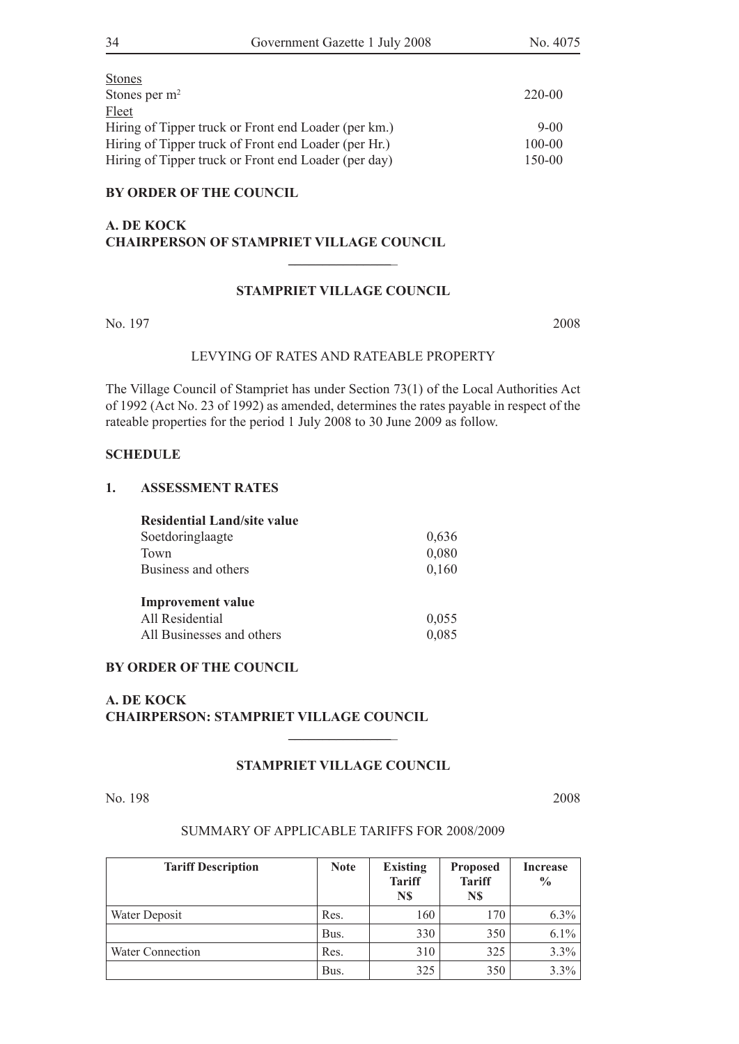Stones

Stones per m² 220-00

Fleet

Hiring of Tipper truck or Front end Loader (per km.) 9-00

Hiring of Tipper truck of Front end Loader (per Hr.) 100-00

Hiring of Tipper truck or Front end Loader (per day) 150-00

**BY ORDER OF THE COUNCIL**

**A. DE KOCK**
**CHAIRPERSON OF STAMPRIET VILLAGE COUNCIL**

---

**STAMPRIET VILLAGE COUNCIL**

No. 197 2008

LEVYING OF RATES AND RATEABLE PROPERTY

The Village Council of Stampriet has under Section 73(1) of the Local Authorities Act of 1992 (Act No. 23 of 1992) as amended, determines the rates payable in respect of the rateable properties for the period 1 July 2008 to 30 June 2009 as follow.

**SCHEDULE**

**1. ASSESSMENT RATES**

**Residential Land/site value**

Soetdoringlaagte 0,636

Town 0,080

Business and others 0,160

**Improvement value**

All Residential 0,055

All Businesses and others 0,085

**BY ORDER OF THE COUNCIL**

**A. DE KOCK**
**CHAIRPERSON: STAMPRIET VILLAGE COUNCIL**

---

**STAMPRIET VILLAGE COUNCIL**

No. 198 2008

SUMMARY OF APPLICABLE TARIFFS FOR 2008/2009

| Tariff Description | Note | Existing Tariff N$ | Proposed Tariff N$ | Increase % |
|---|---|---|---|---|
| Water Deposit | Res. | 160 | 170 | 6.3% |
| | Bus. | 330 | 350 | 6.1% |
| Water Connection | Res. | 310 | 325 | 3.3% |
| | Bus. | 325 | 350 | 3.3% |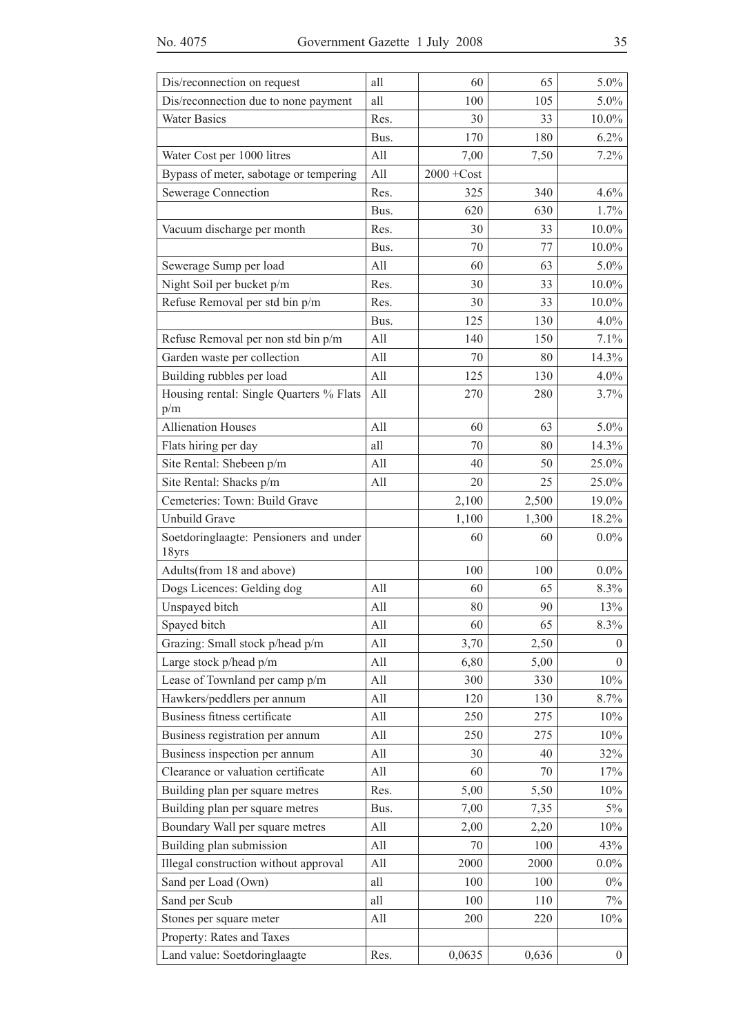| Dis/reconnection on request | all | 60 | 65 | 5.0% |
|---|---|---|---|---|
| Dis/reconnection due to none payment | all | 100 | 105 | 5.0% |
| Water Basics | Res. | 30 | 33 | 10.0% |
| | Bus. | 170 | 180 | 6.2% |
| Water Cost per 1000 litres | All | 7,00 | 7,50 | 7.2% |
| Bypass of meter, sabotage or tempering | All | 2000 +Cost | | |
| Sewerage Connection | Res. | 325 | 340 | 4.6% |
| | Bus. | 620 | 630 | 1.7% |
| Vacuum discharge per month | Res. | 30 | 33 | 10.0% |
| | Bus. | 70 | 77 | 10.0% |
| Sewerage Sump per load | All | 60 | 63 | 5.0% |
| Night Soil per bucket p/m | Res. | 30 | 33 | 10.0% |
| Refuse Removal per std bin p/m | Res. | 30 | 33 | 10.0% |
| | Bus. | 125 | 130 | 4.0% |
| Refuse Removal per non std bin p/m | All | 140 | 150 | 7.1% |
| Garden waste per collection | All | 70 | 80 | 14.3% |
| Building rubbles per load | All | 125 | 130 | 4.0% |
| Housing rental: Single Quarters % Flats p/m | All | 270 | 280 | 3.7% |
| Allienation Houses | All | 60 | 63 | 5.0% |
| Flats hiring per day | all | 70 | 80 | 14.3% |
| Site Rental: Shebeen p/m | All | 40 | 50 | 25.0% |
| Site Rental: Shacks p/m | All | 20 | 25 | 25.0% |
| Cemeteries: Town: Build Grave | | 2,100 | 2,500 | 19.0% |
| Unbuild Grave | | 1,100 | 1,300 | 18.2% |
| Soetdoringlaagte: Pensioners and under 18yrs | | 60 | 60 | 0.0% |
| Adults(from 18 and above) | | 100 | 100 | 0.0% |
| Dogs Licences: Gelding dog | All | 60 | 65 | 8.3% |
| Unspayed bitch | All | 80 | 90 | 13% |
| Spayed bitch | All | 60 | 65 | 8.3% |
| Grazing: Small stock p/head p/m | All | 3,70 | 2,50 | 0 |
| Large stock p/head p/m | All | 6,80 | 5,00 | 0 |
| Lease of Townland per camp p/m | All | 300 | 330 | 10% |
| Hawkers/peddlers per annum | All | 120 | 130 | 8.7% |
| Business fitness certificate | All | 250 | 275 | 10% |
| Business registration per annum | All | 250 | 275 | 10% |
| Business inspection per annum | All | 30 | 40 | 32% |
| Clearance or valuation certificate | All | 60 | 70 | 17% |
| Building plan per square metres | Res. | 5,00 | 5,50 | 10% |
| Building plan per square metres | Bus. | 7,00 | 7,35 | 5% |
| Boundary Wall per square metres | All | 2,00 | 2,20 | 10% |
| Building plan submission | All | 70 | 100 | 43% |
| Illegal construction without approval | All | 2000 | 2000 | 0.0% |
| Sand per Load (Own) | all | 100 | 100 | 0% |
| Sand per Scub | all | 100 | 110 | 7% |
| Stones per square meter | All | 200 | 220 | 10% |
| Property: Rates and Taxes | | | | |
| Land value: Soetdoringlaagte | Res. | 0,0635 | 0,636 | 0 |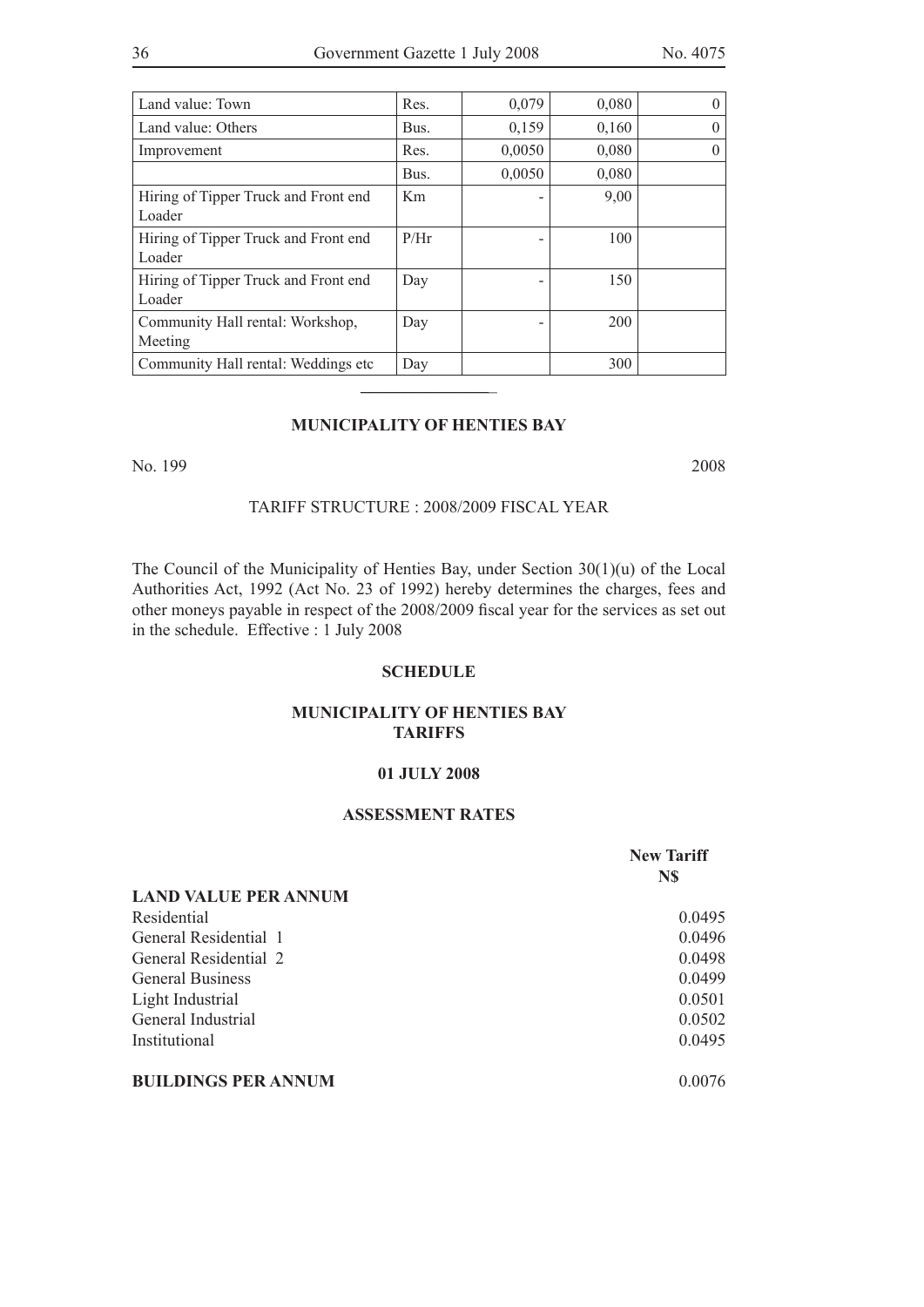| Land value: Town | Res. | 0,079 | 0,080 | 0 |
|---|---|---|---|---|
| Land value: Others | Bus. | 0,159 | 0,160 | 0 |
| Improvement | Res. | 0,0050 | 0,080 | 0 |
| | Bus. | 0,0050 | 0,080 | |
| Hiring of Tipper Truck and Front end Loader | Km | - | 9,00 | |
| Hiring of Tipper Truck and Front end Loader | P/Hr | - | 100 | |
| Hiring of Tipper Truck and Front end Loader | Day | - | 150 | |
| Community Hall rental: Workshop, Meeting | Day | - | 200 | |
| Community Hall rental: Weddings etc | Day | | 300 | |

---

**MUNICIPALITY OF HENTIES BAY**

No. 199 2008

TARIFF STRUCTURE : 2008/2009 FISCAL YEAR

The Council of the Municipality of Henties Bay, under Section 30(1)(u) of the Local Authorities Act, 1992 (Act No. 23 of 1992) hereby determines the charges, fees and other moneys payable in respect of the 2008/2009 fiscal year for the services as set out in the schedule. Effective : 1 July 2008

**SCHEDULE**

**MUNICIPALITY OF HENTIES BAY**
**TARIFFS**

**01 JULY 2008**

**ASSESSMENT RATES**

| | New Tariff N$ |
|---|---|
| **LAND VALUE PER ANNUM** | |
| Residential | 0.0495 |
| General Residential 1 | 0.0496 |
| General Residential 2 | 0.0498 |
| General Business | 0.0499 |
| Light Industrial | 0.0501 |
| General Industrial | 0.0502 |
| Institutional | 0.0495 |
| **BUILDINGS PER ANNUM** | 0.0076 |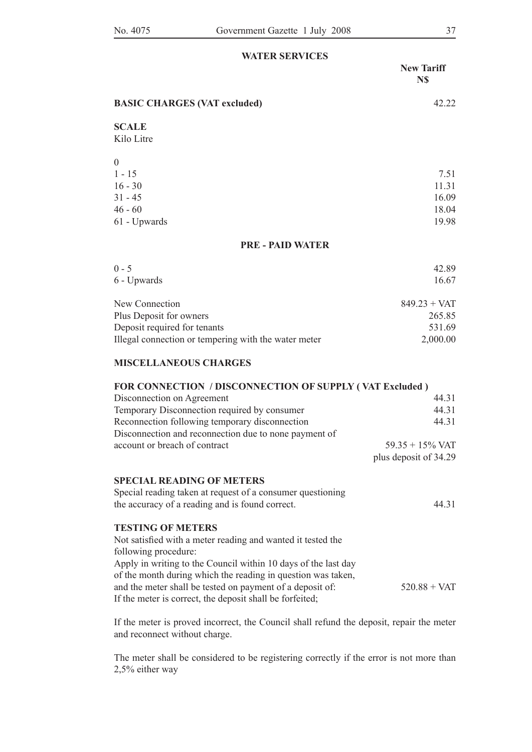## WATER SERVICES

| | New Tariff N$ |
|---|---|
| **BASIC CHARGES (VAT excluded)** | 42.22 |
| **SCALE** | |
| Kilo Litre | |
| 0 | |
| 1 - 15 | 7.51 |
| 16 - 30 | 11.31 |
| 31 - 45 | 16.09 |
| 46 - 60 | 18.04 |
| 61 - Upwards | 19.98 |

### PRE - PAID WATER

| | |
|---|---|
| 0 - 5 | 42.89 |
| 6 - Upwards | 16.67 |
| New Connection | 849.23 + VAT |
| Plus Deposit for owners | 265.85 |
| Deposit required for tenants | 531.69 |
| Illegal connection or tempering with the water meter | 2,000.00 |

### MISCELLANEOUS CHARGES

**FOR CONNECTION / DISCONNECTION OF SUPPLY ( VAT Excluded )**

| | |
|---|---|
| Disconnection on Agreement | 44.31 |
| Temporary Disconnection required by consumer | 44.31 |
| Reconnection following temporary disconnection | 44.31 |
| Disconnection and reconnection due to none payment of account or breach of contract | 59.35 + 15% VAT plus deposit of 34.29 |

**SPECIAL READING OF METERS**

| | |
|---|---|
| Special reading taken at request of a consumer questioning the accuracy of a reading and is found correct. | 44.31 |

**TESTING OF METERS**

| | |
|---|---|
| Not satisfied with a meter reading and wanted it tested the following procedure: Apply in writing to the Council within 10 days of the last day of the month during which the reading in question was taken, and the meter shall be tested on payment of a deposit of: | 520.88 + VAT |

If the meter is correct, the deposit shall be forfeited;

If the meter is proved incorrect, the Council shall refund the deposit, repair the meter and reconnect without charge.

The meter shall be considered to be registering correctly if the error is not more than 2,5% either way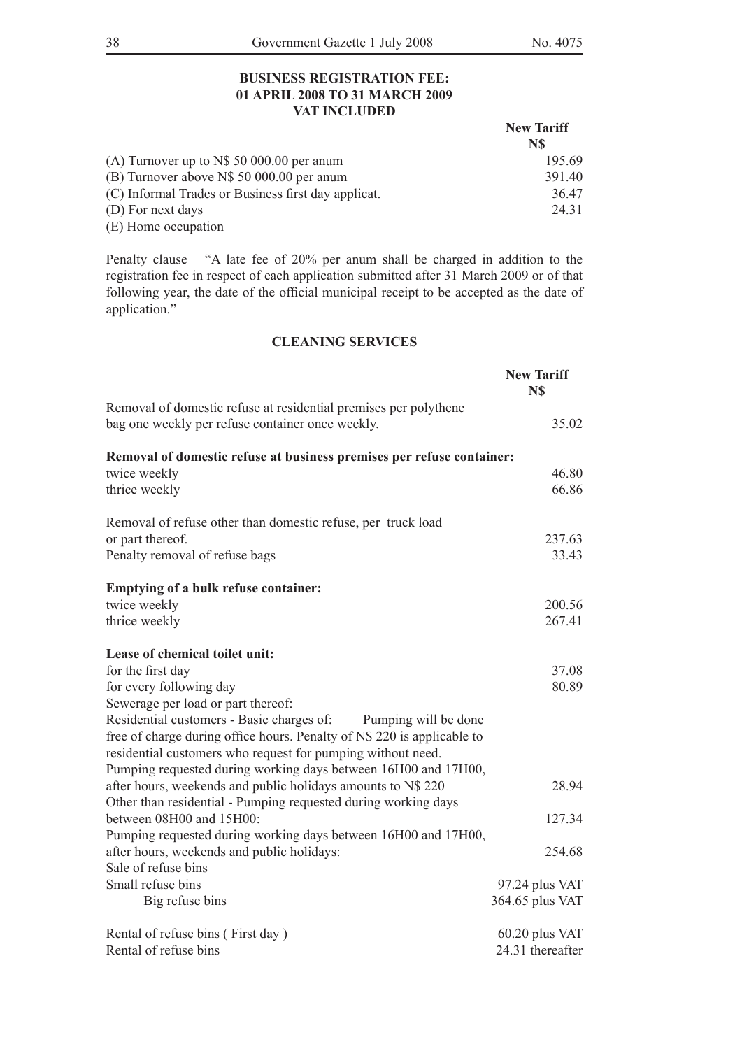## BUSINESS REGISTRATION FEE: 01 APRIL 2008 TO 31 MARCH 2009 VAT INCLUDED

| | New Tariff N$ |
|---|---|
| (A) Turnover up to N$ 50 000.00 per anum | 195.69 |
| (B) Turnover above N$ 50 000.00 per anum | 391.40 |
| (C) Informal Trades or Business first day applicat. | 36.47 |
| (D) For next days | 24.31 |
| (E) Home occupation | |

Penalty clause "A late fee of 20% per anum shall be charged in addition to the registration fee in respect of each application submitted after 31 March 2009 or of that following year, the date of the official municipal receipt to be accepted as the date of application."

## CLEANING SERVICES

| | New Tariff N$ |
|---|---|
| Removal of domestic refuse at residential premises per polythene bag one weekly per refuse container once weekly. | 35.02 |
| **Removal of domestic refuse at business premises per refuse container:** | |
| twice weekly | 46.80 |
| thrice weekly | 66.86 |
| Removal of refuse other than domestic refuse, per truck load or part thereof. | 237.63 |
| Penalty removal of refuse bags | 33.43 |
| **Emptying of a bulk refuse container:** | |
| twice weekly | 200.56 |
| thrice weekly | 267.41 |
| **Lease of chemical toilet unit:** | |
| for the first day | 37.08 |
| for every following day | 80.89 |
| Sewerage per load or part thereof: | |
| Residential customers - Basic charges of: Pumping will be done free of charge during office hours. Penalty of N$ 220 is applicable to residential customers who request for pumping without need. | |
| Pumping requested during working days between 16H00 and 17H00, after hours, weekends and public holidays amounts to N$ 220 | 28.94 |
| Other than residential - Pumping requested during working days between 08H00 and 15H00: | 127.34 |
| Pumping requested during working days between 16H00 and 17H00, after hours, weekends and public holidays: | 254.68 |
| Sale of refuse bins | |
| Small refuse bins | 97.24 plus VAT |
| Big refuse bins | 364.65 plus VAT |
| Rental of refuse bins ( First day ) | 60.20 plus VAT |
| Rental of refuse bins | 24.31 thereafter |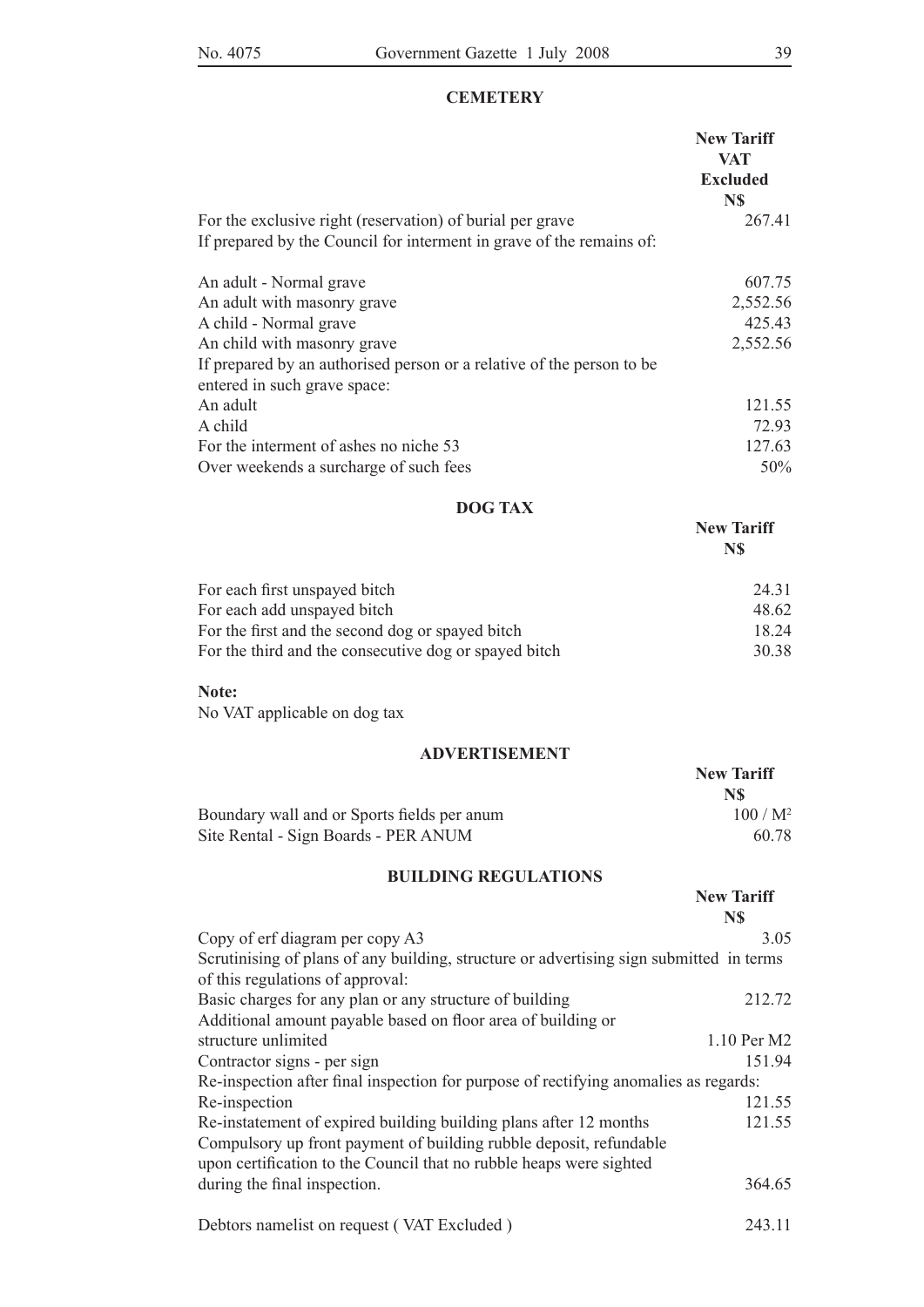## CEMETERY

| | New Tariff VAT Excluded N$ |
|---|---|
| For the exclusive right (reservation) of burial per grave | 267.41 |
| If prepared by the Council for interment in grave of the remains of: | |
| An adult - Normal grave | 607.75 |
| An adult with masonry grave | 2,552.56 |
| A child - Normal grave | 425.43 |
| An child with masonry grave | 2,552.56 |
| If prepared by an authorised person or a relative of the person to be entered in such grave space: | |
| An adult | 121.55 |
| A child | 72.93 |
| For the interment of ashes no niche 53 | 127.63 |
| Over weekends a surcharge of such fees | 50% |

## DOG TAX

| | New Tariff N$ |
|---|---|
| For each first unspayed bitch | 24.31 |
| For each add unspayed bitch | 48.62 |
| For the first and the second dog or spayed bitch | 18.24 |
| For the third and the consecutive dog or spayed bitch | 30.38 |

**Note:**

No VAT applicable on dog tax

## ADVERTISEMENT

| | New Tariff N$ |
|---|---|
| Boundary wall and or Sports fields per anum | 100 / $M^2$ |
| Site Rental - Sign Boards - PER ANUM | 60.78 |

## BUILDING REGULATIONS

| | New Tariff N$ |
|---|---|
| Copy of erf diagram per copy A3 | 3.05 |
| Scrutinising of plans of any building, structure or advertising sign submitted in terms of this regulations of approval: | |
| Basic charges for any plan or any structure of building | 212.72 |
| Additional amount payable based on floor area of building or structure unlimited | 1.10 Per M2 |
| Contractor signs - per sign | 151.94 |
| Re-inspection after final inspection for purpose of rectifying anomalies as regards: | |
| Re-inspection | 121.55 |
| Re-instatement of expired building building plans after 12 months | 121.55 |
| Compulsory up front payment of building rubble deposit, refundable upon certification to the Council that no rubble heaps were sighted during the final inspection. | 364.65 |
| Debtors namelist on request ( VAT Excluded ) | 243.11 |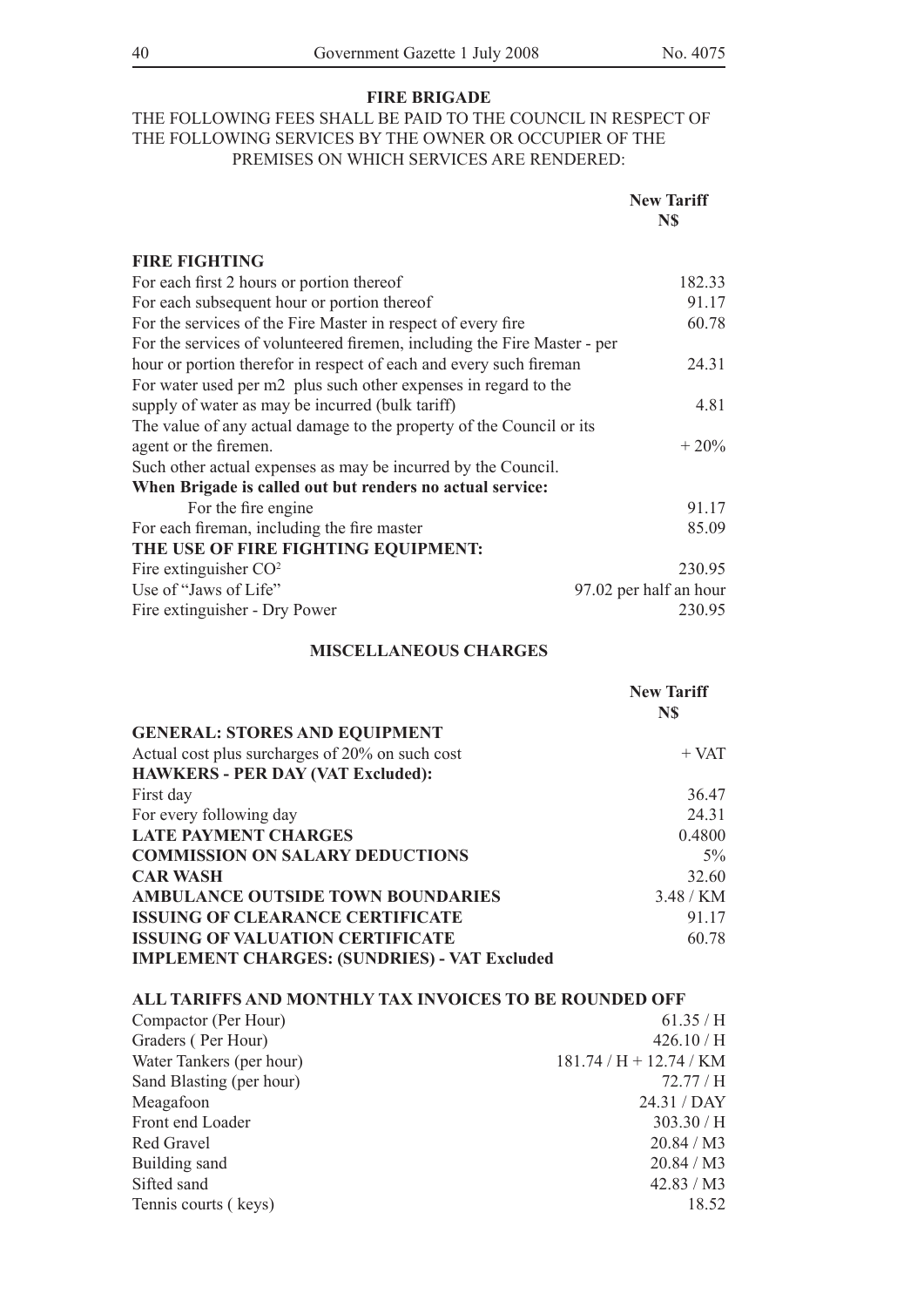## FIRE BRIGADE

THE FOLLOWING FEES SHALL BE PAID TO THE COUNCIL IN RESPECT OF THE FOLLOWING SERVICES BY THE OWNER OR OCCUPIER OF THE PREMISES ON WHICH SERVICES ARE RENDERED:

| | New Tariff N$ |
|---|---|
| **FIRE FIGHTING** | |
| For each first 2 hours or portion thereof | 182.33 |
| For each subsequent hour or portion thereof | 91.17 |
| For the services of the Fire Master in respect of every fire | 60.78 |
| For the services of volunteered firemen, including the Fire Master - per hour or portion therefor in respect of each and every such fireman | 24.31 |
| For water used per m2 plus such other expenses in regard to the supply of water as may be incurred (bulk tariff) | 4.81 |
| The value of any actual damage to the property of the Council or its agent or the firemen. | + 20% |
| Such other actual expenses as may be incurred by the Council. | |
| **When Brigade is called out but renders no actual service:** | |
| For the fire engine | 91.17 |
| For each fireman, including the fire master | 85.09 |
| **THE USE OF FIRE FIGHTING EQUIPMENT:** | |
| Fire extinguisher $CO^2$ | 230.95 |
| Use of "Jaws of Life" | 97.02 per half an hour |
| Fire extinguisher - Dry Power | 230.95 |

## MISCELLANEOUS CHARGES

| | New Tariff N$ |
|---|---|
| **GENERAL: STORES AND EQUIPMENT** | |
| Actual cost plus surcharges of 20% on such cost | + VAT |
| **HAWKERS - PER DAY (VAT Excluded):** | |
| First day | 36.47 |
| For every following day | 24.31 |
| **LATE PAYMENT CHARGES** | 0.4800 |
| **COMMISSION ON SALARY DEDUCTIONS** | 5% |
| **CAR WASH** | 32.60 |
| **AMBULANCE OUTSIDE TOWN BOUNDARIES** | 3.48 / KM |
| **ISSUING OF CLEARANCE CERTIFICATE** | 91.17 |
| **ISSUING OF VALUATION CERTIFICATE** | 60.78 |
| **IMPLEMENT CHARGES: (SUNDRIES) - VAT Excluded** | |
| | |
| **ALL TARIFFS AND MONTHLY TAX INVOICES TO BE ROUNDED OFF** | |
| Compactor (Per Hour) | 61.35 / H |
| Graders ( Per Hour) | 426.10 / H |
| Water Tankers (per hour) | 181.74 / H + 12.74 / KM |
| Sand Blasting (per hour) | 72.77 / H |
| Meagafoon | 24.31 / DAY |
| Front end Loader | 303.30 / H |
| Red Gravel | 20.84 / M3 |
| Building sand | 20.84 / M3 |
| Sifted sand | 42.83 / M3 |
| Tennis courts ( keys) | 18.52 |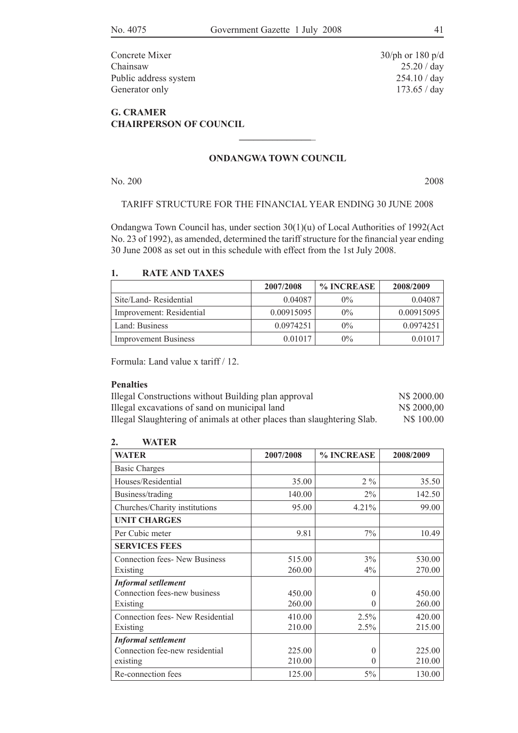| | |
|---|---|
| Concrete Mixer | 30/ph or 180 p/d |
| Chainsaw | 25.20 / day |
| Public address system | 254.10 / day |
| Generator only | 173.65 / day |

**G. CRAMER**
**CHAIRPERSON OF COUNCIL**

---

## ONDANGWA TOWN COUNCIL

No. 200 2008

TARIFF STRUCTURE FOR THE FINANCIAL YEAR ENDING 30 JUNE 2008

Ondangwa Town Council has, under section 30(1)(u) of Local Authorities of 1992(Act No. 23 of 1992), as amended, determined the tariff structure for the financial year ending 30 June 2008 as set out in this schedule with effect from the 1st July 2008.

### 1. RATE AND TAXES

| | 2007/2008 | % INCREASE | 2008/2009 |
|---|---|---|---|
| Site/Land- Residential | 0.04087 | 0% | 0.04087 |
| Improvement: Residential | 0.00915095 | 0% | 0.00915095 |
| Land: Business | 0.0974251 | 0% | 0.0974251 |
| Improvement Business | 0.01017 | 0% | 0.01017 |

Formula: Land value x tariff / 12.

**Penalties**

| | |
|---|---|
| Illegal Constructions without Building plan approval | N$ 2000.00 |
| Illegal excavations of sand on municipal land | N$ 2000,00 |
| Illegal Slaughtering of animals at other places than slaughtering Slab. | N$ 100.00 |

### 2. WATER

| WATER | 2007/2008 | % INCREASE | 2008/2009 |
|---|---|---|---|
| Basic Charges | | | |
| Houses/Residential | 35.00 | 2 % | 35.50 |
| Business/trading | 140.00 | 2% | 142.50 |
| Churches/Charity institutions | 95.00 | 4.21% | 99.00 |
| **UNIT CHARGES** | | | |
| Per Cubic meter | 9.81 | 7% | 10.49 |
| **SERVICES FEES** | | | |
| Connection fees- New Business | 515.00 | 3% | 530.00 |
| Existing | 260.00 | 4% | 270.00 |
| ***Informal setllement*** | | | |
| Connection fees-new business | 450.00 | 0 | 450.00 |
| Existing | 260.00 | 0 | 260.00 |
| Connection fees- New Residential | 410.00 | 2.5% | 420.00 |
| Existing | 210.00 | 2.5% | 215.00 |
| ***Informal settlement*** | | | |
| Connection fee-new residential | 225.00 | 0 | 225.00 |
| existing | 210.00 | 0 | 210.00 |
| Re-connection fees | 125.00 | 5% | 130.00 |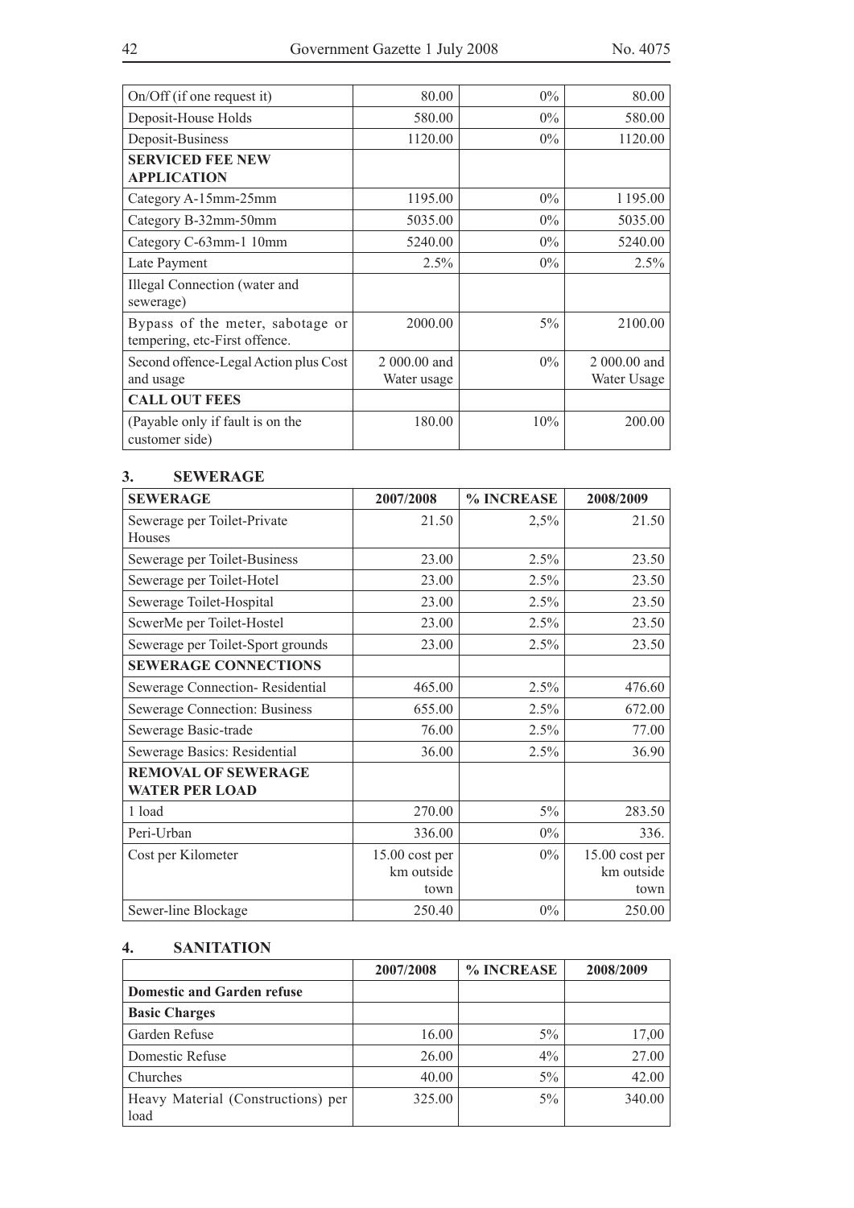| | | | |
|---|---|---|---|
| On/Off (if one request it) | 80.00 | 0% | 80.00 |
| Deposit-House Holds | 580.00 | 0% | 580.00 |
| Deposit-Business | 1120.00 | 0% | 1120.00 |
| **SERVICED FEE NEW APPLICATION** | | | |
| Category A-15mm-25mm | 1195.00 | 0% | 1 195.00 |
| Category B-32mm-50mm | 5035.00 | 0% | 5035.00 |
| Category C-63mm-1 10mm | 5240.00 | 0% | 5240.00 |
| Late Payment | 2.5% | 0% | 2.5% |
| Illegal Connection (water and sewerage) | | | |
| Bypass of the meter, sabotage or tempering, etc-First offence. | 2000.00 | 5% | 2100.00 |
| Second offence-Legal Action plus Cost and usage | 2 000.00 and Water usage | 0% | 2 000.00 and Water Usage |
| **CALL OUT FEES** | | | |
| (Payable only if fault is on the customer side) | 180.00 | 10% | 200.00 |

## 3. SEWERAGE

| SEWERAGE | 2007/2008 | % INCREASE | 2008/2009 |
|---|---|---|---|
| Sewerage per Toilet-Private Houses | 21.50 | 2,5% | 21.50 |
| Sewerage per Toilet-Business | 23.00 | 2.5% | 23.50 |
| Sewerage per Toilet-Hotel | 23.00 | 2.5% | 23.50 |
| Sewerage Toilet-Hospital | 23.00 | 2.5% | 23.50 |
| ScwerMe per Toilet-Hostel | 23.00 | 2.5% | 23.50 |
| Sewerage per Toilet-Sport grounds | 23.00 | 2.5% | 23.50 |
| **SEWERAGE CONNECTIONS** | | | |
| Sewerage Connection- Residential | 465.00 | 2.5% | 476.60 |
| Sewerage Connection: Business | 655.00 | 2.5% | 672.00 |
| Sewerage Basic-trade | 76.00 | 2.5% | 77.00 |
| Sewerage Basics: Residential | 36.00 | 2.5% | 36.90 |
| **REMOVAL OF SEWERAGE WATER PER LOAD** | | | |
| 1 load | 270.00 | 5% | 283.50 |
| Peri-Urban | 336.00 | 0% | 336. |
| Cost per Kilometer | 15.00 cost per km outside town | 0% | 15.00 cost per km outside town |
| Sewer-line Blockage | 250.40 | 0% | 250.00 |

## 4. SANITATION

| | 2007/2008 | % INCREASE | 2008/2009 |
|---|---|---|---|
| **Domestic and Garden refuse** | | | |
| **Basic Charges** | | | |
| Garden Refuse | 16.00 | 5% | 17,00 |
| Domestic Refuse | 26.00 | 4% | 27.00 |
| Churches | 40.00 | 5% | 42.00 |
| Heavy Material (Constructions) per load | 325.00 | 5% | 340.00 |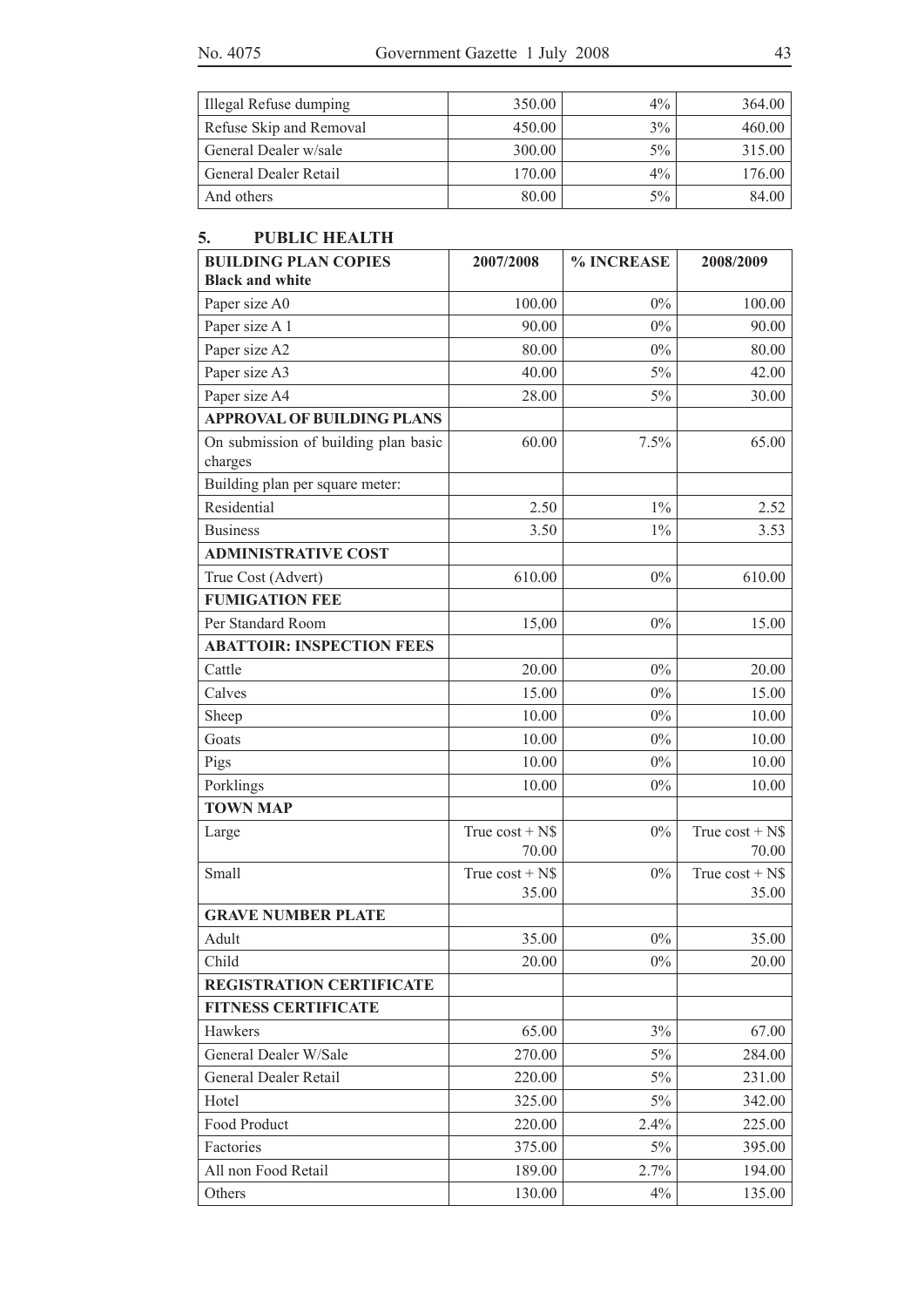| Illegal Refuse dumping | 350.00 | 4% | 364.00 |
|---|---|---|---|
| Refuse Skip and Removal | 450.00 | 3% | 460.00 |
| General Dealer w/sale | 300.00 | 5% | 315.00 |
| General Dealer Retail | 170.00 | 4% | 176.00 |
| And others | 80.00 | 5% | 84.00 |

## 5. PUBLIC HEALTH

| **BUILDING PLAN COPIES Black and white** | **2007/2008** | **% INCREASE** | **2008/2009** |
|---|---|---|---|
| Paper size A0 | 100.00 | 0% | 100.00 |
| Paper size A 1 | 90.00 | 0% | 90.00 |
| Paper size A2 | 80.00 | 0% | 80.00 |
| Paper size A3 | 40.00 | 5% | 42.00 |
| Paper size A4 | 28.00 | 5% | 30.00 |
| **APPROVAL OF BUILDING PLANS** | | | |
| On submission of building plan basic charges | 60.00 | 7.5% | 65.00 |
| Building plan per square meter: | | | |
| Residential | 2.50 | 1% | 2.52 |
| Business | 3.50 | 1% | 3.53 |
| **ADMINISTRATIVE COST** | | | |
| True Cost (Advert) | 610.00 | 0% | 610.00 |
| **FUMIGATION FEE** | | | |
| Per Standard Room | 15,00 | 0% | 15.00 |
| **ABATTOIR: INSPECTION FEES** | | | |
| Cattle | 20.00 | 0% | 20.00 |
| Calves | 15.00 | 0% | 15.00 |
| Sheep | 10.00 | 0% | 10.00 |
| Goats | 10.00 | 0% | 10.00 |
| Pigs | 10.00 | 0% | 10.00 |
| Porklings | 10.00 | 0% | 10.00 |
| **TOWN MAP** | | | |
| Large | True cost + N$ 70.00 | 0% | True cost + N$ 70.00 |
| Small | True cost + N$ 35.00 | 0% | True cost + N$ 35.00 |
| **GRAVE NUMBER PLATE** | | | |
| Adult | 35.00 | 0% | 35.00 |
| Child | 20.00 | 0% | 20.00 |
| **REGISTRATION CERTIFICATE** | | | |
| **FITNESS CERTIFICATE** | | | |
| Hawkers | 65.00 | 3% | 67.00 |
| General Dealer W/Sale | 270.00 | 5% | 284.00 |
| General Dealer Retail | 220.00 | 5% | 231.00 |
| Hotel | 325.00 | 5% | 342.00 |
| Food Product | 220.00 | 2.4% | 225.00 |
| Factories | 375.00 | 5% | 395.00 |
| All non Food Retail | 189.00 | 2.7% | 194.00 |
| Others | 130.00 | 4% | 135.00 |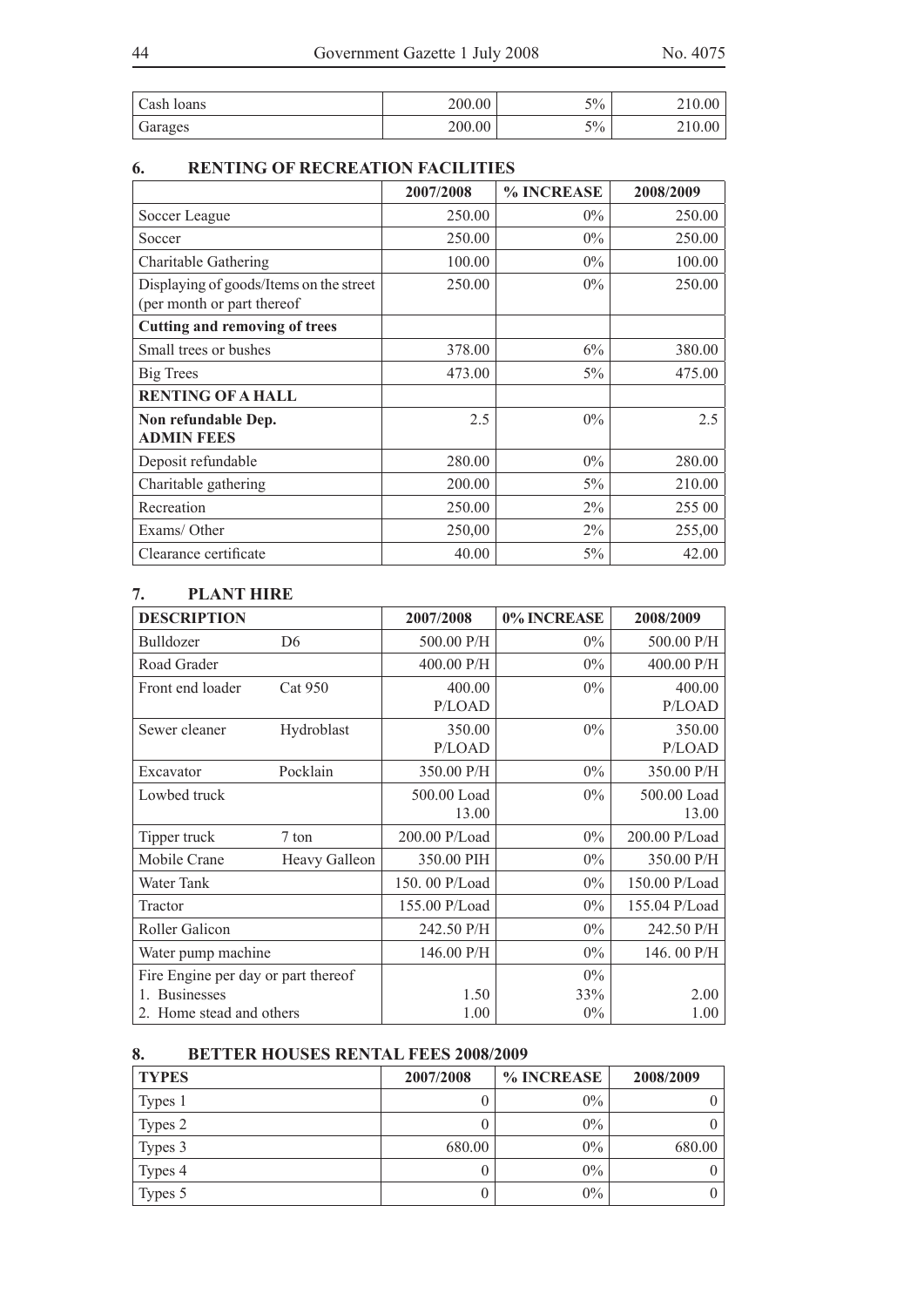| Cash loans | 200.00 | 5% | 210.00 |
|---|---|---|---|
| Garages | 200.00 | 5% | 210.00 |

## 6. RENTING OF RECREATION FACILITIES

| | 2007/2008 | % INCREASE | 2008/2009 |
|---|---|---|---|
| Soccer League | 250.00 | 0% | 250.00 |
| Soccer | 250.00 | 0% | 250.00 |
| Charitable Gathering | 100.00 | 0% | 100.00 |
| Displaying of goods/Items on the street (per month or part thereof | 250.00 | 0% | 250.00 |
| **Cutting and removing of trees** | | | |
| Small trees or bushes | 378.00 | 6% | 380.00 |
| Big Trees | 473.00 | 5% | 475.00 |
| **RENTING OF A HALL** | | | |
| **Non refundable Dep. ADMIN FEES** | 2.5 | 0% | 2.5 |
| Deposit refundable | 280.00 | 0% | 280.00 |
| Charitable gathering | 200.00 | 5% | 210.00 |
| Recreation | 250.00 | 2% | 255 00 |
| Exams/ Other | 250,00 | 2% | 255,00 |
| Clearance certificate | 40.00 | 5% | 42.00 |

## 7. PLANT HIRE

| DESCRIPTION | | 2007/2008 | 0% INCREASE | 2008/2009 |
|---|---|---|---|---|
| Bulldozer | D6 | 500.00 P/H | 0% | 500.00 P/H |
| Road Grader | | 400.00 P/H | 0% | 400.00 P/H |
| Front end loader | Cat 950 | 400.00 P/LOAD | 0% | 400.00 P/LOAD |
| Sewer cleaner | Hydroblast | 350.00 P/LOAD | 0% | 350.00 P/LOAD |
| Excavator | Pocklain | 350.00 P/H | 0% | 350.00 P/H |
| Lowbed truck | | 500.00 Load 13.00 | 0% | 500.00 Load 13.00 |
| Tipper truck | 7 ton | 200.00 P/Load | 0% | 200.00 P/Load |
| Mobile Crane | Heavy Galleon | 350.00 PIH | 0% | 350.00 P/H |
| Water Tank | | 150. 00 P/Load | 0% | 150.00 P/Load |
| Tractor | | 155.00 P/Load | 0% | 155.04 P/Load |
| Roller Galicon | | 242.50 P/H | 0% | 242.50 P/H |
| Water pump machine | | 146.00 P/H | 0% | 146. 00 P/H |
| Fire Engine per day or part thereof | | | 0% | |
| 1. Businesses | | 1.50 | 33% | 2.00 |
| 2. Home stead and others | | 1.00 | 0% | 1.00 |

## 8. BETTER HOUSES RENTAL FEES 2008/2009

| TYPES | 2007/2008 | % INCREASE | 2008/2009 |
|---|---|---|---|
| Types 1 | 0 | 0% | 0 |
| Types 2 | 0 | 0% | 0 |
| Types 3 | 680.00 | 0% | 680.00 |
| Types 4 | 0 | 0% | 0 |
| Types 5 | 0 | 0% | 0 |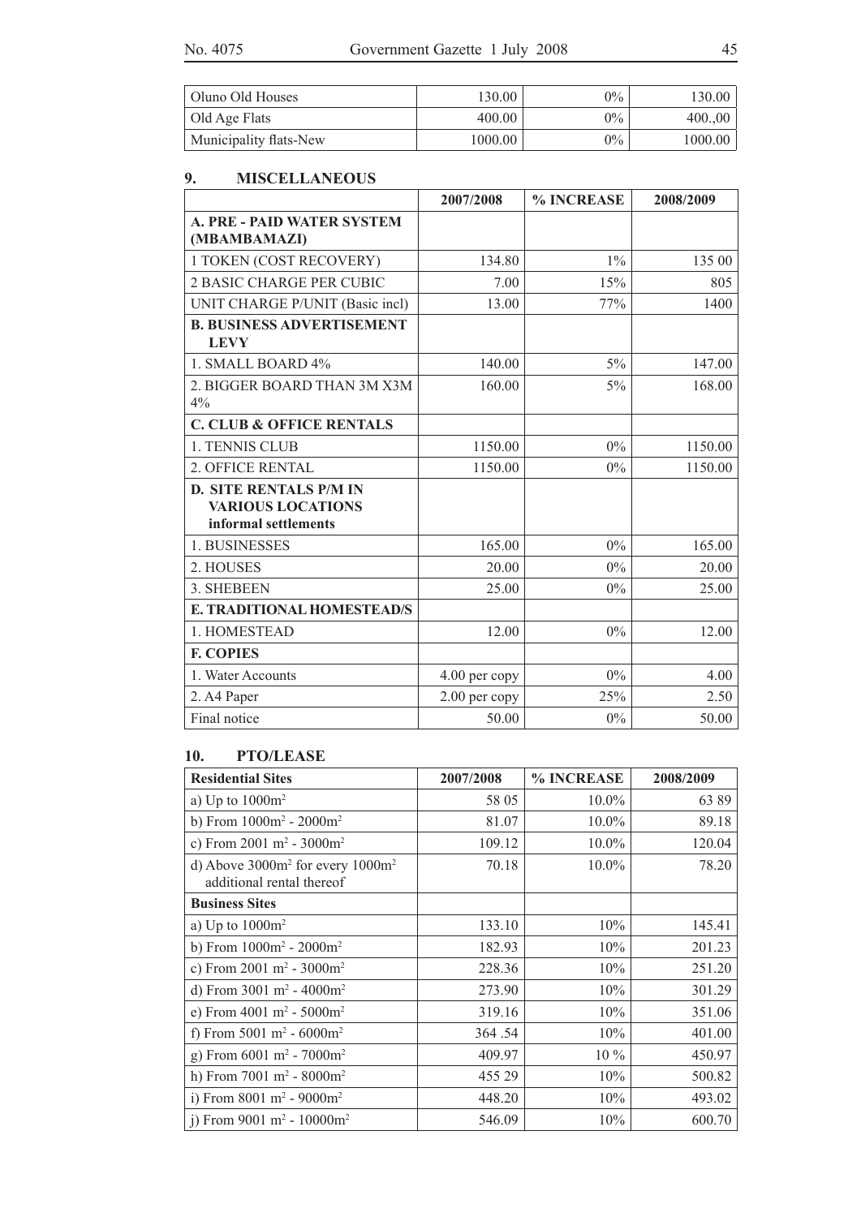| Oluno Old Houses | 130.00 | 0% | 130.00 |
|---|---|---|---|
| Old Age Flats | 400.00 | 0% | 400.,00 |
| Municipality flats-New | 1000.00 | 0% | 1000.00 |

## 9. MISCELLANEOUS

| | 2007/2008 | % INCREASE | 2008/2009 |
|---|---|---|---|
| **A. PRE - PAID WATER SYSTEM (MBAMBAMAZI)** | | | |
| 1 TOKEN (COST RECOVERY) | 134.80 | 1% | 135 00 |
| 2 BASIC CHARGE PER CUBIC | 7.00 | 15% | 805 |
| UNIT CHARGE P/UNIT (Basic incl) | 13.00 | 77% | 1400 |
| **B. BUSINESS ADVERTISEMENT LEVY** | | | |
| 1. SMALL BOARD 4% | 140.00 | 5% | 147.00 |
| 2. BIGGER BOARD THAN 3M X3M 4% | 160.00 | 5% | 168.00 |
| **C. CLUB & OFFICE RENTALS** | | | |
| 1. TENNIS CLUB | 1150.00 | 0% | 1150.00 |
| 2. OFFICE RENTAL | 1150.00 | 0% | 1150.00 |
| **D. SITE RENTALS P/M IN VARIOUS LOCATIONS informal settlements** | | | |
| 1. BUSINESSES | 165.00 | 0% | 165.00 |
| 2. HOUSES | 20.00 | 0% | 20.00 |
| 3. SHEBEEN | 25.00 | 0% | 25.00 |
| **E. TRADITIONAL HOMESTEAD/S** | | | |
| 1. HOMESTEAD | 12.00 | 0% | 12.00 |
| **F. COPIES** | | | |
| 1. Water Accounts | 4.00 per copy | 0% | 4.00 |
| 2. A4 Paper | 2.00 per copy | 25% | 2.50 |
| Final notice | 50.00 | 0% | 50.00 |

## 10. PTO/LEASE

| **Residential Sites** | 2007/2008 | % INCREASE | 2008/2009 |
|---|---|---|---|
| a) Up to $1000m^2$ | 58 05 | 10.0% | 63 89 |
| b) From $1000m^2$ - $2000m^2$ | 81.07 | 10.0% | 89.18 |
| c) From 2001 $m^2$ - $3000m^2$ | 109.12 | 10.0% | 120.04 |
| d) Above $3000m^2$ for every $1000m^2$ additional rental thereof | 70.18 | 10.0% | 78.20 |
| **Business Sites** | | | |
| a) Up to $1000m^2$ | 133.10 | 10% | 145.41 |
| b) From $1000m^2$ - $2000m^2$ | 182.93 | 10% | 201.23 |
| c) From 2001 $m^2$ - $3000m^2$ | 228.36 | 10% | 251.20 |
| d) From 3001 $m^2$ - $4000m^2$ | 273.90 | 10% | 301.29 |
| e) From 4001 $m^2$ - $5000m^2$ | 319.16 | 10% | 351.06 |
| f) From 5001 $m^2$ - $6000m^2$ | 364 .54 | 10% | 401.00 |
| g) From 6001 $m^2$ - $7000m^2$ | 409.97 | 10 % | 450.97 |
| h) From 7001 $m^2$ - $8000m^2$ | 455 29 | 10% | 500.82 |
| i) From 8001 $m^2$ - $9000m^2$ | 448.20 | 10% | 493.02 |
| j) From 9001 $m^2$ - $10000m^2$ | 546.09 | 10% | 600.70 |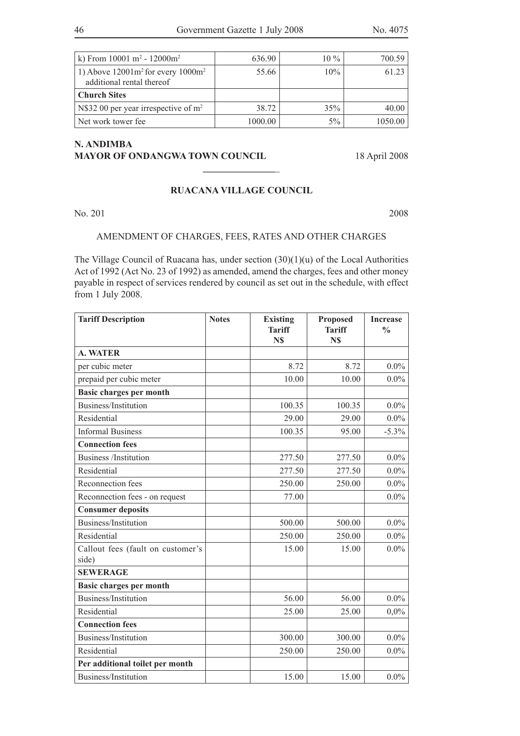| k) From 10001 $m^2$ - 12000$m^2$ | 636.90 | 10 % | 700.59 |
|---|---|---|---|
| 1) Above 12001$m^2$ for every 1000$m^2$ additional rental thereof | 55.66 | 10% | 61.23 |
| **Church Sites** | | | |
| N$32 00 per year irrespective of $m^2$ | 38.72 | 35% | 40.00 |
| Net work tower fee | 1000.00 | 5% | 1050.00 |

**N. ANDIMBA**
**MAYOR OF ONDANGWA TOWN COUNCIL** 18 April 2008

---

## RUACANA VILLAGE COUNCIL

No. 201 2008

AMENDMENT OF CHARGES, FEES, RATES AND OTHER CHARGES

The Village Council of Ruacana has, under section (30)(1)(u) of the Local Authorities Act of 1992 (Act No. 23 of 1992) as amended, amend the charges, fees and other money payable in respect of services rendered by council as set out in the schedule, with effect from 1 July 2008.

| Tariff Description | Notes | Existing Tariff N$ | Proposed Tariff N$ | Increase % |
|---|---|---|---|---|
| **A. WATER** | | | | |
| per cubic meter | | 8.72 | 8.72 | 0.0% |
| prepaid per cubic meter | | 10.00 | 10.00 | 0.0% |
| **Basic charges per month** | | | | |
| Business/Institution | | 100.35 | 100.35 | 0.0% |
| Residential | | 29.00 | 29.00 | 0.0% |
| Informal Business | | 100.35 | 95.00 | -5.3% |
| **Connection fees** | | | | |
| Business /Institution | | 277.50 | 277.50 | 0.0% |
| Residential | | 277.50 | 277.50 | 0.0% |
| Reconnection fees | | 250.00 | 250.00 | 0.0% |
| Reconnection fees - on request | | 77.00 | | 0.0% |
| **Consumer deposits** | | | | |
| Business/Institution | | 500.00 | 500.00 | 0.0% |
| Residential | | 250.00 | 250.00 | 0.0% |
| Callout fees (fault on customer's side) | | 15.00 | 15.00 | 0.0% |
| **SEWERAGE** | | | | |
| **Basic charges per month** | | | | |
| Business/Institution | | 56.00 | 56.00 | 0.0% |
| Residential | | 25.00 | 25.00 | 0,0% |
| **Connection fees** | | | | |
| Business/Institution | | 300.00 | 300.00 | 0.0% |
| Residential | | 250.00 | 250.00 | 0.0% |
| **Per additional toilet per month** | | | | |
| Business/Institution | | 15.00 | 15.00 | 0.0% |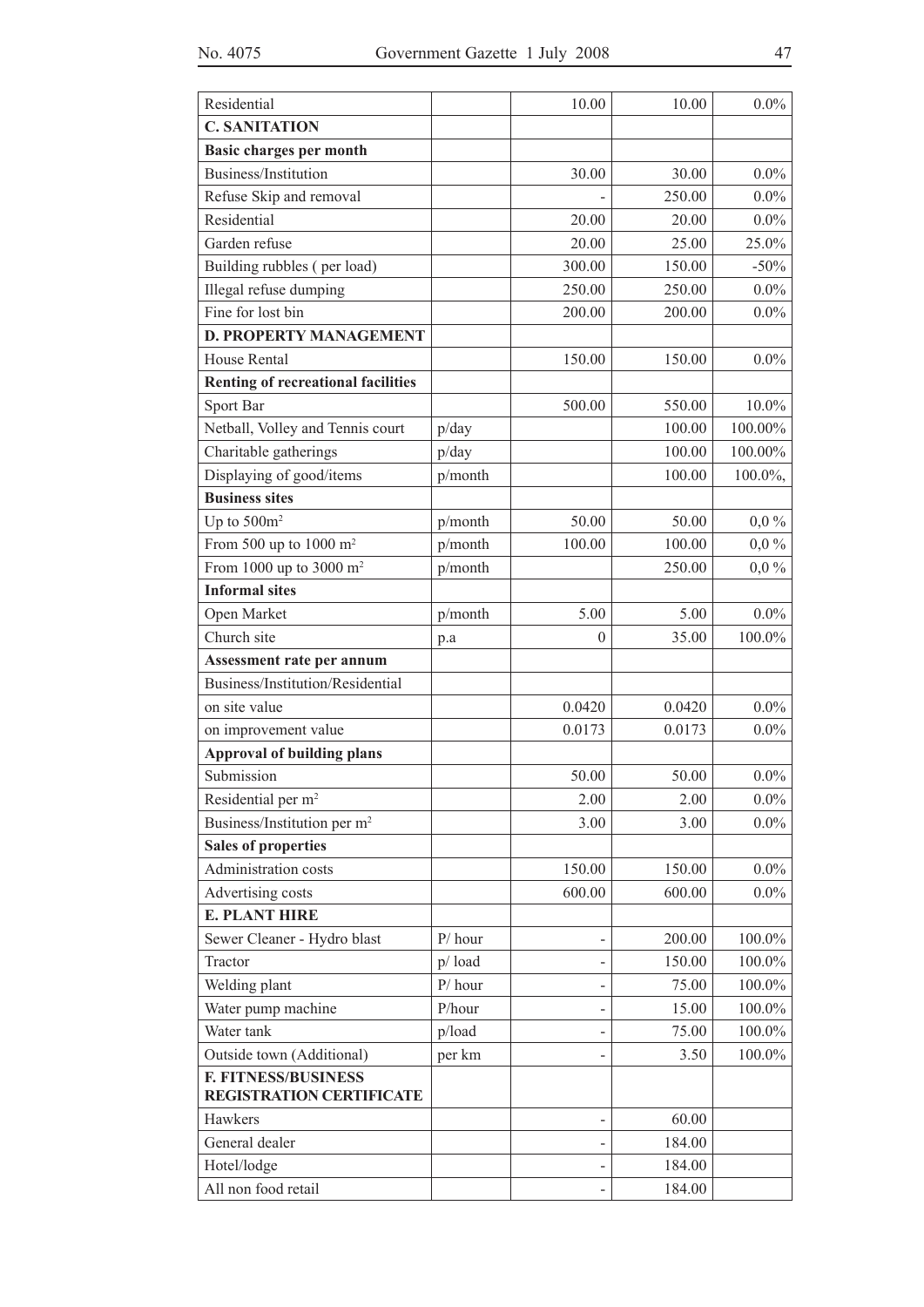| | | | | |
|---|---|---|---|---|
| Residential | | 10.00 | 10.00 | 0.0% |
| **C. SANITATION** | | | | |
| **Basic charges per month** | | | | |
| Business/Institution | | 30.00 | 30.00 | 0.0% |
| Refuse Skip and removal | | - | 250.00 | 0.0% |
| Residential | | 20.00 | 20.00 | 0.0% |
| Garden refuse | | 20.00 | 25.00 | 25.0% |
| Building rubbles ( per load) | | 300.00 | 150.00 | -50% |
| Illegal refuse dumping | | 250.00 | 250.00 | 0.0% |
| Fine for lost bin | | 200.00 | 200.00 | 0.0% |
| **D. PROPERTY MANAGEMENT** | | | | |
| House Rental | | 150.00 | 150.00 | 0.0% |
| **Renting of recreational facilities** | | | | |
| Sport Bar | | 500.00 | 550.00 | 10.0% |
| Netball, Volley and Tennis court | p/day | | 100.00 | 100.00% |
| Charitable gatherings | p/day | | 100.00 | 100.00% |
| Displaying of good/items | p/month | | 100.00 | 100.0%, |
| **Business sites** | | | | |
| Up to 500m$^2$ | p/month | 50.00 | 50.00 | 0,0 % |
| From 500 up to 1000 m$^2$ | p/month | 100.00 | 100.00 | 0,0 % |
| From 1000 up to 3000 m$^2$ | p/month | | 250.00 | 0,0 % |
| **Informal sites** | | | | |
| Open Market | p/month | 5.00 | 5.00 | 0.0% |
| Church site | p.a | 0 | 35.00 | 100.0% |
| **Assessment rate per annum** | | | | |
| Business/Institution/Residential | | | | |
| on site value | | 0.0420 | 0.0420 | 0.0% |
| on improvement value | | 0.0173 | 0.0173 | 0.0% |
| **Approval of building plans** | | | | |
| Submission | | 50.00 | 50.00 | 0.0% |
| Residential per m$^2$ | | 2.00 | 2.00 | 0.0% |
| Business/Institution per m$^2$ | | 3.00 | 3.00 | 0.0% |
| **Sales of properties** | | | | |
| Administration costs | | 150.00 | 150.00 | 0.0% |
| Advertising costs | | 600.00 | 600.00 | 0.0% |
| **E. PLANT HIRE** | | | | |
| Sewer Cleaner - Hydro blast | P/ hour | - | 200.00 | 100.0% |
| Tractor | p/ load | - | 150.00 | 100.0% |
| Welding plant | P/ hour | - | 75.00 | 100.0% |
| Water pump machine | P/hour | - | 15.00 | 100.0% |
| Water tank | p/load | - | 75.00 | 100.0% |
| Outside town (Additional) | per km | - | 3.50 | 100.0% |
| **F. FITNESS/BUSINESS REGISTRATION CERTIFICATE** | | | | |
| Hawkers | | - | 60.00 | |
| General dealer | | - | 184.00 | |
| Hotel/lodge | | - | 184.00 | |
| All non food retail | | - | 184.00 | |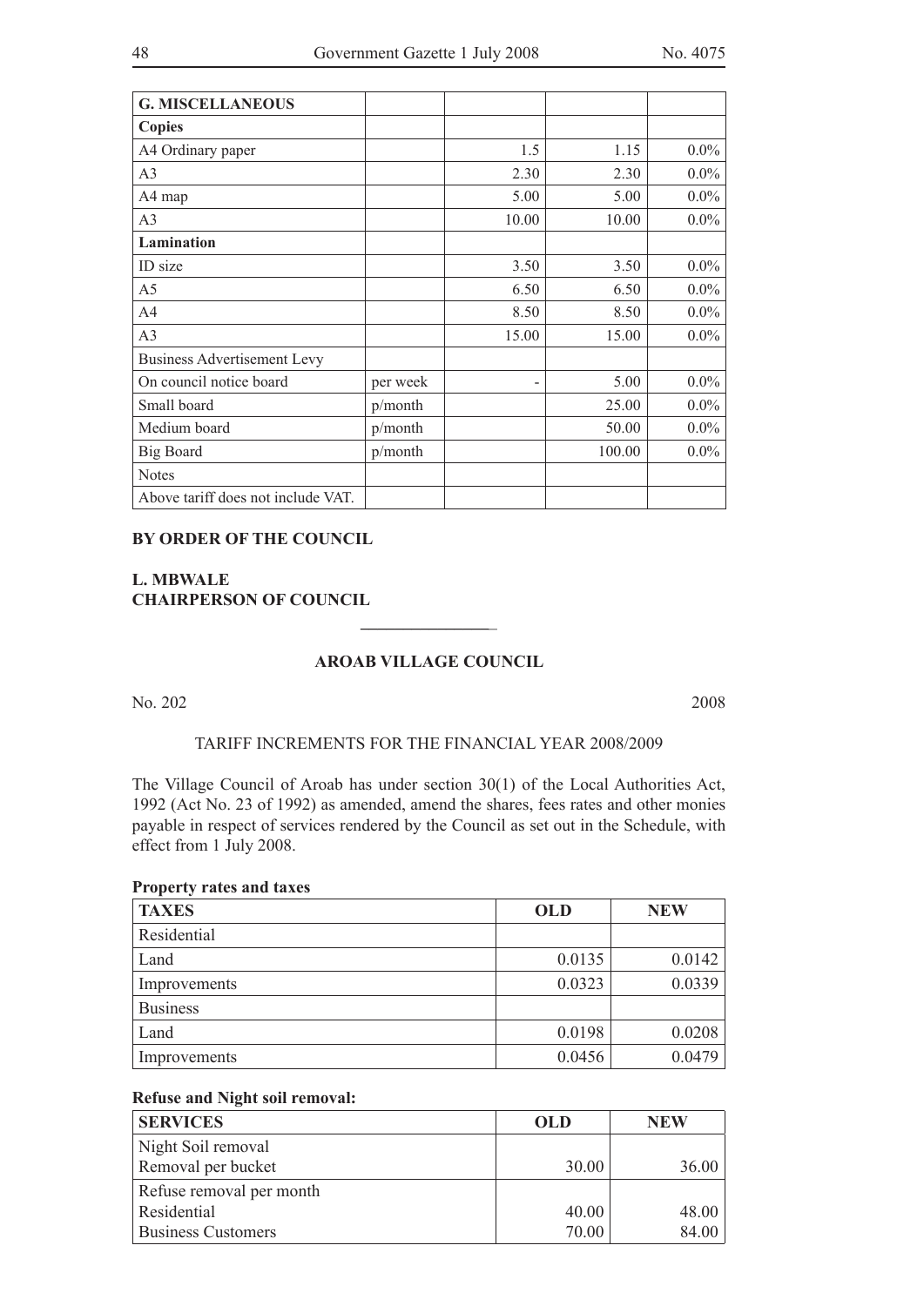| G. MISCELLANEOUS | | | | |
|---|---|---|---|---|
| **Copies** | | | | |
| A4 Ordinary paper | | 1.5 | 1.15 | 0.0% |
| A3 | | 2.30 | 2.30 | 0.0% |
| A4 map | | 5.00 | 5.00 | 0.0% |
| A3 | | 10.00 | 10.00 | 0.0% |
| **Lamination** | | | | |
| ID size | | 3.50 | 3.50 | 0.0% |
| A5 | | 6.50 | 6.50 | 0.0% |
| A4 | | 8.50 | 8.50 | 0.0% |
| A3 | | 15.00 | 15.00 | 0.0% |
| Business Advertisement Levy | | | | |
| On council notice board | per week | - | 5.00 | 0.0% |
| Small board | p/month | | 25.00 | 0.0% |
| Medium board | p/month | | 50.00 | 0.0% |
| Big Board | p/month | | 100.00 | 0.0% |
| Notes | | | | |
| Above tariff does not include VAT. | | | | |

**BY ORDER OF THE COUNCIL**

**L. MBWALE**
**CHAIRPERSON OF COUNCIL**

---

## AROAB VILLAGE COUNCIL

No. 202 2008

TARIFF INCREMENTS FOR THE FINANCIAL YEAR 2008/2009

The Village Council of Aroab has under section 30(1) of the Local Authorities Act, 1992 (Act No. 23 of 1992) as amended, amend the shares, fees rates and other monies payable in respect of services rendered by the Council as set out in the Schedule, with effect from 1 July 2008.

**Property rates and taxes**

| TAXES | OLD | NEW |
|---|---|---|
| Residential | | |
| Land | 0.0135 | 0.0142 |
| Improvements | 0.0323 | 0.0339 |
| Business | | |
| Land | 0.0198 | 0.0208 |
| Improvements | 0.0456 | 0.0479 |

**Refuse and Night soil removal:**

| SERVICES | OLD | NEW |
|---|---|---|
| Night Soil removal<br>Removal per bucket | 30.00 | 36.00 |
| Refuse removal per month<br>Residential<br>Business Customers | 40.00<br>70.00 | 48.00<br>84.00 |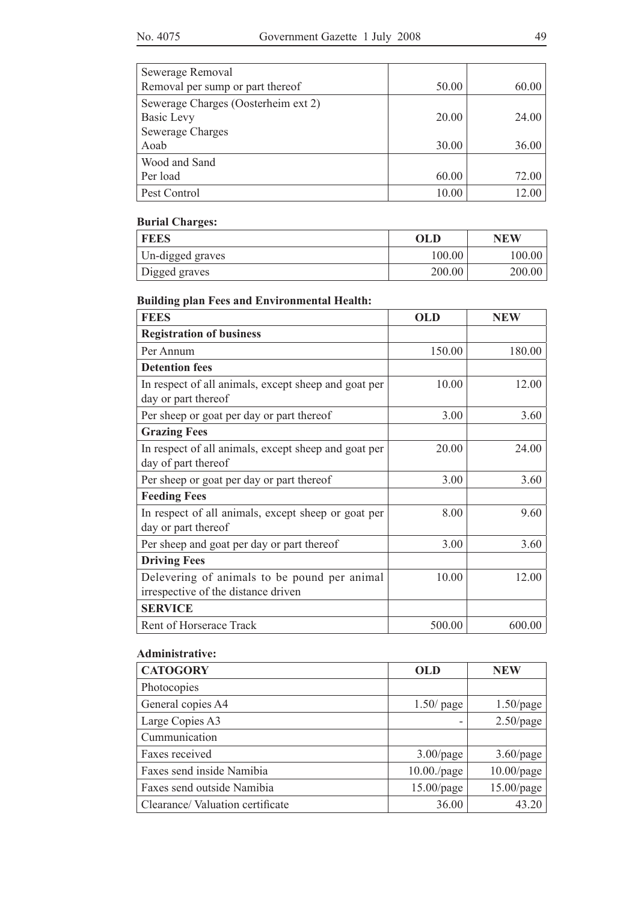| | | |
|---|---|---|
| Sewerage Removal<br>Removal per sump or part thereof | 50.00 | 60.00 |
| Sewerage Charges (Oosterheim ext 2)<br>Basic Levy<br>Sewerage Charges<br>Aoab | 20.00<br><br>30.00 | 24.00<br><br>36.00 |
| Wood and Sand<br>Per load | 60.00 | 72.00 |
| Pest Control | 10.00 | 12.00 |

**Burial Charges:**

| FEES | OLD | NEW |
|---|---|---|
| Un-digged graves | 100.00 | 100.00 |
| Digged graves | 200.00 | 200.00 |

**Building plan Fees and Environmental Health:**

| FEES | OLD | NEW |
|---|---|---|
| **Registration of business** | | |
| Per Annum | 150.00 | 180.00 |
| **Detention fees** | | |
| In respect of all animals, except sheep and goat per day or part thereof | 10.00 | 12.00 |
| Per sheep or goat per day or part thereof | 3.00 | 3.60 |
| **Grazing Fees** | | |
| In respect of all animals, except sheep and goat per day of part thereof | 20.00 | 24.00 |
| Per sheep or goat per day or part thereof | 3.00 | 3.60 |
| **Feeding Fees** | | |
| In respect of all animals, except sheep or goat per day or part thereof | 8.00 | 9.60 |
| Per sheep and goat per day or part thereof | 3.00 | 3.60 |
| **Driving Fees** | | |
| Delevering of animals to be pound per animal irrespective of the distance driven | 10.00 | 12.00 |
| **SERVICE** | | |
| Rent of Horserace Track | 500.00 | 600.00 |

**Administrative:**

| CATOGORY | OLD | NEW |
|---|---|---|
| Photocopies | | |
| General copies A4 | 1.50/ page | 1.50/page |
| Large Copies A3 | - | 2.50/page |
| Cummunication | | |
| Faxes received | 3.00/page | 3.60/page |
| Faxes send inside Namibia | 10.00./page | 10.00/page |
| Faxes send outside Namibia | 15.00/page | 15.00/page |
| Clearance/ Valuation certificate | 36.00 | 43.20 |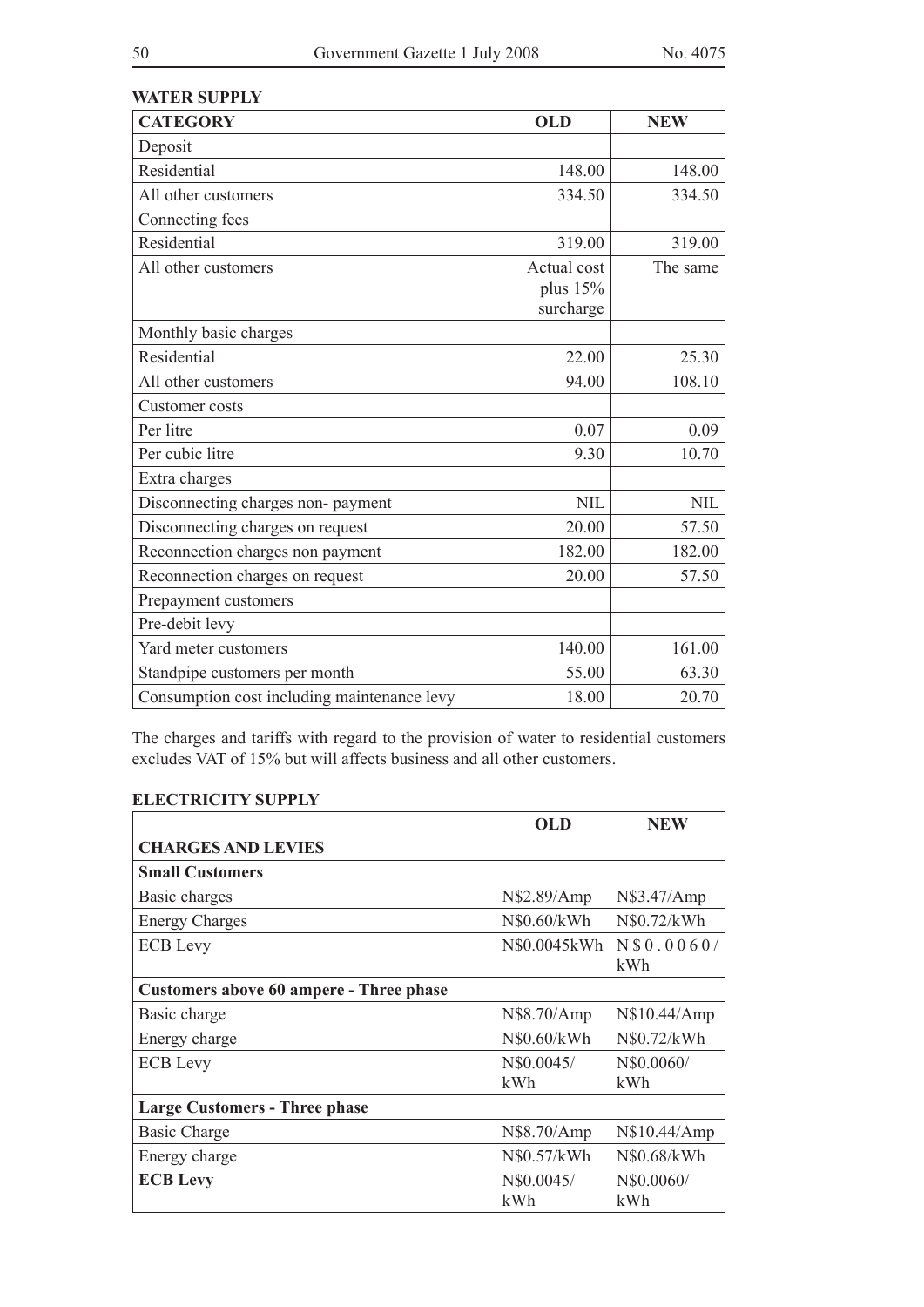**WATER SUPPLY**

| CATEGORY | OLD | NEW |
|---|---|---|
| Deposit | | |
| Residential | 148.00 | 148.00 |
| All other customers | 334.50 | 334.50 |
| Connecting fees | | |
| Residential | 319.00 | 319.00 |
| All other customers | Actual cost plus 15% surcharge | The same |
| Monthly basic charges | | |
| Residential | 22.00 | 25.30 |
| All other customers | 94.00 | 108.10 |
| Customer costs | | |
| Per litre | 0.07 | 0.09 |
| Per cubic litre | 9.30 | 10.70 |
| Extra charges | | |
| Disconnecting charges non- payment | NIL | NIL |
| Disconnecting charges on request | 20.00 | 57.50 |
| Reconnection charges non payment | 182.00 | 182.00 |
| Reconnection charges on request | 20.00 | 57.50 |
| Prepayment customers | | |
| Pre-debit levy | | |
| Yard meter customers | 140.00 | 161.00 |
| Standpipe customers per month | 55.00 | 63.30 |
| Consumption cost including maintenance levy | 18.00 | 20.70 |

The charges and tariffs with regard to the provision of water to residential customers excludes VAT of 15% but will affects business and all other customers.

**ELECTRICITY SUPPLY**

| | OLD | NEW |
|---|---|---|
| **CHARGES AND LEVIES** | | |
| **Small Customers** | | |
| Basic charges | N$2.89/Amp | N$3.47/Amp |
| Energy Charges | N$0.60/kWh | N$0.72/kWh |
| ECB Levy | N$0.0045kWh | N$0.0060/kWh |
| **Customers above 60 ampere - Three phase** | | |
| Basic charge | N$8.70/Amp | N$10.44/Amp |
| Energy charge | N$0.60/kWh | N$0.72/kWh |
| ECB Levy | N$0.0045/kWh | N$0.0060/kWh |
| **Large Customers - Three phase** | | |
| Basic Charge | N$8.70/Amp | N$10.44/Amp |
| Energy charge | N$0.57/kWh | N$0.68/kWh |
| **ECB Levy** | N$0.0045/kWh | N$0.0060/kWh |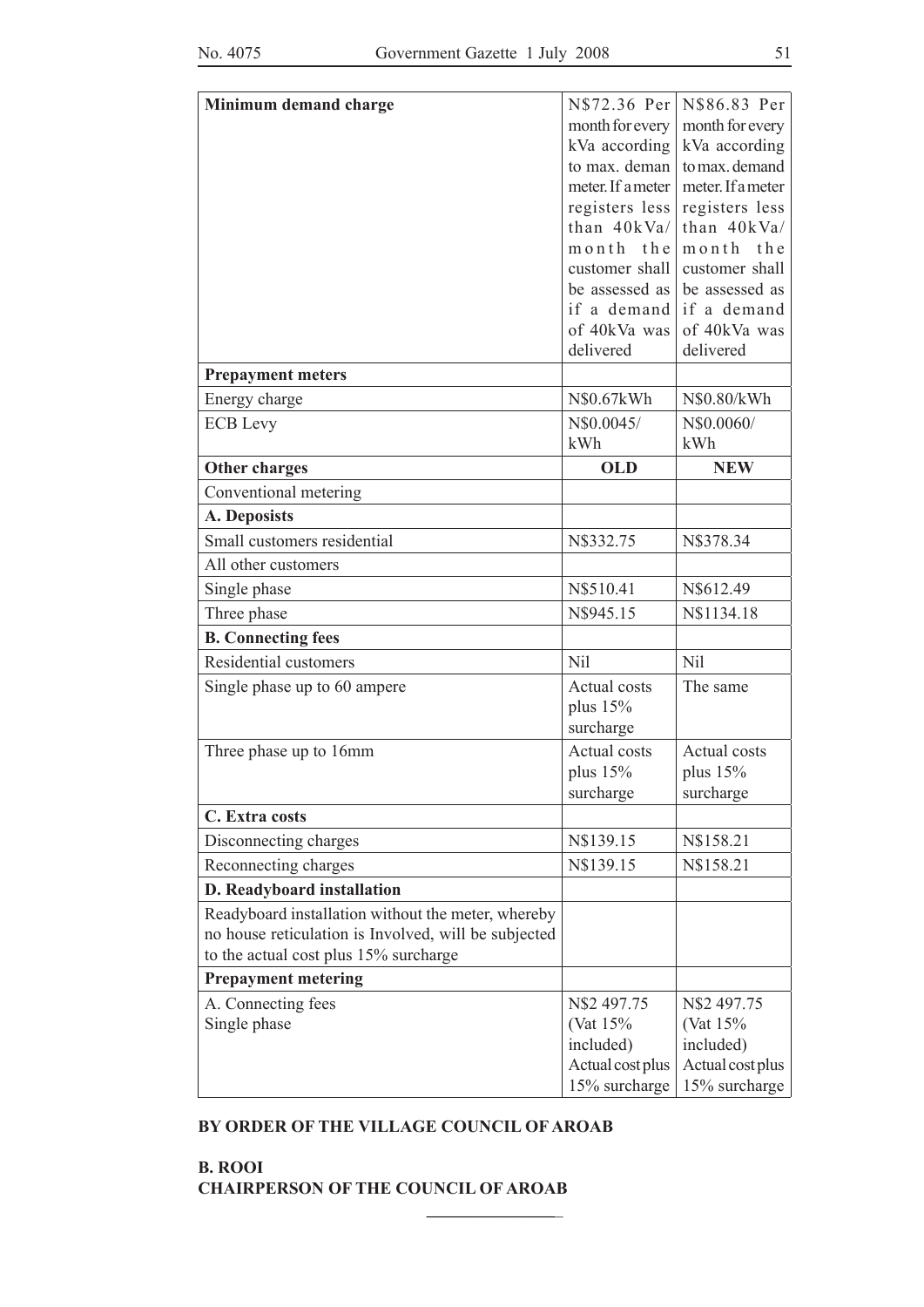| | | |
|---|---|---|
| **Minimum demand charge** | N$72.36 Per month for every kVa according to max. deman meter. If a meter registers less than 40kVa/ month the customer shall be assessed as if a demand of 40kVa was delivered | N$86.83 Per month for every kVa according to max. demand meter. If a meter registers less than 40kVa/ month the customer shall be assessed as if a demand of 40kVa was delivered |
| **Prepayment meters** | | |
| Energy charge | N$0.67kWh | N$0.80/kWh |
| ECB Levy | N$0.0045/ kWh | N$0.0060/ kWh |
| **Other charges** | **OLD** | **NEW** |
| Conventional metering | | |
| **A. Deposists** | | |
| Small customers residential | N$332.75 | N$378.34 |
| All other customers | | |
| Single phase | N$510.41 | N$612.49 |
| Three phase | N$945.15 | N$1134.18 |
| **B. Connecting fees** | | |
| Residential customers | Nil | Nil |
| Single phase up to 60 ampere | Actual costs plus 15% surcharge | The same |
| Three phase up to 16mm | Actual costs plus 15% surcharge | Actual costs plus 15% surcharge |
| **C. Extra costs** | | |
| Disconnecting charges | N$139.15 | N$158.21 |
| Reconnecting charges | N$139.15 | N$158.21 |
| **D. Readyboard installation** | | |
| Readyboard installation without the meter, whereby no house reticulation is Involved, will be subjected to the actual cost plus 15% surcharge | | |
| **Prepayment metering** | | |
| A. Connecting fees<br>Single phase | N$2 497.75 (Vat 15% included) Actual cost plus 15% surcharge | N$2 497.75 (Vat 15% included) Actual cost plus 15% surcharge |

**BY ORDER OF THE VILLAGE COUNCIL OF AROAB**

**B. ROOI**
**CHAIRPERSON OF THE COUNCIL OF AROAB**

---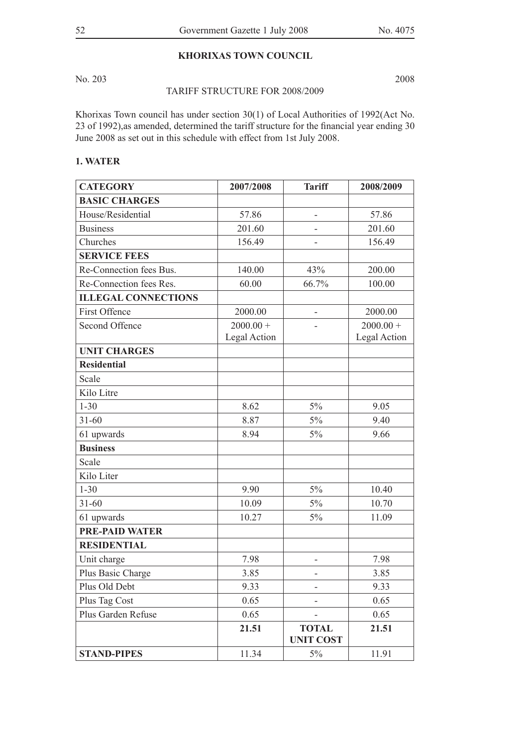## KHORIXAS TOWN COUNCIL

No. 203 2008

TARIFF STRUCTURE FOR 2008/2009

Khorixas Town council has under section 30(1) of Local Authorities of 1992(Act No. 23 of 1992),as amended, determined the tariff structure for the financial year ending 30 June 2008 as set out in this schedule with effect from 1st July 2008.

### 1. WATER

| CATEGORY | 2007/2008 | Tariff | 2008/2009 |
|---|---|---|---|
| **BASIC CHARGES** | | | |
| House/Residential | 57.86 | - | 57.86 |
| Business | 201.60 | - | 201.60 |
| Churches | 156.49 | - | 156.49 |
| **SERVICE FEES** | | | |
| Re-Connection fees Bus. | 140.00 | 43% | 200.00 |
| Re-Connection fees Res. | 60.00 | 66.7% | 100.00 |
| **ILLEGAL CONNECTIONS** | | | |
| First Offence | 2000.00 | - | 2000.00 |
| Second Offence | 2000.00 + Legal Action | - | 2000.00 + Legal Action |
| **UNIT CHARGES** | | | |
| **Residential** | | | |
| Scale | | | |
| Kilo Litre | | | |
| 1-30 | 8.62 | 5% | 9.05 |
| 31-60 | 8.87 | 5% | 9.40 |
| 61 upwards | 8.94 | 5% | 9.66 |
| **Business** | | | |
| Scale | | | |
| Kilo Liter | | | |
| 1-30 | 9.90 | 5% | 10.40 |
| 31-60 | 10.09 | 5% | 10.70 |
| 61 upwards | 10.27 | 5% | 11.09 |
| **PRE-PAID WATER** | | | |
| **RESIDENTIAL** | | | |
| Unit charge | 7.98 | - | 7.98 |
| Plus Basic Charge | 3.85 | - | 3.85 |
| Plus Old Debt | 9.33 | - | 9.33 |
| Plus Tag Cost | 0.65 | - | 0.65 |
| Plus Garden Refuse | 0.65 | - | 0.65 |
| | **21.51** | **TOTAL UNIT COST** | **21.51** |
| **STAND-PIPES** | 11.34 | 5% | 11.91 |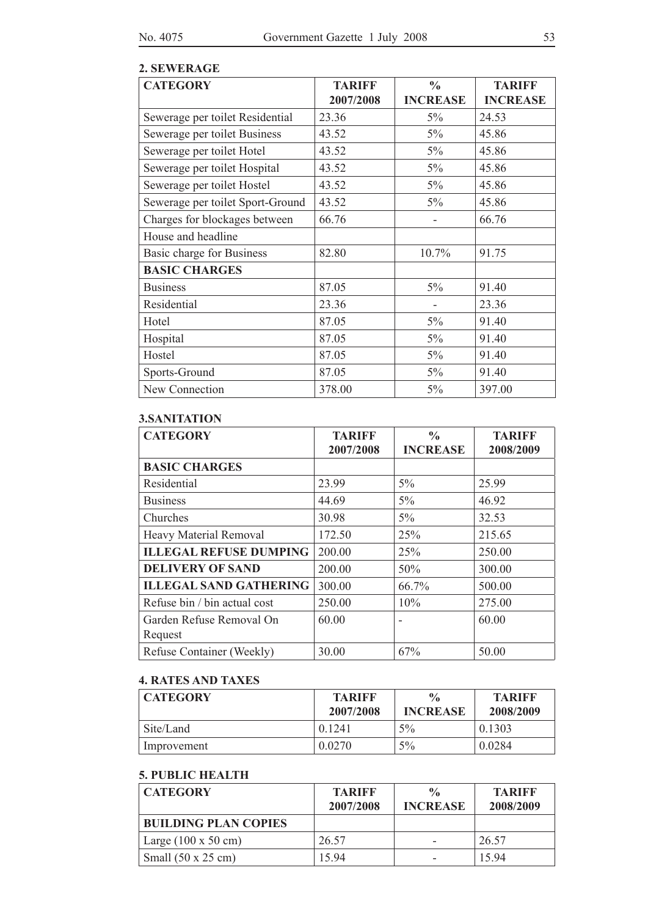## 2. SEWERAGE

| CATEGORY | TARIFF 2007/2008 | % INCREASE | TARIFF INCREASE |
|---|---|---|---|
| Sewerage per toilet Residential | 23.36 | 5% | 24.53 |
| Sewerage per toilet Business | 43.52 | 5% | 45.86 |
| Sewerage per toilet Hotel | 43.52 | 5% | 45.86 |
| Sewerage per toilet Hospital | 43.52 | 5% | 45.86 |
| Sewerage per toilet Hostel | 43.52 | 5% | 45.86 |
| Sewerage per toilet Sport-Ground | 43.52 | 5% | 45.86 |
| Charges for blockages between | 66.76 | - | 66.76 |
| House and headline | | | |
| Basic charge for Business | 82.80 | 10.7% | 91.75 |
| **BASIC CHARGES** | | | |
| Business | 87.05 | 5% | 91.40 |
| Residential | 23.36 | - | 23.36 |
| Hotel | 87.05 | 5% | 91.40 |
| Hospital | 87.05 | 5% | 91.40 |
| Hostel | 87.05 | 5% | 91.40 |
| Sports-Ground | 87.05 | 5% | 91.40 |
| New Connection | 378.00 | 5% | 397.00 |

## 3.SANITATION

| CATEGORY | TARIFF 2007/2008 | % INCREASE | TARIFF 2008/2009 |
|---|---|---|---|
| **BASIC CHARGES** | | | |
| Residential | 23.99 | 5% | 25.99 |
| Business | 44.69 | 5% | 46.92 |
| Churches | 30.98 | 5% | 32.53 |
| Heavy Material Removal | 172.50 | 25% | 215.65 |
| **ILLEGAL REFUSE DUMPING** | 200.00 | 25% | 250.00 |
| **DELIVERY OF SAND** | 200.00 | 50% | 300.00 |
| **ILLEGAL SAND GATHERING** | 300.00 | 66.7% | 500.00 |
| Refuse bin / bin actual cost | 250.00 | 10% | 275.00 |
| Garden Refuse Removal On Request | 60.00 | - | 60.00 |
| Refuse Container (Weekly) | 30.00 | 67% | 50.00 |

## 4. RATES AND TAXES

| CATEGORY | TARIFF 2007/2008 | % INCREASE | TARIFF 2008/2009 |
|---|---|---|---|
| Site/Land | 0.1241 | 5% | 0.1303 |
| Improvement | 0.0270 | 5% | 0.0284 |

## 5. PUBLIC HEALTH

| CATEGORY | TARIFF 2007/2008 | % INCREASE | TARIFF 2008/2009 |
|---|---|---|---|
| **BUILDING PLAN COPIES** | | | |
| Large (100 x 50 cm) | 26.57 | - | 26.57 |
| Small (50 x 25 cm) | 15.94 | - | 15.94 |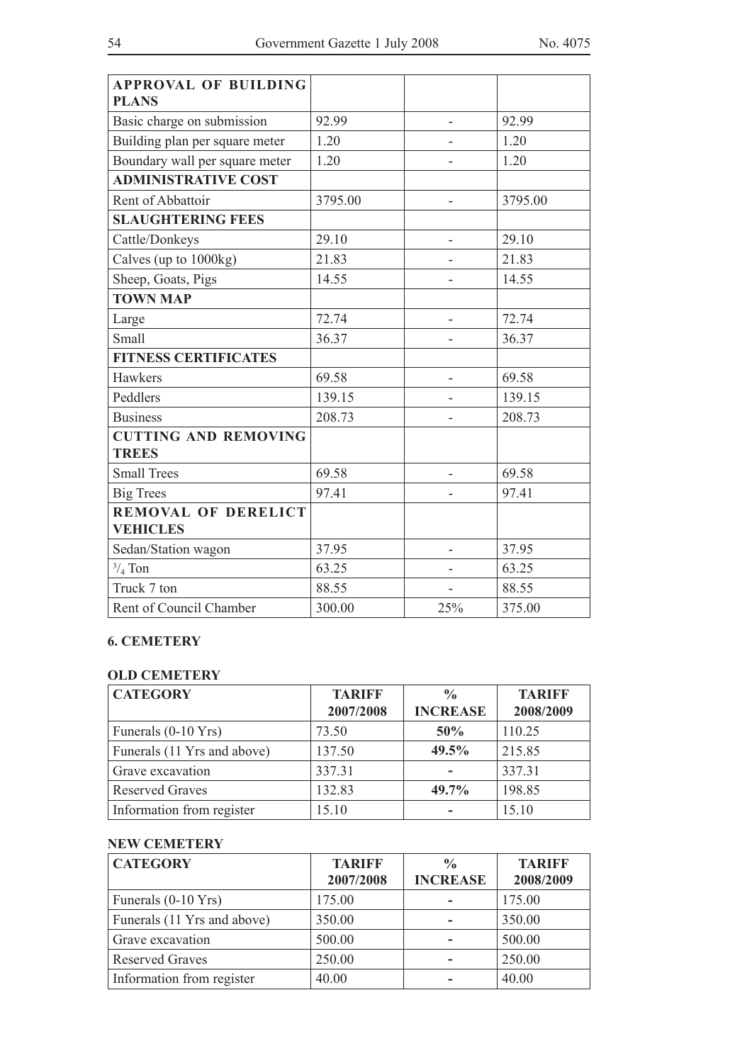| APPROVAL OF BUILDING PLANS | | | |
|---|---|---|---|
| Basic charge on submission | 92.99 | - | 92.99 |
| Building plan per square meter | 1.20 | - | 1.20 |
| Boundary wall per square meter | 1.20 | - | 1.20 |
| **ADMINISTRATIVE COST** | | | |
| Rent of Abbattoir | 3795.00 | - | 3795.00 |
| **SLAUGHTERING FEES** | | | |
| Cattle/Donkeys | 29.10 | - | 29.10 |
| Calves (up to 1000kg) | 21.83 | - | 21.83 |
| Sheep, Goats, Pigs | 14.55 | - | 14.55 |
| **TOWN MAP** | | | |
| Large | 72.74 | - | 72.74 |
| Small | 36.37 | - | 36.37 |
| **FITNESS CERTIFICATES** | | | |
| Hawkers | 69.58 | - | 69.58 |
| Peddlers | 139.15 | - | 139.15 |
| Business | 208.73 | - | 208.73 |
| **CUTTING AND REMOVING TREES** | | | |
| Small Trees | 69.58 | - | 69.58 |
| Big Trees | 97.41 | - | 97.41 |
| **REMOVAL OF DERELICT VEHICLES** | | | |
| Sedan/Station wagon | 37.95 | - | 37.95 |
| 3/4 Ton | 63.25 | - | 63.25 |
| Truck 7 ton | 88.55 | - | 88.55 |
| Rent of Council Chamber | 300.00 | 25% | 375.00 |

**6. CEMETERY**

**OLD CEMETERY**

| CATEGORY | TARIFF 2007/2008 | % INCREASE | TARIFF 2008/2009 |
|---|---|---|---|
| Funerals (0-10 Yrs) | 73.50 | **50%** | 110.25 |
| Funerals (11 Yrs and above) | 137.50 | **49.5%** | 215.85 |
| Grave excavation | 337.31 | **-** | 337.31 |
| Reserved Graves | 132.83 | **49.7%** | 198.85 |
| Information from register | 15.10 | **-** | 15.10 |

**NEW CEMETERY**

| CATEGORY | TARIFF 2007/2008 | % INCREASE | TARIFF 2008/2009 |
|---|---|---|---|
| Funerals (0-10 Yrs) | 175.00 | **-** | 175.00 |
| Funerals (11 Yrs and above) | 350.00 | **-** | 350.00 |
| Grave excavation | 500.00 | **-** | 500.00 |
| Reserved Graves | 250.00 | **-** | 250.00 |
| Information from register | 40.00 | **-** | 40.00 |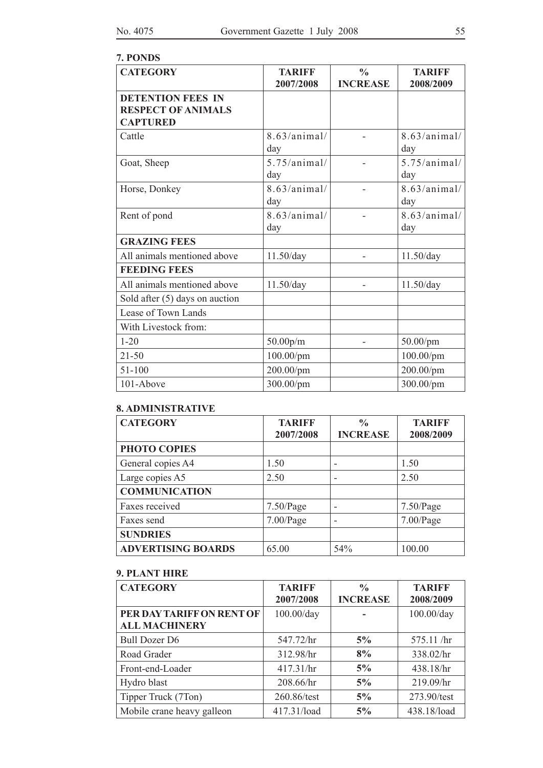### 7. PONDS

| CATEGORY | TARIFF 2007/2008 | % INCREASE | TARIFF 2008/2009 |
|---|---|---|---|
| **DETENTION FEES IN RESPECT OF ANIMALS CAPTURED** | | | |
| Cattle | 8.63/animal/day | - | 8.63/animal/day |
| Goat, Sheep | 5.75/animal/day | - | 5.75/animal/day |
| Horse, Donkey | 8.63/animal/day | - | 8.63/animal/day |
| Rent of pond | 8.63/animal/day | - | 8.63/animal/day |
| **GRAZING FEES** | | | |
| All animals mentioned above | 11.50/day | - | 11.50/day |
| **FEEDING FEES** | | | |
| All animals mentioned above | 11.50/day | - | 11.50/day |
| Sold after (5) days on auction | | | |
| Lease of Town Lands | | | |
| With Livestock from: | | | |
| 1-20 | 50.00p/m | - | 50.00/pm |
| 21-50 | 100.00/pm | | 100.00/pm |
| 51-100 | 200.00/pm | | 200.00/pm |
| 101-Above | 300.00/pm | | 300.00/pm |

### 8. ADMINISTRATIVE

| CATEGORY | TARIFF 2007/2008 | % INCREASE | TARIFF 2008/2009 |
|---|---|---|---|
| **PHOTO COPIES** | | | |
| General copies A4 | 1.50 | - | 1.50 |
| Large copies A5 | 2.50 | - | 2.50 |
| **COMMUNICATION** | | | |
| Faxes received | 7.50/Page | - | 7.50/Page |
| Faxes send | 7.00/Page | - | 7.00/Page |
| **SUNDRIES** | | | |
| **ADVERTISING BOARDS** | 65.00 | 54% | 100.00 |

### 9. PLANT HIRE

| CATEGORY | TARIFF 2007/2008 | % INCREASE | TARIFF 2008/2009 |
|---|---|---|---|
| **PER DAY TARIFF ON RENT OF ALL MACHINERY** | 100.00/day | **-** | 100.00/day |
| Bull Dozer D6 | 547.72/hr | **5%** | 575.11 /hr |
| Road Grader | 312.98/hr | **8%** | 338.02/hr |
| Front-end-Loader | 417.31/hr | **5%** | 438.18/hr |
| Hydro blast | 208.66/hr | **5%** | 219.09/hr |
| Tipper Truck (7Ton) | 260.86/test | **5%** | 273.90/test |
| Mobile crane heavy galleon | 417.31/load | **5%** | 438.18/load |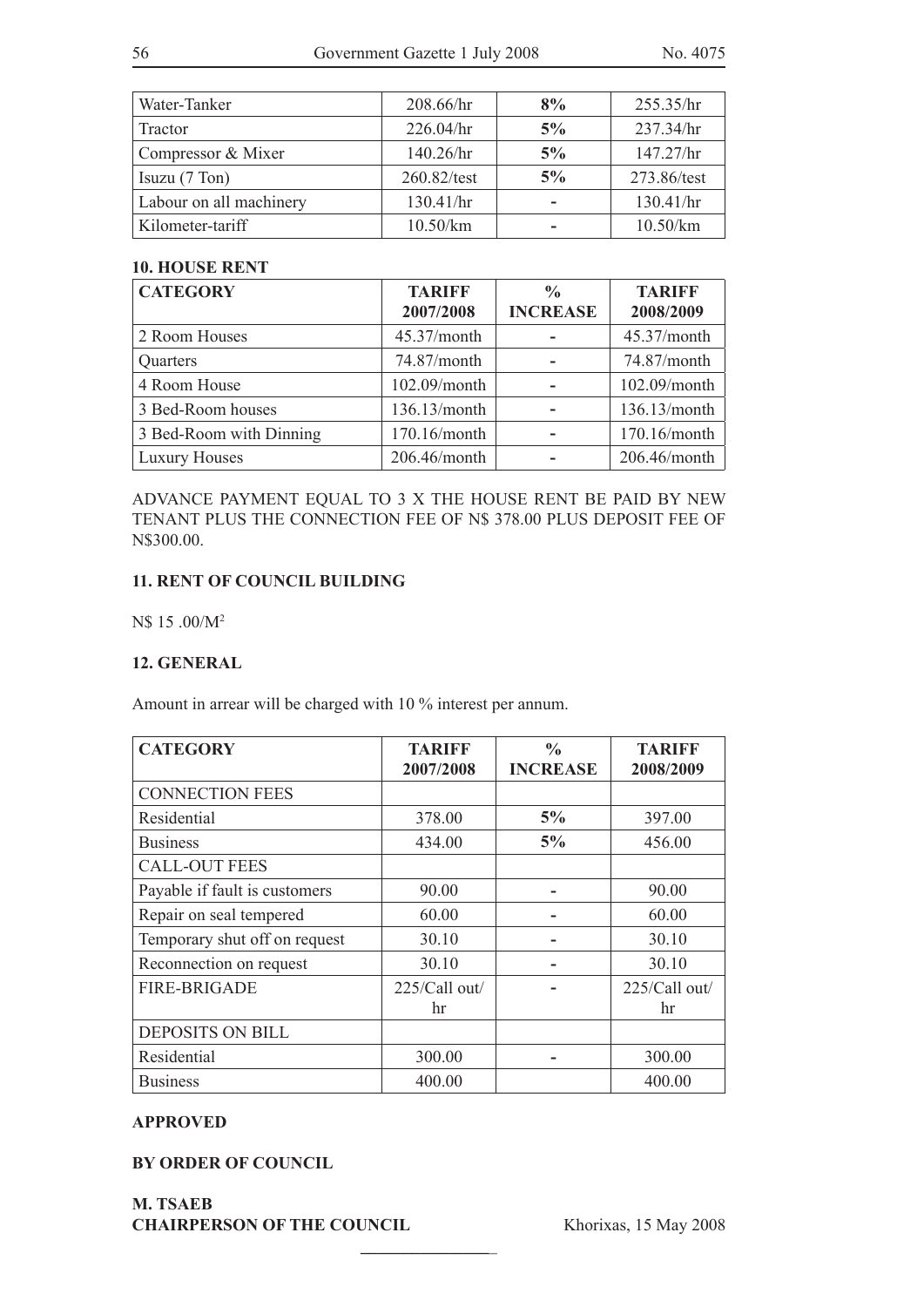| Water-Tanker | 208.66/hr | **8%** | 255.35/hr |
|---|---|---|---|
| Tractor | 226.04/hr | **5%** | 237.34/hr |
| Compressor & Mixer | 140.26/hr | **5%** | 147.27/hr |
| Isuzu (7 Ton) | 260.82/test | **5%** | 273.86/test |
| Labour on all machinery | 130.41/hr | - | 130.41/hr |
| Kilometer-tariff | 10.50/km | - | 10.50/km |

**10. HOUSE RENT**

| CATEGORY | TARIFF 2007/2008 | % INCREASE | TARIFF 2008/2009 |
|---|---|---|---|
| 2 Room Houses | 45.37/month | - | 45.37/month |
| Quarters | 74.87/month | - | 74.87/month |
| 4 Room House | 102.09/month | - | 102.09/month |
| 3 Bed-Room houses | 136.13/month | - | 136.13/month |
| 3 Bed-Room with Dinning | 170.16/month | - | 170.16/month |
| Luxury Houses | 206.46/month | - | 206.46/month |

ADVANCE PAYMENT EQUAL TO 3 X THE HOUSE RENT BE PAID BY NEW TENANT PLUS THE CONNECTION FEE OF N$ 378.00 PLUS DEPOSIT FEE OF N$300.00.

**11. RENT OF COUNCIL BUILDING**

N$ 15 .00/M²

**12. GENERAL**

Amount in arrear will be charged with 10 % interest per annum.

| CATEGORY | TARIFF 2007/2008 | % INCREASE | TARIFF 2008/2009 |
|---|---|---|---|
| CONNECTION FEES | | | |
| Residential | 378.00 | **5%** | 397.00 |
| Business | 434.00 | **5%** | 456.00 |
| CALL-OUT FEES | | | |
| Payable if fault is customers | 90.00 | - | 90.00 |
| Repair on seal tempered | 60.00 | - | 60.00 |
| Temporary shut off on request | 30.10 | - | 30.10 |
| Reconnection on request | 30.10 | - | 30.10 |
| FIRE-BRIGADE | 225/Call out/ hr | - | 225/Call out/ hr |
| DEPOSITS ON BILL | | | |
| Residential | 300.00 | - | 300.00 |
| Business | 400.00 | | 400.00 |

**APPROVED**

**BY ORDER OF COUNCIL**

**M. TSAEB**
**CHAIRPERSON OF THE COUNCIL**

Khorixas, 15 May 2008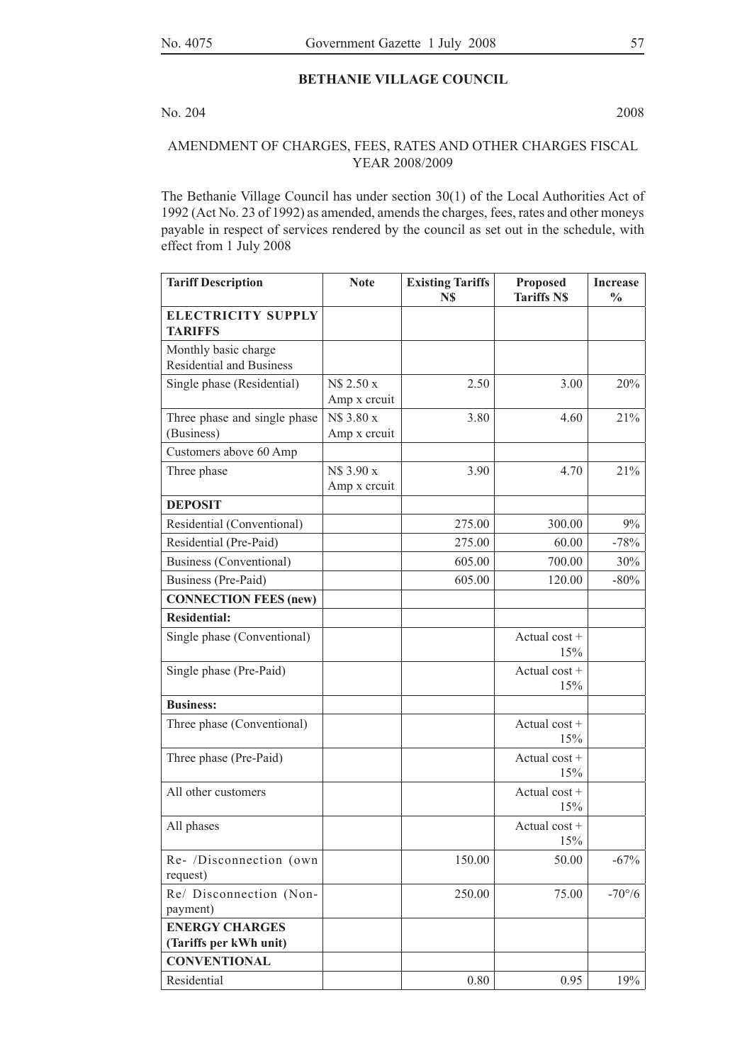## BETHANIE VILLAGE COUNCIL

No. 204 2008

AMENDMENT OF CHARGES, FEES, RATES AND OTHER CHARGES FISCAL YEAR 2008/2009

The Bethanie Village Council has under section 30(1) of the Local Authorities Act of 1992 (Act No. 23 of 1992) as amended, amends the charges, fees, rates and other moneys payable in respect of services rendered by the council as set out in the schedule, with effect from 1 July 2008

| Tariff Description | Note | Existing Tariffs N$ | Proposed Tariffs N$ | Increase % |
|---|---|---|---|---|
| **ELECTRICITY SUPPLY TARIFFS** | | | | |
| Monthly basic charge Residential and Business | | | | |
| Single phase (Residential) | N$ 2.50 x Amp x crcuit | 2.50 | 3.00 | 20% |
| Three phase and single phase (Business) | N$ 3.80 x Amp x crcuit | 3.80 | 4.60 | 21% |
| Customers above 60 Amp | | | | |
| Three phase | N$ 3.90 x Amp x crcuit | 3.90 | 4.70 | 21% |
| **DEPOSIT** | | | | |
| Residential (Conventional) | | 275.00 | 300.00 | 9% |
| Residential (Pre-Paid) | | 275.00 | 60.00 | -78% |
| Business (Conventional) | | 605.00 | 700.00 | 30% |
| Business (Pre-Paid) | | 605.00 | 120.00 | -80% |
| **CONNECTION FEES (new)** | | | | |
| **Residential:** | | | | |
| Single phase (Conventional) | | | Actual cost + 15% | |
| Single phase (Pre-Paid) | | | Actual cost + 15% | |
| **Business:** | | | | |
| Three phase (Conventional) | | | Actual cost + 15% | |
| Three phase (Pre-Paid) | | | Actual cost + 15% | |
| All other customers | | | Actual cost + 15% | |
| All phases | | | Actual cost + 15% | |
| Re- /Disconnection (own request) | | 150.00 | 50.00 | -67% |
| Re/ Disconnection (Non-payment) | | 250.00 | 75.00 | -70°/6 |
| **ENERGY CHARGES (Tariffs per kWh unit)** | | | | |
| **CONVENTIONAL** | | | | |
| Residential | | 0.80 | 0.95 | 19% |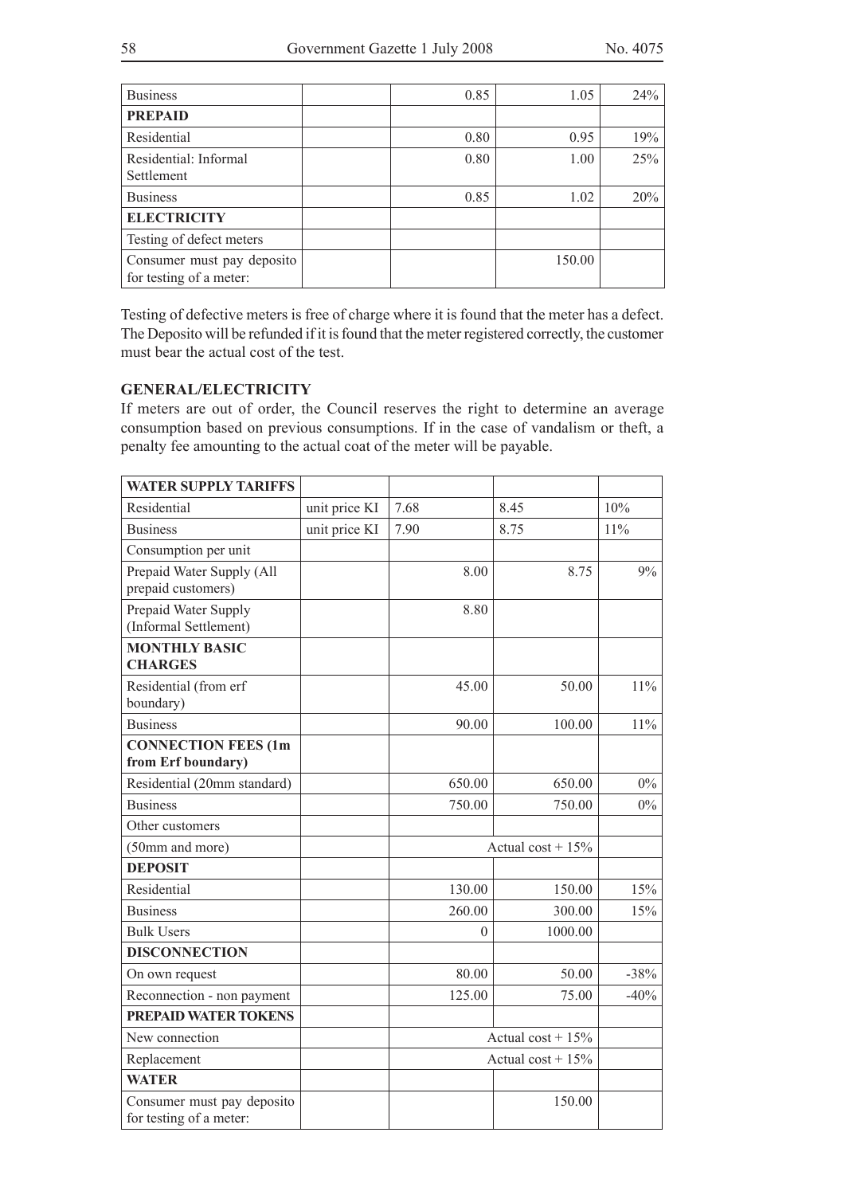| | | | | |
|---|---|---|---|---|
| Business | | 0.85 | 1.05 | 24% |
| **PREPAID** | | | | |
| Residential | | 0.80 | 0.95 | 19% |
| Residential: Informal Settlement | | 0.80 | 1.00 | 25% |
| Business | | 0.85 | 1.02 | 20% |
| **ELECTRICITY** | | | | |
| Testing of defect meters | | | | |
| Consumer must pay deposito for testing of a meter: | | | 150.00 | |

Testing of defective meters is free of charge where it is found that the meter has a defect. The Deposito will be refunded if it is found that the meter registered correctly, the customer must bear the actual cost of the test.

**GENERAL/ELECTRICITY**

If meters are out of order, the Council reserves the right to determine an average consumption based on previous consumptions. If in the case of vandalism or theft, a penalty fee amounting to the actual coat of the meter will be payable.

| **WATER SUPPLY TARIFFS** | | | | |
|---|---|---|---|---|
| Residential | unit price Kl | 7.68 | 8.45 | 10% |
| Business | unit price Kl | 7.90 | 8.75 | 11% |
| Consumption per unit | | | | |
| Prepaid Water Supply (All prepaid customers) | | 8.00 | 8.75 | 9% |
| Prepaid Water Supply (Informal Settlement) | | 8.80 | | |
| **MONTHLY BASIC CHARGES** | | | | |
| Residential (from erf boundary) | | 45.00 | 50.00 | 11% |
| Business | | 90.00 | 100.00 | 11% |
| **CONNECTION FEES (1m from Erf boundary)** | | | | |
| Residential (20mm standard) | | 650.00 | 650.00 | 0% |
| Business | | 750.00 | 750.00 | 0% |
| Other customers | | | | |
| (50mm and more) | | Actual cost + 15% | | |
| **DEPOSIT** | | | | |
| Residential | | 130.00 | 150.00 | 15% |
| Business | | 260.00 | 300.00 | 15% |
| Bulk Users | | 0 | 1000.00 | |
| **DISCONNECTION** | | | | |
| On own request | | 80.00 | 50.00 | -38% |
| Reconnection - non payment | | 125.00 | 75.00 | -40% |
| **PREPAID WATER TOKENS** | | | | |
| New connection | | Actual cost + 15% | | |
| Replacement | | Actual cost + 15% | | |
| **WATER** | | | | |
| Consumer must pay deposito for testing of a meter: | | | 150.00 | |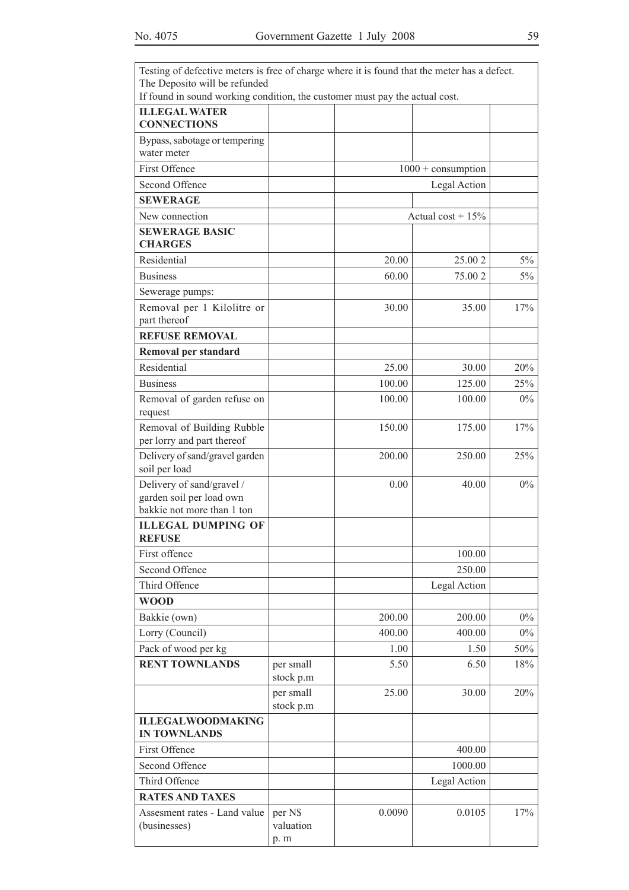| Testing of defective meters is free of charge where it is found that the meter has a defect. The Deposito will be refunded If found in sound working condition, the customer must pay the actual cost. | | | | |
|---|---|---|---|---|
| **ILLEGAL WATER CONNECTIONS** | | | | |
| Bypass, sabotage or tempering water meter | | | | |
| First Offence | | | 1000 + consumption | |
| Second Offence | | | Legal Action | |
| **SEWERAGE** | | | | |
| New connection | | | Actual cost + 15% | |
| **SEWERAGE BASIC CHARGES** | | | | |
| Residential | | 20.00 | 25.00 2 | 5% |
| Business | | 60.00 | 75.00 2 | 5% |
| Sewerage pumps: | | | | |
| Removal per 1 Kilolitre or part thereof | | 30.00 | 35.00 | 17% |
| **REFUSE REMOVAL** | | | | |
| **Removal per standard** | | | | |
| Residential | | 25.00 | 30.00 | 20% |
| Business | | 100.00 | 125.00 | 25% |
| Removal of garden refuse on request | | 100.00 | 100.00 | 0% |
| Removal of Building Rubble per lorry and part thereof | | 150.00 | 175.00 | 17% |
| Delivery of sand/gravel garden soil per load | | 200.00 | 250.00 | 25% |
| Delivery of sand/gravel / garden soil per load own bakkie not more than 1 ton | | 0.00 | 40.00 | 0% |
| **ILLEGAL DUMPING OF REFUSE** | | | | |
| First offence | | | 100.00 | |
| Second Offence | | | 250.00 | |
| Third Offence | | | Legal Action | |
| **WOOD** | | | | |
| Bakkie (own) | | 200.00 | 200.00 | 0% |
| Lorry (Council) | | 400.00 | 400.00 | 0% |
| Pack of wood per kg | | 1.00 | 1.50 | 50% |
| **RENT TOWNLANDS** | per small stock p.m | 5.50 | 6.50 | 18% |
| | per small stock p.m | 25.00 | 30.00 | 20% |
| **ILLEGALWOODMAKING IN TOWNLANDS** | | | | |
| First Offence | | | 400.00 | |
| Second Offence | | | 1000.00 | |
| Third Offence | | | Legal Action | |
| **RATES AND TAXES** | | | | |
| Assesment rates - Land value (businesses) | per N$ valuation p. m | 0.0090 | 0.0105 | 17% |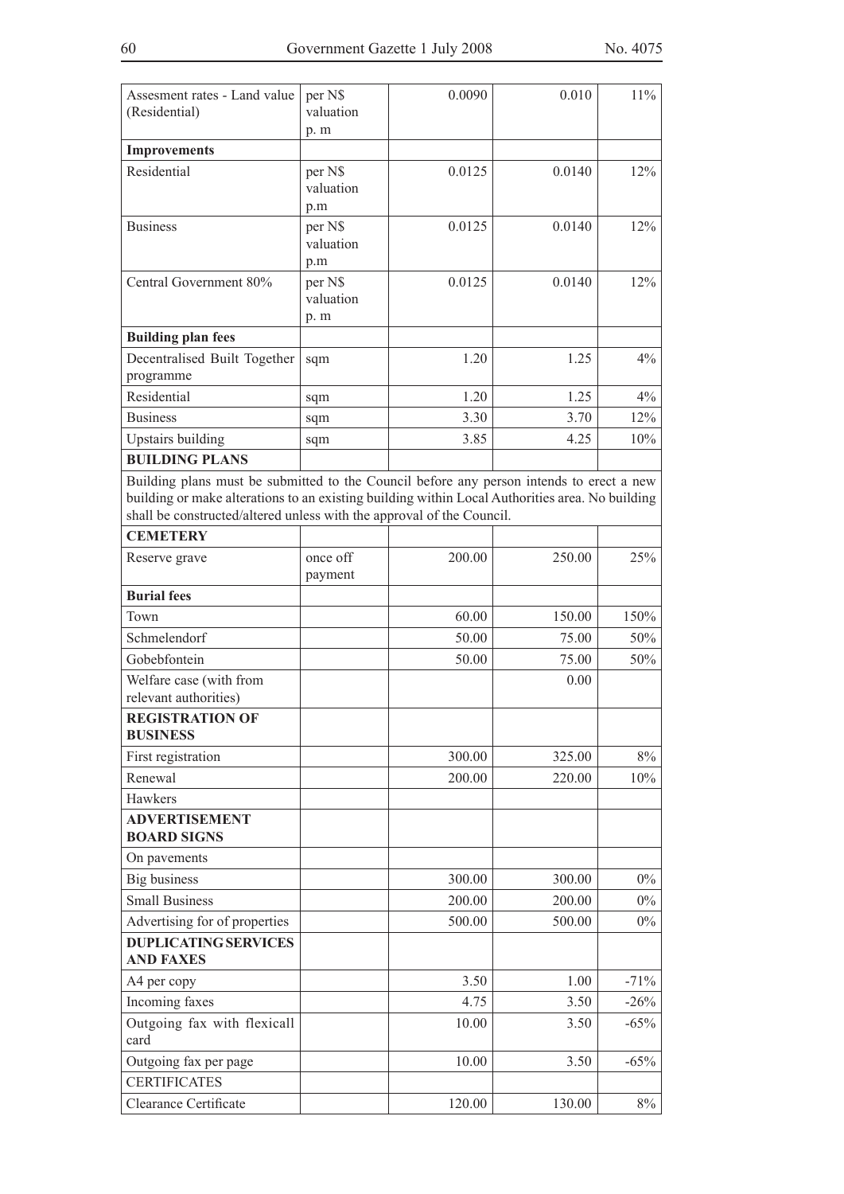| | | | | |
|---|---|---|---|---|
| Assesment rates - Land value (Residential) | per N$ valuation p. m | 0.0090 | 0.010 | 11% |
| **Improvements** | | | | |
| Residential | per N$ valuation p.m | 0.0125 | 0.0140 | 12% |
| Business | per N$ valuation p.m | 0.0125 | 0.0140 | 12% |
| Central Government 80% | per N$ valuation p. m | 0.0125 | 0.0140 | 12% |
| **Building plan fees** | | | | |
| Decentralised Built Together programme | sqm | 1.20 | 1.25 | 4% |
| Residential | sqm | 1.20 | 1.25 | 4% |
| Business | sqm | 3.30 | 3.70 | 12% |
| Upstairs building | sqm | 3.85 | 4.25 | 10% |
| **BUILDING PLANS** | | | | |
| Building plans must be submitted to the Council before any person intends to erect a new building or make alterations to an existing building within Local Authorities area. No building shall be constructed/altered unless with the approval of the Council. | | | | |
| **CEMETERY** | | | | |
| Reserve grave | once off payment | 200.00 | 250.00 | 25% |
| **Burial fees** | | | | |
| Town | | 60.00 | 150.00 | 150% |
| Schmelendorf | | 50.00 | 75.00 | 50% |
| Gobebfontein | | 50.00 | 75.00 | 50% |
| Welfare case (with from relevant authorities) | | | 0.00 | |
| **REGISTRATION OF BUSINESS** | | | | |
| First registration | | 300.00 | 325.00 | 8% |
| Renewal | | 200.00 | 220.00 | 10% |
| Hawkers | | | | |
| **ADVERTISEMENT BOARD SIGNS** | | | | |
| On pavements | | | | |
| Big business | | 300.00 | 300.00 | 0% |
| Small Business | | 200.00 | 200.00 | 0% |
| Advertising for of properties | | 500.00 | 500.00 | 0% |
| **DUPLICATING SERVICES AND FAXES** | | | | |
| A4 per copy | | 3.50 | 1.00 | -71% |
| Incoming faxes | | 4.75 | 3.50 | -26% |
| Outgoing fax with flexicall card | | 10.00 | 3.50 | -65% |
| Outgoing fax per page | | 10.00 | 3.50 | -65% |
| CERTIFICATES | | | | |
| Clearance Certificate | | 120.00 | 130.00 | 8% |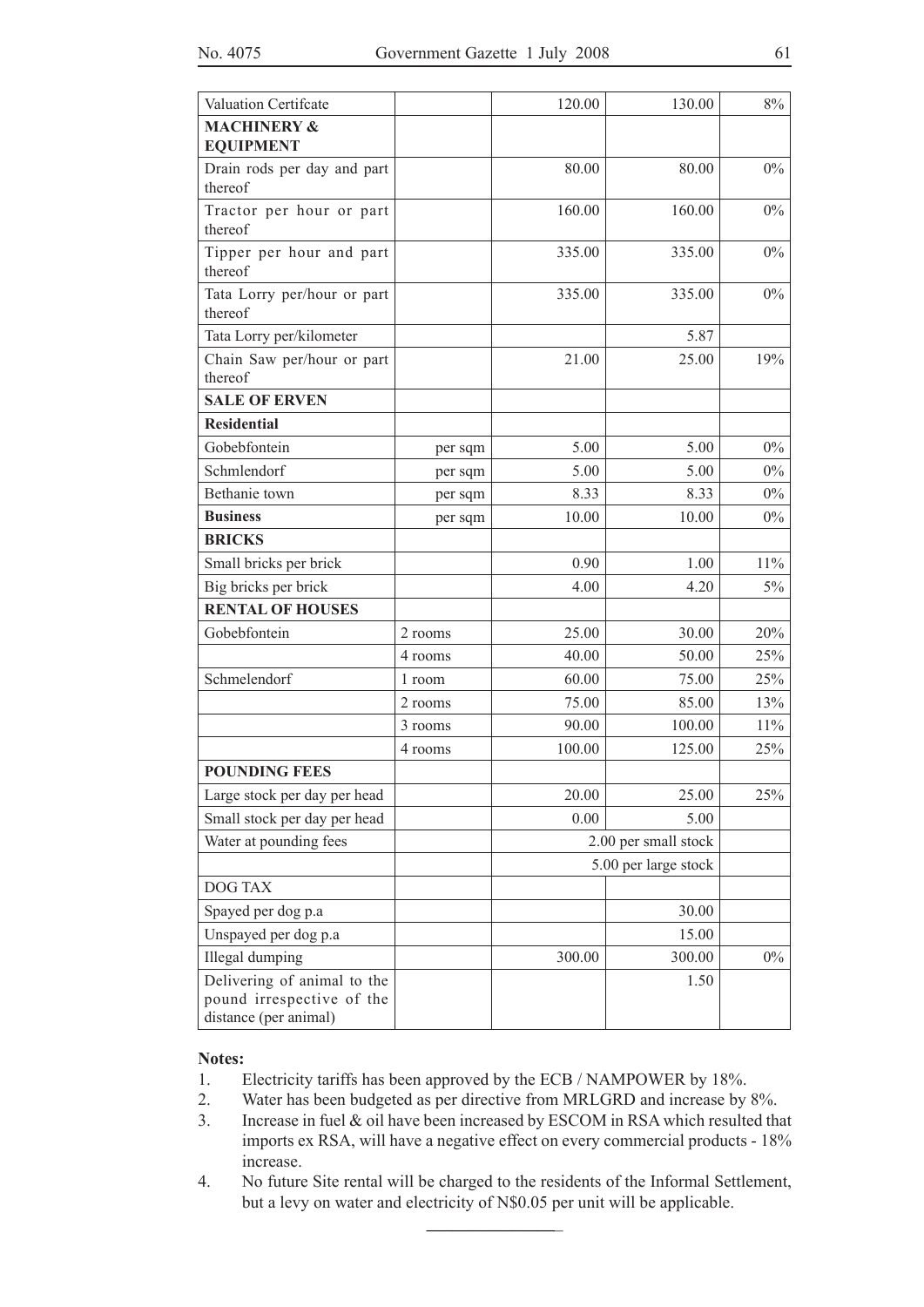| Valuation Certifcate | | 120.00 | 130.00 | 8% |
|---|---|---|---|---|
| **MACHINERY & EQUIPMENT** | | | | |
| Drain rods per day and part thereof | | 80.00 | 80.00 | 0% |
| Tractor per hour or part thereof | | 160.00 | 160.00 | 0% |
| Tipper per hour and part thereof | | 335.00 | 335.00 | 0% |
| Tata Lorry per/hour or part thereof | | 335.00 | 335.00 | 0% |
| Tata Lorry per/kilometer | | | 5.87 | |
| Chain Saw per/hour or part thereof | | 21.00 | 25.00 | 19% |
| **SALE OF ERVEN** | | | | |
| **Residential** | | | | |
| Gobebfontein | per sqm | 5.00 | 5.00 | 0% |
| Schmlendorf | per sqm | 5.00 | 5.00 | 0% |
| Bethanie town | per sqm | 8.33 | 8.33 | 0% |
| **Business** | per sqm | 10.00 | 10.00 | 0% |
| **BRICKS** | | | | |
| Small bricks per brick | | 0.90 | 1.00 | 11% |
| Big bricks per brick | | 4.00 | 4.20 | 5% |
| **RENTAL OF HOUSES** | | | | |
| Gobebfontein | 2 rooms | 25.00 | 30.00 | 20% |
| | 4 rooms | 40.00 | 50.00 | 25% |
| Schmelendorf | 1 room | 60.00 | 75.00 | 25% |
| | 2 rooms | 75.00 | 85.00 | 13% |
| | 3 rooms | 90.00 | 100.00 | 11% |
| | 4 rooms | 100.00 | 125.00 | 25% |
| **POUNDING FEES** | | | | |
| Large stock per day per head | | 20.00 | 25.00 | 25% |
| Small stock per day per head | | 0.00 | 5.00 | |
| Water at pounding fees | | 2.00 per small stock | | |
| | | 5.00 per large stock | | |
| DOG TAX | | | | |
| Spayed per dog p.a | | | 30.00 | |
| Unspayed per dog p.a | | | 15.00 | |
| Illegal dumping | | 300.00 | 300.00 | 0% |
| Delivering of animal to the pound irrespective of the distance (per animal) | | | 1.50 | |

**Notes:**

1. Electricity tariffs has been approved by the ECB / NAMPOWER by 18%.
2. Water has been budgeted as per directive from MRLGRD and increase by 8%.
3. Increase in fuel & oil have been increased by ESCOM in RSA which resulted that imports ex RSA, will have a negative effect on every commercial products - 18% increase.
4. No future Site rental will be charged to the residents of the Informal Settlement, but a levy on water and electricity of N$0.05 per unit will be applicable.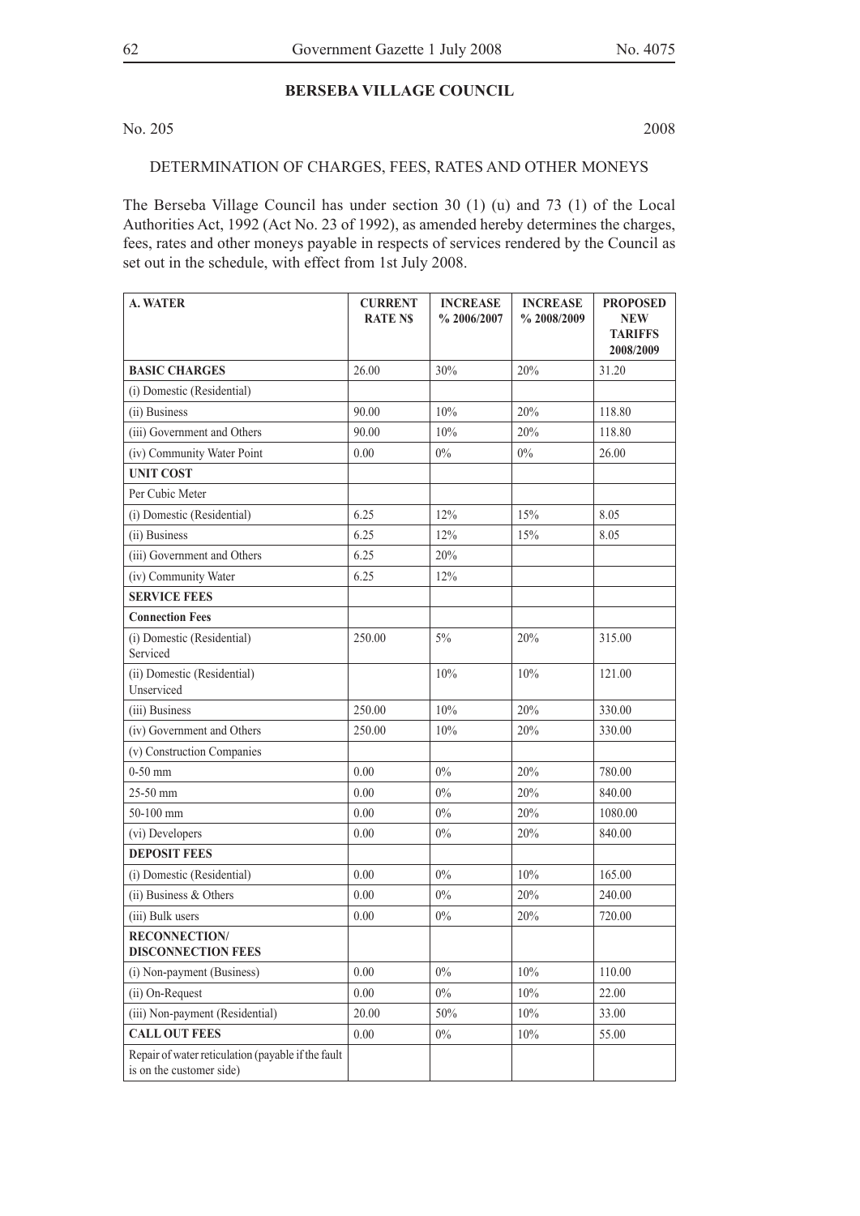## BERSEBA VILLAGE COUNCIL

No. 205 2008

DETERMINATION OF CHARGES, FEES, RATES AND OTHER MONEYS

The Berseba Village Council has under section 30 (1) (u) and 73 (1) of the Local Authorities Act, 1992 (Act No. 23 of 1992), as amended hereby determines the charges, fees, rates and other moneys payable in respects of services rendered by the Council as set out in the schedule, with effect from 1st July 2008.

| **A. WATER** | **CURRENT RATE N$** | **INCREASE % 2006/2007** | **INCREASE % 2008/2009** | **PROPOSED NEW TARIFFS 2008/2009** |
|---|---|---|---|---|
| **BASIC CHARGES** | 26.00 | 30% | 20% | 31.20 |
| (i) Domestic (Residential) | | | | |
| (ii) Business | 90.00 | 10% | 20% | 118.80 |
| (iii) Government and Others | 90.00 | 10% | 20% | 118.80 |
| (iv) Community Water Point | 0.00 | 0% | 0% | 26.00 |
| **UNIT COST** | | | | |
| Per Cubic Meter | | | | |
| (i) Domestic (Residential) | 6.25 | 12% | 15% | 8.05 |
| (ii) Business | 6.25 | 12% | 15% | 8.05 |
| (iii) Government and Others | 6.25 | 20% | | |
| (iv) Community Water | 6.25 | 12% | | |
| **SERVICE FEES** | | | | |
| **Connection Fees** | | | | |
| (i) Domestic (Residential) Serviced | 250.00 | 5% | 20% | 315.00 |
| (ii) Domestic (Residential) Unserviced | | 10% | 10% | 121.00 |
| (iii) Business | 250.00 | 10% | 20% | 330.00 |
| (iv) Government and Others | 250.00 | 10% | 20% | 330.00 |
| (v) Construction Companies | | | | |
| 0-50 mm | 0.00 | 0% | 20% | 780.00 |
| 25-50 mm | 0.00 | 0% | 20% | 840.00 |
| 50-100 mm | 0.00 | 0% | 20% | 1080.00 |
| (vi) Developers | 0.00 | 0% | 20% | 840.00 |
| **DEPOSIT FEES** | | | | |
| (i) Domestic (Residential) | 0.00 | 0% | 10% | 165.00 |
| (ii) Business & Others | 0.00 | 0% | 20% | 240.00 |
| (iii) Bulk users | 0.00 | 0% | 20% | 720.00 |
| **RECONNECTION/ DISCONNECTION FEES** | | | | |
| (i) Non-payment (Business) | 0.00 | 0% | 10% | 110.00 |
| (ii) On-Request | 0.00 | 0% | 10% | 22.00 |
| (iii) Non-payment (Residential) | 20.00 | 50% | 10% | 33.00 |
| **CALL OUT FEES** | 0.00 | 0% | 10% | 55.00 |
| Repair of water reticulation (payable if the fault is on the customer side) | | | | |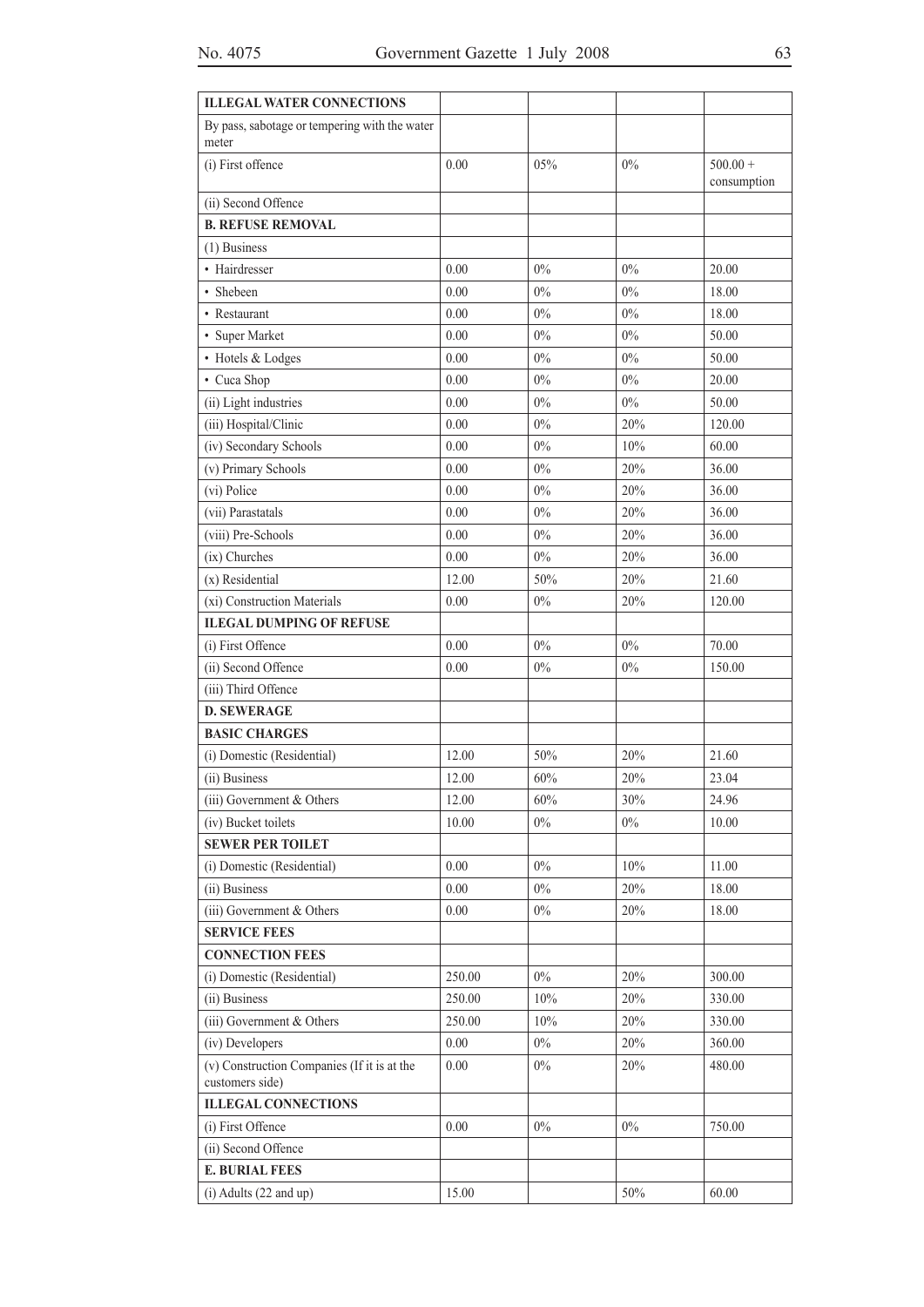| ILLEGAL WATER CONNECTIONS | | | | |
|---|---|---|---|---|
| By pass, sabotage or tempering with the water meter | | | | |
| (i) First offence | 0.00 | 05% | 0% | 500.00 + consumption |
| (ii) Second Offence | | | | |
| **B. REFUSE REMOVAL** | | | | |
| (1) Business | | | | |
| • Hairdresser | 0.00 | 0% | 0% | 20.00 |
| • Shebeen | 0.00 | 0% | 0% | 18.00 |
| • Restaurant | 0.00 | 0% | 0% | 18.00 |
| • Super Market | 0.00 | 0% | 0% | 50.00 |
| • Hotels & Lodges | 0.00 | 0% | 0% | 50.00 |
| • Cuca Shop | 0.00 | 0% | 0% | 20.00 |
| (ii) Light industries | 0.00 | 0% | 0% | 50.00 |
| (iii) Hospital/Clinic | 0.00 | 0% | 20% | 120.00 |
| (iv) Secondary Schools | 0.00 | 0% | 10% | 60.00 |
| (v) Primary Schools | 0.00 | 0% | 20% | 36.00 |
| (vi) Police | 0.00 | 0% | 20% | 36.00 |
| (vii) Parastatals | 0.00 | 0% | 20% | 36.00 |
| (viii) Pre-Schools | 0.00 | 0% | 20% | 36.00 |
| (ix) Churches | 0.00 | 0% | 20% | 36.00 |
| (x) Residential | 12.00 | 50% | 20% | 21.60 |
| (xi) Construction Materials | 0.00 | 0% | 20% | 120.00 |
| **ILEGAL DUMPING OF REFUSE** | | | | |
| (i) First Offence | 0.00 | 0% | 0% | 70.00 |
| (ii) Second Offence | 0.00 | 0% | 0% | 150.00 |
| (iii) Third Offence | | | | |
| **D. SEWERAGE** | | | | |
| **BASIC CHARGES** | | | | |
| (i) Domestic (Residential) | 12.00 | 50% | 20% | 21.60 |
| (ii) Business | 12.00 | 60% | 20% | 23.04 |
| (iii) Government & Others | 12.00 | 60% | 30% | 24.96 |
| (iv) Bucket toilets | 10.00 | 0% | 0% | 10.00 |
| **SEWER PER TOILET** | | | | |
| (i) Domestic (Residential) | 0.00 | 0% | 10% | 11.00 |
| (ii) Business | 0.00 | 0% | 20% | 18.00 |
| (iii) Government & Others | 0.00 | 0% | 20% | 18.00 |
| **SERVICE FEES** | | | | |
| **CONNECTION FEES** | | | | |
| (i) Domestic (Residential) | 250.00 | 0% | 20% | 300.00 |
| (ii) Business | 250.00 | 10% | 20% | 330.00 |
| (iii) Government & Others | 250.00 | 10% | 20% | 330.00 |
| (iv) Developers | 0.00 | 0% | 20% | 360.00 |
| (v) Construction Companies (If it is at the customers side) | 0.00 | 0% | 20% | 480.00 |
| **ILLEGAL CONNECTIONS** | | | | |
| (i) First Offence | 0.00 | 0% | 0% | 750.00 |
| (ii) Second Offence | | | | |
| **E. BURIAL FEES** | | | | |
| (i) Adults (22 and up) | 15.00 | | 50% | 60.00 |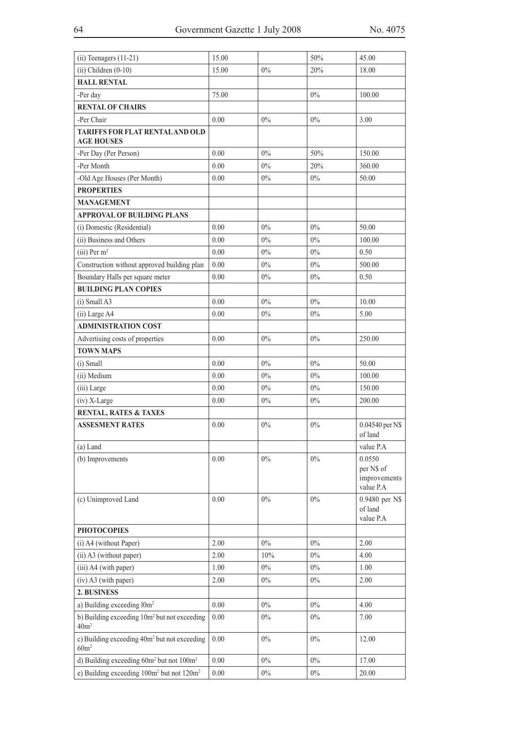| | | | | |
|---|---|---|---|---|
| (ii) Teenagers (11-21) | 15.00 | | 50% | 45.00 |
| (ii) Children (0-10) | 15.00 | 0% | 20% | 18.00 |
| **HALL RENTAL** | | | | |
| -Per day | 75.00 | | 0% | 100.00 |
| **RENTAL OF CHAIRS** | | | | |
| -Per Chair | 0.00 | 0% | 0% | 3.00 |
| **TARIFFS FOR FLAT RENTAL AND OLD AGE HOUSES** | | | | |
| -Per Day (Per Person) | 0.00 | 0% | 50% | 150.00 |
| -Per Month | 0.00 | 0% | 20% | 360.00 |
| -Old Age Houses (Per Month) | 0.00 | 0% | 0% | 50.00 |
| **PROPERTIES** | | | | |
| **MANAGEMENT** | | | | |
| **APPROVAL OF BUILDING PLANS** | | | | |
| (i) Domestic (Residential) | 0.00 | 0% | 0% | 50.00 |
| (ii) Business and Others | 0.00 | 0% | 0% | 100.00 |
| (iii) Per $m^2$ | 0.00 | 0% | 0% | 0.50 |
| Construction without approved building plan | 0.00 | 0% | 0% | 500.00 |
| Boundary Halls per square meter | 0.00 | 0% | 0% | 0.50 |
| **BUILDING PLAN COPIES** | | | | |
| (i) Small A3 | 0.00 | 0% | 0% | 10.00 |
| (ii) Large A4 | 0.00 | 0% | 0% | 5.00 |
| **ADMINISTRATION COST** | | | | |
| Advertising costs of properties | 0.00 | 0% | 0% | 250.00 |
| **TOWN MAPS** | | | | |
| (i) Small | 0.00 | 0% | 0% | 50.00 |
| (ii) Medium | 0.00 | 0% | 0% | 100.00 |
| (iii) Large | 0.00 | 0% | 0% | 150.00 |
| (iv) X-Large | 0.00 | 0% | 0% | 200.00 |
| **RENTAL, RATES & TAXES** | | | | |
| **ASSESMENT RATES** | 0.00 | 0% | 0% | 0.04540 per N$ of land |
| (a) Land | | | | value P.A |
| (b) Improvements | 0.00 | 0% | 0% | 0.0550 per N$ of improvements value P.A |
| (c) Unimproved Land | 0.00 | 0% | 0% | 0.9480 per N$ of land value P.A |
| **PHOTOCOPIES** | | | | |
| (i) A4 (without Paper) | 2.00 | 0% | 0% | 2.00 |
| (ii) A3 (without paper) | 2.00 | 10% | 0% | 4.00 |
| (iii) A4 (with paper) | 1.00 | 0% | 0% | 1.00 |
| (iv) A3 (with paper) | 2.00 | 0% | 0% | 2.00 |
| **2. BUSINESS** | | | | |
| a) Building exceeding $10m^2$ | 0.00 | 0% | 0% | 4.00 |
| b) Building exceeding $10m^2$ but not exceeding $40m^2$ | 0.00 | 0% | 0% | 7.00 |
| c) Building exceeding $40m^2$ but not exceeding $60m^2$ | 0.00 | 0% | 0% | 12.00 |
| d) Building exceeding $60m^2$ but not $100m^2$ | 0.00 | 0% | 0% | 17.00 |
| e) Building exceeding $100m^2$ but not $120m^2$ | 0.00 | 0% | 0% | 20.00 |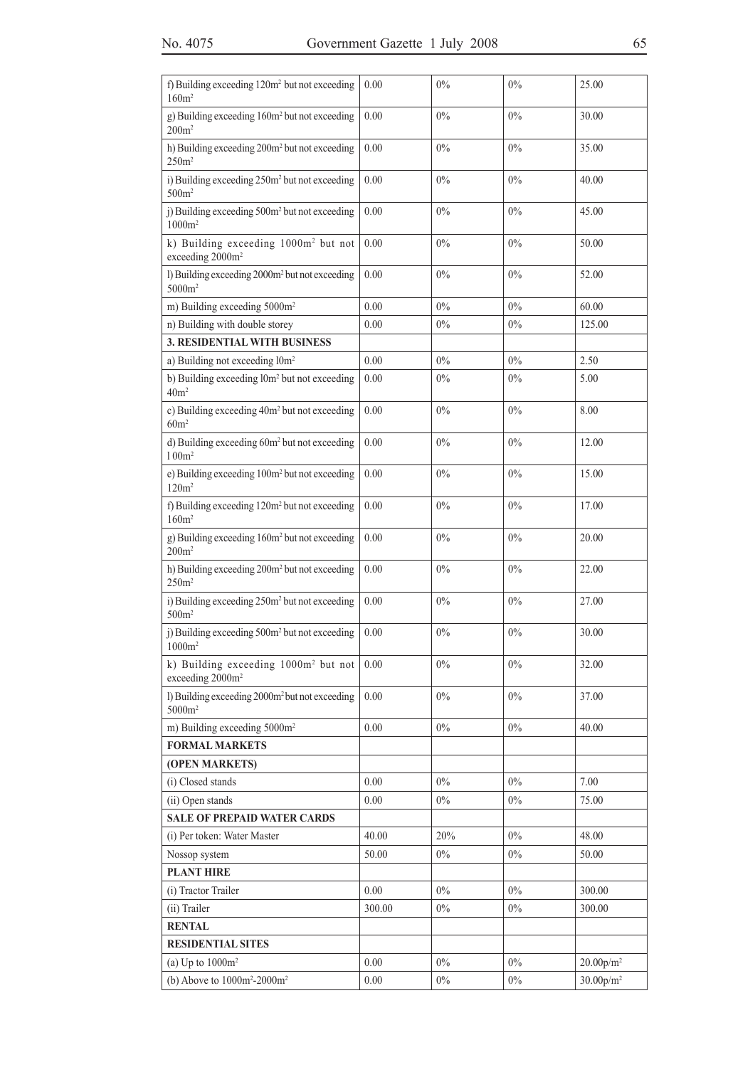| | | | | |
|---|---|---|---|---|
| f) Building exceeding 120m² but not exceeding 160m² | 0.00 | 0% | 0% | 25.00 |
| g) Building exceeding 160m² but not exceeding 200m² | 0.00 | 0% | 0% | 30.00 |
| h) Building exceeding 200m² but not exceeding 250m² | 0.00 | 0% | 0% | 35.00 |
| i) Building exceeding 250m² but not exceeding 500m² | 0.00 | 0% | 0% | 40.00 |
| j) Building exceeding 500m² but not exceeding 1000m² | 0.00 | 0% | 0% | 45.00 |
| k) Building exceeding 1000m² but not exceeding 2000m² | 0.00 | 0% | 0% | 50.00 |
| l) Building exceeding 2000m² but not exceeding 5000m² | 0.00 | 0% | 0% | 52.00 |
| m) Building exceeding 5000m² | 0.00 | 0% | 0% | 60.00 |
| n) Building with double storey | 0.00 | 0% | 0% | 125.00 |
| **3. RESIDENTIAL WITH BUSINESS** | | | | |
| a) Building not exceeding l0m² | 0.00 | 0% | 0% | 2.50 |
| b) Building exceeding l0m² but not exceeding 40m² | 0.00 | 0% | 0% | 5.00 |
| c) Building exceeding 40m² but not exceeding 60m² | 0.00 | 0% | 0% | 8.00 |
| d) Building exceeding 60m² but not exceeding 1 00m² | 0.00 | 0% | 0% | 12.00 |
| e) Building exceeding 100m² but not exceeding 120m² | 0.00 | 0% | 0% | 15.00 |
| f) Building exceeding 120m² but not exceeding 160m² | 0.00 | 0% | 0% | 17.00 |
| g) Building exceeding 160m² but not exceeding 200m² | 0.00 | 0% | 0% | 20.00 |
| h) Building exceeding 200m² but not exceeding 250m² | 0.00 | 0% | 0% | 22.00 |
| i) Building exceeding 250m² but not exceeding 500m² | 0.00 | 0% | 0% | 27.00 |
| j) Building exceeding 500m² but not exceeding 1000m² | 0.00 | 0% | 0% | 30.00 |
| k) Building exceeding 1000m² but not exceeding 2000m² | 0.00 | 0% | 0% | 32.00 |
| l) Building exceeding 2000m² but not exceeding 5000m² | 0.00 | 0% | 0% | 37.00 |
| m) Building exceeding 5000m² | 0.00 | 0% | 0% | 40.00 |
| **FORMAL MARKETS** | | | | |
| **(OPEN MARKETS)** | | | | |
| (i) Closed stands | 0.00 | 0% | 0% | 7.00 |
| (ii) Open stands | 0.00 | 0% | 0% | 75.00 |
| **SALE OF PREPAID WATER CARDS** | | | | |
| (i) Per token: Water Master | 40.00 | 20% | 0% | 48.00 |
| Nossop system | 50.00 | 0% | 0% | 50.00 |
| **PLANT HIRE** | | | | |
| (i) Tractor Trailer | 0.00 | 0% | 0% | 300.00 |
| (ii) Trailer | 300.00 | 0% | 0% | 300.00 |
| **RENTAL** | | | | |
| **RESIDENTIAL SITES** | | | | |
| (a) Up to 1000m² | 0.00 | 0% | 0% | 20.00p/m² |
| (b) Above to 1000m²-2000m² | 0.00 | 0% | 0% | 30.00p/m² |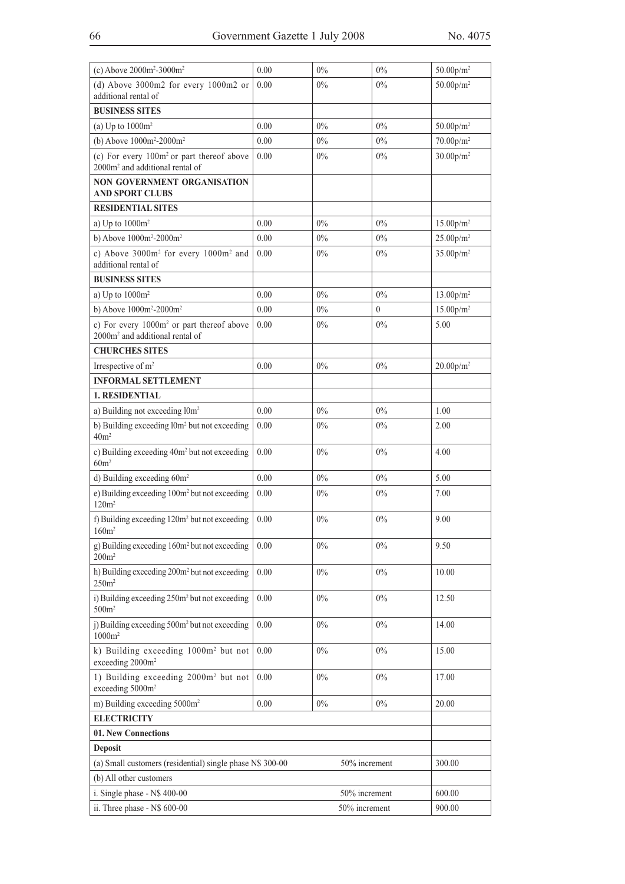| | | | | |
|---|---|---|---|---|
| (c) Above 2000m²-3000m² | 0.00 | 0% | 0% | 50.00p/m² |
| (d) Above 3000m2 for every 1000m2 or additional rental of | 0.00 | 0% | 0% | 50.00p/m² |
| **BUSINESS SITES** | | | | |
| (a) Up to 1000m² | 0.00 | 0% | 0% | 50.00p/m² |
| (b) Above 1000m²-2000m² | 0.00 | 0% | 0% | 70.00p/m² |
| (c) For every 100m² or part thereof above 2000m² and additional rental of | 0.00 | 0% | 0% | 30.00p/m² |
| **NON GOVERNMENT ORGANISATION AND SPORT CLUBS** | | | | |
| **RESIDENTIAL SITES** | | | | |
| a) Up to 1000m² | 0.00 | 0% | 0% | 15.00p/m² |
| b) Above 1000m²-2000m² | 0.00 | 0% | 0% | 25.00p/m² |
| c) Above 3000m² for every 1000m² and additional rental of | 0.00 | 0% | 0% | 35.00p/m² |
| **BUSINESS SITES** | | | | |
| a) Up to 1000m² | 0.00 | 0% | 0% | 13.00p/m² |
| b) Above 1000m²-2000m² | 0.00 | 0% | 0 | 15.00p/m² |
| c) For every 1000m² or part thereof above 2000m² and additional rental of | 0.00 | 0% | 0% | 5.00 |
| **CHURCHES SITES** | | | | |
| Irrespective of m² | 0.00 | 0% | 0% | 20.00p/m² |
| **INFORMAL SETTLEMENT** | | | | |
| **1. RESIDENTIAL** | | | | |
| a) Building not exceeding l0m² | 0.00 | 0% | 0% | 1.00 |
| b) Building exceeding l0m² but not exceeding 40m² | 0.00 | 0% | 0% | 2.00 |
| c) Building exceeding 40m² but not exceeding 60m² | 0.00 | 0% | 0% | 4.00 |
| d) Building exceeding 60m² | 0.00 | 0% | 0% | 5.00 |
| e) Building exceeding 100m² but not exceeding 120m² | 0.00 | 0% | 0% | 7.00 |
| f) Building exceeding 120m² but not exceeding 160m² | 0.00 | 0% | 0% | 9.00 |
| g) Building exceeding 160m² but not exceeding 200m² | 0.00 | 0% | 0% | 9.50 |
| h) Building exceeding 200m² but not exceeding 250m² | 0.00 | 0% | 0% | 10.00 |
| i) Building exceeding 250m² but not exceeding 500m² | 0.00 | 0% | 0% | 12.50 |
| j) Building exceeding 500m² but not exceeding 1000m² | 0.00 | 0% | 0% | 14.00 |
| k) Building exceeding 1000m² but not exceeding 2000m² | 0.00 | 0% | 0% | 15.00 |
| 1) Building exceeding 2000m² but not exceeding 5000m² | 0.00 | 0% | 0% | 17.00 |
| m) Building exceeding 5000m² | 0.00 | 0% | 0% | 20.00 |
| **ELECTRICITY** | | | | |
| **01. New Connections** | | | | |
| **Deposit** | | | | |
| (a) Small customers (residential) single phase N$ 300-00 | | 50% increment | | 300.00 |
| (b) All other customers | | | | |
| i. Single phase - N$ 400-00 | | 50% increment | | 600.00 |
| ii. Three phase - N$ 600-00 | | 50% increment | | 900.00 |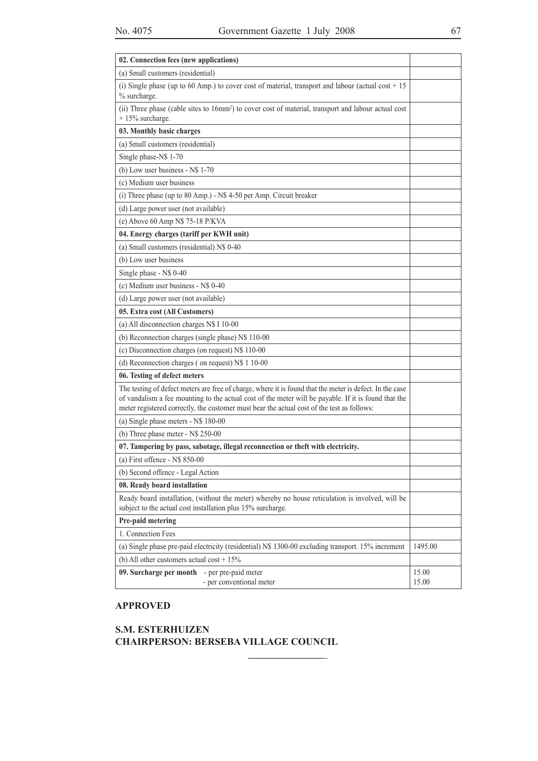| 02. Connection fees (new applications) | |
|---|---|
| (a) Small customers (residential) | |
| (i) Single phase (up to 60 Amp.) to cover cost of material, transport and labour (actual cost + 15 % surcharge. | |
| (ii) Three phase (cable sites to 16mm²) to cover cost of material, transport and labour actual cost + 15% surcharge. | |
| **03. Monthly basic charges** | |
| (a) Small customers (residential) | |
| Single phase-N$ 1-70 | |
| (b) Low user business - N$ 1-70 | |
| (c) Medium user business | |
| (i) Three phase (up to 80 Amp.) - N$ 4-50 per Amp. Circuit breaker | |
| (d) Large power user (not available) | |
| (e) Above 60 Amp N$ 75-18 P/KVA | |
| **04. Energy charges (tariff per KWH unit)** | |
| (a) Small customers (residential) N$ 0-40 | |
| (b) Low user business | |
| Single phase - N$ 0-40 | |
| (c) Medium user business - N$ 0-40 | |
| (d) Large power user (not available) | |
| **05. Extra cost (All Customers)** | |
| (a) All disconnection charges N$ I 10-00 | |
| (b) Reconnection charges (single phase) N$ 110-00 | |
| (c) Disconnection charges (on request) N$ 110-00 | |
| (d) Reconnection charges ( on request) N$ 1 10-00 | |
| **06. Testing of defect meters** | |
| The testing of defect meters are free of charge, where it is found that the meter is defect. In the case of vandalism a fee mounting to the actual cost of the meter will be payable. If it is found that the meter registered correctly, the customer must bear the actual cost of the test as follows: | |
| (a) Single phase meters - N$ 180-00 | |
| (b) Three phase meter - N$ 250-00 | |
| **07. Tampering by pass, sabotage, illegal reconnection or theft with electricity.** | |
| (a) First offence - N$ 850-00 | |
| (b) Second offence - Legal Action | |
| **08. Ready board installation** | |
| Ready board installation, (without the meter) whereby no house reticulation is involved, will be subject to the actual cost installation plus 15% surcharge. | |
| **Pre-paid metering** | |
| 1. Connection Fees | |
| (a) Single phase pre-paid electricity (residential) N$ 1300-00 excluding transport. 15% increment | 1495.00 |
| (b) All other customers actual cost + 15% | |
| **09. Surcharge per month** - per pre-paid meter<br>- per conventional meter | 15.00<br>15.00 |

**APPROVED**

**S.M. ESTERHUIZEN**
**CHAIRPERSON: BERSEBA VILLAGE COUNCIL**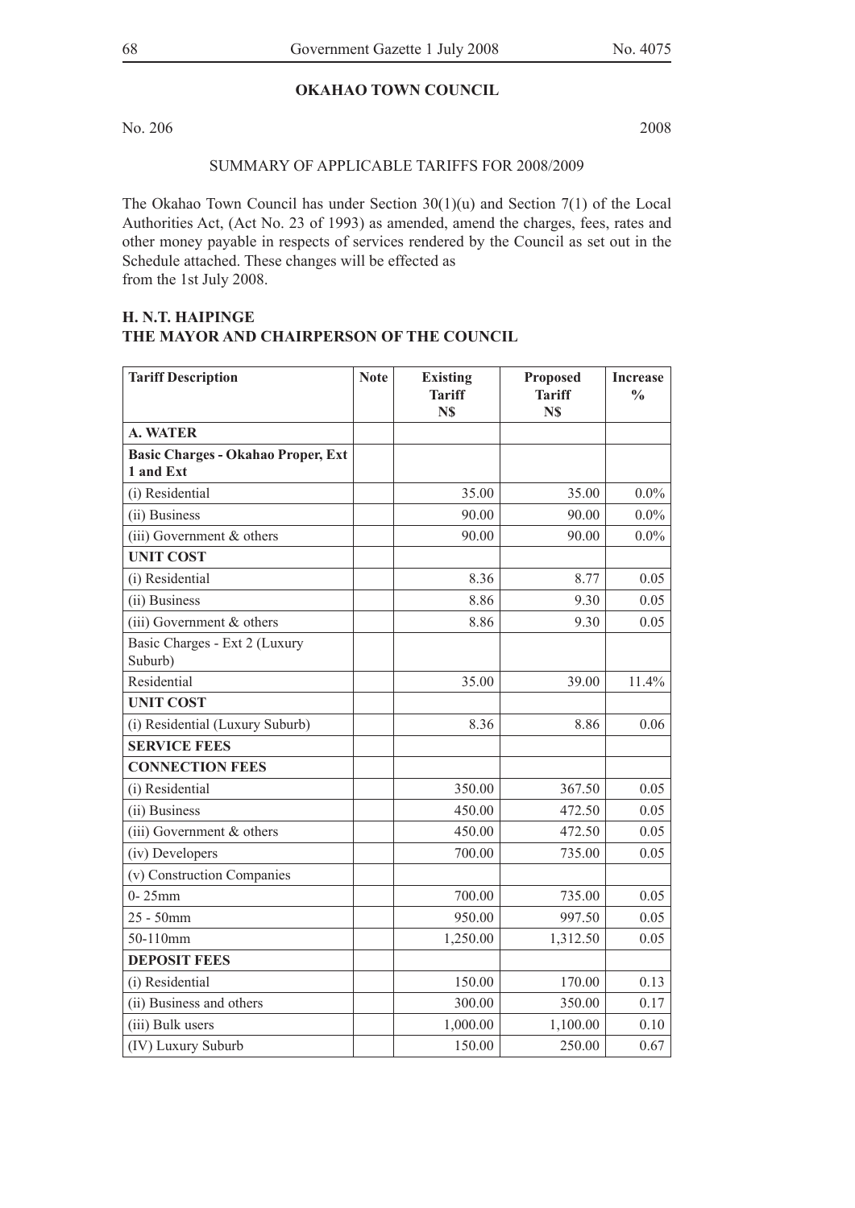**OKAHAO TOWN COUNCIL**

No. 206 2008

SUMMARY OF APPLICABLE TARIFFS FOR 2008/2009

The Okahao Town Council has under Section 30(1)(u) and Section 7(1) of the Local Authorities Act, (Act No. 23 of 1993) as amended, amend the charges, fees, rates and other money payable in respects of services rendered by the Council as set out in the Schedule attached. These changes will be effected as from the 1st July 2008.

**H. N.T. HAIPINGE**
**THE MAYOR AND CHAIRPERSON OF THE COUNCIL**

| Tariff Description | Note | Existing Tariff N$ | Proposed Tariff N$ | Increase % |
|---|---|---|---|---|
| **A. WATER** | | | | |
| **Basic Charges - Okahao Proper, Ext 1 and Ext** | | | | |
| (i) Residential | | 35.00 | 35.00 | 0.0% |
| (ii) Business | | 90.00 | 90.00 | 0.0% |
| (iii) Government & others | | 90.00 | 90.00 | 0.0% |
| **UNIT COST** | | | | |
| (i) Residential | | 8.36 | 8.77 | 0.05 |
| (ii) Business | | 8.86 | 9.30 | 0.05 |
| (iii) Government & others | | 8.86 | 9.30 | 0.05 |
| Basic Charges - Ext 2 (Luxury Suburb) | | | | |
| Residential | | 35.00 | 39.00 | 11.4% |
| **UNIT COST** | | | | |
| (i) Residential (Luxury Suburb) | | 8.36 | 8.86 | 0.06 |
| **SERVICE FEES** | | | | |
| **CONNECTION FEES** | | | | |
| (i) Residential | | 350.00 | 367.50 | 0.05 |
| (ii) Business | | 450.00 | 472.50 | 0.05 |
| (iii) Government & others | | 450.00 | 472.50 | 0.05 |
| (iv) Developers | | 700.00 | 735.00 | 0.05 |
| (v) Construction Companies | | | | |
| 0- 25mm | | 700.00 | 735.00 | 0.05 |
| 25 - 50mm | | 950.00 | 997.50 | 0.05 |
| 50-110mm | | 1,250.00 | 1,312.50 | 0.05 |
| **DEPOSIT FEES** | | | | |
| (i) Residential | | 150.00 | 170.00 | 0.13 |
| (ii) Business and others | | 300.00 | 350.00 | 0.17 |
| (iii) Bulk users | | 1,000.00 | 1,100.00 | 0.10 |
| (IV) Luxury Suburb | | 150.00 | 250.00 | 0.67 |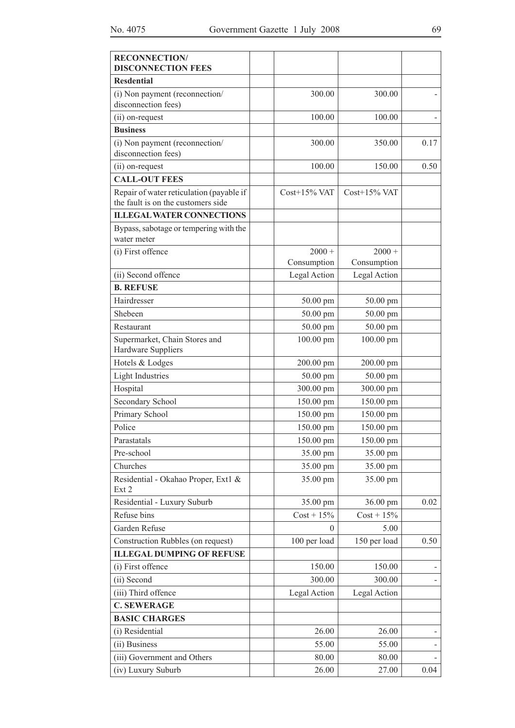| **RECONNECTION/ DISCONNECTION FEES** | | | | |
|---|---|---|---|---|
| **Resdential** | | | | |
| (i) Non payment (reconnection/ disconnection fees) | | 300.00 | 300.00 | - |
| (ii) on-request | | 100.00 | 100.00 | - |
| **Business** | | | | |
| (i) Non payment (reconnection/ disconnection fees) | | 300.00 | 350.00 | 0.17 |
| (ii) on-request | | 100.00 | 150.00 | 0.50 |
| **CALL-OUT FEES** | | | | |
| Repair of water reticulation (payable if the fault is on the customers side | | Cost+15% VAT | Cost+15% VAT | |
| **ILLEGAL WATER CONNECTIONS** | | | | |
| Bypass, sabotage or tempering with the water meter | | | | |
| (i) First offence | | 2000 + Consumption | 2000 + Consumption | |
| (ii) Second offence | | Legal Action | Legal Action | |
| **B. REFUSE** | | | | |
| Hairdresser | | 50.00 pm | 50.00 pm | |
| Shebeen | | 50.00 pm | 50.00 pm | |
| Restaurant | | 50.00 pm | 50.00 pm | |
| Supermarket, Chain Stores and Hardware Suppliers | | 100.00 pm | 100.00 pm | |
| Hotels & Lodges | | 200.00 pm | 200.00 pm | |
| Light Industries | | 50.00 pm | 50.00 pm | |
| Hospital | | 300.00 pm | 300.00 pm | |
| Secondary School | | 150.00 pm | 150.00 pm | |
| Primary School | | 150.00 pm | 150.00 pm | |
| Police | | 150.00 pm | 150.00 pm | |
| Parastatals | | 150.00 pm | 150.00 pm | |
| Pre-school | | 35.00 pm | 35.00 pm | |
| Churches | | 35.00 pm | 35.00 pm | |
| Residential - Okahao Proper, Ext1 & Ext 2 | | 35.00 pm | 35.00 pm | |
| Residential - Luxury Suburb | | 35.00 pm | 36.00 pm | 0.02 |
| Refuse bins | | Cost + 15% | Cost + 15% | |
| Garden Refuse | | 0 | 5.00 | |
| Construction Rubbles (on request) | | 100 per load | 150 per load | 0.50 |
| **ILLEGAL DUMPING OF REFUSE** | | | | |
| (i) First offence | | 150.00 | 150.00 | - |
| (ii) Second | | 300.00 | 300.00 | - |
| (iii) Third offence | | Legal Action | Legal Action | |
| **C. SEWERAGE** | | | | |
| **BASIC CHARGES** | | | | |
| (i) Residential | | 26.00 | 26.00 | - |
| (ii) Business | | 55.00 | 55.00 | - |
| (iii) Government and Others | | 80.00 | 80.00 | - |
| (iv) Luxury Suburb | | 26.00 | 27.00 | 0.04 |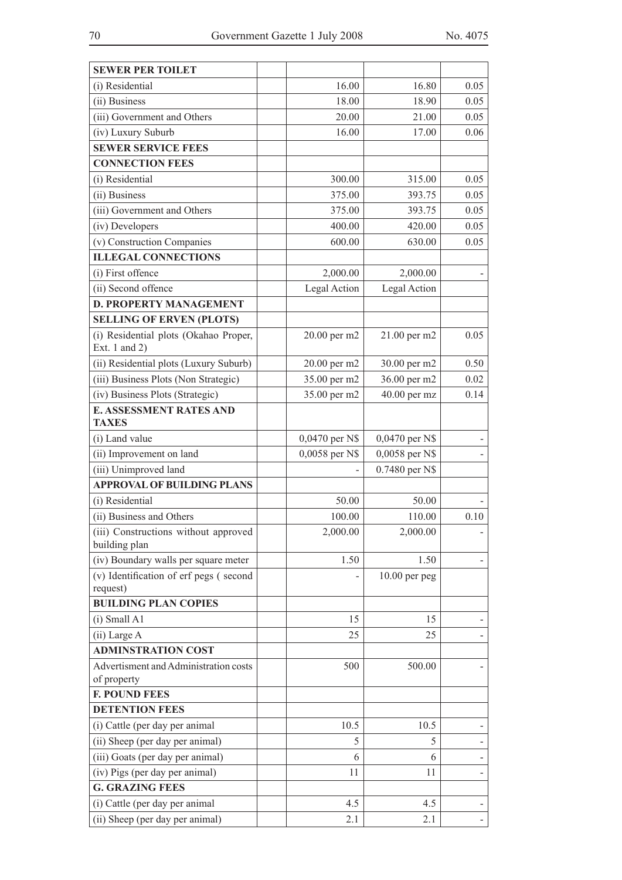| SEWER PER TOILET | | | | |
|---|---|---|---|---|
| (i) Residential | | 16.00 | 16.80 | 0.05 |
| (ii) Business | | 18.00 | 18.90 | 0.05 |
| (iii) Government and Others | | 20.00 | 21.00 | 0.05 |
| (iv) Luxury Suburb | | 16.00 | 17.00 | 0.06 |
| **SEWER SERVICE FEES** | | | | |
| **CONNECTION FEES** | | | | |
| (i) Residential | | 300.00 | 315.00 | 0.05 |
| (ii) Business | | 375.00 | 393.75 | 0.05 |
| (iii) Government and Others | | 375.00 | 393.75 | 0.05 |
| (iv) Developers | | 400.00 | 420.00 | 0.05 |
| (v) Construction Companies | | 600.00 | 630.00 | 0.05 |
| **ILLEGAL CONNECTIONS** | | | | |
| (i) First offence | | 2,000.00 | 2,000.00 | - |
| (ii) Second offence | | Legal Action | Legal Action | |
| **D. PROPERTY MANAGEMENT** | | | | |
| **SELLING OF ERVEN (PLOTS)** | | | | |
| (i) Residential plots (Okahao Proper, Ext. 1 and 2) | | 20.00 per m2 | 21.00 per m2 | 0.05 |
| (ii) Residential plots (Luxury Suburb) | | 20.00 per m2 | 30.00 per m2 | 0.50 |
| (iii) Business Plots (Non Strategic) | | 35.00 per m2 | 36.00 per m2 | 0.02 |
| (iv) Business Plots (Strategic) | | 35.00 per m2 | 40.00 per mz | 0.14 |
| **E. ASSESSMENT RATES AND TAXES** | | | | |
| (i) Land value | | 0,0470 per N$ | 0,0470 per N$ | - |
| (ii) Improvement on land | | 0,0058 per N$ | 0,0058 per N$ | - |
| (iii) Unimproved land | | - | 0.7480 per N$ | |
| **APPROVAL OF BUILDING PLANS** | | | | |
| (i) Residential | | 50.00 | 50.00 | - |
| (ii) Business and Others | | 100.00 | 110.00 | 0.10 |
| (iii) Constructions without approved building plan | | 2,000.00 | 2,000.00 | - |
| (iv) Boundary walls per square meter | | 1.50 | 1.50 | - |
| (v) Identification of erf pegs ( second request) | | - | 10.00 per peg | |
| **BUILDING PLAN COPIES** | | | | |
| (i) Small A1 | | 15 | 15 | - |
| (ii) Large A | | 25 | 25 | - |
| **ADMINSTRATION COST** | | | | |
| Advertisment and Administration costs of property | | 500 | 500.00 | - |
| **F. POUND FEES** | | | | |
| **DETENTION FEES** | | | | |
| (i) Cattle (per day per animal | | 10.5 | 10.5 | - |
| (ii) Sheep (per day per animal) | | 5 | 5 | - |
| (iii) Goats (per day per animal) | | 6 | 6 | - |
| (iv) Pigs (per day per animal) | | 11 | 11 | - |
| **G. GRAZING FEES** | | | | |
| (i) Cattle (per day per animal | | 4.5 | 4.5 | - |
| (ii) Sheep (per day per animal) | | 2.1 | 2.1 | - |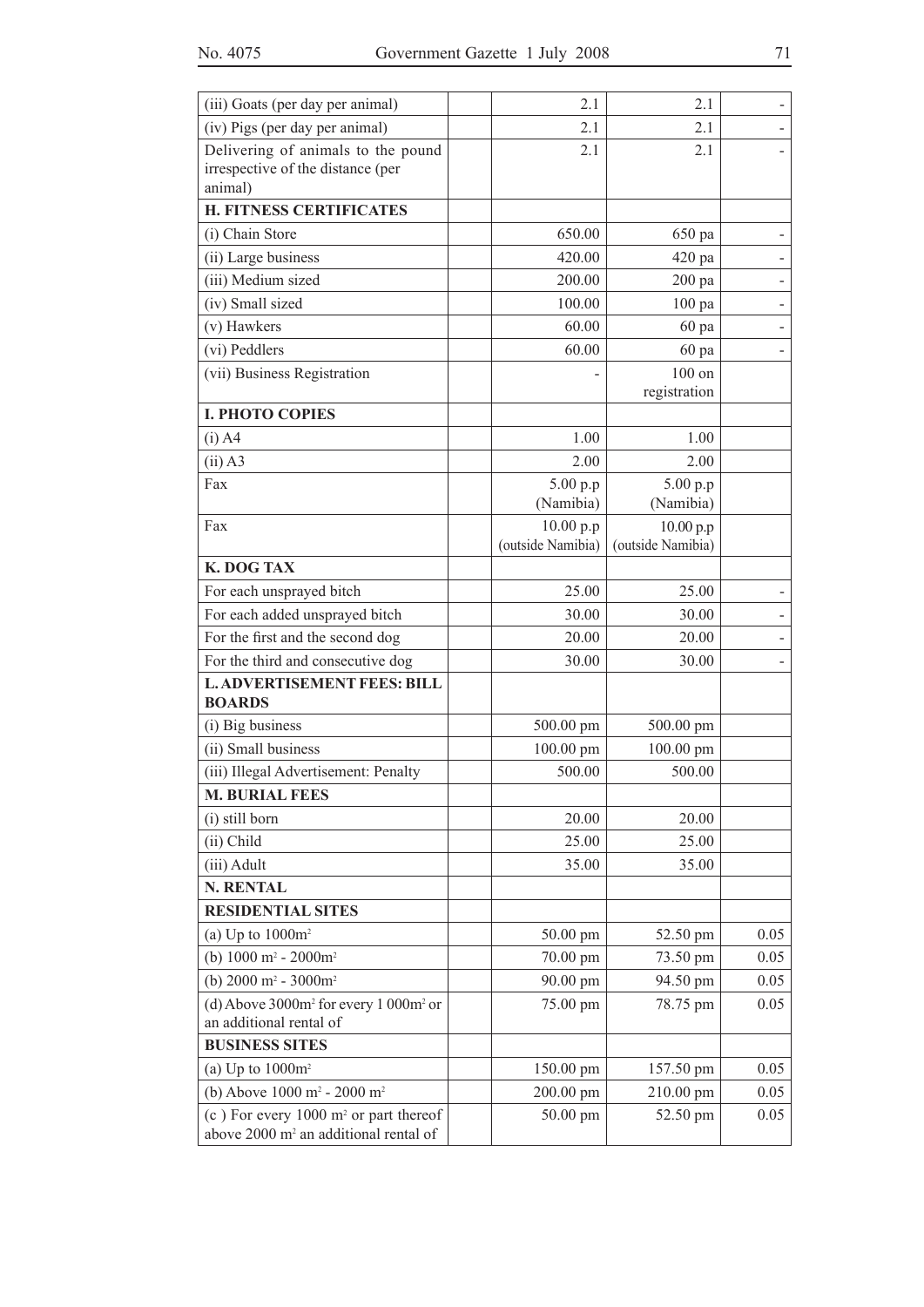| | | | | |
|---|---|---|---|---|
| (iii) Goats (per day per animal) | | 2.1 | 2.1 | - |
| (iv) Pigs (per day per animal) | | 2.1 | 2.1 | - |
| Delivering of animals to the pound irrespective of the distance (per animal) | | 2.1 | 2.1 | - |
| **H. FITNESS CERTIFICATES** | | | | |
| (i) Chain Store | | 650.00 | 650 pa | - |
| (ii) Large business | | 420.00 | 420 pa | - |
| (iii) Medium sized | | 200.00 | 200 pa | - |
| (iv) Small sized | | 100.00 | 100 pa | - |
| (v) Hawkers | | 60.00 | 60 pa | - |
| (vi) Peddlers | | 60.00 | 60 pa | - |
| (vii) Business Registration | | - | 100 on registration | |
| **I. PHOTO COPIES** | | | | |
| (i) A4 | | 1.00 | 1.00 | |
| (ii) A3 | | 2.00 | 2.00 | |
| Fax | | 5.00 p.p (Namibia) | 5.00 p.p (Namibia) | |
| Fax | | 10.00 p.p (outside Namibia) | 10.00 p.p (outside Namibia) | |
| **K. DOG TAX** | | | | |
| For each unsprayed bitch | | 25.00 | 25.00 | - |
| For each added unsprayed bitch | | 30.00 | 30.00 | - |
| For the first and the second dog | | 20.00 | 20.00 | - |
| For the third and consecutive dog | | 30.00 | 30.00 | - |
| **L. ADVERTISEMENT FEES: BILL BOARDS** | | | | |
| (i) Big business | | 500.00 pm | 500.00 pm | |
| (ii) Small business | | 100.00 pm | 100.00 pm | |
| (iii) Illegal Advertisement: Penalty | | 500.00 | 500.00 | |
| **M. BURIAL FEES** | | | | |
| (i) still born | | 20.00 | 20.00 | |
| (ii) Child | | 25.00 | 25.00 | |
| (iii) Adult | | 35.00 | 35.00 | |
| **N. RENTAL** | | | | |
| **RESIDENTIAL SITES** | | | | |
| (a) Up to 1000m² | | 50.00 pm | 52.50 pm | 0.05 |
| (b) 1000 m² - 2000m² | | 70.00 pm | 73.50 pm | 0.05 |
| (b) 2000 m² - 3000m² | | 90.00 pm | 94.50 pm | 0.05 |
| (d) Above 3000m² for every 1 000m² or an additional rental of | | 75.00 pm | 78.75 pm | 0.05 |
| **BUSINESS SITES** | | | | |
| (a) Up to 1000m² | | 150.00 pm | 157.50 pm | 0.05 |
| (b) Above 1000 m² - 2000 m² | | 200.00 pm | 210.00 pm | 0.05 |
| (c ) For every 1000 m² or part thereof above 2000 m² an additional rental of | | 50.00 pm | 52.50 pm | 0.05 |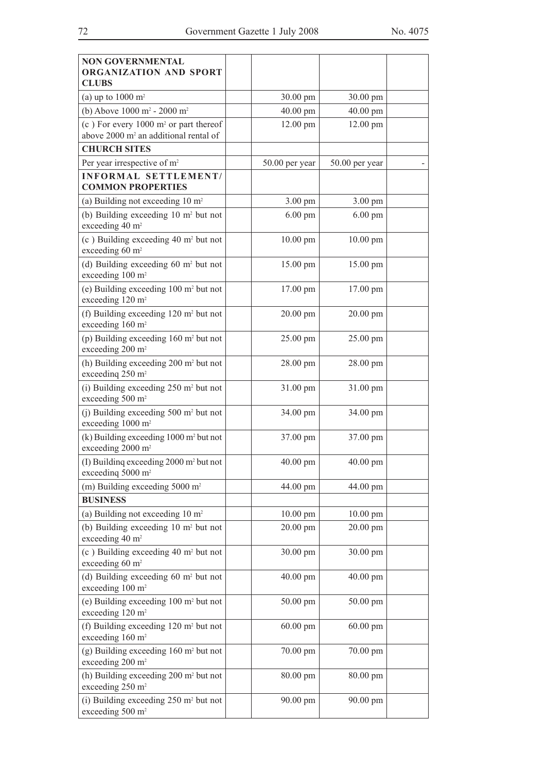| NON GOVERNMENTAL ORGANIZATION AND SPORT CLUBS | | | | |
|---|---|---|---|---|
| (a) up to 1000 m² | | 30.00 pm | 30.00 pm | |
| (b) Above 1000 m² - 2000 m² | | 40.00 pm | 40.00 pm | |
| (c ) For every 1000 m² or part thereof above 2000 m² an additional rental of | | 12.00 pm | 12.00 pm | |
| **CHURCH SITES** | | | | |
| Per year irrespective of m² | | 50.00 per year | 50.00 per year | - |
| **INFORMAL SETTLEMENT/ COMMON PROPERTIES** | | | | |
| (a) Building not exceeding 10 m² | | 3.00 pm | 3.00 pm | |
| (b) Building exceeding 10 m² but not exceeding 40 m² | | 6.00 pm | 6.00 pm | |
| (c ) Building exceeding 40 m² but not exceeding 60 m² | | 10.00 pm | 10.00 pm | |
| (d) Building exceeding 60 m² but not exceeding 100 m² | | 15.00 pm | 15.00 pm | |
| (e) Building exceeding 100 m² but not exceeding 120 m² | | 17.00 pm | 17.00 pm | |
| (f) Building exceeding 120 m² but not exceeding 160 m² | | 20.00 pm | 20.00 pm | |
| (p) Building exceeding 160 m² but not exceeding 200 m² | | 25.00 pm | 25.00 pm | |
| (h) Building exceeding 200 m² but not exceedinq 250 m² | | 28.00 pm | 28.00 pm | |
| (i) Building exceeding 250 m² but not exceeding 500 m² | | 31.00 pm | 31.00 pm | |
| (j) Building exceeding 500 m² but not exceeding 1000 m² | | 34.00 pm | 34.00 pm | |
| (k) Building exceeding 1000 m² but not exceeding 2000 m² | | 37.00 pm | 37.00 pm | |
| (I) Buildinq exceeding 2000 m² but not exceedinq 5000 m² | | 40.00 pm | 40.00 pm | |
| (m) Building exceeding 5000 m² | | 44.00 pm | 44.00 pm | |
| **BUSINESS** | | | | |
| (a) Building not exceeding 10 m² | | 10.00 pm | 10.00 pm | |
| (b) Building exceeding 10 m² but not exceeding 40 m² | | 20.00 pm | 20.00 pm | |
| (c ) Building exceeding 40 m² but not exceeding 60 m² | | 30.00 pm | 30.00 pm | |
| (d) Building exceeding 60 m² but not exceeding 100 m² | | 40.00 pm | 40.00 pm | |
| (e) Building exceeding 100 m² but not exceeding 120 m² | | 50.00 pm | 50.00 pm | |
| (f) Building exceeding 120 m² but not exceeding 160 m² | | 60.00 pm | 60.00 pm | |
| (g) Building exceeding 160 m² but not exceeding 200 m² | | 70.00 pm | 70.00 pm | |
| (h) Building exceeding 200 m² but not exceeding 250 m² | | 80.00 pm | 80.00 pm | |
| (i) Building exceeding 250 m² but not exceeding 500 m² | | 90.00 pm | 90.00 pm | |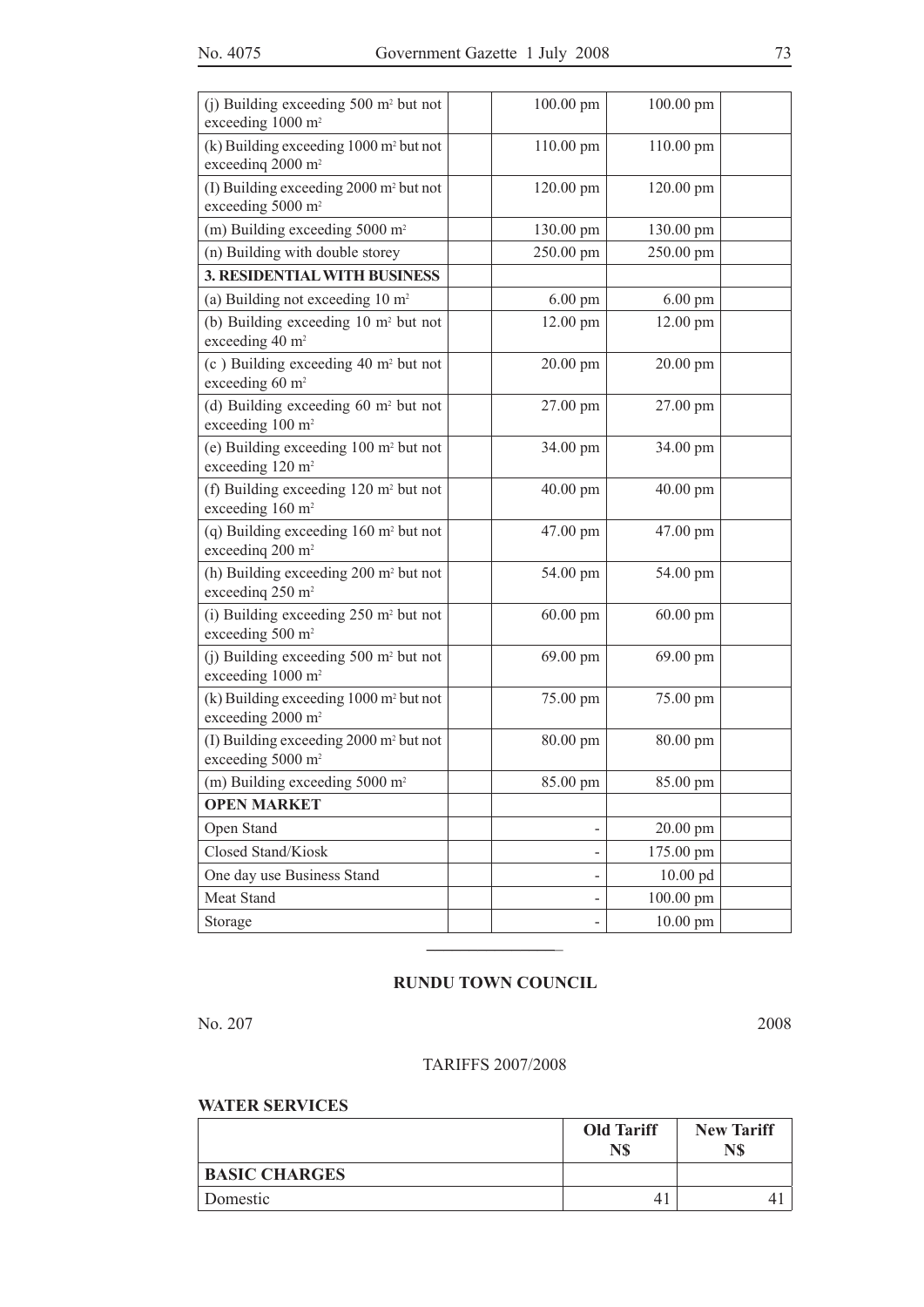| | | | | |
|---|---|---|---|---|
| (j) Building exceeding 500 m² but not exceeding 1000 m² | | 100.00 pm | 100.00 pm | |
| (k) Building exceeding 1000 m² but not exceedinq 2000 m² | | 110.00 pm | 110.00 pm | |
| (I) Building exceeding 2000 m² but not exceeding 5000 m² | | 120.00 pm | 120.00 pm | |
| (m) Building exceeding 5000 m² | | 130.00 pm | 130.00 pm | |
| (n) Building with double storey | | 250.00 pm | 250.00 pm | |
| **3. RESIDENTIAL WITH BUSINESS** | | | | |
| (a) Building not exceeding 10 m² | | 6.00 pm | 6.00 pm | |
| (b) Building exceeding 10 m² but not exceeding 40 m² | | 12.00 pm | 12.00 pm | |
| (c ) Building exceeding 40 m² but not exceeding 60 m² | | 20.00 pm | 20.00 pm | |
| (d) Building exceeding 60 m² but not exceeding 100 m² | | 27.00 pm | 27.00 pm | |
| (e) Building exceeding 100 m² but not exceeding 120 m² | | 34.00 pm | 34.00 pm | |
| (f) Building exceeding 120 m² but not exceeding 160 m² | | 40.00 pm | 40.00 pm | |
| (q) Building exceeding 160 m² but not exceedinq 200 m² | | 47.00 pm | 47.00 pm | |
| (h) Building exceeding 200 m² but not exceedinq 250 m² | | 54.00 pm | 54.00 pm | |
| (i) Building exceeding 250 m² but not exceeding 500 m² | | 60.00 pm | 60.00 pm | |
| (j) Building exceeding 500 m² but not exceeding 1000 m² | | 69.00 pm | 69.00 pm | |
| (k) Building exceeding 1000 m² but not exceeding 2000 m² | | 75.00 pm | 75.00 pm | |
| (I) Building exceeding 2000 m² but not exceeding 5000 m² | | 80.00 pm | 80.00 pm | |
| (m) Building exceeding 5000 m² | | 85.00 pm | 85.00 pm | |
| **OPEN MARKET** | | | | |
| Open Stand | | - | 20.00 pm | |
| Closed Stand/Kiosk | | - | 175.00 pm | |
| One day use Business Stand | | - | 10.00 pd | |
| Meat Stand | | - | 100.00 pm | |
| Storage | | - | 10.00 pm | |

## RUNDU TOWN COUNCIL

No. 207 2008

TARIFFS 2007/2008

**WATER SERVICES**

| | Old Tariff N$ | New Tariff N$ |
|---|---|---|
| **BASIC CHARGES** | | |
| Domestic | 41 | 41 |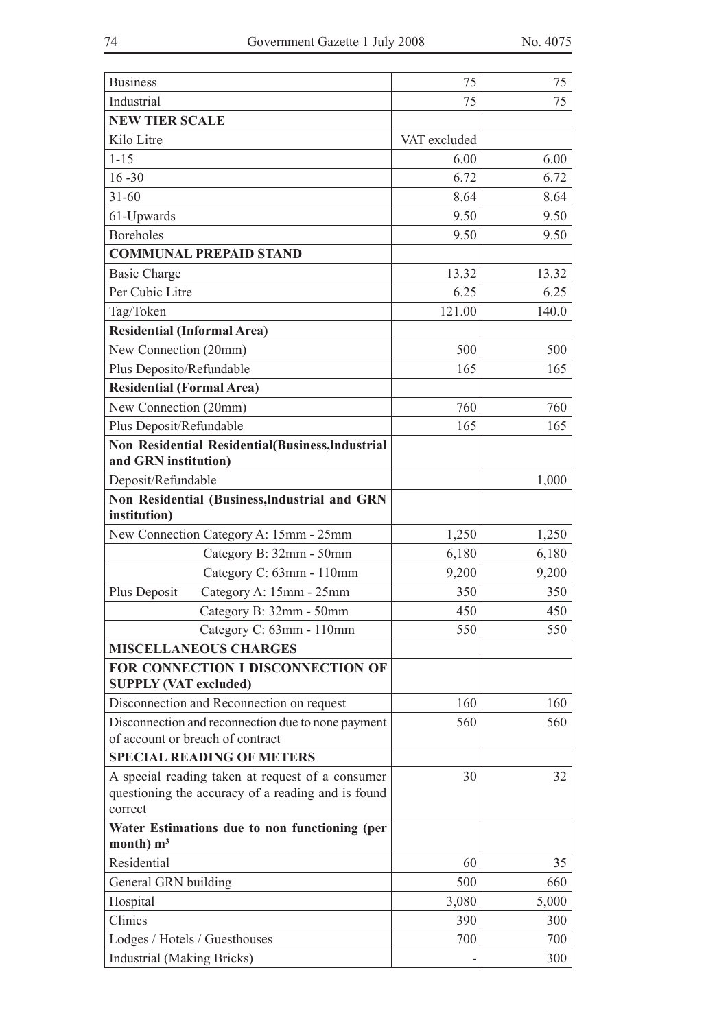| | | |
|---|---|---|
| Business | 75 | 75 |
| Industrial | 75 | 75 |
| **NEW TIER SCALE** | | |
| Kilo Litre | VAT excluded | |
| 1-15 | 6.00 | 6.00 |
| 16 -30 | 6.72 | 6.72 |
| 31-60 | 8.64 | 8.64 |
| 61-Upwards | 9.50 | 9.50 |
| Boreholes | 9.50 | 9.50 |
| **COMMUNAL PREPAID STAND** | | |
| Basic Charge | 13.32 | 13.32 |
| Per Cubic Litre | 6.25 | 6.25 |
| Tag/Token | 121.00 | 140.0 |
| **Residential (Informal Area)** | | |
| New Connection (20mm) | 500 | 500 |
| Plus Deposito/Refundable | 165 | 165 |
| **Residential (Formal Area)** | | |
| New Connection (20mm) | 760 | 760 |
| Plus Deposit/Refundable | 165 | 165 |
| **Non Residential Residential(Business,Industrial and GRN institution)** | | |
| Deposit/Refundable | | 1,000 |
| **Non Residential (Business,Industrial and GRN institution)** | | |
| New Connection Category A: 15mm - 25mm | 1,250 | 1,250 |
| Category B: 32mm - 50mm | 6,180 | 6,180 |
| Category C: 63mm - 110mm | 9,200 | 9,200 |
| Plus Deposit Category A: 15mm - 25mm | 350 | 350 |
| Category B: 32mm - 50mm | 450 | 450 |
| Category C: 63mm - 110mm | 550 | 550 |
| **MISCELLANEOUS CHARGES** | | |
| **FOR CONNECTION I DISCONNECTION OF SUPPLY (VAT excluded)** | | |
| Disconnection and Reconnection on request | 160 | 160 |
| Disconnection and reconnection due to none payment of account or breach of contract | 560 | 560 |
| **SPECIAL READING OF METERS** | | |
| A special reading taken at request of a consumer questioning the accuracy of a reading and is found correct | 30 | 32 |
| **Water Estimations due to non functioning (per month) m³** | | |
| Residential | 60 | 35 |
| General GRN building | 500 | 660 |
| Hospital | 3,080 | 5,000 |
| Clinics | 390 | 300 |
| Lodges / Hotels / Guesthouses | 700 | 700 |
| Industrial (Making Bricks) | - | 300 |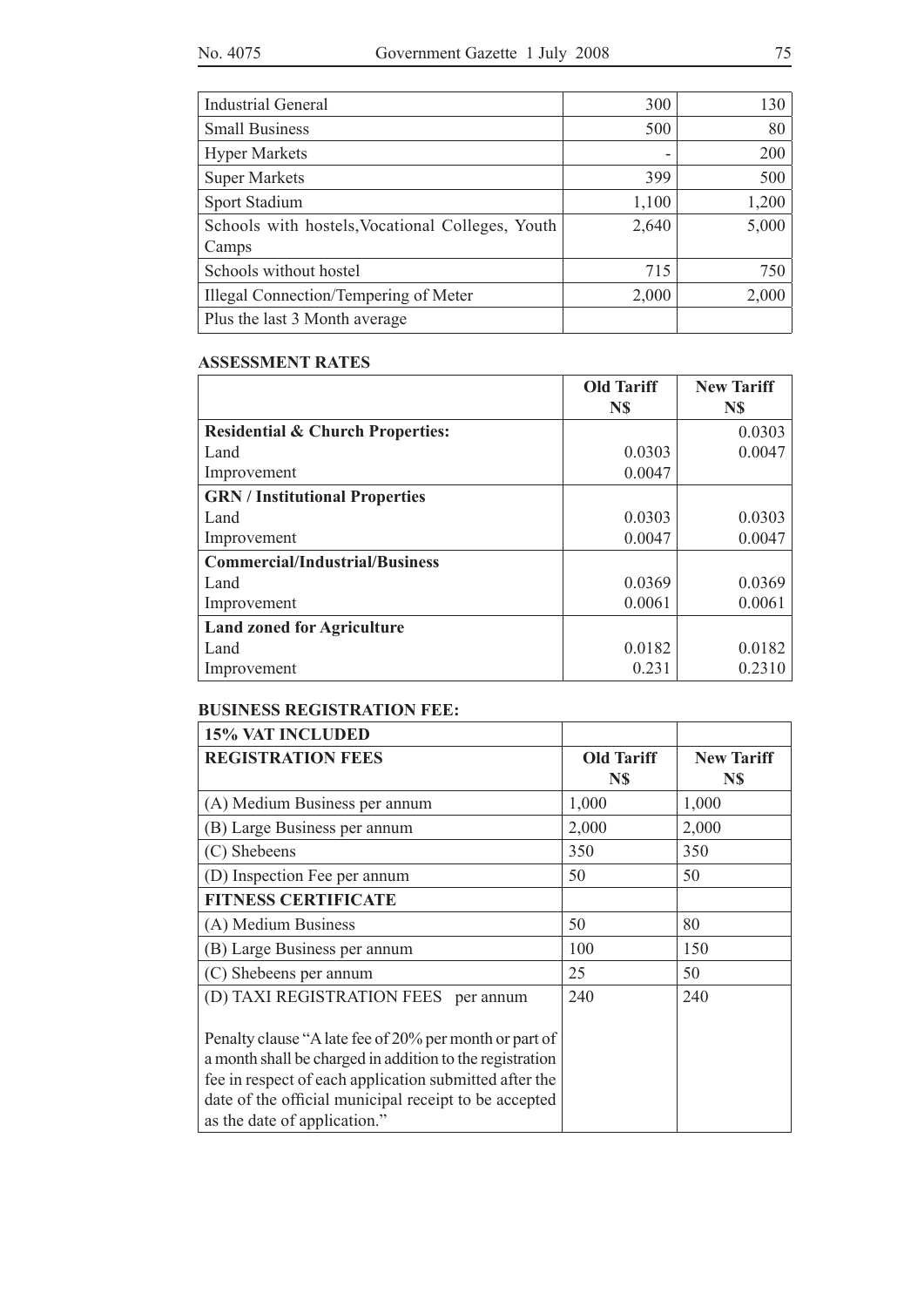| Industrial General | 300 | 130 |
|---|---|---|
| Small Business | 500 | 80 |
| Hyper Markets | - | 200 |
| Super Markets | 399 | 500 |
| Sport Stadium | 1,100 | 1,200 |
| Schools with hostels, Vocational Colleges, Youth Camps | 2,640 | 5,000 |
| Schools without hostel | 715 | 750 |
| Illegal Connection/Tempering of Meter | 2,000 | 2,000 |
| Plus the last 3 Month average | | |

### ASSESSMENT RATES

| | Old Tariff N$ | New Tariff N$ |
|---|---|---|
| **Residential & Church Properties:** | | 0.0303 |
| Land | 0.0303 | 0.0047 |
| Improvement | 0.0047 | |
| **GRN / Institutional Properties** | | |
| Land | 0.0303 | 0.0303 |
| Improvement | 0.0047 | 0.0047 |
| **Commercial/Industrial/Business** | | |
| Land | 0.0369 | 0.0369 |
| Improvement | 0.0061 | 0.0061 |
| **Land zoned for Agriculture** | | |
| Land | 0.0182 | 0.0182 |
| Improvement | 0.231 | 0.2310 |

### BUSINESS REGISTRATION FEE:

| **15% VAT INCLUDED** | | |
|---|---|---|
| **REGISTRATION FEES** | **Old Tariff N$** | **New Tariff N$** |
| (A) Medium Business per annum | 1,000 | 1,000 |
| (B) Large Business per annum | 2,000 | 2,000 |
| (C) Shebeens | 350 | 350 |
| (D) Inspection Fee per annum | 50 | 50 |
| **FITNESS CERTIFICATE** | | |
| (A) Medium Business | 50 | 80 |
| (B) Large Business per annum | 100 | 150 |
| (C) Shebeens per annum | 25 | 50 |
| (D) TAXI REGISTRATION FEES per annum<br><br>Penalty clause "A late fee of 20% per month or part of a month shall be charged in addition to the registration fee in respect of each application submitted after the date of the official municipal receipt to be accepted as the date of application." | 240 | 240 |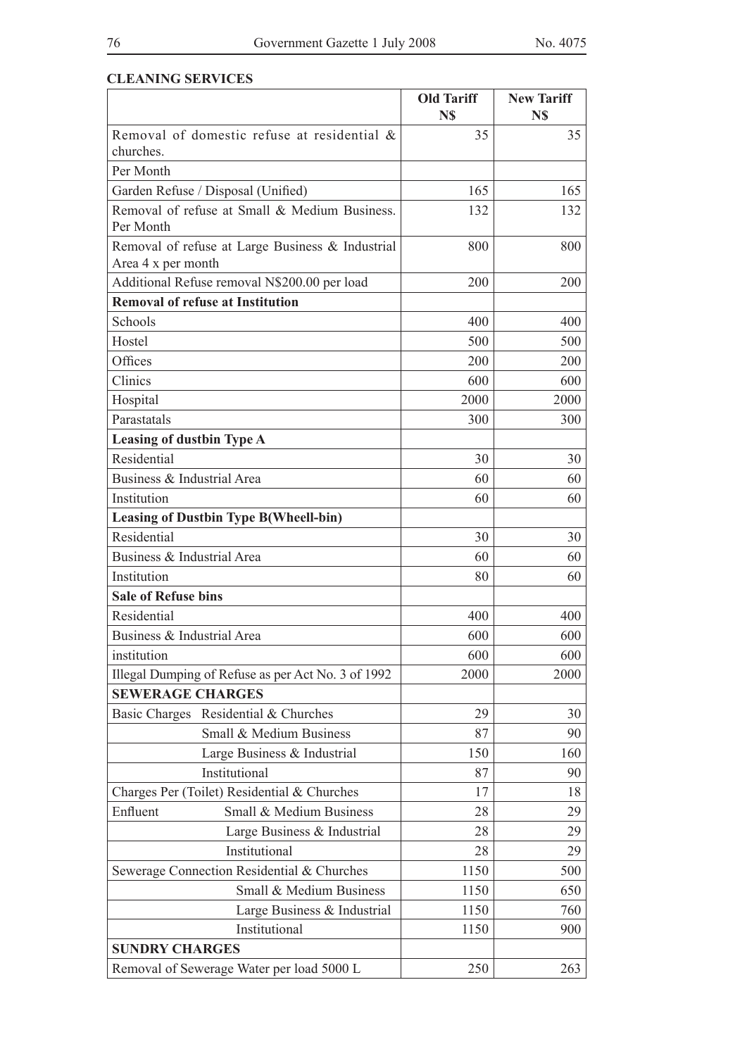**CLEANING SERVICES**

| | Old Tariff N$ | New Tariff N$ |
|---|---|---|
| Removal of domestic refuse at residential & churches. | 35 | 35 |
| Per Month | | |
| Garden Refuse / Disposal (Unified) | 165 | 165 |
| Removal of refuse at Small & Medium Business. Per Month | 132 | 132 |
| Removal of refuse at Large Business & Industrial Area 4 x per month | 800 | 800 |
| Additional Refuse removal N$200.00 per load | 200 | 200 |
| **Removal of refuse at Institution** | | |
| Schools | 400 | 400 |
| Hostel | 500 | 500 |
| Offices | 200 | 200 |
| Clinics | 600 | 600 |
| Hospital | 2000 | 2000 |
| Parastatals | 300 | 300 |
| **Leasing of dustbin Type A** | | |
| Residential | 30 | 30 |
| Business & Industrial Area | 60 | 60 |
| Institution | 60 | 60 |
| **Leasing of Dustbin Type B(Wheell-bin)** | | |
| Residential | 30 | 30 |
| Business & Industrial Area | 60 | 60 |
| Institution | 80 | 60 |
| **Sale of Refuse bins** | | |
| Residential | 400 | 400 |
| Business & Industrial Area | 600 | 600 |
| institution | 600 | 600 |
| Illegal Dumping of Refuse as per Act No. 3 of 1992 | 2000 | 2000 |
| **SEWERAGE CHARGES** | | |
| Basic Charges Residential & Churches | 29 | 30 |
| Small & Medium Business | 87 | 90 |
| Large Business & Industrial | 150 | 160 |
| Institutional | 87 | 90 |
| Charges Per (Toilet) Residential & Churches | 17 | 18 |
| Enfluent Small & Medium Business | 28 | 29 |
| Large Business & Industrial | 28 | 29 |
| Institutional | 28 | 29 |
| Sewerage Connection Residential & Churches | 1150 | 500 |
| Small & Medium Business | 1150 | 650 |
| Large Business & Industrial | 1150 | 760 |
| Institutional | 1150 | 900 |
| **SUNDRY CHARGES** | | |
| Removal of Sewerage Water per load 5000 L | 250 | 263 |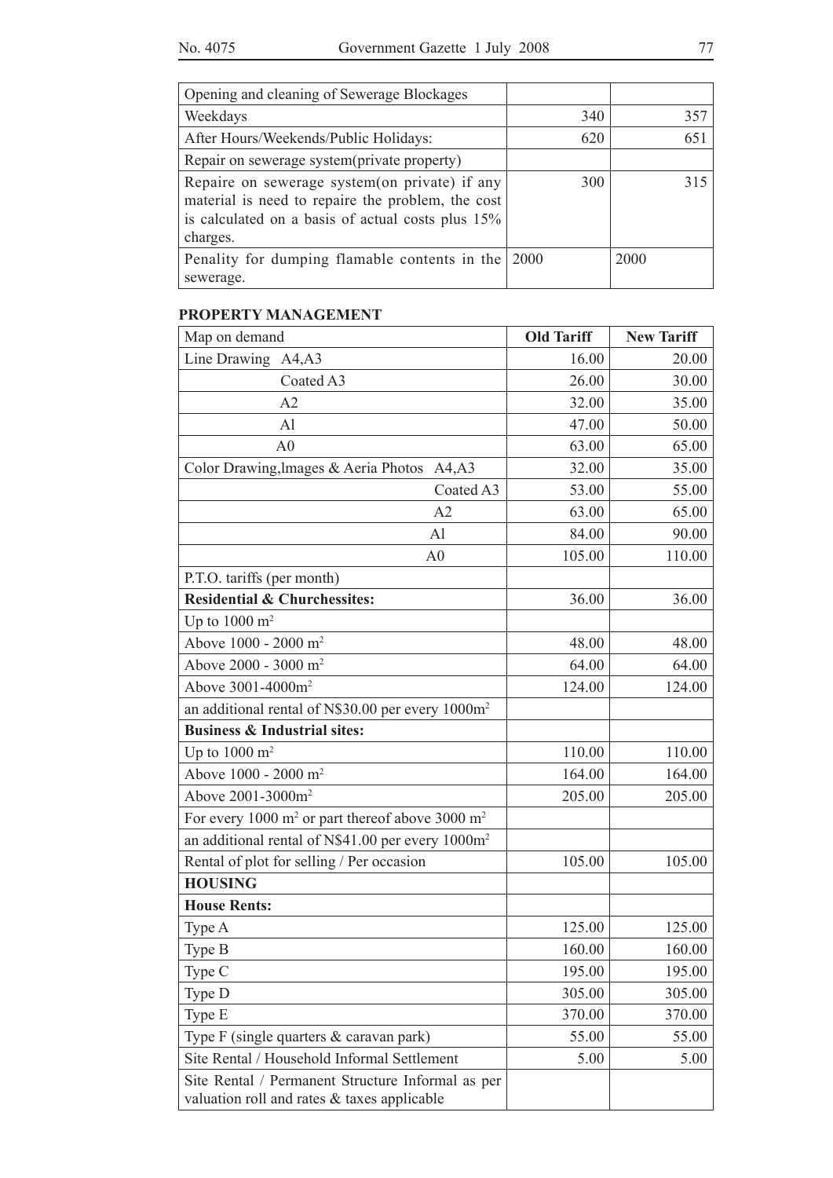| Opening and cleaning of Sewerage Blockages | | |
|---|---|---|
| Weekdays | 340 | 357 |
| After Hours/Weekends/Public Holidays: | 620 | 651 |
| Repair on sewerage system(private property) | | |
| Repaire on sewerage system(on private) if any material is need to repaire the problem, the cost is calculated on a basis of actual costs plus 15% charges. | 300 | 315 |
| Penality for dumping flamable contents in the sewerage. | 2000 | 2000 |

**PROPERTY MANAGEMENT**

| Map on demand | Old Tariff | New Tariff |
|---|---|---|
| Line Drawing A4,A3 | 16.00 | 20.00 |
| Coated A3 | 26.00 | 30.00 |
| A2 | 32.00 | 35.00 |
| Al | 47.00 | 50.00 |
| A0 | 63.00 | 65.00 |
| Color Drawing,lmages & Aeria Photos A4,A3 | 32.00 | 35.00 |
| Coated A3 | 53.00 | 55.00 |
| A2 | 63.00 | 65.00 |
| Al | 84.00 | 90.00 |
| A0 | 105.00 | 110.00 |
| P.T.O. tariffs (per month) | | |
| **Residential & Churchessites:** | 36.00 | 36.00 |
| Up to 1000 m$^2$ | | |
| Above 1000 - 2000 m$^2$ | 48.00 | 48.00 |
| Above 2000 - 3000 m$^2$ | 64.00 | 64.00 |
| Above 3001-4000m$^2$ | 124.00 | 124.00 |
| an additional rental of N$30.00 per every 1000m$^2$ | | |
| **Business & Industrial sites:** | | |
| Up to 1000 m$^2$ | 110.00 | 110.00 |
| Above 1000 - 2000 m$^2$ | 164.00 | 164.00 |
| Above 2001-3000m$^2$ | 205.00 | 205.00 |
| For every 1000 m$^2$ or part thereof above 3000 m$^2$ | | |
| an additional rental of N$41.00 per every 1000m$^2$ | | |
| Rental of plot for selling / Per occasion | 105.00 | 105.00 |
| **HOUSING** | | |
| **House Rents:** | | |
| Type A | 125.00 | 125.00 |
| Type B | 160.00 | 160.00 |
| Type C | 195.00 | 195.00 |
| Type D | 305.00 | 305.00 |
| Type E | 370.00 | 370.00 |
| Type F (single quarters & caravan park) | 55.00 | 55.00 |
| Site Rental / Household Informal Settlement | 5.00 | 5.00 |
| Site Rental / Permanent Structure Informal as per valuation roll and rates & taxes applicable | | |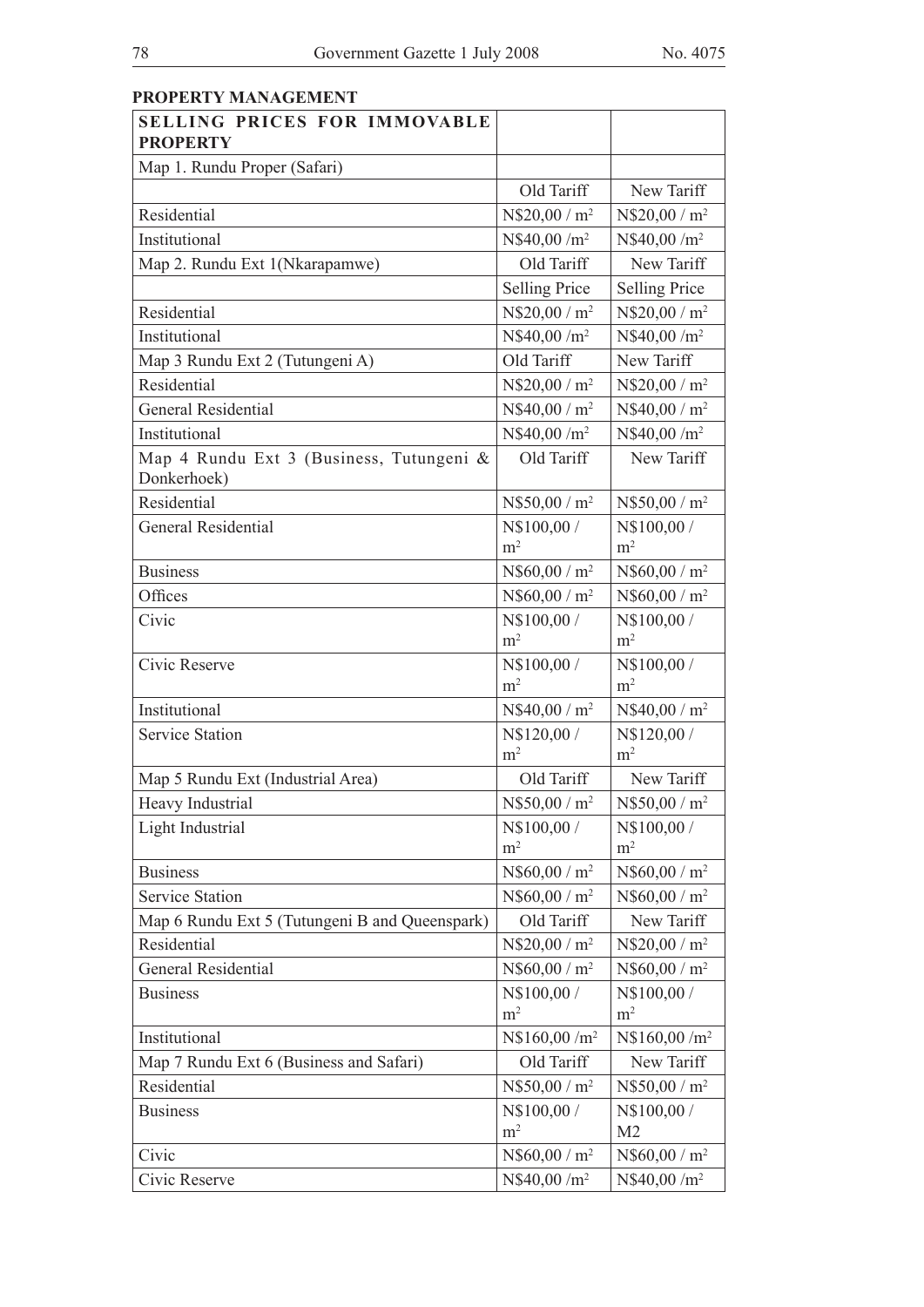**PROPERTY MANAGEMENT**

| SELLING PRICES FOR IMMOVABLE PROPERTY | | |
|---|---|---|
| Map 1. Rundu Proper (Safari) | | |
| | Old Tariff | New Tariff |
| Residential | N$20,00 / m² | N$20,00 / m² |
| Institutional | N$40,00 /m² | N$40,00 /m² |
| Map 2. Rundu Ext 1(Nkarapamwe) | Old Tariff | New Tariff |
| | Selling Price | Selling Price |
| Residential | N$20,00 / m² | N$20,00 / m² |
| Institutional | N$40,00 /m² | N$40,00 /m² |
| Map 3 Rundu Ext 2 (Tutungeni A) | Old Tariff | New Tariff |
| Residential | N$20,00 / m² | N$20,00 / m² |
| General Residential | N$40,00 / m² | N$40,00 / m² |
| Institutional | N$40,00 /m² | N$40,00 /m² |
| Map 4 Rundu Ext 3 (Business, Tutungeni & Donkerhoek) | Old Tariff | New Tariff |
| Residential | N$50,00 / m² | N$50,00 / m² |
| General Residential | N$100,00 / m² | N$100,00 / m² |
| Business | N$60,00 / m² | N$60,00 / m² |
| Offices | N$60,00 / m² | N$60,00 / m² |
| Civic | N$100,00 / m² | N$100,00 / m² |
| Civic Reserve | N$100,00 / m² | N$100,00 / m² |
| Institutional | N$40,00 / m² | N$40,00 / m² |
| Service Station | N$120,00 / m² | N$120,00 / m² |
| Map 5 Rundu Ext (Industrial Area) | Old Tariff | New Tariff |
| Heavy Industrial | N$50,00 / m² | N$50,00 / m² |
| Light Industrial | N$100,00 / m² | N$100,00 / m² |
| Business | N$60,00 / m² | N$60,00 / m² |
| Service Station | N$60,00 / m² | N$60,00 / m² |
| Map 6 Rundu Ext 5 (Tutungeni B and Queenspark) | Old Tariff | New Tariff |
| Residential | N$20,00 / m² | N$20,00 / m² |
| General Residential | N$60,00 / m² | N$60,00 / m² |
| Business | N$100,00 / m² | N$100,00 / m² |
| Institutional | N$160,00 /m² | N$160,00 /m² |
| Map 7 Rundu Ext 6 (Business and Safari) | Old Tariff | New Tariff |
| Residential | N$50,00 / m² | N$50,00 / m² |
| Business | N$100,00 / m² | N$100,00 / M2 |
| Civic | N$60,00 / m² | N$60,00 / m² |
| Civic Reserve | N$40,00 /m² | N$40,00 /m² |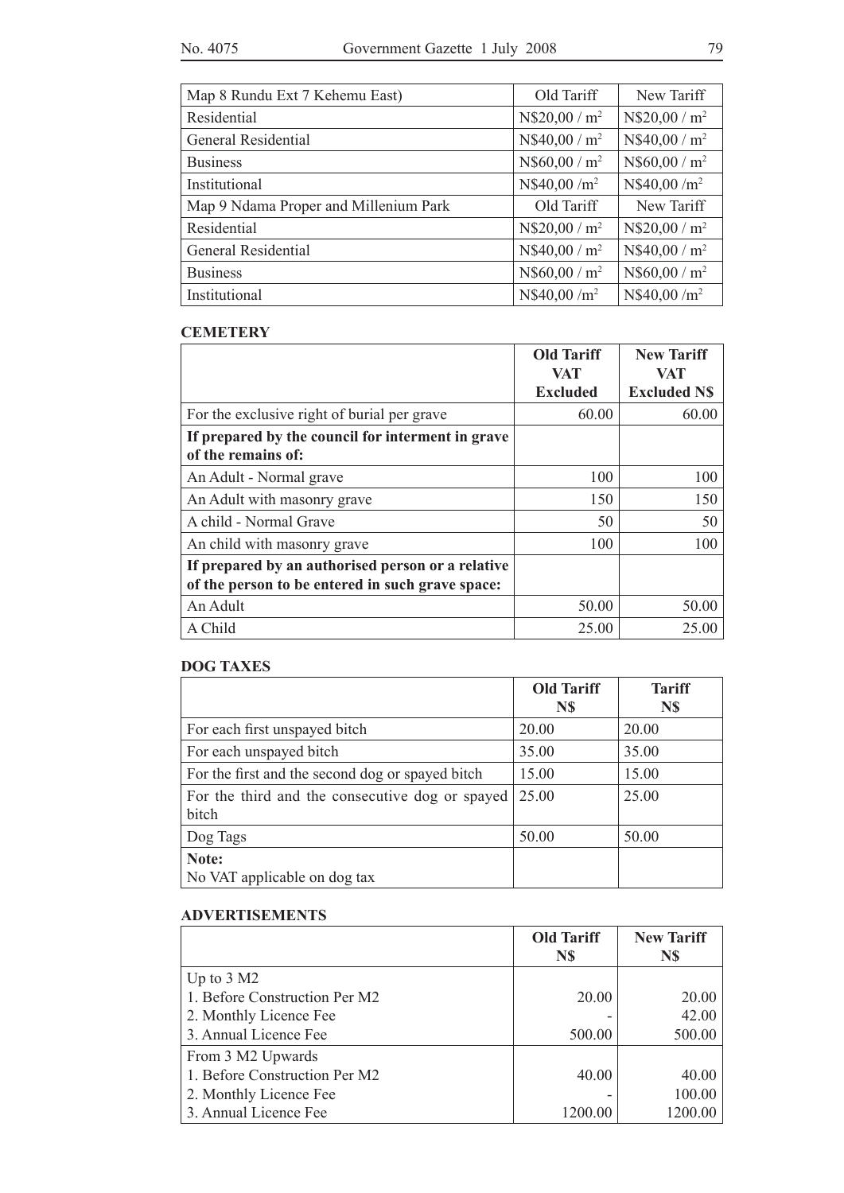| Map 8 Rundu Ext 7 Kehemu East) | Old Tariff | New Tariff |
|---|---|---|
| Residential | N$20,00 / m$^2$ | N$20,00 / m$^2$ |
| General Residential | N$40,00 / m$^2$ | N$40,00 / m$^2$ |
| Business | N$60,00 / m$^2$ | N$60,00 / m$^2$ |
| Institutional | N$40,00 /m$^2$ | N$40,00 /m$^2$ |
| Map 9 Ndama Proper and Millenium Park | Old Tariff | New Tariff |
| Residential | N$20,00 / m$^2$ | N$20,00 / m$^2$ |
| General Residential | N$40,00 / m$^2$ | N$40,00 / m$^2$ |
| Business | N$60,00 / m$^2$ | N$60,00 / m$^2$ |
| Institutional | N$40,00 /m$^2$ | N$40,00 /m$^2$ |

**CEMETERY**

| | **Old Tariff VAT Excluded** | **New Tariff VAT Excluded N$** |
|---|---|---|
| For the exclusive right of burial per grave | 60.00 | 60.00 |
| **If prepared by the council for interment in grave of the remains of:** | | |
| An Adult - Normal grave | 100 | 100 |
| An Adult with masonry grave | 150 | 150 |
| A child - Normal Grave | 50 | 50 |
| An child with masonry grave | 100 | 100 |
| **If prepared by an authorised person or a relative of the person to be entered in such grave space:** | | |
| An Adult | 50.00 | 50.00 |
| A Child | 25.00 | 25.00 |

**DOG TAXES**

| | **Old Tariff N$** | **Tariff N$** |
|---|---|---|
| For each first unspayed bitch | 20.00 | 20.00 |
| For each unspayed bitch | 35.00 | 35.00 |
| For the first and the second dog or spayed bitch | 15.00 | 15.00 |
| For the third and the consecutive dog or spayed bitch | 25.00 | 25.00 |
| Dog Tags | 50.00 | 50.00 |
| **Note:** No VAT applicable on dog tax | | |

**ADVERTISEMENTS**

| | **Old Tariff N$** | **New Tariff N$** |
|---|---|---|
| Up to 3 M2 | | |
| 1. Before Construction Per M2 | 20.00 | 20.00 |
| 2. Monthly Licence Fee | - | 42.00 |
| 3. Annual Licence Fee | 500.00 | 500.00 |
| From 3 M2 Upwards | | |
| 1. Before Construction Per M2 | 40.00 | 40.00 |
| 2. Monthly Licence Fee | - | 100.00 |
| 3. Annual Licence Fee | 1200.00 | 1200.00 |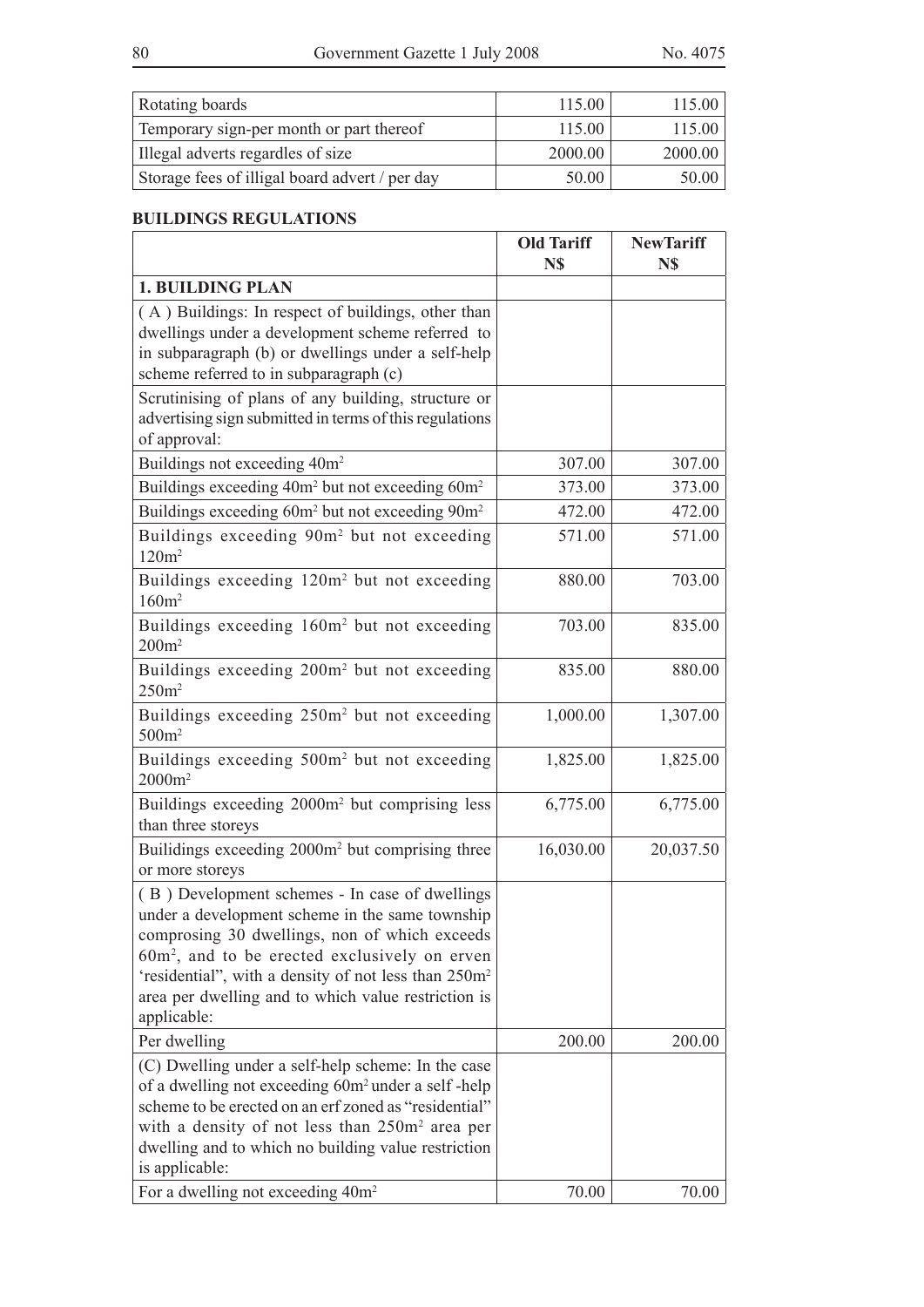| Rotating boards | 115.00 | 115.00 |
|---|---|---|
| Temporary sign-per month or part thereof | 115.00 | 115.00 |
| Illegal adverts regardles of size | 2000.00 | 2000.00 |
| Storage fees of illigal board advert / per day | 50.00 | 50.00 |

**BUILDINGS REGULATIONS**

| | Old Tariff N$ | NewTariff N$ |
|---|---|---|
| **1. BUILDING PLAN** | | |
| ( A ) Buildings: In respect of buildings, other than dwellings under a development scheme referred to in subparagraph (b) or dwellings under a self-help scheme referred to in subparagraph (c) | | |
| Scrutinising of plans of any building, structure or advertising sign submitted in terms of this regulations of approval: | | |
| Buildings not exceeding $40m^2$ | 307.00 | 307.00 |
| Buildings exceeding $40m^2$ but not exceeding $60m^2$ | 373.00 | 373.00 |
| Buildings exceeding $60m^2$ but not exceeding $90m^2$ | 472.00 | 472.00 |
| Buildings exceeding $90m^2$ but not exceeding $120m^2$ | 571.00 | 571.00 |
| Buildings exceeding $120m^2$ but not exceeding $160m^2$ | 880.00 | 703.00 |
| Buildings exceeding $160m^2$ but not exceeding $200m^2$ | 703.00 | 835.00 |
| Buildings exceeding $200m^2$ but not exceeding $250m^2$ | 835.00 | 880.00 |
| Buildings exceeding $250m^2$ but not exceeding $500m^2$ | 1,000.00 | 1,307.00 |
| Buildings exceeding $500m^2$ but not exceeding $2000m^2$ | 1,825.00 | 1,825.00 |
| Buildings exceeding $2000m^2$ but comprising less than three storeys | 6,775.00 | 6,775.00 |
| Builidings exceeding $2000m^2$ but comprising three or more storeys | 16,030.00 | 20,037.50 |
| ( B ) Development schemes - In case of dwellings under a development scheme in the same township comprosing 30 dwellings, non of which exceeds $60m^2$, and to be erected exclusively on erven 'residential", with a density of not less than $250m^2$ area per dwelling and to which value restriction is applicable: | | |
| Per dwelling | 200.00 | 200.00 |
| (C) Dwelling under a self-help scheme: In the case of a dwelling not exceeding $60m^2$ under a self -help scheme to be erected on an erf zoned as "residential" with a density of not less than $250m^2$ area per dwelling and to which no building value restriction is applicable: | | |
| For a dwelling not exceeding $40m^2$ | 70.00 | 70.00 |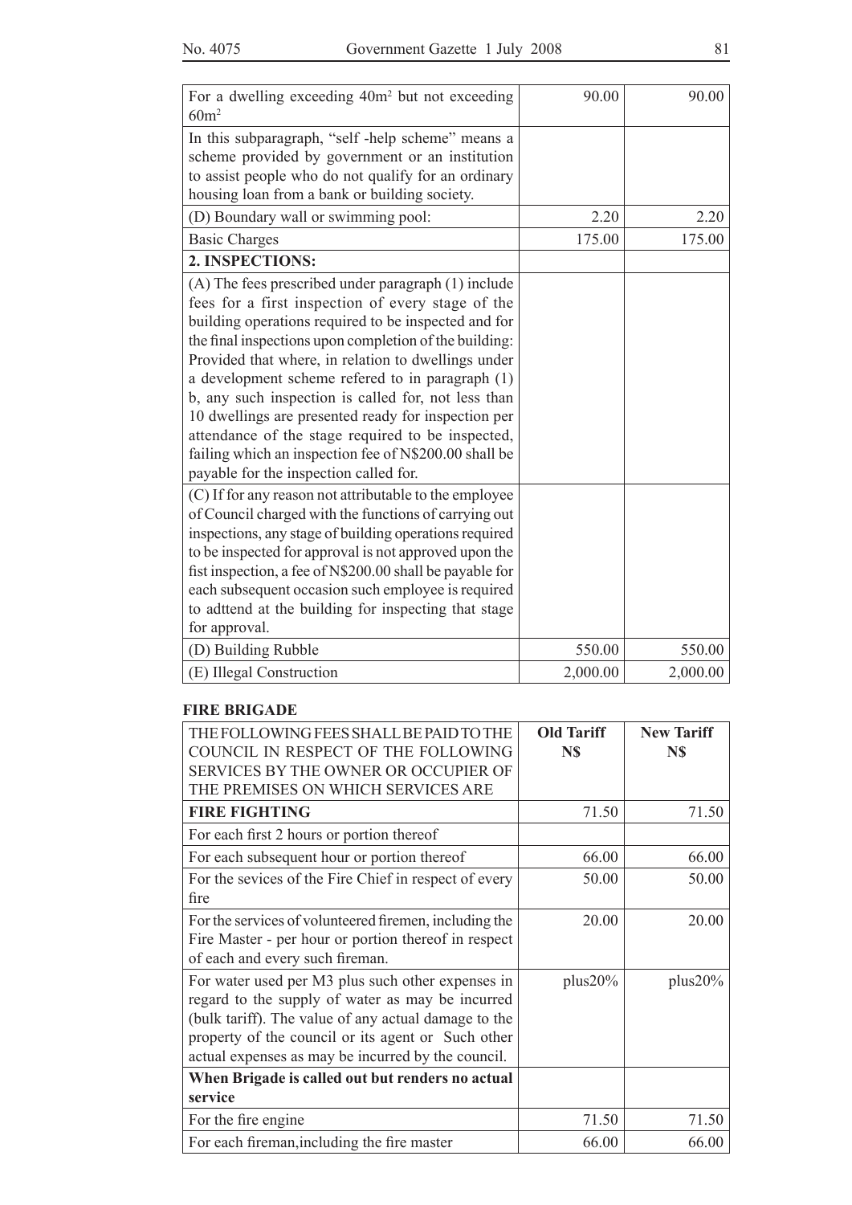| | | |
|---|---|---|
| For a dwelling exceeding 40m$^2$ but not exceeding 60m$^2$ | 90.00 | 90.00 |
| In this subparagraph, "self -help scheme" means a scheme provided by government or an institution to assist people who do not qualify for an ordinary housing loan from a bank or building society. | | |
| (D) Boundary wall or swimming pool: | 2.20 | 2.20 |
| Basic Charges | 175.00 | 175.00 |
| **2. INSPECTIONS:** | | |
| (A) The fees prescribed under paragraph (1) include fees for a first inspection of every stage of the building operations required to be inspected and for the final inspections upon completion of the building: Provided that where, in relation to dwellings under a development scheme refered to in paragraph (1) b, any such inspection is called for, not less than 10 dwellings are presented ready for inspection per attendance of the stage required to be inspected, failing which an inspection fee of N$200.00 shall be payable for the inspection called for. | | |
| (C) If for any reason not attributable to the employee of Council charged with the functions of carrying out inspections, any stage of building operations required to be inspected for approval is not approved upon the fist inspection, a fee of N$200.00 shall be payable for each subsequent occasion such employee is required to adttend at the building for inspecting that stage for approval. | | |
| (D) Building Rubble | 550.00 | 550.00 |
| (E) Illegal Construction | 2,000.00 | 2,000.00 |

**FIRE BRIGADE**

| THE FOLLOWING FEES SHALL BE PAID TO THE COUNCIL IN RESPECT OF THE FOLLOWING SERVICES BY THE OWNER OR OCCUPIER OF THE PREMISES ON WHICH SERVICES ARE | **Old Tariff N$** | **New Tariff N$** |
|---|---|---|
| **FIRE FIGHTING** | 71.50 | 71.50 |
| For each first 2 hours or portion thereof | | |
| For each subsequent hour or portion thereof | 66.00 | 66.00 |
| For the sevices of the Fire Chief in respect of every fire | 50.00 | 50.00 |
| For the services of volunteered firemen, including the Fire Master - per hour or portion thereof in respect of each and every such fireman. | 20.00 | 20.00 |
| For water used per M3 plus such other expenses in regard to the supply of water as may be incurred (bulk tariff). The value of any actual damage to the property of the council or its agent or Such other actual expenses as may be incurred by the council. | plus20% | plus20% |
| **When Brigade is called out but renders no actual service** | | |
| For the fire engine | 71.50 | 71.50 |
| For each fireman,including the fire master | 66.00 | 66.00 |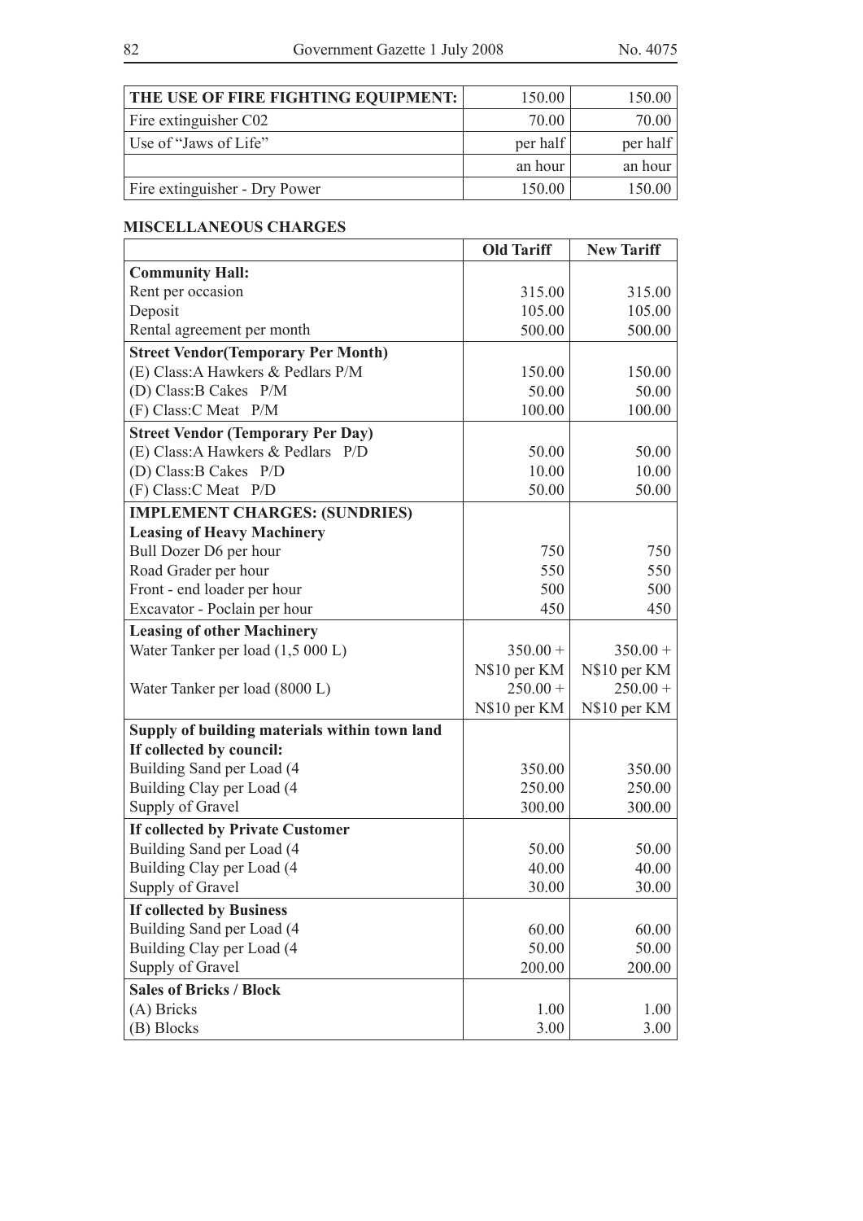| THE USE OF FIRE FIGHTING EQUIPMENT: | 150.00 | 150.00 |
|---|---|---|
| Fire extinguisher C02 | 70.00 | 70.00 |
| Use of "Jaws of Life" | per half | per half |
| | an hour | an hour |
| Fire extinguisher - Dry Power | 150.00 | 150.00 |

**MISCELLANEOUS CHARGES**

| | Old Tariff | New Tariff |
|---|---|---|
| **Community Hall:** | | |
| Rent per occasion | 315.00 | 315.00 |
| Deposit | 105.00 | 105.00 |
| Rental agreement per month | 500.00 | 500.00 |
| **Street Vendor(Temporary Per Month)** | | |
| (E) Class:A Hawkers & Pedlars P/M | 150.00 | 150.00 |
| (D) Class:B Cakes P/M | 50.00 | 50.00 |
| (F) Class:C Meat P/M | 100.00 | 100.00 |
| **Street Vendor (Temporary Per Day)** | | |
| (E) Class:A Hawkers & Pedlars P/D | 50.00 | 50.00 |
| (D) Class:B Cakes P/D | 10.00 | 10.00 |
| (F) Class:C Meat P/D | 50.00 | 50.00 |
| **IMPLEMENT CHARGES: (SUNDRIES)** | | |
| **Leasing of Heavy Machinery** | | |
| Bull Dozer D6 per hour | 750 | 750 |
| Road Grader per hour | 550 | 550 |
| Front - end loader per hour | 500 | 500 |
| Excavator - Poclain per hour | 450 | 450 |
| **Leasing of other Machinery** | | |
| Water Tanker per load (1,5 000 L) | 350.00 + | 350.00 + |
| | N$10 per KM | N$10 per KM |
| Water Tanker per load (8000 L) | 250.00 + | 250.00 + |
| | N$10 per KM | N$10 per KM |
| **Supply of building materials within town land** | | |
| **If collected by council:** | | |
| Building Sand per Load (4 | 350.00 | 350.00 |
| Building Clay per Load (4 | 250.00 | 250.00 |
| Supply of Gravel | 300.00 | 300.00 |
| **If collected by Private Customer** | | |
| Building Sand per Load (4 | 50.00 | 50.00 |
| Building Clay per Load (4 | 40.00 | 40.00 |
| Supply of Gravel | 30.00 | 30.00 |
| **If collected by Business** | | |
| Building Sand per Load (4 | 60.00 | 60.00 |
| Building Clay per Load (4 | 50.00 | 50.00 |
| Supply of Gravel | 200.00 | 200.00 |
| **Sales of Bricks / Block** | | |
| (A) Bricks | 1.00 | 1.00 |
| (B) Blocks | 3.00 | 3.00 |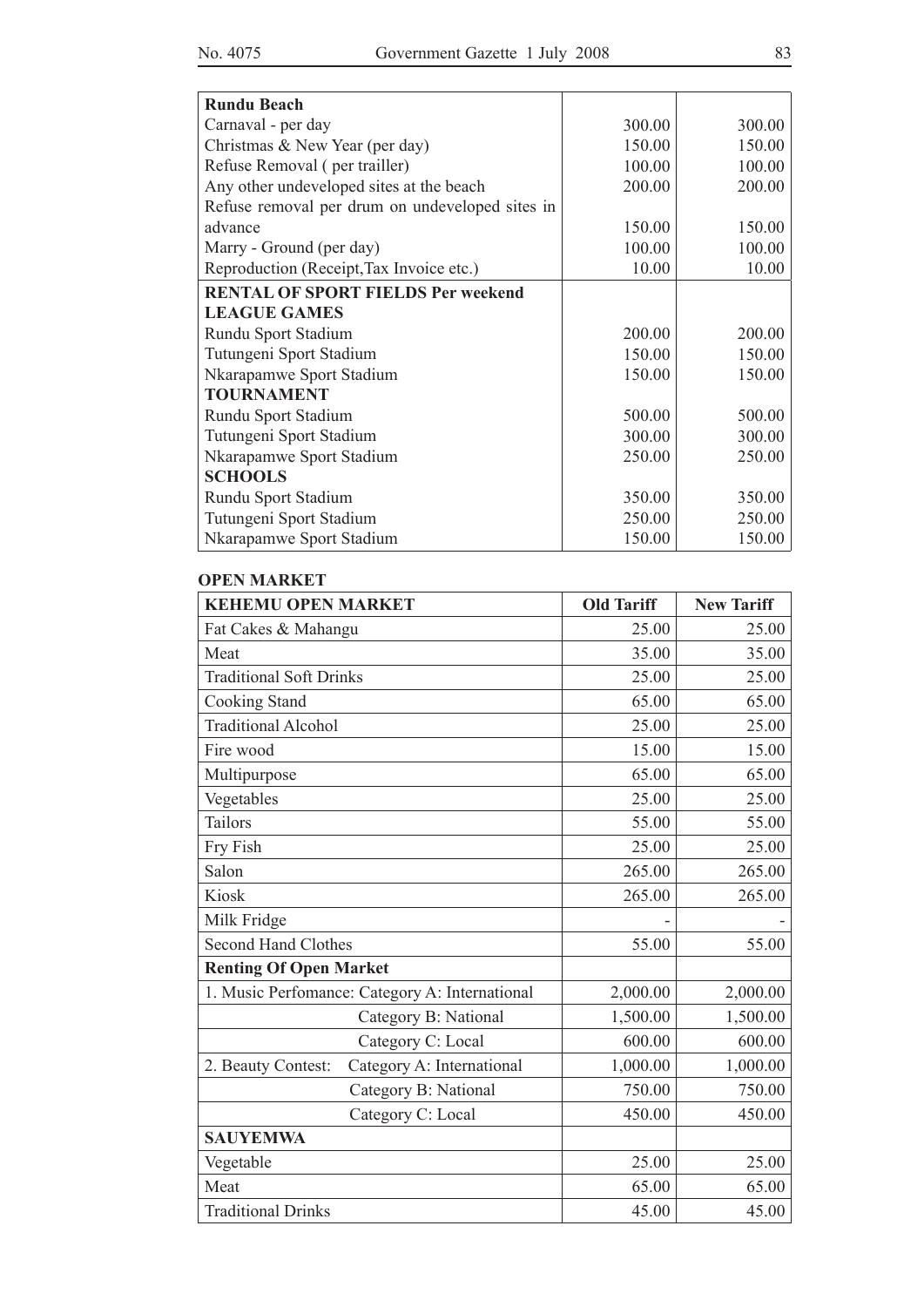| Rundu Beach | | |
|---|---|---|
| Carnaval - per day | 300.00 | 300.00 |
| Christmas & New Year (per day) | 150.00 | 150.00 |
| Refuse Removal ( per trailler) | 100.00 | 100.00 |
| Any other undeveloped sites at the beach | 200.00 | 200.00 |
| Refuse removal per drum on undeveloped sites in advance | 150.00 | 150.00 |
| Marry - Ground (per day) | 100.00 | 100.00 |
| Reproduction (Receipt,Tax Invoice etc.) | 10.00 | 10.00 |
| **RENTAL OF SPORT FIELDS Per weekend** | | |
| **LEAGUE GAMES** | | |
| Rundu Sport Stadium | 200.00 | 200.00 |
| Tutungeni Sport Stadium | 150.00 | 150.00 |
| Nkarapamwe Sport Stadium | 150.00 | 150.00 |
| **TOURNAMENT** | | |
| Rundu Sport Stadium | 500.00 | 500.00 |
| Tutungeni Sport Stadium | 300.00 | 300.00 |
| Nkarapamwe Sport Stadium | 250.00 | 250.00 |
| **SCHOOLS** | | |
| Rundu Sport Stadium | 350.00 | 350.00 |
| Tutungeni Sport Stadium | 250.00 | 250.00 |
| Nkarapamwe Sport Stadium | 150.00 | 150.00 |

**OPEN MARKET**

| KEHEMU OPEN MARKET | Old Tariff | New Tariff |
|---|---|---|
| Fat Cakes & Mahangu | 25.00 | 25.00 |
| Meat | 35.00 | 35.00 |
| Traditional Soft Drinks | 25.00 | 25.00 |
| Cooking Stand | 65.00 | 65.00 |
| Traditional Alcohol | 25.00 | 25.00 |
| Fire wood | 15.00 | 15.00 |
| Multipurpose | 65.00 | 65.00 |
| Vegetables | 25.00 | 25.00 |
| Tailors | 55.00 | 55.00 |
| Fry Fish | 25.00 | 25.00 |
| Salon | 265.00 | 265.00 |
| Kiosk | 265.00 | 265.00 |
| Milk Fridge | - | - |
| Second Hand Clothes | 55.00 | 55.00 |
| **Renting Of Open Market** | | |
| 1. Music Perfomance: Category A: International | 2,000.00 | 2,000.00 |
| Category B: National | 1,500.00 | 1,500.00 |
| Category C: Local | 600.00 | 600.00 |
| 2. Beauty Contest: Category A: International | 1,000.00 | 1,000.00 |
| Category B: National | 750.00 | 750.00 |
| Category C: Local | 450.00 | 450.00 |
| **SAUYEMWA** | | |
| Vegetable | 25.00 | 25.00 |
| Meat | 65.00 | 65.00 |
| Traditional Drinks | 45.00 | 45.00 |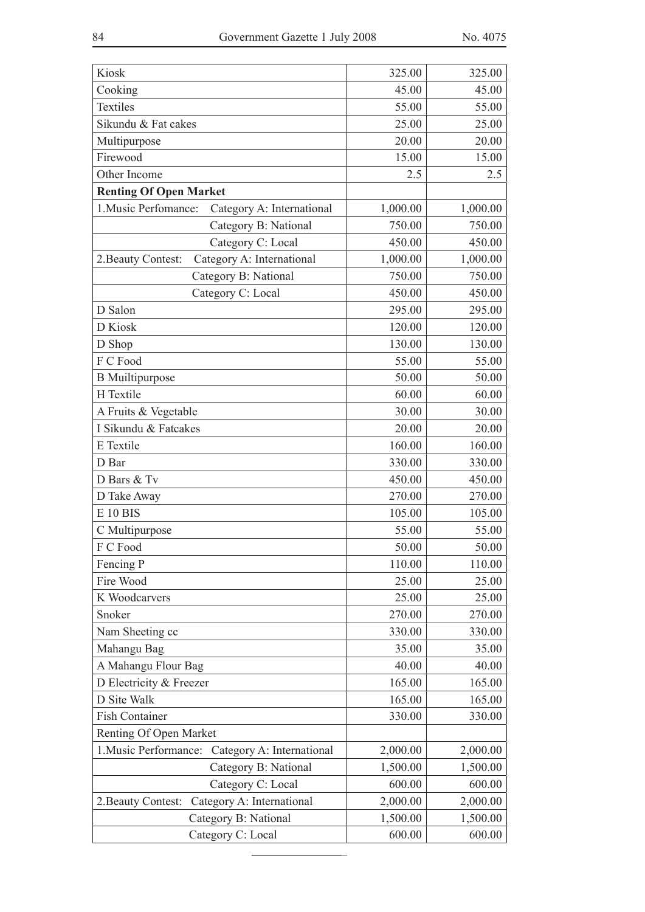| | | |
|---|---|---|
| Kiosk | 325.00 | 325.00 |
| Cooking | 45.00 | 45.00 |
| Textiles | 55.00 | 55.00 |
| Sikundu & Fat cakes | 25.00 | 25.00 |
| Multipurpose | 20.00 | 20.00 |
| Firewood | 15.00 | 15.00 |
| Other Income | 2.5 | 2.5 |
| **Renting Of Open Market** | | |
| 1.Music Perfomance: Category A: International | 1,000.00 | 1,000.00 |
| Category B: National | 750.00 | 750.00 |
| Category C: Local | 450.00 | 450.00 |
| 2.Beauty Contest: Category A: International | 1,000.00 | 1,000.00 |
| Category B: National | 750.00 | 750.00 |
| Category C: Local | 450.00 | 450.00 |
| D Salon | 295.00 | 295.00 |
| D Kiosk | 120.00 | 120.00 |
| D Shop | 130.00 | 130.00 |
| F C Food | 55.00 | 55.00 |
| B Muiltipurpose | 50.00 | 50.00 |
| H Textile | 60.00 | 60.00 |
| A Fruits & Vegetable | 30.00 | 30.00 |
| I Sikundu & Fatcakes | 20.00 | 20.00 |
| E Textile | 160.00 | 160.00 |
| D Bar | 330.00 | 330.00 |
| D Bars & Tv | 450.00 | 450.00 |
| D Take Away | 270.00 | 270.00 |
| E 10 BIS | 105.00 | 105.00 |
| C Multipurpose | 55.00 | 55.00 |
| F C Food | 50.00 | 50.00 |
| Fencing P | 110.00 | 110.00 |
| Fire Wood | 25.00 | 25.00 |
| K Woodcarvers | 25.00 | 25.00 |
| Snoker | 270.00 | 270.00 |
| Nam Sheeting cc | 330.00 | 330.00 |
| Mahangu Bag | 35.00 | 35.00 |
| A Mahangu Flour Bag | 40.00 | 40.00 |
| D Electricity & Freezer | 165.00 | 165.00 |
| D Site Walk | 165.00 | 165.00 |
| Fish Container | 330.00 | 330.00 |
| Renting Of Open Market | | |
| 1.Music Performance: Category A: International | 2,000.00 | 2,000.00 |
| Category B: National | 1,500.00 | 1,500.00 |
| Category C: Local | 600.00 | 600.00 |
| 2.Beauty Contest: Category A: International | 2,000.00 | 2,000.00 |
| Category B: National | 1,500.00 | 1,500.00 |
| Category C: Local | 600.00 | 600.00 |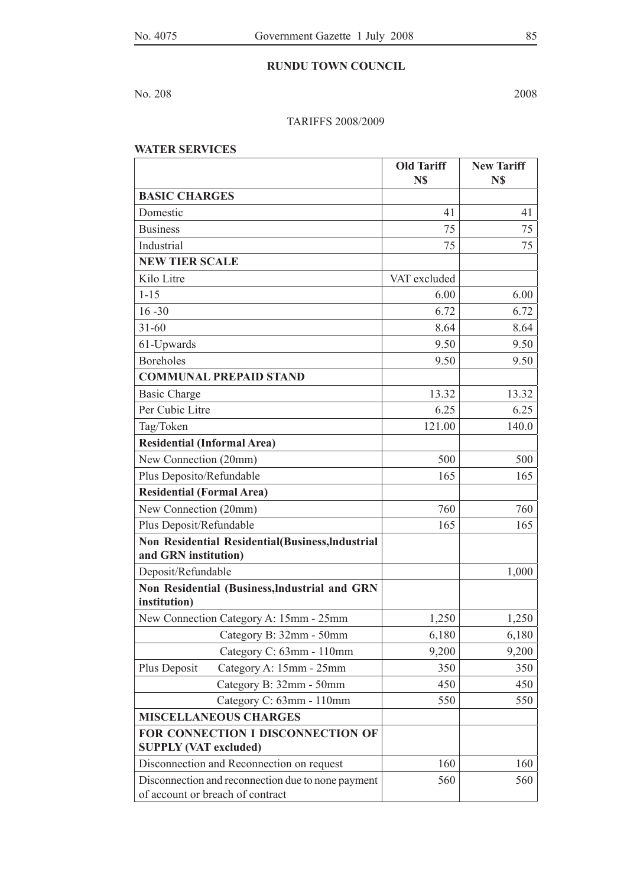**RUNDU TOWN COUNCIL**

No. 208 2008

TARIFFS 2008/2009

**WATER SERVICES**

| | Old Tariff N$ | New Tariff N$ |
|---|---|---|
| **BASIC CHARGES** | | |
| Domestic | 41 | 41 |
| Business | 75 | 75 |
| Industrial | 75 | 75 |
| **NEW TIER SCALE** | | |
| Kilo Litre | VAT excluded | |
| 1-15 | 6.00 | 6.00 |
| 16 -30 | 6.72 | 6.72 |
| 31-60 | 8.64 | 8.64 |
| 61-Upwards | 9.50 | 9.50 |
| Boreholes | 9.50 | 9.50 |
| **COMMUNAL PREPAID STAND** | | |
| Basic Charge | 13.32 | 13.32 |
| Per Cubic Litre | 6.25 | 6.25 |
| Tag/Token | 121.00 | 140.0 |
| **Residential (Informal Area)** | | |
| New Connection (20mm) | 500 | 500 |
| Plus Deposito/Refundable | 165 | 165 |
| **Residential (Formal Area)** | | |
| New Connection (20mm) | 760 | 760 |
| Plus Deposit/Refundable | 165 | 165 |
| **Non Residential Residential(Business,Industrial and GRN institution)** | | |
| Deposit/Refundable | | 1,000 |
| **Non Residential (Business,Industrial and GRN institution)** | | |
| New Connection Category A: 15mm - 25mm | 1,250 | 1,250 |
| Category B: 32mm - 50mm | 6,180 | 6,180 |
| Category C: 63mm - 110mm | 9,200 | 9,200 |
| Plus Deposit Category A: 15mm - 25mm | 350 | 350 |
| Category B: 32mm - 50mm | 450 | 450 |
| Category C: 63mm - 110mm | 550 | 550 |
| **MISCELLANEOUS CHARGES** | | |
| **FOR CONNECTION I DISCONNECTION OF SUPPLY (VAT excluded)** | | |
| Disconnection and Reconnection on request | 160 | 160 |
| Disconnection and reconnection due to none payment of account or breach of contract | 560 | 560 |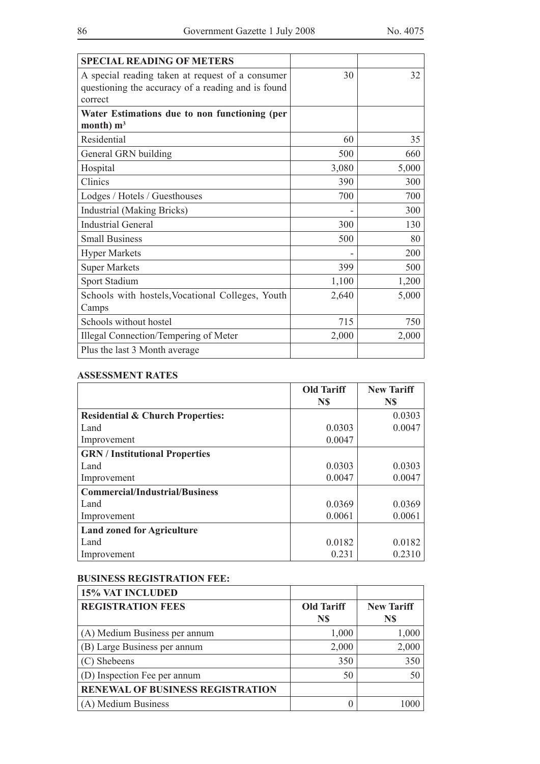| SPECIAL READING OF METERS | | |
|---|---|---|
| A special reading taken at request of a consumer questioning the accuracy of a reading and is found correct | 30 | 32 |
| **Water Estimations due to non functioning (per month) m³** | | |
| Residential | 60 | 35 |
| General GRN building | 500 | 660 |
| Hospital | 3,080 | 5,000 |
| Clinics | 390 | 300 |
| Lodges / Hotels / Guesthouses | 700 | 700 |
| Industrial (Making Bricks) | - | 300 |
| Industrial General | 300 | 130 |
| Small Business | 500 | 80 |
| Hyper Markets | - | 200 |
| Super Markets | 399 | 500 |
| Sport Stadium | 1,100 | 1,200 |
| Schools with hostels, Vocational Colleges, Youth Camps | 2,640 | 5,000 |
| Schools without hostel | 715 | 750 |
| Illegal Connection/Tempering of Meter | 2,000 | 2,000 |
| Plus the last 3 Month average | | |

**ASSESSMENT RATES**

| | Old Tariff N$ | New Tariff N$ |
|---|---|---|
| **Residential & Church Properties:** | | 0.0303 |
| Land | 0.0303 | 0.0047 |
| Improvement | 0.0047 | |
| **GRN / Institutional Properties** | | |
| Land | 0.0303 | 0.0303 |
| Improvement | 0.0047 | 0.0047 |
| **Commercial/Industrial/Business** | | |
| Land | 0.0369 | 0.0369 |
| Improvement | 0.0061 | 0.0061 |
| **Land zoned for Agriculture** | | |
| Land | 0.0182 | 0.0182 |
| Improvement | 0.231 | 0.2310 |

**BUSINESS REGISTRATION FEE:**

| 15% VAT INCLUDED | | |
|---|---|---|
| **REGISTRATION FEES** | **Old Tariff N$** | **New Tariff N$** |
| (A) Medium Business per annum | 1,000 | 1,000 |
| (B) Large Business per annum | 2,000 | 2,000 |
| (C) Shebeens | 350 | 350 |
| (D) Inspection Fee per annum | 50 | 50 |
| **RENEWAL OF BUSINESS REGISTRATION** | | |
| (A) Medium Business | 0 | 1000 |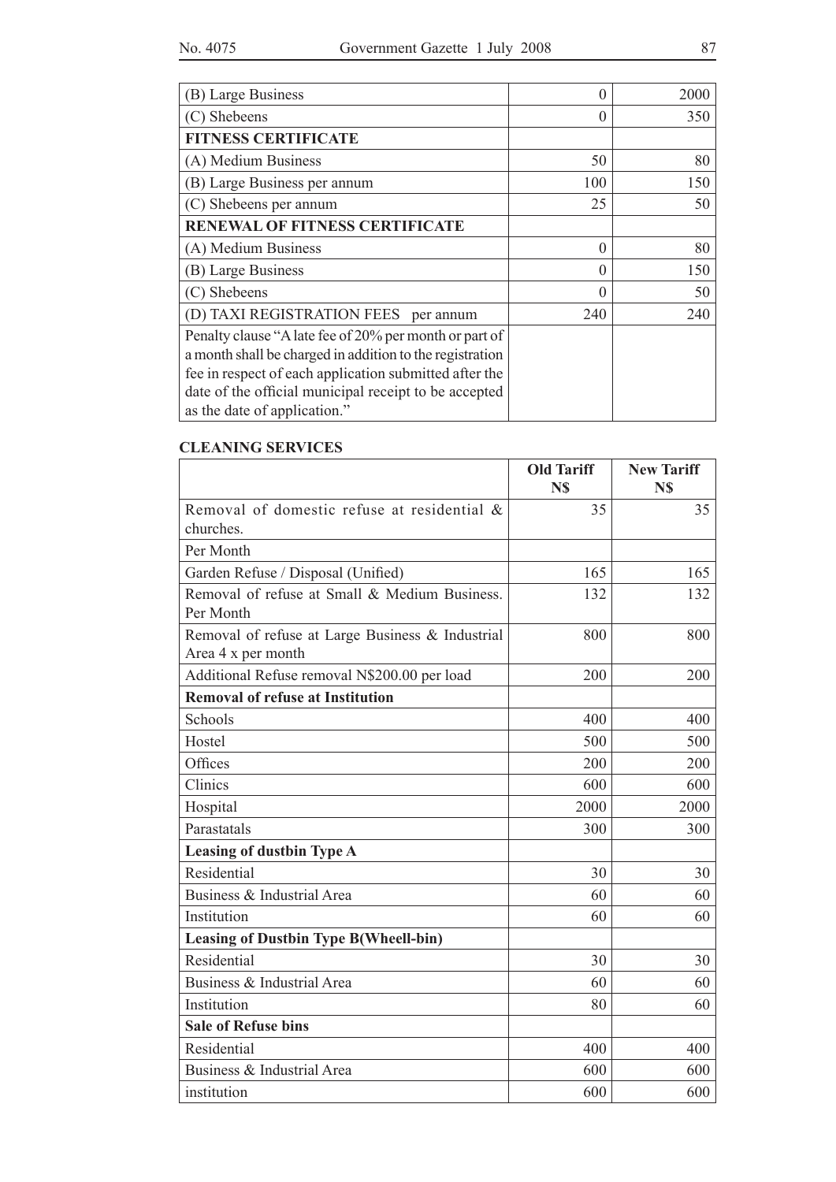| | | |
|---|---|---|
| (B) Large Business | 0 | 2000 |
| (C) Shebeens | 0 | 350 |
| **FITNESS CERTIFICATE** | | |
| (A) Medium Business | 50 | 80 |
| (B) Large Business per annum | 100 | 150 |
| (C) Shebeens per annum | 25 | 50 |
| **RENEWAL OF FITNESS CERTIFICATE** | | |
| (A) Medium Business | 0 | 80 |
| (B) Large Business | 0 | 150 |
| (C) Shebeens | 0 | 50 |
| (D) TAXI REGISTRATION FEES per annum | 240 | 240 |
| Penalty clause "A late fee of 20% per month or part of a month shall be charged in addition to the registration fee in respect of each application submitted after the date of the official municipal receipt to be accepted as the date of application." | | |

**CLEANING SERVICES**

| | Old Tariff N$ | New Tariff N$ |
|---|---|---|
| Removal of domestic refuse at residential & churches. | 35 | 35 |
| Per Month | | |
| Garden Refuse / Disposal (Unified) | 165 | 165 |
| Removal of refuse at Small & Medium Business. Per Month | 132 | 132 |
| Removal of refuse at Large Business & Industrial Area 4 x per month | 800 | 800 |
| Additional Refuse removal N$200.00 per load | 200 | 200 |
| **Removal of refuse at Institution** | | |
| Schools | 400 | 400 |
| Hostel | 500 | 500 |
| Offices | 200 | 200 |
| Clinics | 600 | 600 |
| Hospital | 2000 | 2000 |
| Parastatals | 300 | 300 |
| **Leasing of dustbin Type A** | | |
| Residential | 30 | 30 |
| Business & Industrial Area | 60 | 60 |
| Institution | 60 | 60 |
| **Leasing of Dustbin Type B(Wheell-bin)** | | |
| Residential | 30 | 30 |
| Business & Industrial Area | 60 | 60 |
| Institution | 80 | 60 |
| **Sale of Refuse bins** | | |
| Residential | 400 | 400 |
| Business & Industrial Area | 600 | 600 |
| institution | 600 | 600 |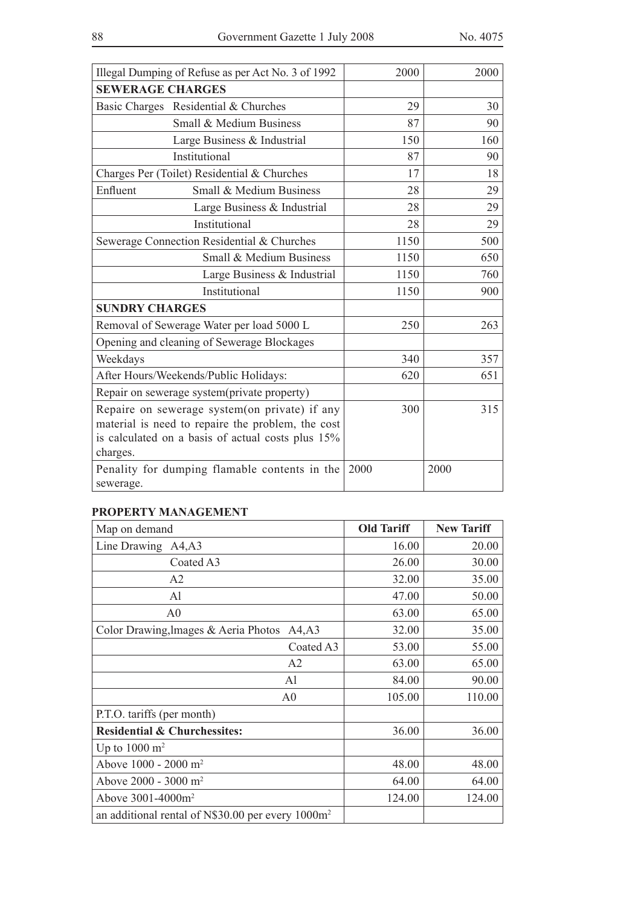| | | |
|---|---|---|
| Illegal Dumping of Refuse as per Act No. 3 of 1992 | 2000 | 2000 |
| **SEWERAGE CHARGES** | | |
| Basic Charges Residential & Churches | 29 | 30 |
| Small & Medium Business | 87 | 90 |
| Large Business & Industrial | 150 | 160 |
| Institutional | 87 | 90 |
| Charges Per (Toilet) Residential & Churches | 17 | 18 |
| Enfluent Small & Medium Business | 28 | 29 |
| Large Business & Industrial | 28 | 29 |
| Institutional | 28 | 29 |
| Sewerage Connection Residential & Churches | 1150 | 500 |
| Small & Medium Business | 1150 | 650 |
| Large Business & Industrial | 1150 | 760 |
| Institutional | 1150 | 900 |
| **SUNDRY CHARGES** | | |
| Removal of Sewerage Water per load 5000 L | 250 | 263 |
| Opening and cleaning of Sewerage Blockages | | |
| Weekdays | 340 | 357 |
| After Hours/Weekends/Public Holidays: | 620 | 651 |
| Repair on sewerage system(private property) | | |
| Repaire on sewerage system(on private) if any material is need to repaire the problem, the cost is calculated on a basis of actual costs plus 15% charges. | 300 | 315 |
| Penality for dumping flamable contents in the sewerage. | 2000 | 2000 |

**PROPERTY MANAGEMENT**

| Map on demand | **Old Tariff** | **New Tariff** |
|---|---|---|
| Line Drawing A4,A3 | 16.00 | 20.00 |
| Coated A3 | 26.00 | 30.00 |
| A2 | 32.00 | 35.00 |
| Al | 47.00 | 50.00 |
| A0 | 63.00 | 65.00 |
| Color Drawing,lmages & Aeria Photos A4,A3 | 32.00 | 35.00 |
| Coated A3 | 53.00 | 55.00 |
| A2 | 63.00 | 65.00 |
| Al | 84.00 | 90.00 |
| A0 | 105.00 | 110.00 |
| P.T.O. tariffs (per month) | | |
| **Residential & Churchessites:** | 36.00 | 36.00 |
| Up to 1000 m² | | |
| Above 1000 - 2000 m² | 48.00 | 48.00 |
| Above 2000 - 3000 m² | 64.00 | 64.00 |
| Above 3001-4000m² | 124.00 | 124.00 |
| an additional rental of N$30.00 per every 1000m² | | |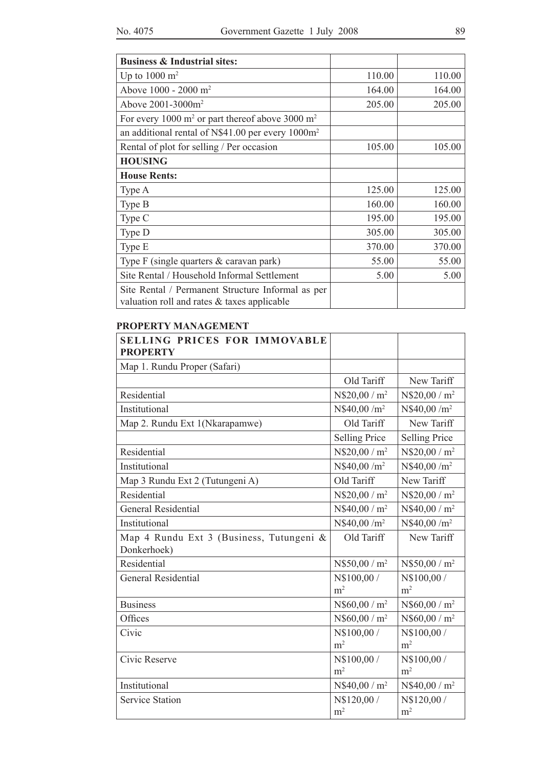| **Business & Industrial sites:** | | |
|---|---|---|
| Up to 1000 $m^2$ | 110.00 | 110.00 |
| Above 1000 - 2000 $m^2$ | 164.00 | 164.00 |
| Above 2001-3000$m^2$ | 205.00 | 205.00 |
| For every 1000 $m^2$ or part thereof above 3000 $m^2$ | | |
| an additional rental of N$41.00 per every 1000$m^2$ | | |
| Rental of plot for selling / Per occasion | 105.00 | 105.00 |
| **HOUSING** | | |
| **House Rents:** | | |
| Type A | 125.00 | 125.00 |
| Type B | 160.00 | 160.00 |
| Type C | 195.00 | 195.00 |
| Type D | 305.00 | 305.00 |
| Type E | 370.00 | 370.00 |
| Type F (single quarters & caravan park) | 55.00 | 55.00 |
| Site Rental / Household Informal Settlement | 5.00 | 5.00 |
| Site Rental / Permanent Structure Informal as per valuation roll and rates & taxes applicable | | |

**PROPERTY MANAGEMENT**

| **SELLING PRICES FOR IMMOVABLE PROPERTY** | | |
|---|---|---|
| Map 1. Rundu Proper (Safari) | | |
| | Old Tariff | New Tariff |
| Residential | N$20,00 / $m^2$ | N$20,00 / $m^2$ |
| Institutional | N$40,00 /$m^2$ | N$40,00 /$m^2$ |
| Map 2. Rundu Ext 1(Nkarapamwe) | Old Tariff | New Tariff |
| | Selling Price | Selling Price |
| Residential | N$20,00 / $m^2$ | N$20,00 / $m^2$ |
| Institutional | N$40,00 /$m^2$ | N$40,00 /$m^2$ |
| Map 3 Rundu Ext 2 (Tutungeni A) | Old Tariff | New Tariff |
| Residential | N$20,00 / $m^2$ | N$20,00 / $m^2$ |
| General Residential | N$40,00 / $m^2$ | N$40,00 / $m^2$ |
| Institutional | N$40,00 /$m^2$ | N$40,00 /$m^2$ |
| Map 4 Rundu Ext 3 (Business, Tutungeni & Donkerhoek) | Old Tariff | New Tariff |
| Residential | N$50,00 / $m^2$ | N$50,00 / $m^2$ |
| General Residential | N$100,00 / $m^2$ | N$100,00 / $m^2$ |
| Business | N$60,00 / $m^2$ | N$60,00 / $m^2$ |
| Offices | N$60,00 / $m^2$ | N$60,00 / $m^2$ |
| Civic | N$100,00 / $m^2$ | N$100,00 / $m^2$ |
| Civic Reserve | N$100,00 / $m^2$ | N$100,00 / $m^2$ |
| Institutional | N$40,00 / $m^2$ | N$40,00 / $m^2$ |
| Service Station | N$120,00 / $m^2$ | N$120,00 / $m^2$ |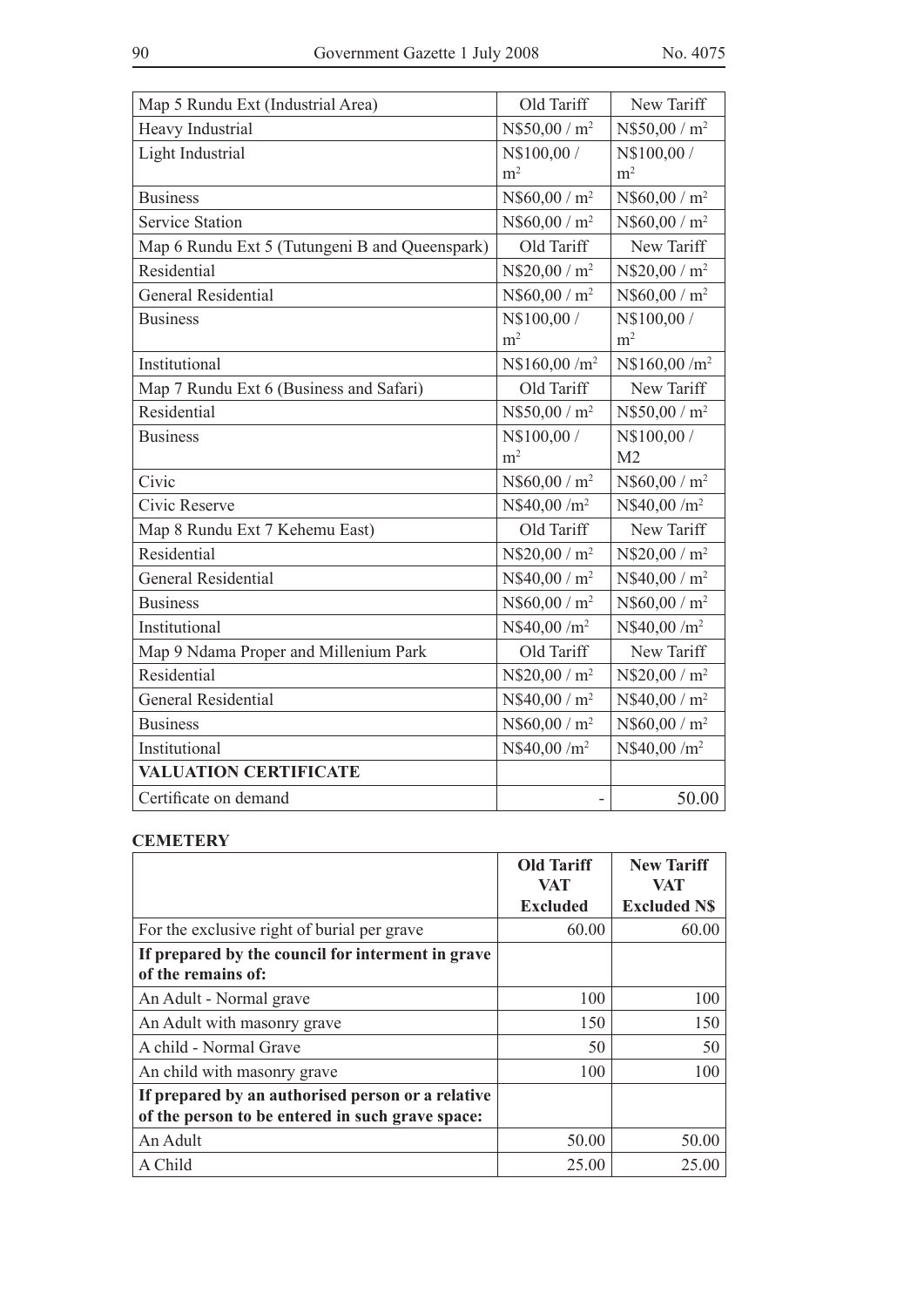| Map 5 Rundu Ext (Industrial Area) | Old Tariff | New Tariff |
|---|---|---|
| Heavy Industrial | N$50,00 / m² | N$50,00 / m² |
| Light Industrial | N$100,00 / m² | N$100,00 / m² |
| Business | N$60,00 / m² | N$60,00 / m² |
| Service Station | N$60,00 / m² | N$60,00 / m² |
| Map 6 Rundu Ext 5 (Tutungeni B and Queenspark) | Old Tariff | New Tariff |
| Residential | N$20,00 / m² | N$20,00 / m² |
| General Residential | N$60,00 / m² | N$60,00 / m² |
| Business | N$100,00 / m² | N$100,00 / m² |
| Institutional | N$160,00 /m² | N$160,00 /m² |
| Map 7 Rundu Ext 6 (Business and Safari) | Old Tariff | New Tariff |
| Residential | N$50,00 / m² | N$50,00 / m² |
| Business | N$100,00 / m² | N$100,00 / M2 |
| Civic | N$60,00 / m² | N$60,00 / m² |
| Civic Reserve | N$40,00 /m² | N$40,00 /m² |
| Map 8 Rundu Ext 7 Kehemu East) | Old Tariff | New Tariff |
| Residential | N$20,00 / m² | N$20,00 / m² |
| General Residential | N$40,00 / m² | N$40,00 / m² |
| Business | N$60,00 / m² | N$60,00 / m² |
| Institutional | N$40,00 /m² | N$40,00 /m² |
| Map 9 Ndama Proper and Millenium Park | Old Tariff | New Tariff |
| Residential | N$20,00 / m² | N$20,00 / m² |
| General Residential | N$40,00 / m² | N$40,00 / m² |
| Business | N$60,00 / m² | N$60,00 / m² |
| Institutional | N$40,00 /m² | N$40,00 /m² |
| **VALUATION CERTIFICATE** | | |
| Certificate on demand | - | 50.00 |

**CEMETERY**

| | **Old Tariff VAT Excluded** | **New Tariff VAT Excluded N$** |
|---|---|---|
| For the exclusive right of burial per grave | 60.00 | 60.00 |
| **If prepared by the council for interment in grave of the remains of:** | | |
| An Adult - Normal grave | 100 | 100 |
| An Adult with masonry grave | 150 | 150 |
| A child - Normal Grave | 50 | 50 |
| An child with masonry grave | 100 | 100 |
| **If prepared by an authorised person or a relative of the person to be entered in such grave space:** | | |
| An Adult | 50.00 | 50.00 |
| A Child | 25.00 | 25.00 |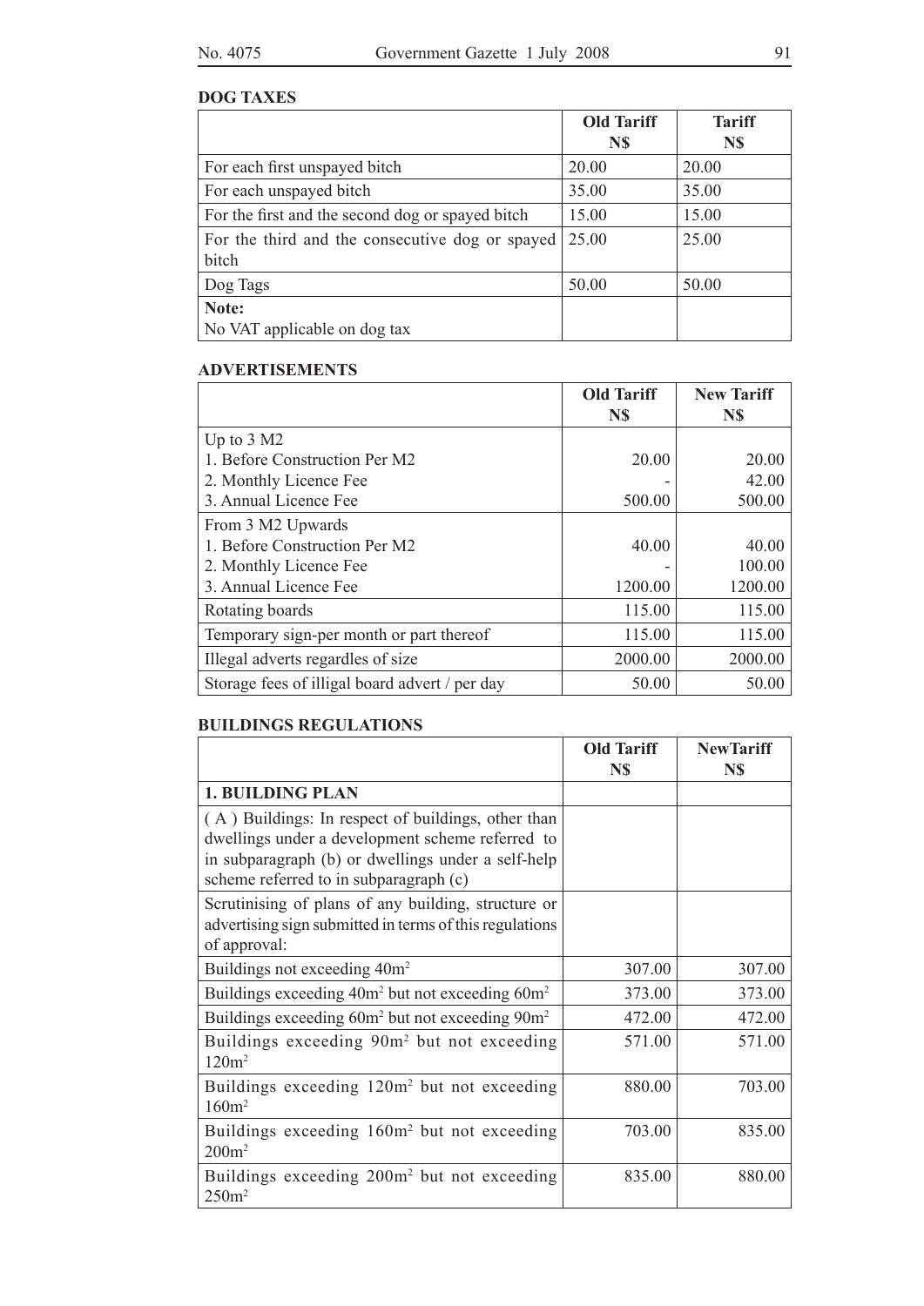**DOG TAXES**

| | Old Tariff N$ | Tariff N$ |
|---|---|---|
| For each first unspayed bitch | 20.00 | 20.00 |
| For each unspayed bitch | 35.00 | 35.00 |
| For the first and the second dog or spayed bitch | 15.00 | 15.00 |
| For the third and the consecutive dog or spayed bitch | 25.00 | 25.00 |
| Dog Tags | 50.00 | 50.00 |
| **Note:** No VAT applicable on dog tax | | |

**ADVERTISEMENTS**

| | Old Tariff N$ | New Tariff N$ |
|---|---|---|
| Up to 3 M2 | | |
| 1. Before Construction Per M2 | 20.00 | 20.00 |
| 2. Monthly Licence Fee | - | 42.00 |
| 3. Annual Licence Fee | 500.00 | 500.00 |
| From 3 M2 Upwards | | |
| 1. Before Construction Per M2 | 40.00 | 40.00 |
| 2. Monthly Licence Fee | - | 100.00 |
| 3. Annual Licence Fee | 1200.00 | 1200.00 |
| Rotating boards | 115.00 | 115.00 |
| Temporary sign-per month or part thereof | 115.00 | 115.00 |
| Illegal adverts regardles of size | 2000.00 | 2000.00 |
| Storage fees of illigal board advert / per day | 50.00 | 50.00 |

**BUILDINGS REGULATIONS**

| | Old Tariff N$ | NewTariff N$ |
|---|---|---|
| **1. BUILDING PLAN** | | |
| ( A ) Buildings: In respect of buildings, other than dwellings under a development scheme referred to in subparagraph (b) or dwellings under a self-help scheme referred to in subparagraph (c) | | |
| Scrutinising of plans of any building, structure or advertising sign submitted in terms of this regulations of approval: | | |
| Buildings not exceeding $40m^2$ | 307.00 | 307.00 |
| Buildings exceeding $40m^2$ but not exceeding $60m^2$ | 373.00 | 373.00 |
| Buildings exceeding $60m^2$ but not exceeding $90m^2$ | 472.00 | 472.00 |
| Buildings exceeding $90m^2$ but not exceeding $120m^2$ | 571.00 | 571.00 |
| Buildings exceeding $120m^2$ but not exceeding $160m^2$ | 880.00 | 703.00 |
| Buildings exceeding $160m^2$ but not exceeding $200m^2$ | 703.00 | 835.00 |
| Buildings exceeding $200m^2$ but not exceeding $250m^2$ | 835.00 | 880.00 |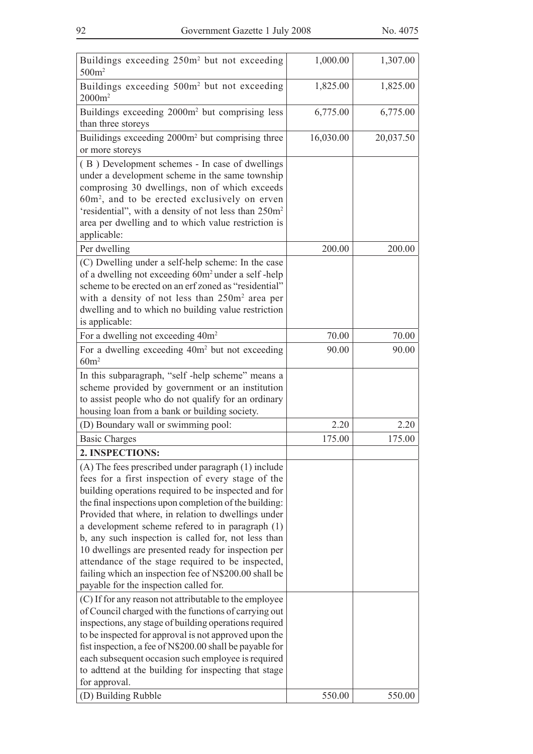| | | |
|---|---|---|
| Buildings exceeding 250m$^2$ but not exceeding 500m$^2$ | 1,000.00 | 1,307.00 |
| Buildings exceeding 500m$^2$ but not exceeding 2000m$^2$ | 1,825.00 | 1,825.00 |
| Buildings exceeding 2000m$^2$ but comprising less than three storeys | 6,775.00 | 6,775.00 |
| Builidings exceeding 2000m$^2$ but comprising three or more storeys | 16,030.00 | 20,037.50 |
| ( B ) Development schemes - In case of dwellings under a development scheme in the same township comprosing 30 dwellings, non of which exceeds 60m$^2$, and to be erected exclusively on erven 'residential", with a density of not less than 250m$^2$ area per dwelling and to which value restriction is applicable: | | |
| Per dwelling | 200.00 | 200.00 |
| (C) Dwelling under a self-help scheme: In the case of a dwelling not exceeding 60m$^2$ under a self -help scheme to be erected on an erf zoned as "residential" with a density of not less than 250m$^2$ area per dwelling and to which no building value restriction is applicable: | | |
| For a dwelling not exceeding 40m$^2$ | 70.00 | 70.00 |
| For a dwelling exceeding 40m$^2$ but not exceeding 60m$^2$ | 90.00 | 90.00 |
| In this subparagraph, "self -help scheme" means a scheme provided by government or an institution to assist people who do not qualify for an ordinary housing loan from a bank or building society. | | |
| (D) Boundary wall or swimming pool: | 2.20 | 2.20 |
| Basic Charges | 175.00 | 175.00 |
| **2. INSPECTIONS:** | | |
| (A) The fees prescribed under paragraph (1) include fees for a first inspection of every stage of the building operations required to be inspected and for the final inspections upon completion of the building: Provided that where, in relation to dwellings under a development scheme refered to in paragraph (1) b, any such inspection is called for, not less than 10 dwellings are presented ready for inspection per attendance of the stage required to be inspected, failing which an inspection fee of N$200.00 shall be payable for the inspection called for. | | |
| (C) If for any reason not attributable to the employee of Council charged with the functions of carrying out inspections, any stage of building operations required to be inspected for approval is not approved upon the fist inspection, a fee of N$200.00 shall be payable for each subsequent occasion such employee is required to adttend at the building for inspecting that stage for approval. | | |
| (D) Building Rubble | 550.00 | 550.00 |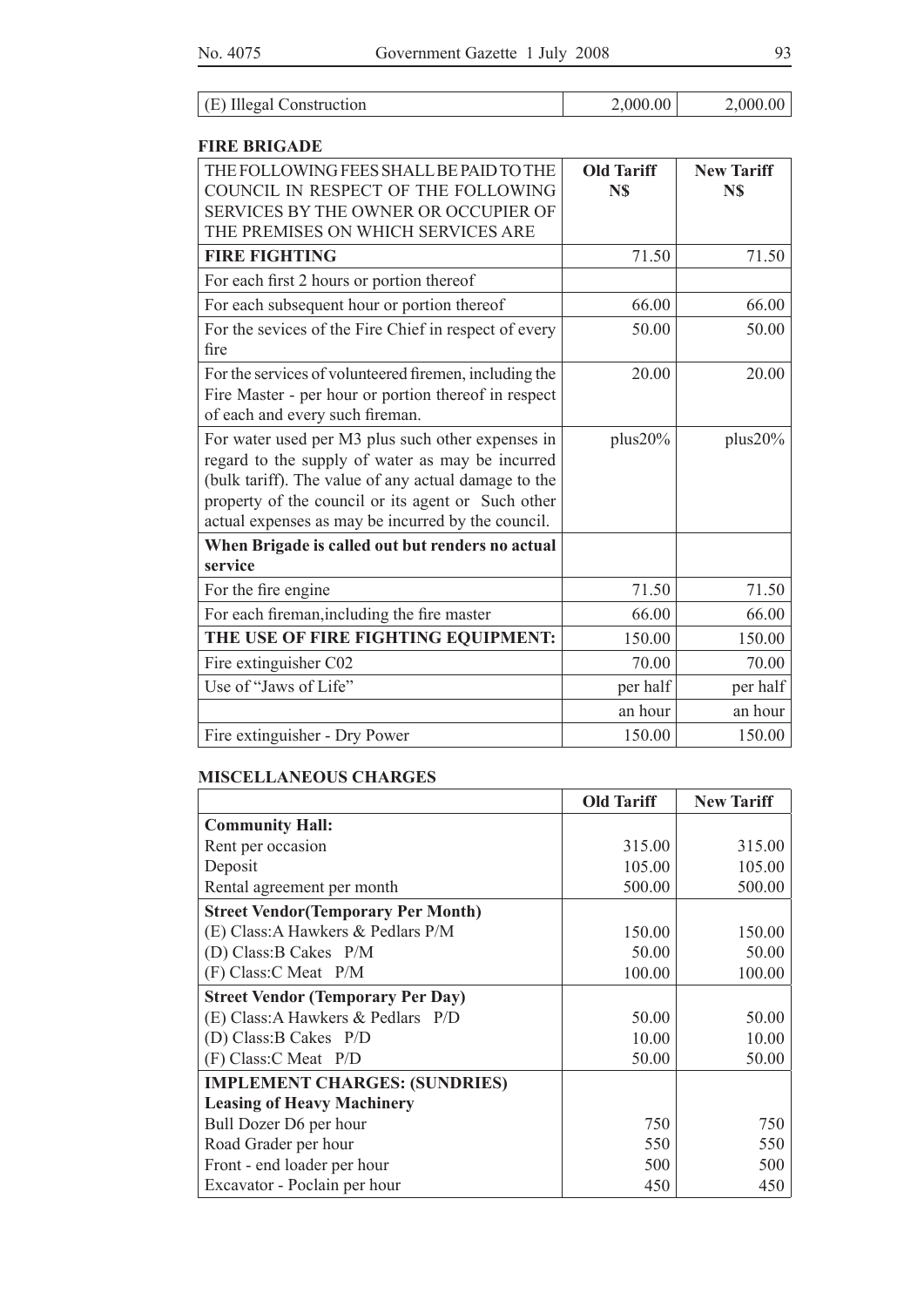| (E) Illegal Construction | 2,000.00 | 2,000.00 |
|---|---|---|

**FIRE BRIGADE**

| THE FOLLOWING FEES SHALL BE PAID TO THE COUNCIL IN RESPECT OF THE FOLLOWING SERVICES BY THE OWNER OR OCCUPIER OF THE PREMISES ON WHICH SERVICES ARE | **Old Tariff N$** | **New Tariff N$** |
|---|---|---|
| **FIRE FIGHTING** | 71.50 | 71.50 |
| For each first 2 hours or portion thereof | | |
| For each subsequent hour or portion thereof | 66.00 | 66.00 |
| For the sevices of the Fire Chief in respect of every fire | 50.00 | 50.00 |
| For the services of volunteered firemen, including the Fire Master - per hour or portion thereof in respect of each and every such fireman. | 20.00 | 20.00 |
| For water used per M3 plus such other expenses in regard to the supply of water as may be incurred (bulk tariff). The value of any actual damage to the property of the council or its agent or Such other actual expenses as may be incurred by the council. | plus20% | plus20% |
| **When Brigade is called out but renders no actual service** | | |
| For the fire engine | 71.50 | 71.50 |
| For each fireman,including the fire master | 66.00 | 66.00 |
| **THE USE OF FIRE FIGHTING EQUIPMENT:** | 150.00 | 150.00 |
| Fire extinguisher C02 | 70.00 | 70.00 |
| Use of "Jaws of Life" | per half | per half |
| | an hour | an hour |
| Fire extinguisher - Dry Power | 150.00 | 150.00 |

**MISCELLANEOUS CHARGES**

| | **Old Tariff** | **New Tariff** |
|---|---|---|
| **Community Hall:** | | |
| Rent per occasion | 315.00 | 315.00 |
| Deposit | 105.00 | 105.00 |
| Rental agreement per month | 500.00 | 500.00 |
| **Street Vendor(Temporary Per Month)** | | |
| (E) Class:A Hawkers & Pedlars P/M | 150.00 | 150.00 |
| (D) Class:B Cakes P/M | 50.00 | 50.00 |
| (F) Class:C Meat P/M | 100.00 | 100.00 |
| **Street Vendor (Temporary Per Day)** | | |
| (E) Class:A Hawkers & Pedlars P/D | 50.00 | 50.00 |
| (D) Class:B Cakes P/D | 10.00 | 10.00 |
| (F) Class:C Meat P/D | 50.00 | 50.00 |
| **IMPLEMENT CHARGES: (SUNDRIES)** | | |
| **Leasing of Heavy Machinery** | | |
| Bull Dozer D6 per hour | 750 | 750 |
| Road Grader per hour | 550 | 550 |
| Front - end loader per hour | 500 | 500 |
| Excavator - Poclain per hour | 450 | 450 |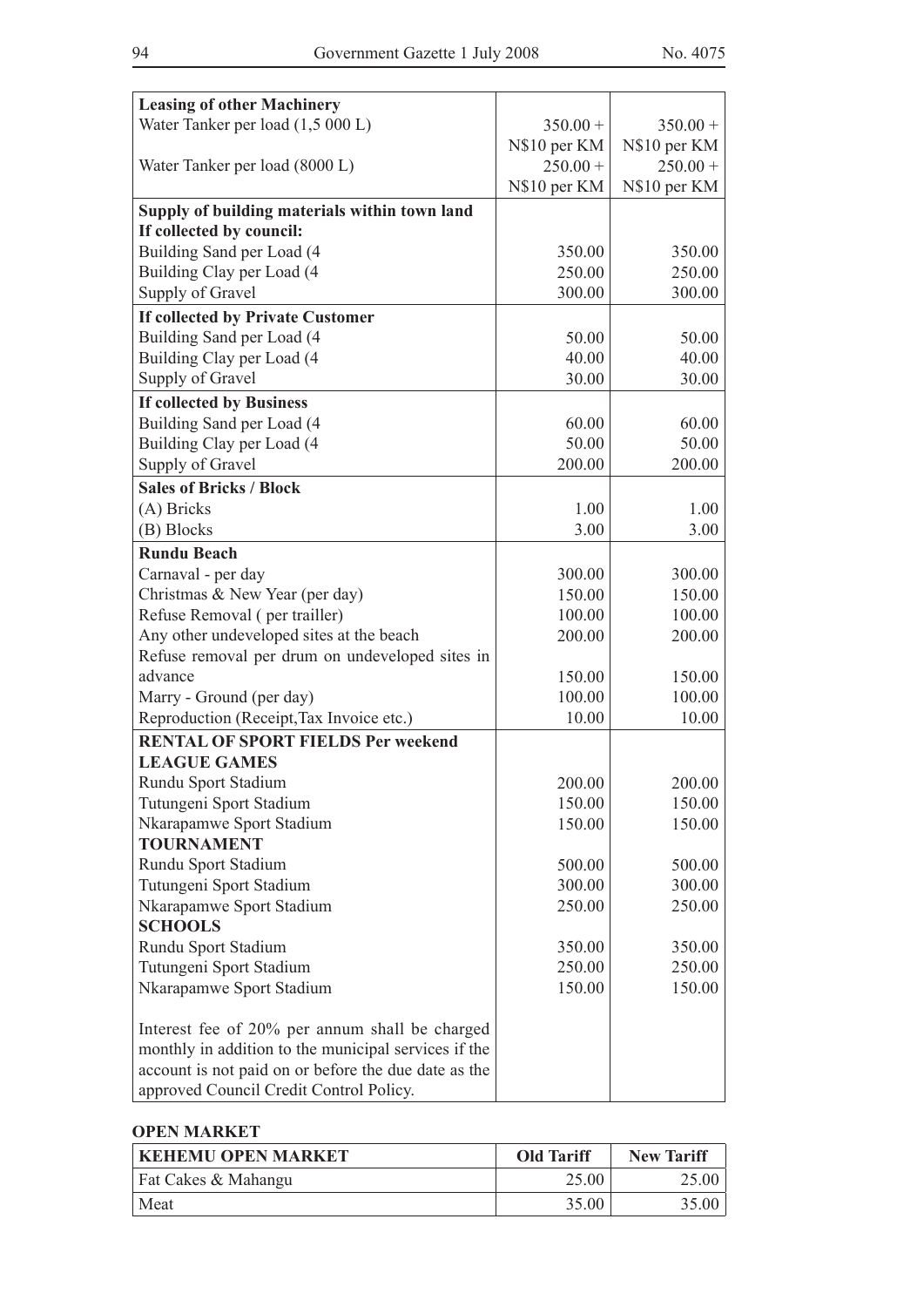| | | |
|---|---|---|
| **Leasing of other Machinery** | | |
| Water Tanker per load (1,5 000 L) | 350.00 + N$10 per KM | 350.00 + N$10 per KM |
| Water Tanker per load (8000 L) | 250.00 + N$10 per KM | 250.00 + N$10 per KM |
| **Supply of building materials within town land** | | |
| **If collected by council:** | | |
| Building Sand per Load (4 | 350.00 | 350.00 |
| Building Clay per Load (4 | 250.00 | 250.00 |
| Supply of Gravel | 300.00 | 300.00 |
| **If collected by Private Customer** | | |
| Building Sand per Load (4 | 50.00 | 50.00 |
| Building Clay per Load (4 | 40.00 | 40.00 |
| Supply of Gravel | 30.00 | 30.00 |
| **If collected by Business** | | |
| Building Sand per Load (4 | 60.00 | 60.00 |
| Building Clay per Load (4 | 50.00 | 50.00 |
| Supply of Gravel | 200.00 | 200.00 |
| **Sales of Bricks / Block** | | |
| (A) Bricks | 1.00 | 1.00 |
| (B) Blocks | 3.00 | 3.00 |
| **Rundu Beach** | | |
| Carnaval - per day | 300.00 | 300.00 |
| Christmas & New Year (per day) | 150.00 | 150.00 |
| Refuse Removal ( per trailler) | 100.00 | 100.00 |
| Any other undeveloped sites at the beach | 200.00 | 200.00 |
| Refuse removal per drum on undeveloped sites in advance | 150.00 | 150.00 |
| Marry - Ground (per day) | 100.00 | 100.00 |
| Reproduction (Receipt,Tax Invoice etc.) | 10.00 | 10.00 |
| **RENTAL OF SPORT FIELDS Per weekend** | | |
| **LEAGUE GAMES** | | |
| Rundu Sport Stadium | 200.00 | 200.00 |
| Tutungeni Sport Stadium | 150.00 | 150.00 |
| Nkarapamwe Sport Stadium | 150.00 | 150.00 |
| **TOURNAMENT** | | |
| Rundu Sport Stadium | 500.00 | 500.00 |
| Tutungeni Sport Stadium | 300.00 | 300.00 |
| Nkarapamwe Sport Stadium | 250.00 | 250.00 |
| **SCHOOLS** | | |
| Rundu Sport Stadium | 350.00 | 350.00 |
| Tutungeni Sport Stadium | 250.00 | 250.00 |
| Nkarapamwe Sport Stadium | 150.00 | 150.00 |
| Interest fee of 20% per annum shall be charged monthly in addition to the municipal services if the account is not paid on or before the due date as the approved Council Credit Control Policy. | | |

**OPEN MARKET**

| KEHEMU OPEN MARKET | Old Tariff | New Tariff |
|---|---|---|
| Fat Cakes & Mahangu | 25.00 | 25.00 |
| Meat | 35.00 | 35.00 |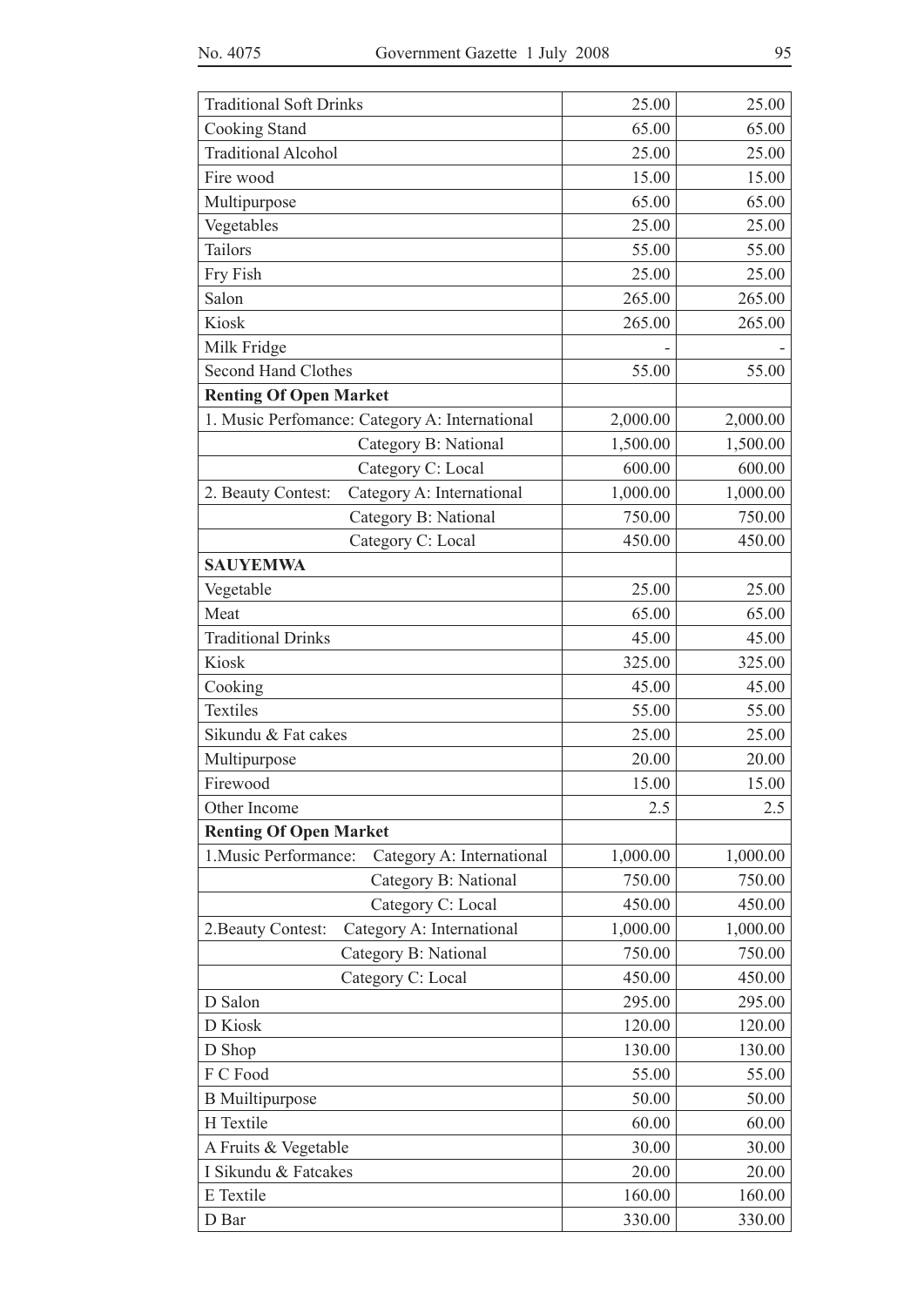| | | |
|---|---|---|
| Traditional Soft Drinks | 25.00 | 25.00 |
| Cooking Stand | 65.00 | 65.00 |
| Traditional Alcohol | 25.00 | 25.00 |
| Fire wood | 15.00 | 15.00 |
| Multipurpose | 65.00 | 65.00 |
| Vegetables | 25.00 | 25.00 |
| Tailors | 55.00 | 55.00 |
| Fry Fish | 25.00 | 25.00 |
| Salon | 265.00 | 265.00 |
| Kiosk | 265.00 | 265.00 |
| Milk Fridge | - | - |
| Second Hand Clothes | 55.00 | 55.00 |
| **Renting Of Open Market** | | |
| 1. Music Perfomance: Category A: International | 2,000.00 | 2,000.00 |
| Category B: National | 1,500.00 | 1,500.00 |
| Category C: Local | 600.00 | 600.00 |
| 2. Beauty Contest: Category A: International | 1,000.00 | 1,000.00 |
| Category B: National | 750.00 | 750.00 |
| Category C: Local | 450.00 | 450.00 |
| **SAUYEMWA** | | |
| Vegetable | 25.00 | 25.00 |
| Meat | 65.00 | 65.00 |
| Traditional Drinks | 45.00 | 45.00 |
| Kiosk | 325.00 | 325.00 |
| Cooking | 45.00 | 45.00 |
| Textiles | 55.00 | 55.00 |
| Sikundu & Fat cakes | 25.00 | 25.00 |
| Multipurpose | 20.00 | 20.00 |
| Firewood | 15.00 | 15.00 |
| Other Income | 2.5 | 2.5 |
| **Renting Of Open Market** | | |
| 1.Music Performance: Category A: International | 1,000.00 | 1,000.00 |
| Category B: National | 750.00 | 750.00 |
| Category C: Local | 450.00 | 450.00 |
| 2.Beauty Contest: Category A: International | 1,000.00 | 1,000.00 |
| Category B: National | 750.00 | 750.00 |
| Category C: Local | 450.00 | 450.00 |
| D Salon | 295.00 | 295.00 |
| D Kiosk | 120.00 | 120.00 |
| D Shop | 130.00 | 130.00 |
| F C Food | 55.00 | 55.00 |
| B Muiltipurpose | 50.00 | 50.00 |
| H Textile | 60.00 | 60.00 |
| A Fruits & Vegetable | 30.00 | 30.00 |
| I Sikundu & Fatcakes | 20.00 | 20.00 |
| E Textile | 160.00 | 160.00 |
| D Bar | 330.00 | 330.00 |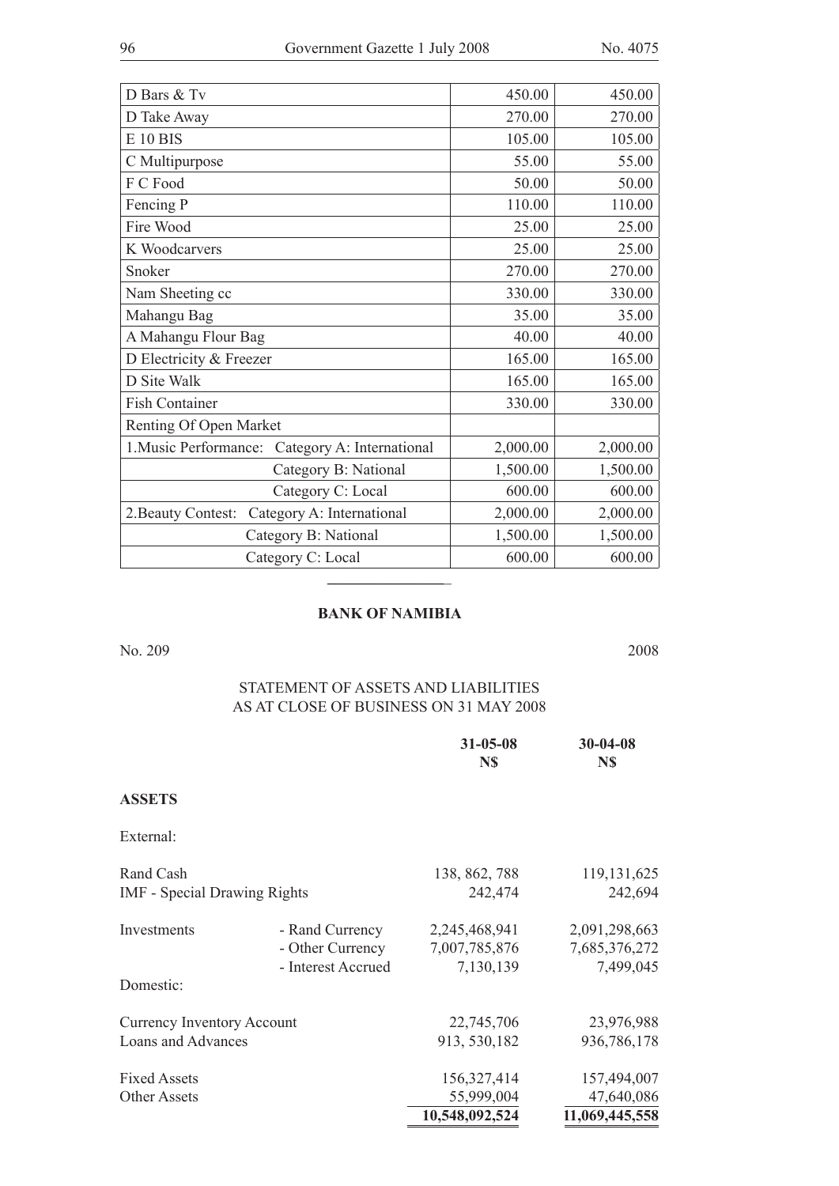| D Bars & Tv | 450.00 | 450.00 |
|---|---|---|
| D Take Away | 270.00 | 270.00 |
| E 10 BIS | 105.00 | 105.00 |
| C Multipurpose | 55.00 | 55.00 |
| F C Food | 50.00 | 50.00 |
| Fencing P | 110.00 | 110.00 |
| Fire Wood | 25.00 | 25.00 |
| K Woodcarvers | 25.00 | 25.00 |
| Snoker | 270.00 | 270.00 |
| Nam Sheeting cc | 330.00 | 330.00 |
| Mahangu Bag | 35.00 | 35.00 |
| A Mahangu Flour Bag | 40.00 | 40.00 |
| D Electricity & Freezer | 165.00 | 165.00 |
| D Site Walk | 165.00 | 165.00 |
| Fish Container | 330.00 | 330.00 |
| Renting Of Open Market | | |
| 1.Music Performance: Category A: International | 2,000.00 | 2,000.00 |
| Category B: National | 1,500.00 | 1,500.00 |
| Category C: Local | 600.00 | 600.00 |
| 2.Beauty Contest: Category A: International | 2,000.00 | 2,000.00 |
| Category B: National | 1,500.00 | 1,500.00 |
| Category C: Local | 600.00 | 600.00 |

---

**BANK OF NAMIBIA**

No. 209 2008

STATEMENT OF ASSETS AND LIABILITIES
AS AT CLOSE OF BUSINESS ON 31 MAY 2008

| | | **31-05-08 N$** | **30-04-08 N$** |
|---|---|---|---|
| **ASSETS** | | | |
| External: | | | |
| Rand Cash | | 138, 862, 788 | 119,131,625 |
| IMF - Special Drawing Rights | | 242,474 | 242,694 |
| Investments | - Rand Currency | 2,245,468,941 | 2,091,298,663 |
| | - Other Currency | 7,007,785,876 | 7,685,376,272 |
| | - Interest Accrued | 7,130,139 | 7,499,045 |
| Domestic: | | | |
| Currency Inventory Account | | 22,745,706 | 23,976,988 |
| Loans and Advances | | 913, 530,182 | 936,786,178 |
| Fixed Assets | | 156,327,414 | 157,494,007 |
| Other Assets | | 55,999,004 | 47,640,086 |
| | | **10,548,092,524** | **11,069,445,558** |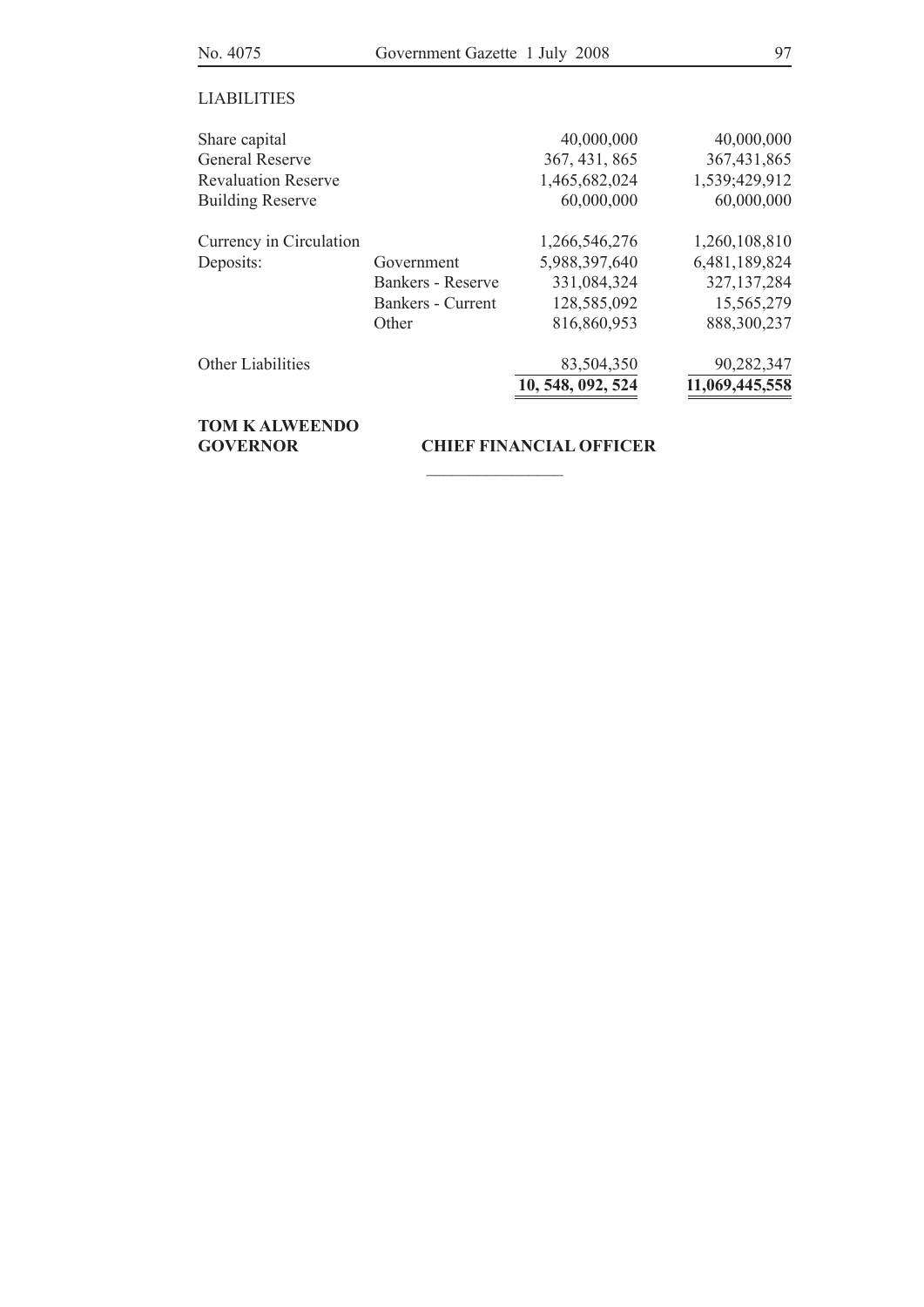LIABILITIES

| | | | |
|---|---|---|---|
| Share capital | | 40,000,000 | 40,000,000 |
| General Reserve | | 367, 431, 865 | 367,431,865 |
| Revaluation Reserve | | 1,465,682,024 | 1,539;429,912 |
| Building Reserve | | 60,000,000 | 60,000,000 |
| Currency in Circulation | | 1,266,546,276 | 1,260,108,810 |
| Deposits: | Government | 5,988,397,640 | 6,481,189,824 |
| | Bankers - Reserve | 331,084,324 | 327,137,284 |
| | Bankers - Current | 128,585,092 | 15,565,279 |
| | Other | 816,860,953 | 888,300,237 |
| Other Liabilities | | 83,504,350 | 90,282,347 |
| | | **10, 548, 092, 524** | **11,069,445,558** |

**TOM K ALWEENDO**
**GOVERNOR** **CHIEF FINANCIAL OFFICER**